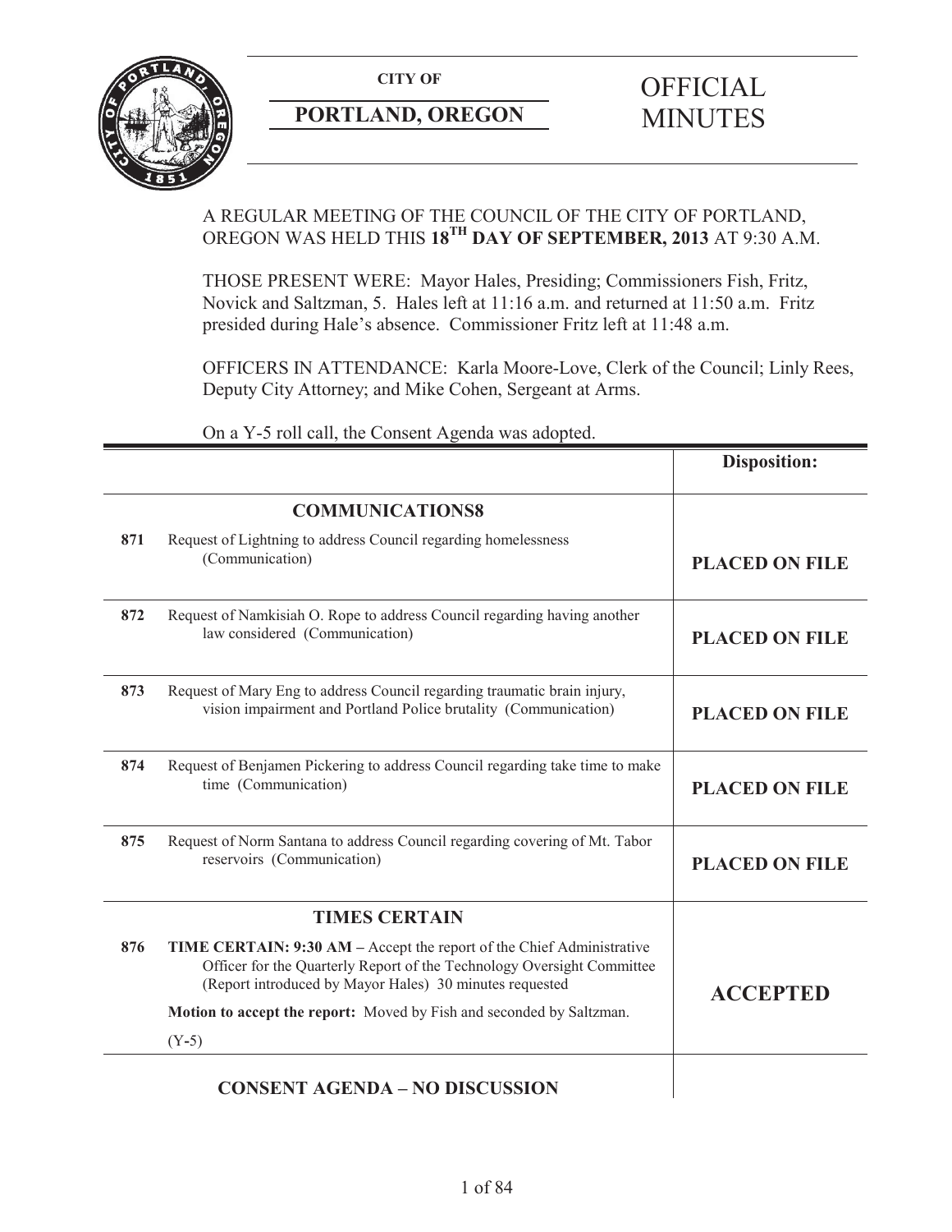**CITY OF**

**PORTLAND, OREGON**

# OFFICIAL MINUTES

A REGULAR MEETING OF THE COUNCIL OF THE CITY OF PORTLAND, OREGON WAS HELD THIS **18TH DAY OF SEPTEMBER, 2013** AT 9:30 A.M.

THOSE PRESENT WERE: Mayor Hales, Presiding; Commissioners Fish, Fritz, Novick and Saltzman, 5. Hales left at 11:16 a.m. and returned at 11:50 a.m. Fritz presided during Hale's absence. Commissioner Fritz left at 11:48 a.m.

OFFICERS IN ATTENDANCE: Karla Moore-Love, Clerk of the Council; Linly Rees, Deputy City Attorney; and Mike Cohen, Sergeant at Arms.

On a Y-5 roll call, the Consent Agenda was adopted.

| | | **Disposition:** |
|---|---|---|
| | **COMMUNICATIONS8** | |
| **871** | Request of Lightning to address Council regarding homelessness (Communication) | **PLACED ON FILE** |
| **872** | Request of Namkisiah O. Rope to address Council regarding having another law considered (Communication) | **PLACED ON FILE** |
| **873** | Request of Mary Eng to address Council regarding traumatic brain injury, vision impairment and Portland Police brutality (Communication) | **PLACED ON FILE** |
| **874** | Request of Benjamen Pickering to address Council regarding take time to make time (Communication) | **PLACED ON FILE** |
| **875** | Request of Norm Santana to address Council regarding covering of Mt. Tabor reservoirs (Communication) | **PLACED ON FILE** |
| | **TIMES CERTAIN** | |
| **876** | **TIME CERTAIN: 9:30 AM –** Accept the report of the Chief Administrative Officer for the Quarterly Report of the Technology Oversight Committee (Report introduced by Mayor Hales) 30 minutes requested<br><br>**Motion to accept the report:** Moved by Fish and seconded by Saltzman.<br><br>(Y-5) | **ACCEPTED** |
| | **CONSENT AGENDA – NO DISCUSSION** | |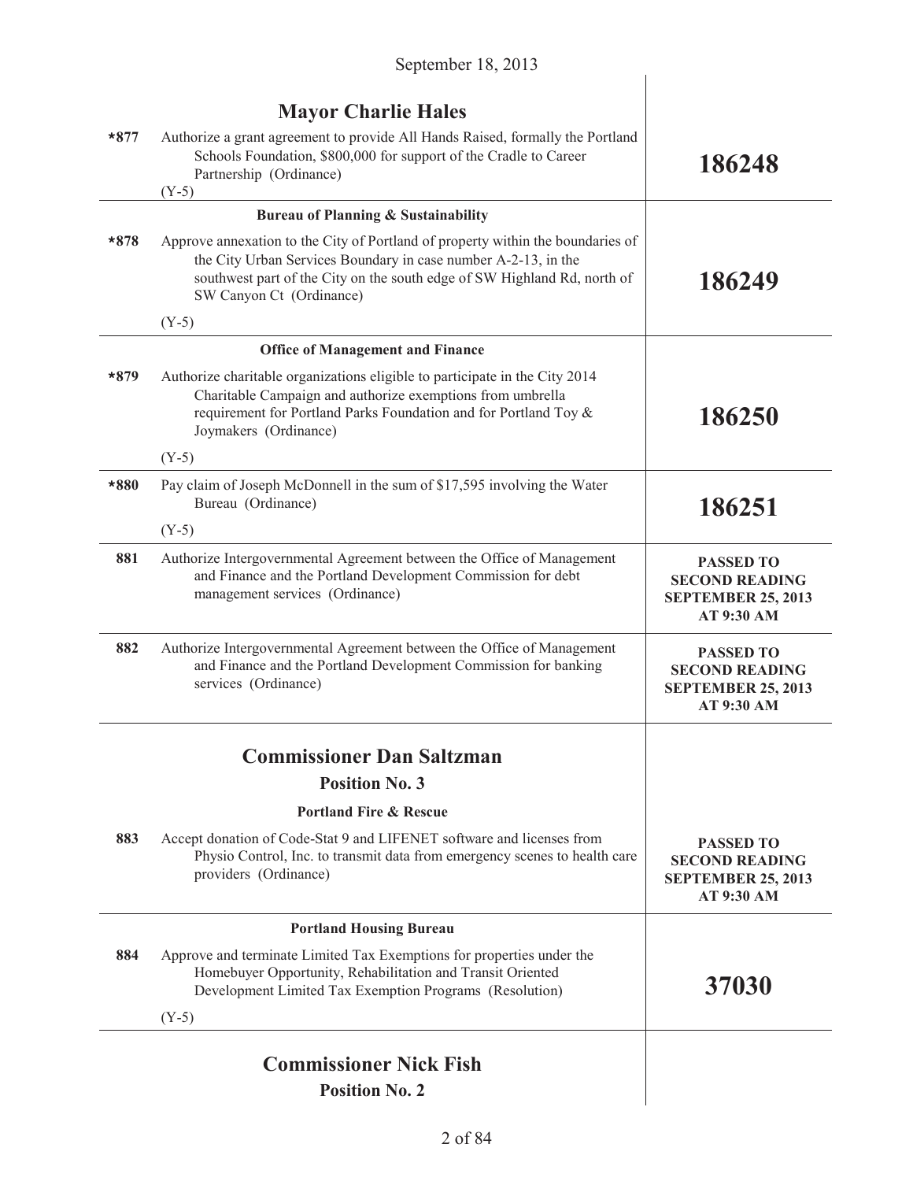September 18, 2013

| | | |
|---|---|---|
| | **Mayor Charlie Hales** | |
| ***877** | Authorize a grant agreement to provide All Hands Raised, formally the Portland Schools Foundation, $800,000 for support of the Cradle to Career Partnership (Ordinance)<br>(Y-5) | **186248** |
| | **Bureau of Planning & Sustainability** | |
| ***878** | Approve annexation to the City of Portland of property within the boundaries of the City Urban Services Boundary in case number A-2-13, in the southwest part of the City on the south edge of SW Highland Rd, north of SW Canyon Ct (Ordinance)<br>(Y-5) | **186249** |
| | **Office of Management and Finance** | |
| ***879** | Authorize charitable organizations eligible to participate in the City 2014 Charitable Campaign and authorize exemptions from umbrella requirement for Portland Parks Foundation and for Portland Toy & Joymakers (Ordinance)<br>(Y-5) | **186250** |
| ***880** | Pay claim of Joseph McDonnell in the sum of $17,595 involving the Water Bureau (Ordinance)<br>(Y-5) | **186251** |
| **881** | Authorize Intergovernmental Agreement between the Office of Management and Finance and the Portland Development Commission for debt management services (Ordinance) | **PASSED TO SECOND READING SEPTEMBER 25, 2013 AT 9:30 AM** |
| **882** | Authorize Intergovernmental Agreement between the Office of Management and Finance and the Portland Development Commission for banking services (Ordinance) | **PASSED TO SECOND READING SEPTEMBER 25, 2013 AT 9:30 AM** |
| | **Commissioner Dan Saltzman**<br>**Position No. 3** | |
| | **Portland Fire & Rescue** | |
| **883** | Accept donation of Code-Stat 9 and LIFENET software and licenses from Physio Control, Inc. to transmit data from emergency scenes to health care providers (Ordinance) | **PASSED TO SECOND READING SEPTEMBER 25, 2013 AT 9:30 AM** |
| | **Portland Housing Bureau** | |
| **884** | Approve and terminate Limited Tax Exemptions for properties under the Homebuyer Opportunity, Rehabilitation and Transit Oriented Development Limited Tax Exemption Programs (Resolution)<br>(Y-5) | **37030** |
| | **Commissioner Nick Fish**<br>**Position No. 2** | |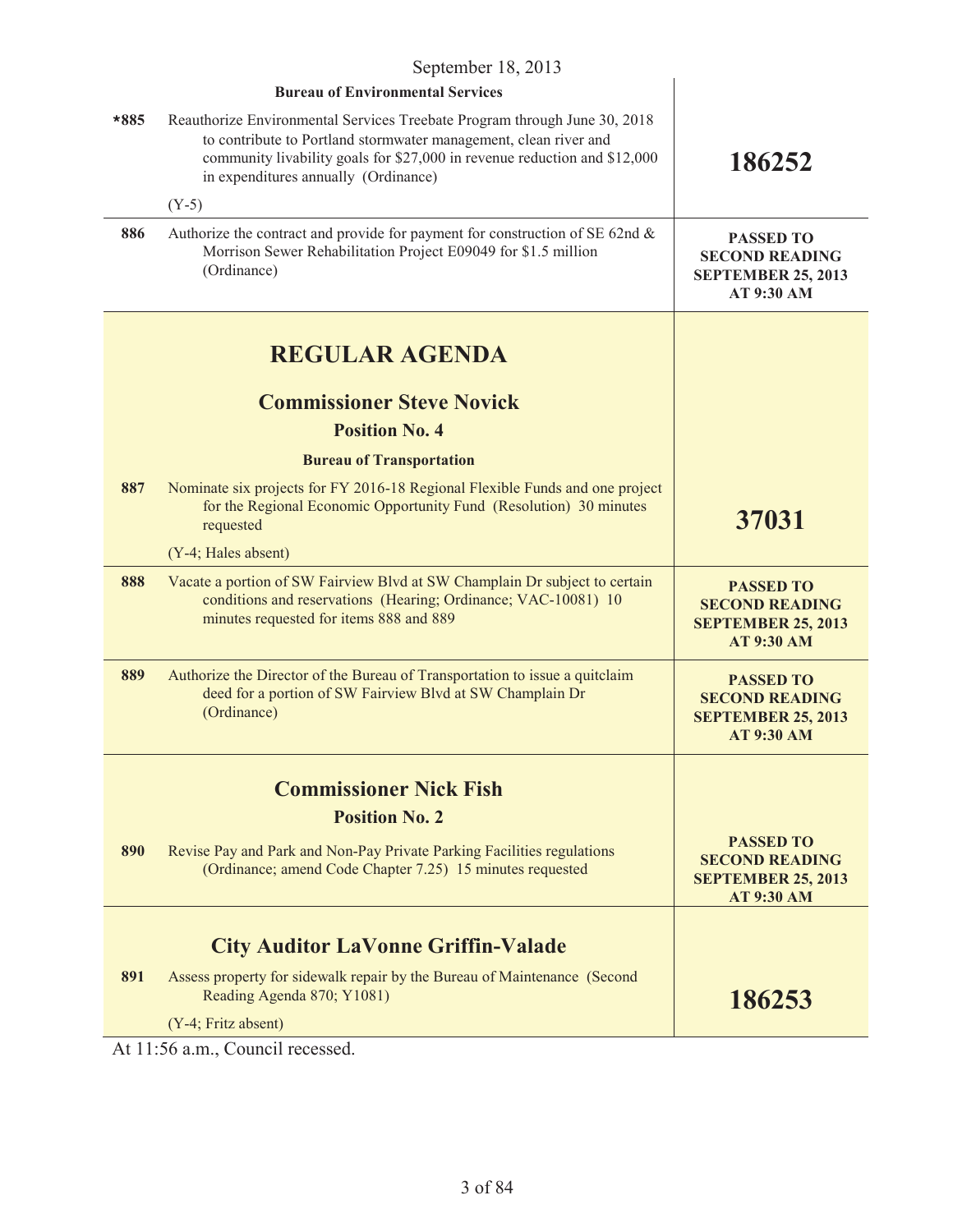September 18, 2013

| | | |
|---|---|---|
| | **Bureau of Environmental Services** | |
| ***885** | Reauthorize Environmental Services Treebate Program through June 30, 2018 to contribute to Portland stormwater management, clean river and community livability goals for $27,000 in revenue reduction and $12,000 in expenditures annually (Ordinance)<br><br>(Y-5) | **186252** |
| **886** | Authorize the contract and provide for payment for construction of SE 62nd & Morrison Sewer Rehabilitation Project E09049 for $1.5 million (Ordinance) | **PASSED TO SECOND READING SEPTEMBER 25, 2013 AT 9:30 AM** |

# REGULAR AGENDA

## Commissioner Steve Novick

### Position No. 4

**Bureau of Transportation**

| | | |
|---|---|---|
| **887** | Nominate six projects for FY 2016-18 Regional Flexible Funds and one project for the Regional Economic Opportunity Fund (Resolution) 30 minutes requested<br><br>(Y-4; Hales absent) | **37031** |
| **888** | Vacate a portion of SW Fairview Blvd at SW Champlain Dr subject to certain conditions and reservations (Hearing; Ordinance; VAC-10081) 10 minutes requested for items 888 and 889 | **PASSED TO SECOND READING SEPTEMBER 25, 2013 AT 9:30 AM** |
| **889** | Authorize the Director of the Bureau of Transportation to issue a quitclaim deed for a portion of SW Fairview Blvd at SW Champlain Dr (Ordinance) | **PASSED TO SECOND READING SEPTEMBER 25, 2013 AT 9:30 AM** |

## Commissioner Nick Fish

### Position No. 2

| | | |
|---|---|---|
| **890** | Revise Pay and Park and Non-Pay Private Parking Facilities regulations (Ordinance; amend Code Chapter 7.25) 15 minutes requested | **PASSED TO SECOND READING SEPTEMBER 25, 2013 AT 9:30 AM** |

## City Auditor LaVonne Griffin-Valade

| | | |
|---|---|---|
| **891** | Assess property for sidewalk repair by the Bureau of Maintenance (Second Reading Agenda 870; Y1081)<br><br>(Y-4; Fritz absent) | **186253** |

At 11:56 a.m., Council recessed.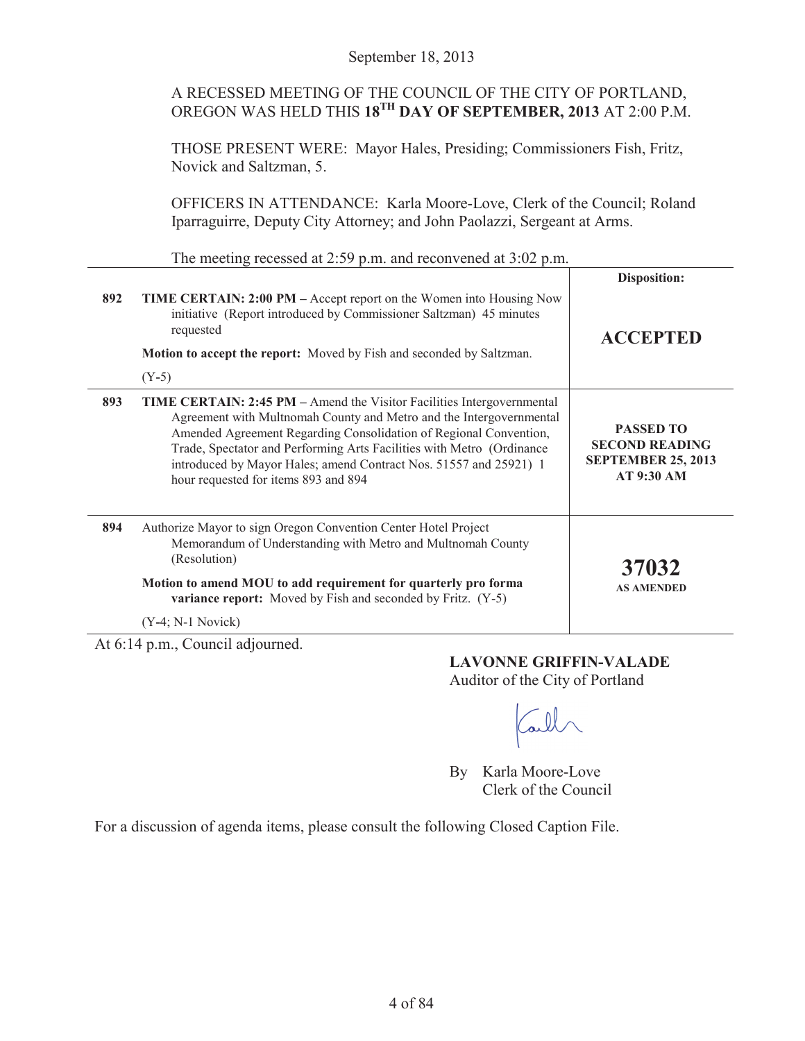September 18, 2013

A RECESSED MEETING OF THE COUNCIL OF THE CITY OF PORTLAND, OREGON WAS HELD THIS **18TH DAY OF SEPTEMBER, 2013** AT 2:00 P.M.

THOSE PRESENT WERE: Mayor Hales, Presiding; Commissioners Fish, Fritz, Novick and Saltzman, 5.

OFFICERS IN ATTENDANCE: Karla Moore-Love, Clerk of the Council; Roland Iparraguirre, Deputy City Attorney; and John Paolazzi, Sergeant at Arms.

The meeting recessed at 2:59 p.m. and reconvened at 3:02 p.m.

| | | Disposition: |
|---|---|---|
| 892 | **TIME CERTAIN: 2:00 PM –** Accept report on the Women into Housing Now initiative (Report introduced by Commissioner Saltzman) 45 minutes requested<br><br>**Motion to accept the report:** Moved by Fish and seconded by Saltzman.<br><br>(Y-5) | **ACCEPTED** |
| 893 | **TIME CERTAIN: 2:45 PM –** Amend the Visitor Facilities Intergovernmental Agreement with Multnomah County and Metro and the Intergovernmental Amended Agreement Regarding Consolidation of Regional Convention, Trade, Spectator and Performing Arts Facilities with Metro (Ordinance introduced by Mayor Hales; amend Contract Nos. 51557 and 25921) 1 hour requested for items 893 and 894 | **PASSED TO SECOND READING SEPTEMBER 25, 2013 AT 9:30 AM** |
| 894 | Authorize Mayor to sign Oregon Convention Center Hotel Project Memorandum of Understanding with Metro and Multnomah County (Resolution)<br><br>**Motion to amend MOU to add requirement for quarterly pro forma variance report:** Moved by Fish and seconded by Fritz. (Y-5)<br><br>(Y-4; N-1 Novick) | **37032**<br>**AS AMENDED** |

At 6:14 p.m., Council adjourned.

**LAVONNE GRIFFIN-VALADE**
Auditor of the City of Portland

By Karla Moore-Love
Clerk of the Council

For a discussion of agenda items, please consult the following Closed Caption File.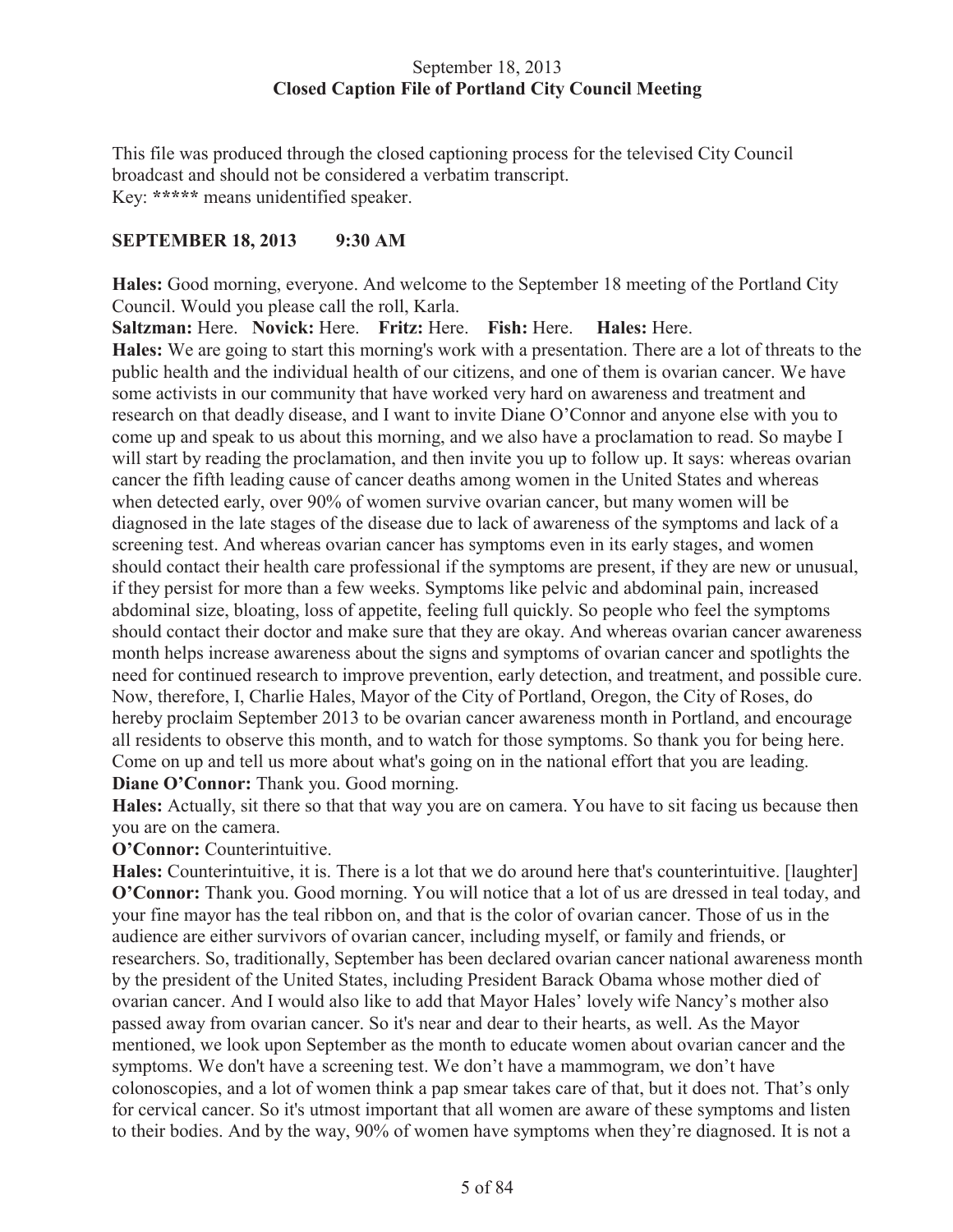September 18, 2013
**Closed Caption File of Portland City Council Meeting**

This file was produced through the closed captioning process for the televised City Council broadcast and should not be considered a verbatim transcript.
Key: **\*\*\*\*\*** means unidentified speaker.

**SEPTEMBER 18, 2013 9:30 AM**

**Hales:** Good morning, everyone. And welcome to the September 18 meeting of the Portland City Council. Would you please call the roll, Karla.

**Saltzman:** Here. **Novick:** Here. **Fritz:** Here. **Fish:** Here. **Hales:** Here.

**Hales:** We are going to start this morning's work with a presentation. There are a lot of threats to the public health and the individual health of our citizens, and one of them is ovarian cancer. We have some activists in our community that have worked very hard on awareness and treatment and research on that deadly disease, and I want to invite Diane O'Connor and anyone else with you to come up and speak to us about this morning, and we also have a proclamation to read. So maybe I will start by reading the proclamation, and then invite you up to follow up. It says: whereas ovarian cancer the fifth leading cause of cancer deaths among women in the United States and whereas when detected early, over 90% of women survive ovarian cancer, but many women will be diagnosed in the late stages of the disease due to lack of awareness of the symptoms and lack of a screening test. And whereas ovarian cancer has symptoms even in its early stages, and women should contact their health care professional if the symptoms are present, if they are new or unusual, if they persist for more than a few weeks. Symptoms like pelvic and abdominal pain, increased abdominal size, bloating, loss of appetite, feeling full quickly. So people who feel the symptoms should contact their doctor and make sure that they are okay. And whereas ovarian cancer awareness month helps increase awareness about the signs and symptoms of ovarian cancer and spotlights the need for continued research to improve prevention, early detection, and treatment, and possible cure. Now, therefore, I, Charlie Hales, Mayor of the City of Portland, Oregon, the City of Roses, do hereby proclaim September 2013 to be ovarian cancer awareness month in Portland, and encourage all residents to observe this month, and to watch for those symptoms. So thank you for being here. Come on up and tell us more about what's going on in the national effort that you are leading.

**Diane O'Connor:** Thank you. Good morning.

**Hales:** Actually, sit there so that that way you are on camera. You have to sit facing us because then you are on the camera.

**O'Connor:** Counterintuitive.

**Hales:** Counterintuitive, it is. There is a lot that we do around here that's counterintuitive. [laughter]

**O'Connor:** Thank you. Good morning. You will notice that a lot of us are dressed in teal today, and your fine mayor has the teal ribbon on, and that is the color of ovarian cancer. Those of us in the audience are either survivors of ovarian cancer, including myself, or family and friends, or researchers. So, traditionally, September has been declared ovarian cancer national awareness month by the president of the United States, including President Barack Obama whose mother died of ovarian cancer. And I would also like to add that Mayor Hales' lovely wife Nancy's mother also passed away from ovarian cancer. So it's near and dear to their hearts, as well. As the Mayor mentioned, we look upon September as the month to educate women about ovarian cancer and the symptoms. We don't have a screening test. We don't have a mammogram, we don't have colonoscopies, and a lot of women think a pap smear takes care of that, but it does not. That's only for cervical cancer. So it's utmost important that all women are aware of these symptoms and listen to their bodies. And by the way, 90% of women have symptoms when they're diagnosed. It is not a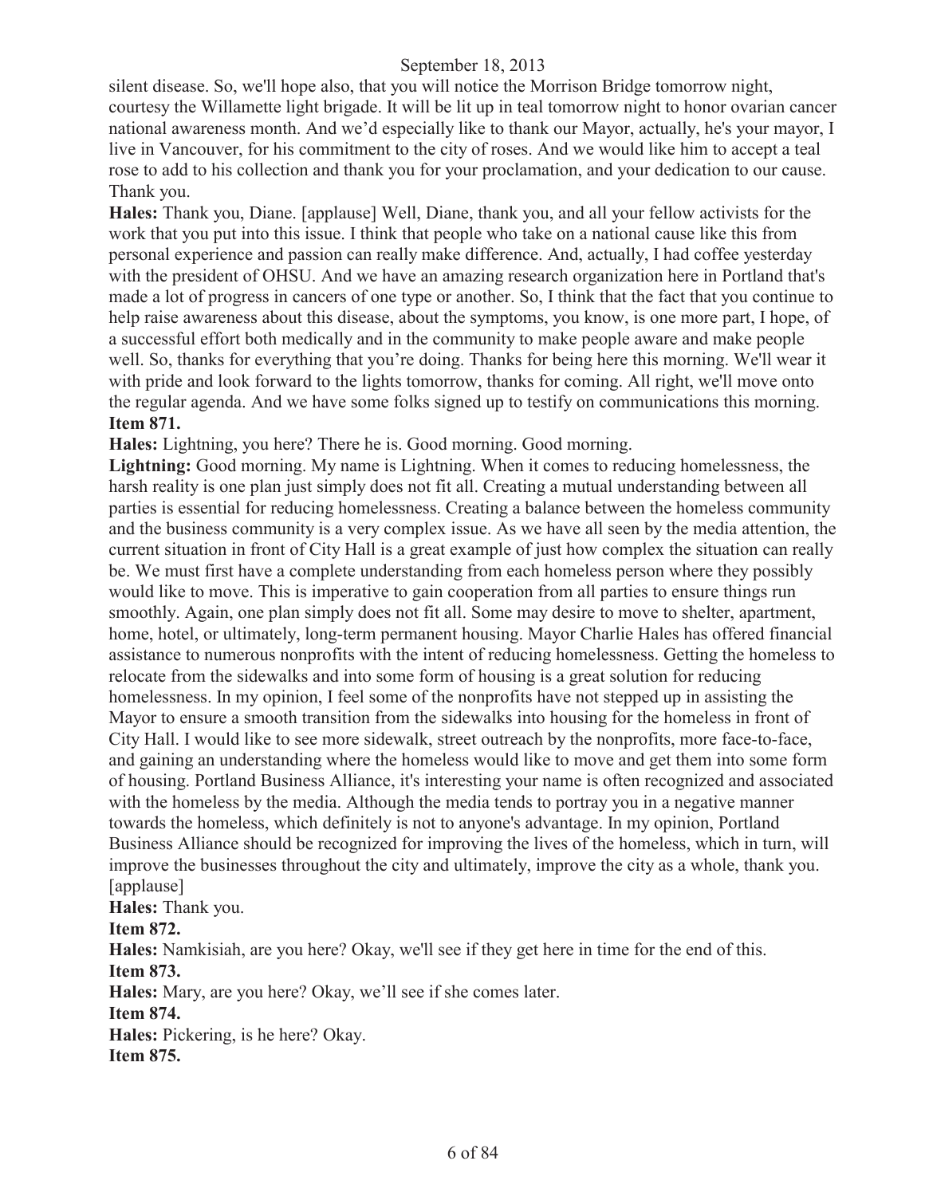silent disease. So, we'll hope also, that you will notice the Morrison Bridge tomorrow night, courtesy the Willamette light brigade. It will be lit up in teal tomorrow night to honor ovarian cancer national awareness month. And we'd especially like to thank our Mayor, actually, he's your mayor, I live in Vancouver, for his commitment to the city of roses. And we would like him to accept a teal rose to add to his collection and thank you for your proclamation, and your dedication to our cause. Thank you.

**Hales:** Thank you, Diane. [applause] Well, Diane, thank you, and all your fellow activists for the work that you put into this issue. I think that people who take on a national cause like this from personal experience and passion can really make difference. And, actually, I had coffee yesterday with the president of OHSU. And we have an amazing research organization here in Portland that's made a lot of progress in cancers of one type or another. So, I think that the fact that you continue to help raise awareness about this disease, about the symptoms, you know, is one more part, I hope, of a successful effort both medically and in the community to make people aware and make people well. So, thanks for everything that you're doing. Thanks for being here this morning. We'll wear it with pride and look forward to the lights tomorrow, thanks for coming. All right, we'll move onto the regular agenda. And we have some folks signed up to testify on communications this morning.

**Item 871.**

**Hales:** Lightning, you here? There he is. Good morning. Good morning.

**Lightning:** Good morning. My name is Lightning. When it comes to reducing homelessness, the harsh reality is one plan just simply does not fit all. Creating a mutual understanding between all parties is essential for reducing homelessness. Creating a balance between the homeless community and the business community is a very complex issue. As we have all seen by the media attention, the current situation in front of City Hall is a great example of just how complex the situation can really be. We must first have a complete understanding from each homeless person where they possibly would like to move. This is imperative to gain cooperation from all parties to ensure things run smoothly. Again, one plan simply does not fit all. Some may desire to move to shelter, apartment, home, hotel, or ultimately, long-term permanent housing. Mayor Charlie Hales has offered financial assistance to numerous nonprofits with the intent of reducing homelessness. Getting the homeless to relocate from the sidewalks and into some form of housing is a great solution for reducing homelessness. In my opinion, I feel some of the nonprofits have not stepped up in assisting the Mayor to ensure a smooth transition from the sidewalks into housing for the homeless in front of City Hall. I would like to see more sidewalk, street outreach by the nonprofits, more face-to-face, and gaining an understanding where the homeless would like to move and get them into some form of housing. Portland Business Alliance, it's interesting your name is often recognized and associated with the homeless by the media. Although the media tends to portray you in a negative manner towards the homeless, which definitely is not to anyone's advantage. In my opinion, Portland Business Alliance should be recognized for improving the lives of the homeless, which in turn, will improve the businesses throughout the city and ultimately, improve the city as a whole, thank you. [applause]

**Hales:** Thank you.

**Item 872.**

**Hales:** Namkisiah, are you here? Okay, we'll see if they get here in time for the end of this.

**Item 873.**

**Hales:** Mary, are you here? Okay, we'll see if she comes later.

**Item 874.**

**Hales:** Pickering, is he here? Okay.

**Item 875.**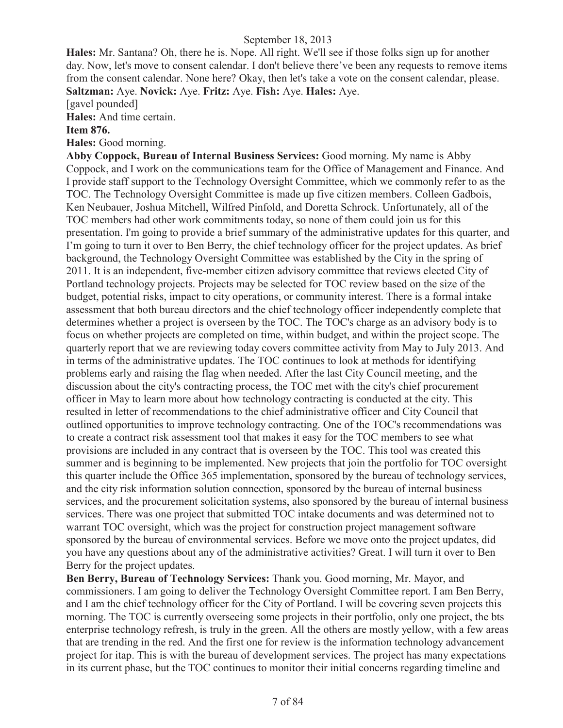**Hales:** Mr. Santana? Oh, there he is. Nope. All right. We'll see if those folks sign up for another day. Now, let's move to consent calendar. I don't believe there've been any requests to remove items from the consent calendar. None here? Okay, then let's take a vote on the consent calendar, please.

**Saltzman:** Aye. **Novick:** Aye. **Fritz:** Aye. **Fish:** Aye. **Hales:** Aye.

[gavel pounded]

**Hales:** And time certain.

**Item 876.**

**Hales:** Good morning.

**Abby Coppock, Bureau of Internal Business Services:** Good morning. My name is Abby Coppock, and I work on the communications team for the Office of Management and Finance. And I provide staff support to the Technology Oversight Committee, which we commonly refer to as the TOC. The Technology Oversight Committee is made up five citizen members. Colleen Gadbois, Ken Neubauer, Joshua Mitchell, Wilfred Pinfold, and Doretta Schrock. Unfortunately, all of the TOC members had other work commitments today, so none of them could join us for this presentation. I'm going to provide a brief summary of the administrative updates for this quarter, and I'm going to turn it over to Ben Berry, the chief technology officer for the project updates. As brief background, the Technology Oversight Committee was established by the City in the spring of 2011. It is an independent, five-member citizen advisory committee that reviews elected City of Portland technology projects. Projects may be selected for TOC review based on the size of the budget, potential risks, impact to city operations, or community interest. There is a formal intake assessment that both bureau directors and the chief technology officer independently complete that determines whether a project is overseen by the TOC. The TOC's charge as an advisory body is to focus on whether projects are completed on time, within budget, and within the project scope. The quarterly report that we are reviewing today covers committee activity from May to July 2013. And in terms of the administrative updates. The TOC continues to look at methods for identifying problems early and raising the flag when needed. After the last City Council meeting, and the discussion about the city's contracting process, the TOC met with the city's chief procurement officer in May to learn more about how technology contracting is conducted at the city. This resulted in letter of recommendations to the chief administrative officer and City Council that outlined opportunities to improve technology contracting. One of the TOC's recommendations was to create a contract risk assessment tool that makes it easy for the TOC members to see what provisions are included in any contract that is overseen by the TOC. This tool was created this summer and is beginning to be implemented. New projects that join the portfolio for TOC oversight this quarter include the Office 365 implementation, sponsored by the bureau of technology services, and the city risk information solution connection, sponsored by the bureau of internal business services, and the procurement solicitation systems, also sponsored by the bureau of internal business services. There was one project that submitted TOC intake documents and was determined not to warrant TOC oversight, which was the project for construction project management software sponsored by the bureau of environmental services. Before we move onto the project updates, did you have any questions about any of the administrative activities? Great. I will turn it over to Ben Berry for the project updates.

**Ben Berry, Bureau of Technology Services:** Thank you. Good morning, Mr. Mayor, and commissioners. I am going to deliver the Technology Oversight Committee report. I am Ben Berry, and I am the chief technology officer for the City of Portland. I will be covering seven projects this morning. The TOC is currently overseeing some projects in their portfolio, only one project, the bts enterprise technology refresh, is truly in the green. All the others are mostly yellow, with a few areas that are trending in the red. And the first one for review is the information technology advancement project for itap. This is with the bureau of development services. The project has many expectations in its current phase, but the TOC continues to monitor their initial concerns regarding timeline and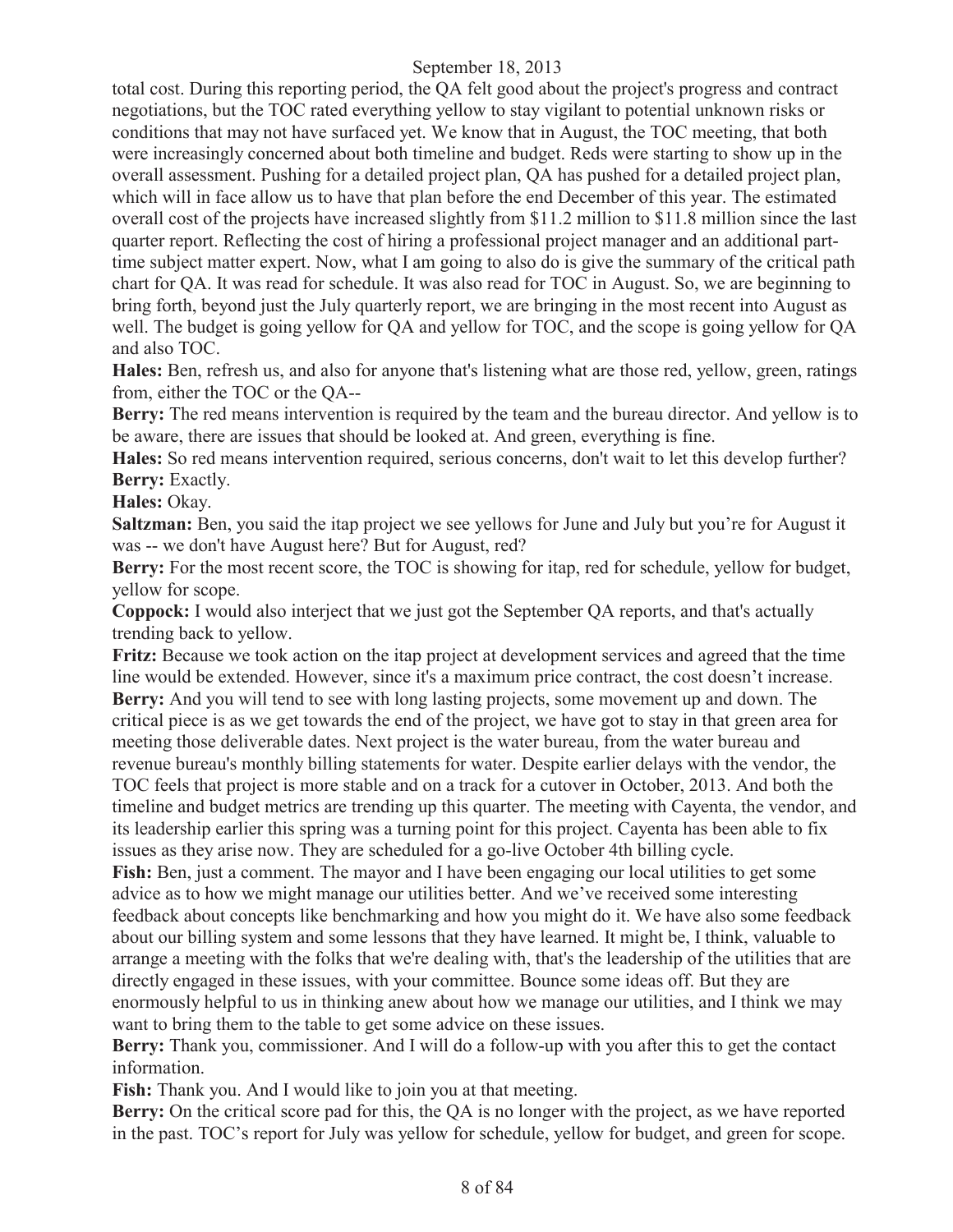total cost. During this reporting period, the QA felt good about the project's progress and contract negotiations, but the TOC rated everything yellow to stay vigilant to potential unknown risks or conditions that may not have surfaced yet. We know that in August, the TOC meeting, that both were increasingly concerned about both timeline and budget. Reds were starting to show up in the overall assessment. Pushing for a detailed project plan, QA has pushed for a detailed project plan, which will in face allow us to have that plan before the end December of this year. The estimated overall cost of the projects have increased slightly from $11.2 million to $11.8 million since the last quarter report. Reflecting the cost of hiring a professional project manager and an additional part-time subject matter expert. Now, what I am going to also do is give the summary of the critical path chart for QA. It was read for schedule. It was also read for TOC in August. So, we are beginning to bring forth, beyond just the July quarterly report, we are bringing in the most recent into August as well. The budget is going yellow for QA and yellow for TOC, and the scope is going yellow for QA and also TOC.

**Hales:** Ben, refresh us, and also for anyone that's listening what are those red, yellow, green, ratings from, either the TOC or the QA--

**Berry:** The red means intervention is required by the team and the bureau director. And yellow is to be aware, there are issues that should be looked at. And green, everything is fine.

**Hales:** So red means intervention required, serious concerns, don't wait to let this develop further?

**Berry:** Exactly.

**Hales:** Okay.

**Saltzman:** Ben, you said the itap project we see yellows for June and July but you're for August it was -- we don't have August here? But for August, red?

**Berry:** For the most recent score, the TOC is showing for itap, red for schedule, yellow for budget, yellow for scope.

**Coppock:** I would also interject that we just got the September QA reports, and that's actually trending back to yellow.

**Fritz:** Because we took action on the itap project at development services and agreed that the time line would be extended. However, since it's a maximum price contract, the cost doesn't increase.

**Berry:** And you will tend to see with long lasting projects, some movement up and down. The critical piece is as we get towards the end of the project, we have got to stay in that green area for meeting those deliverable dates. Next project is the water bureau, from the water bureau and revenue bureau's monthly billing statements for water. Despite earlier delays with the vendor, the TOC feels that project is more stable and on a track for a cutover in October, 2013. And both the timeline and budget metrics are trending up this quarter. The meeting with Cayenta, the vendor, and its leadership earlier this spring was a turning point for this project. Cayenta has been able to fix issues as they arise now. They are scheduled for a go-live October 4th billing cycle.

**Fish:** Ben, just a comment. The mayor and I have been engaging our local utilities to get some advice as to how we might manage our utilities better. And we've received some interesting feedback about concepts like benchmarking and how you might do it. We have also some feedback about our billing system and some lessons that they have learned. It might be, I think, valuable to arrange a meeting with the folks that we're dealing with, that's the leadership of the utilities that are directly engaged in these issues, with your committee. Bounce some ideas off. But they are enormously helpful to us in thinking anew about how we manage our utilities, and I think we may want to bring them to the table to get some advice on these issues.

**Berry:** Thank you, commissioner. And I will do a follow-up with you after this to get the contact information.

**Fish:** Thank you. And I would like to join you at that meeting.

**Berry:** On the critical score pad for this, the QA is no longer with the project, as we have reported in the past. TOC's report for July was yellow for schedule, yellow for budget, and green for scope.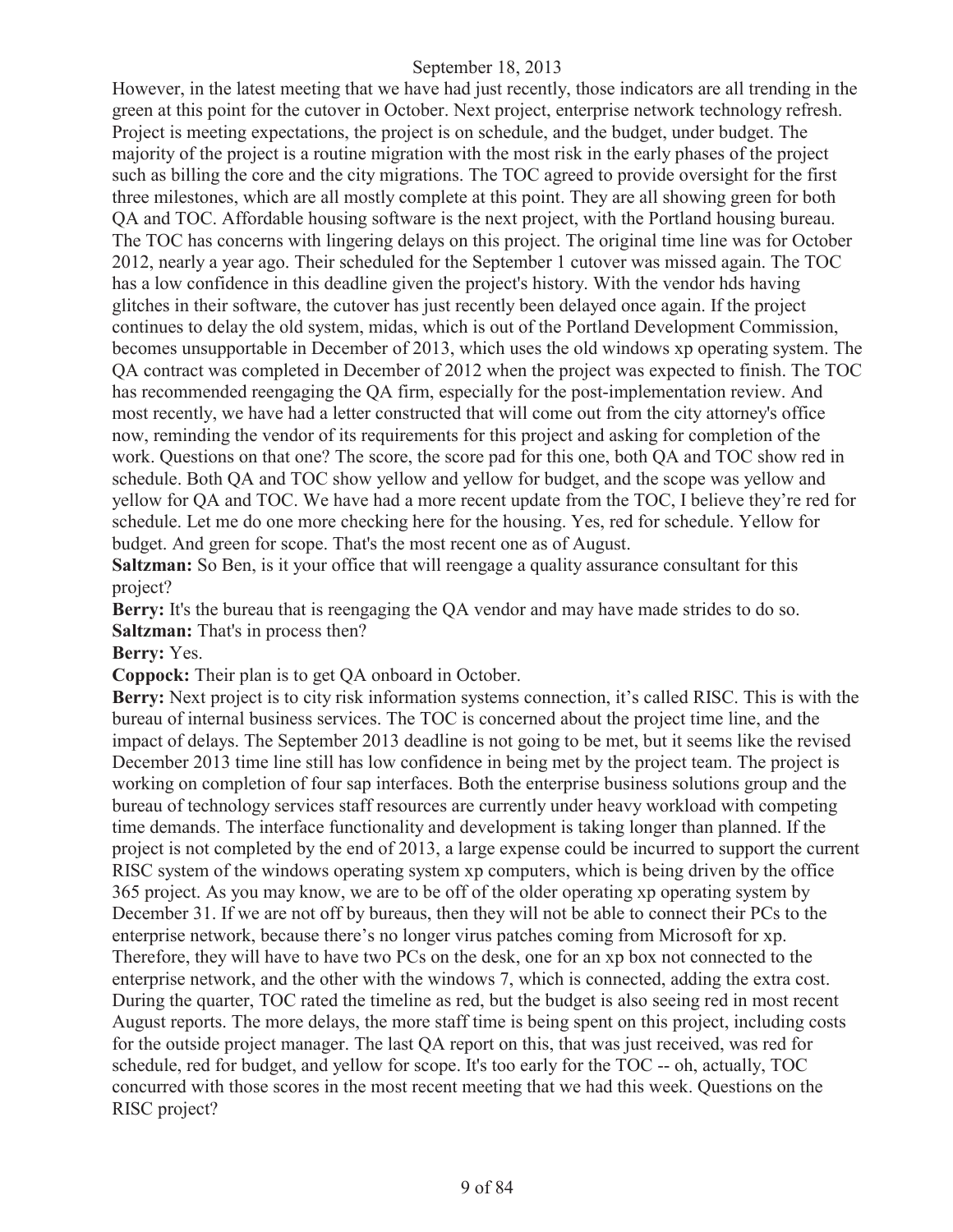However, in the latest meeting that we have had just recently, those indicators are all trending in the green at this point for the cutover in October. Next project, enterprise network technology refresh. Project is meeting expectations, the project is on schedule, and the budget, under budget. The majority of the project is a routine migration with the most risk in the early phases of the project such as billing the core and the city migrations. The TOC agreed to provide oversight for the first three milestones, which are all mostly complete at this point. They are all showing green for both QA and TOC. Affordable housing software is the next project, with the Portland housing bureau. The TOC has concerns with lingering delays on this project. The original time line was for October 2012, nearly a year ago. Their scheduled for the September 1 cutover was missed again. The TOC has a low confidence in this deadline given the project's history. With the vendor hds having glitches in their software, the cutover has just recently been delayed once again. If the project continues to delay the old system, midas, which is out of the Portland Development Commission, becomes unsupportable in December of 2013, which uses the old windows xp operating system. The QA contract was completed in December of 2012 when the project was expected to finish. The TOC has recommended reengaging the QA firm, especially for the post-implementation review. And most recently, we have had a letter constructed that will come out from the city attorney's office now, reminding the vendor of its requirements for this project and asking for completion of the work. Questions on that one? The score, the score pad for this one, both QA and TOC show red in schedule. Both QA and TOC show yellow and yellow for budget, and the scope was yellow and yellow for QA and TOC. We have had a more recent update from the TOC, I believe they're red for schedule. Let me do one more checking here for the housing. Yes, red for schedule. Yellow for budget. And green for scope. That's the most recent one as of August.

**Saltzman:** So Ben, is it your office that will reengage a quality assurance consultant for this project?

**Berry:** It's the bureau that is reengaging the QA vendor and may have made strides to do so.

**Saltzman:** That's in process then?

**Berry:** Yes.

**Coppock:** Their plan is to get QA onboard in October.

**Berry:** Next project is to city risk information systems connection, it's called RISC. This is with the bureau of internal business services. The TOC is concerned about the project time line, and the impact of delays. The September 2013 deadline is not going to be met, but it seems like the revised December 2013 time line still has low confidence in being met by the project team. The project is working on completion of four sap interfaces. Both the enterprise business solutions group and the bureau of technology services staff resources are currently under heavy workload with competing time demands. The interface functionality and development is taking longer than planned. If the project is not completed by the end of 2013, a large expense could be incurred to support the current RISC system of the windows operating system xp computers, which is being driven by the office 365 project. As you may know, we are to be off of the older operating xp operating system by December 31. If we are not off by bureaus, then they will not be able to connect their PCs to the enterprise network, because there's no longer virus patches coming from Microsoft for xp. Therefore, they will have to have two PCs on the desk, one for an xp box not connected to the enterprise network, and the other with the windows 7, which is connected, adding the extra cost. During the quarter, TOC rated the timeline as red, but the budget is also seeing red in most recent August reports. The more delays, the more staff time is being spent on this project, including costs for the outside project manager. The last QA report on this, that was just received, was red for schedule, red for budget, and yellow for scope. It's too early for the TOC -- oh, actually, TOC concurred with those scores in the most recent meeting that we had this week. Questions on the RISC project?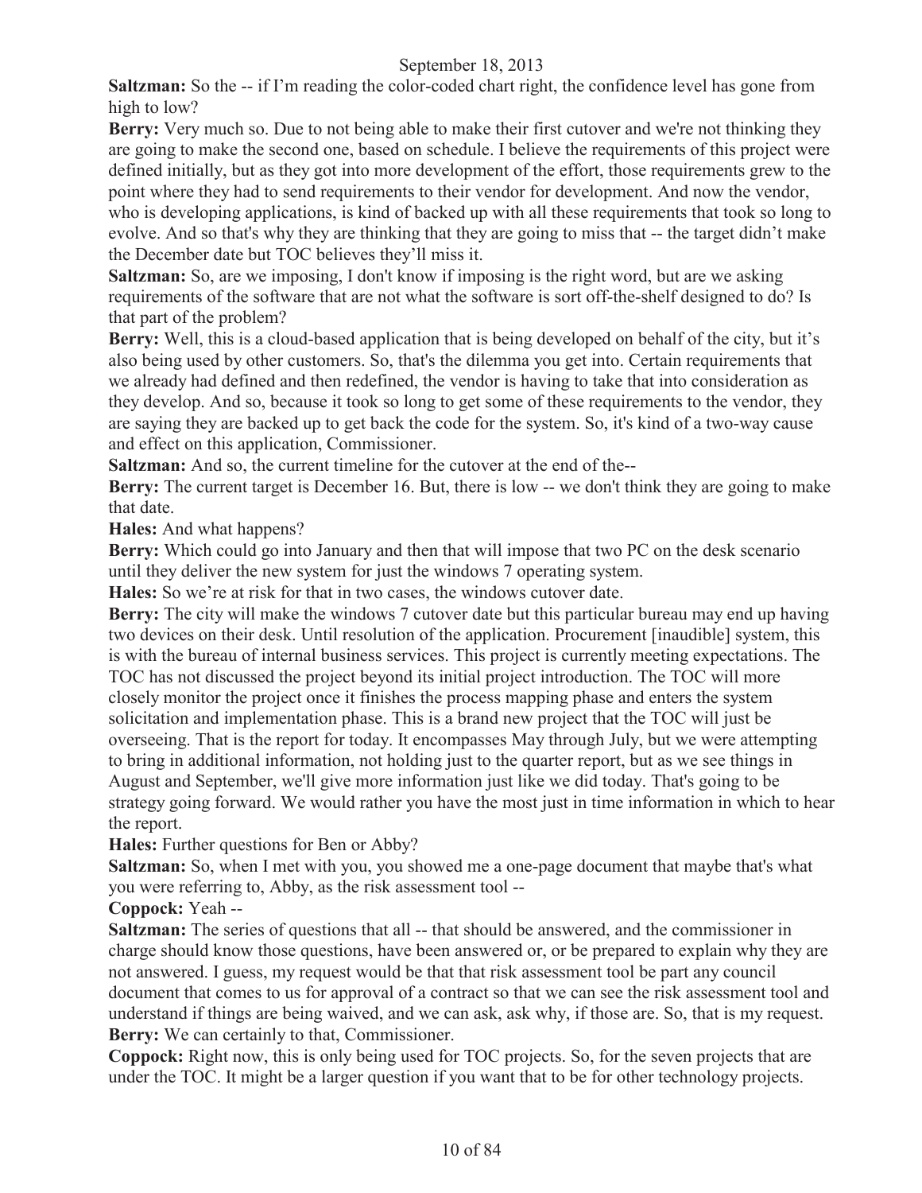**Saltzman:** So the -- if I'm reading the color-coded chart right, the confidence level has gone from high to low?

**Berry:** Very much so. Due to not being able to make their first cutover and we're not thinking they are going to make the second one, based on schedule. I believe the requirements of this project were defined initially, but as they got into more development of the effort, those requirements grew to the point where they had to send requirements to their vendor for development. And now the vendor, who is developing applications, is kind of backed up with all these requirements that took so long to evolve. And so that's why they are thinking that they are going to miss that -- the target didn't make the December date but TOC believes they'll miss it.

**Saltzman:** So, are we imposing, I don't know if imposing is the right word, but are we asking requirements of the software that are not what the software is sort off-the-shelf designed to do? Is that part of the problem?

**Berry:** Well, this is a cloud-based application that is being developed on behalf of the city, but it's also being used by other customers. So, that's the dilemma you get into. Certain requirements that we already had defined and then redefined, the vendor is having to take that into consideration as they develop. And so, because it took so long to get some of these requirements to the vendor, they are saying they are backed up to get back the code for the system. So, it's kind of a two-way cause and effect on this application, Commissioner.

**Saltzman:** And so, the current timeline for the cutover at the end of the--

**Berry:** The current target is December 16. But, there is low -- we don't think they are going to make that date.

**Hales:** And what happens?

**Berry:** Which could go into January and then that will impose that two PC on the desk scenario until they deliver the new system for just the windows 7 operating system.

**Hales:** So we're at risk for that in two cases, the windows cutover date.

**Berry:** The city will make the windows 7 cutover date but this particular bureau may end up having two devices on their desk. Until resolution of the application. Procurement [inaudible] system, this is with the bureau of internal business services. This project is currently meeting expectations. The TOC has not discussed the project beyond its initial project introduction. The TOC will more closely monitor the project once it finishes the process mapping phase and enters the system solicitation and implementation phase. This is a brand new project that the TOC will just be overseeing. That is the report for today. It encompasses May through July, but we were attempting to bring in additional information, not holding just to the quarter report, but as we see things in August and September, we'll give more information just like we did today. That's going to be strategy going forward. We would rather you have the most just in time information in which to hear the report.

**Hales:** Further questions for Ben or Abby?

**Saltzman:** So, when I met with you, you showed me a one-page document that maybe that's what you were referring to, Abby, as the risk assessment tool --

**Coppock:** Yeah --

**Saltzman:** The series of questions that all -- that should be answered, and the commissioner in charge should know those questions, have been answered or, or be prepared to explain why they are not answered. I guess, my request would be that that risk assessment tool be part any council document that comes to us for approval of a contract so that we can see the risk assessment tool and understand if things are being waived, and we can ask, ask why, if those are. So, that is my request.

**Berry:** We can certainly to that, Commissioner.

**Coppock:** Right now, this is only being used for TOC projects. So, for the seven projects that are under the TOC. It might be a larger question if you want that to be for other technology projects.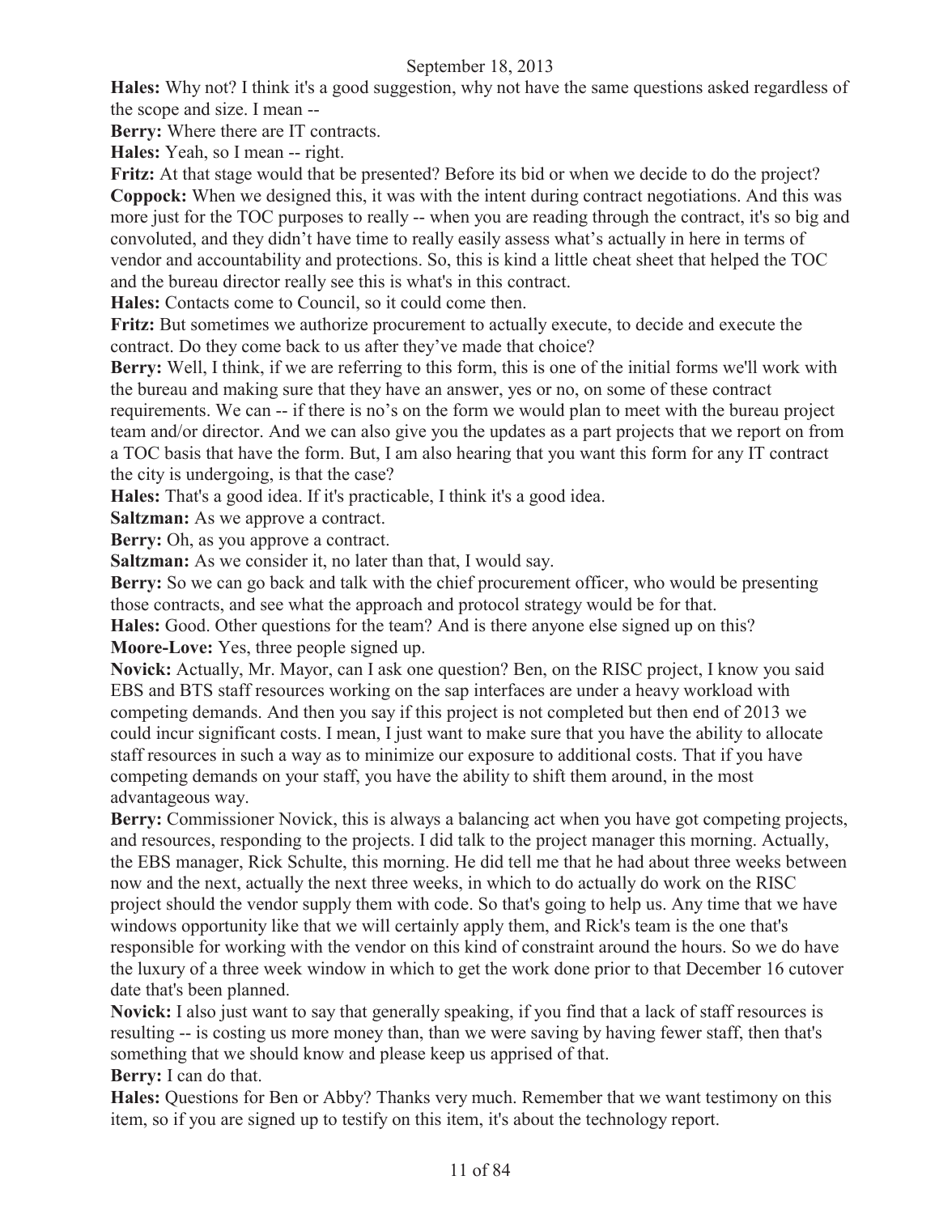**Hales:** Why not? I think it's a good suggestion, why not have the same questions asked regardless of the scope and size. I mean --

**Berry:** Where there are IT contracts.

**Hales:** Yeah, so I mean -- right.

**Fritz:** At that stage would that be presented? Before its bid or when we decide to do the project?

**Coppock:** When we designed this, it was with the intent during contract negotiations. And this was more just for the TOC purposes to really -- when you are reading through the contract, it's so big and convoluted, and they didn't have time to really easily assess what's actually in here in terms of vendor and accountability and protections. So, this is kind a little cheat sheet that helped the TOC and the bureau director really see this is what's in this contract.

**Hales:** Contacts come to Council, so it could come then.

**Fritz:** But sometimes we authorize procurement to actually execute, to decide and execute the contract. Do they come back to us after they've made that choice?

**Berry:** Well, I think, if we are referring to this form, this is one of the initial forms we'll work with the bureau and making sure that they have an answer, yes or no, on some of these contract requirements. We can -- if there is no's on the form we would plan to meet with the bureau project team and/or director. And we can also give you the updates as a part projects that we report on from a TOC basis that have the form. But, I am also hearing that you want this form for any IT contract the city is undergoing, is that the case?

**Hales:** That's a good idea. If it's practicable, I think it's a good idea.

**Saltzman:** As we approve a contract.

**Berry:** Oh, as you approve a contract.

**Saltzman:** As we consider it, no later than that, I would say.

**Berry:** So we can go back and talk with the chief procurement officer, who would be presenting those contracts, and see what the approach and protocol strategy would be for that.

**Hales:** Good. Other questions for the team? And is there anyone else signed up on this?

**Moore-Love:** Yes, three people signed up.

**Novick:** Actually, Mr. Mayor, can I ask one question? Ben, on the RISC project, I know you said EBS and BTS staff resources working on the sap interfaces are under a heavy workload with competing demands. And then you say if this project is not completed but then end of 2013 we could incur significant costs. I mean, I just want to make sure that you have the ability to allocate staff resources in such a way as to minimize our exposure to additional costs. That if you have competing demands on your staff, you have the ability to shift them around, in the most advantageous way.

**Berry:** Commissioner Novick, this is always a balancing act when you have got competing projects, and resources, responding to the projects. I did talk to the project manager this morning. Actually, the EBS manager, Rick Schulte, this morning. He did tell me that he had about three weeks between now and the next, actually the next three weeks, in which to do actually do work on the RISC project should the vendor supply them with code. So that's going to help us. Any time that we have windows opportunity like that we will certainly apply them, and Rick's team is the one that's responsible for working with the vendor on this kind of constraint around the hours. So we do have the luxury of a three week window in which to get the work done prior to that December 16 cutover date that's been planned.

**Novick:** I also just want to say that generally speaking, if you find that a lack of staff resources is resulting -- is costing us more money than, than we were saving by having fewer staff, then that's something that we should know and please keep us apprised of that.

**Berry:** I can do that.

**Hales:** Questions for Ben or Abby? Thanks very much. Remember that we want testimony on this item, so if you are signed up to testify on this item, it's about the technology report.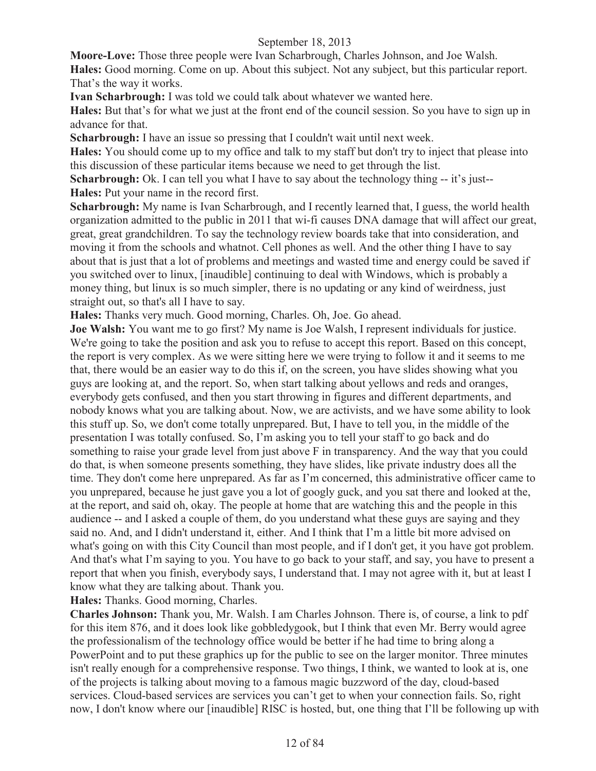**Moore-Love:** Those three people were Ivan Scharbrough, Charles Johnson, and Joe Walsh.

**Hales:** Good morning. Come on up. About this subject. Not any subject, but this particular report. That's the way it works.

**Ivan Scharbrough:** I was told we could talk about whatever we wanted here.

**Hales:** But that's for what we just at the front end of the council session. So you have to sign up in advance for that.

**Scharbrough:** I have an issue so pressing that I couldn't wait until next week.

**Hales:** You should come up to my office and talk to my staff but don't try to inject that please into this discussion of these particular items because we need to get through the list.

**Scharbrough:** Ok. I can tell you what I have to say about the technology thing -- it's just--

**Hales:** Put your name in the record first.

**Scharbrough:** My name is Ivan Scharbrough, and I recently learned that, I guess, the world health organization admitted to the public in 2011 that wi-fi causes DNA damage that will affect our great, great, great grandchildren. To say the technology review boards take that into consideration, and moving it from the schools and whatnot. Cell phones as well. And the other thing I have to say about that is just that a lot of problems and meetings and wasted time and energy could be saved if you switched over to linux, [inaudible] continuing to deal with Windows, which is probably a money thing, but linux is so much simpler, there is no updating or any kind of weirdness, just straight out, so that's all I have to say.

**Hales:** Thanks very much. Good morning, Charles. Oh, Joe. Go ahead.

**Joe Walsh:** You want me to go first? My name is Joe Walsh, I represent individuals for justice. We're going to take the position and ask you to refuse to accept this report. Based on this concept, the report is very complex. As we were sitting here we were trying to follow it and it seems to me that, there would be an easier way to do this if, on the screen, you have slides showing what you guys are looking at, and the report. So, when start talking about yellows and reds and oranges, everybody gets confused, and then you start throwing in figures and different departments, and nobody knows what you are talking about. Now, we are activists, and we have some ability to look this stuff up. So, we don't come totally unprepared. But, I have to tell you, in the middle of the presentation I was totally confused. So, I'm asking you to tell your staff to go back and do something to raise your grade level from just above F in transparency. And the way that you could do that, is when someone presents something, they have slides, like private industry does all the time. They don't come here unprepared. As far as I'm concerned, this administrative officer came to you unprepared, because he just gave you a lot of googly guck, and you sat there and looked at the, at the report, and said oh, okay. The people at home that are watching this and the people in this audience -- and I asked a couple of them, do you understand what these guys are saying and they said no. And, and I didn't understand it, either. And I think that I'm a little bit more advised on what's going on with this City Council than most people, and if I don't get, it you have got problem. And that's what I'm saying to you. You have to go back to your staff, and say, you have to present a report that when you finish, everybody says, I understand that. I may not agree with it, but at least I know what they are talking about. Thank you.

**Hales:** Thanks. Good morning, Charles.

**Charles Johnson:** Thank you, Mr. Walsh. I am Charles Johnson. There is, of course, a link to pdf for this item 876, and it does look like gobbledygook, but I think that even Mr. Berry would agree the professionalism of the technology office would be better if he had time to bring along a PowerPoint and to put these graphics up for the public to see on the larger monitor. Three minutes isn't really enough for a comprehensive response. Two things, I think, we wanted to look at is, one of the projects is talking about moving to a famous magic buzzword of the day, cloud-based services. Cloud-based services are services you can't get to when your connection fails. So, right now, I don't know where our [inaudible] RISC is hosted, but, one thing that I'll be following up with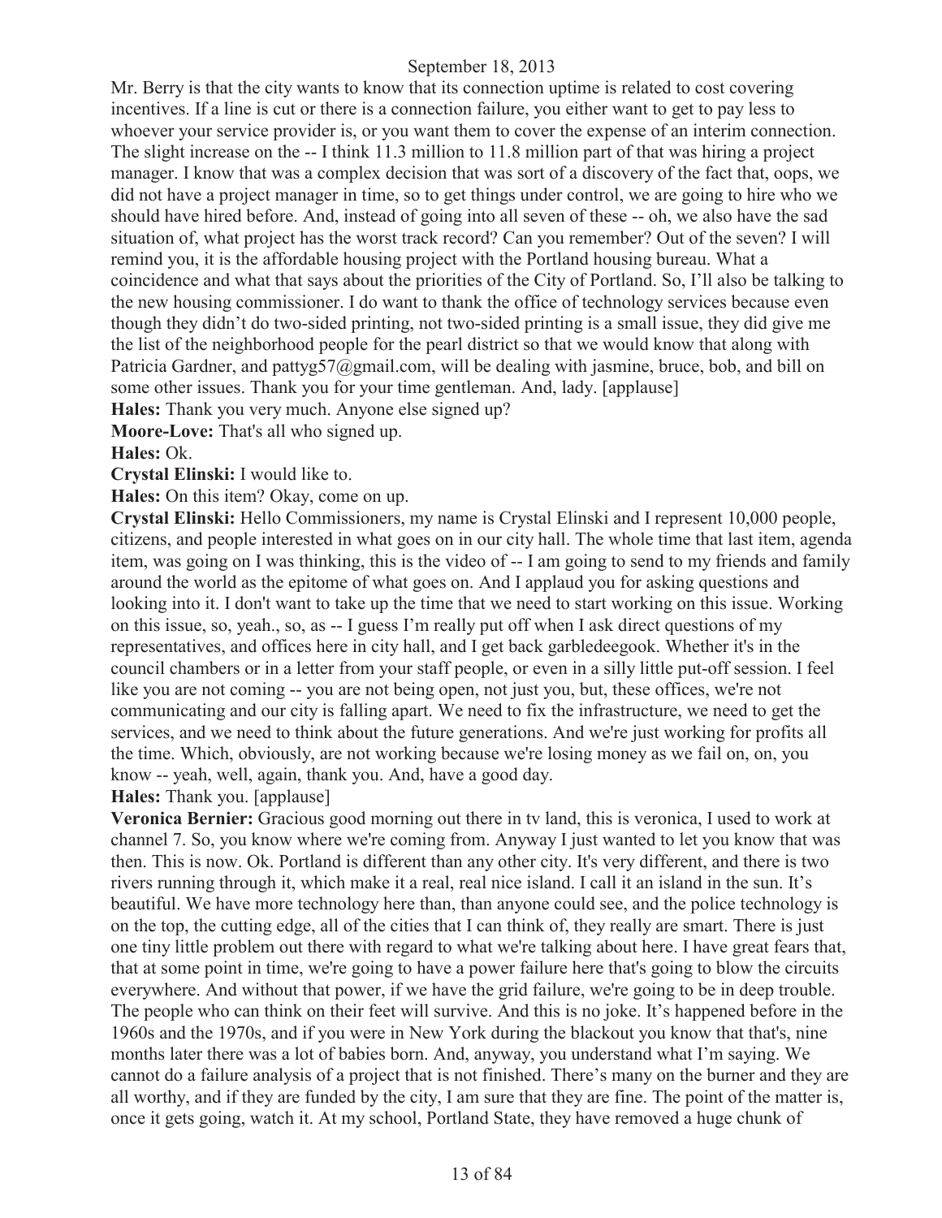Mr. Berry is that the city wants to know that its connection uptime is related to cost covering incentives. If a line is cut or there is a connection failure, you either want to get to pay less to whoever your service provider is, or you want them to cover the expense of an interim connection. The slight increase on the -- I think 11.3 million to 11.8 million part of that was hiring a project manager. I know that was a complex decision that was sort of a discovery of the fact that, oops, we did not have a project manager in time, so to get things under control, we are going to hire who we should have hired before. And, instead of going into all seven of these -- oh, we also have the sad situation of, what project has the worst track record? Can you remember? Out of the seven? I will remind you, it is the affordable housing project with the Portland housing bureau. What a coincidence and what that says about the priorities of the City of Portland. So, I'll also be talking to the new housing commissioner. I do want to thank the office of technology services because even though they didn't do two-sided printing, not two-sided printing is a small issue, they did give me the list of the neighborhood people for the pearl district so that we would know that along with Patricia Gardner, and pattyg57@gmail.com, will be dealing with jasmine, bruce, bob, and bill on some other issues. Thank you for your time gentleman. And, lady. [applause]

**Hales:** Thank you very much. Anyone else signed up?

**Moore-Love:** That's all who signed up.

**Hales:** Ok.

**Crystal Elinski:** I would like to.

**Hales:** On this item? Okay, come on up.

**Crystal Elinski:** Hello Commissioners, my name is Crystal Elinski and I represent 10,000 people, citizens, and people interested in what goes on in our city hall. The whole time that last item, agenda item, was going on I was thinking, this is the video of -- I am going to send to my friends and family around the world as the epitome of what goes on. And I applaud you for asking questions and looking into it. I don't want to take up the time that we need to start working on this issue. Working on this issue, so, yeah., so, as -- I guess I'm really put off when I ask direct questions of my representatives, and offices here in city hall, and I get back garbledeegook. Whether it's in the council chambers or in a letter from your staff people, or even in a silly little put-off session. I feel like you are not coming -- you are not being open, not just you, but, these offices, we're not communicating and our city is falling apart. We need to fix the infrastructure, we need to get the services, and we need to think about the future generations. And we're just working for profits all the time. Which, obviously, are not working because we're losing money as we fail on, on, you know -- yeah, well, again, thank you. And, have a good day.

**Hales:** Thank you. [applause]

**Veronica Bernier:** Gracious good morning out there in tv land, this is veronica, I used to work at channel 7. So, you know where we're coming from. Anyway I just wanted to let you know that was then. This is now. Ok. Portland is different than any other city. It's very different, and there is two rivers running through it, which make it a real, real nice island. I call it an island in the sun. It's beautiful. We have more technology here than, than anyone could see, and the police technology is on the top, the cutting edge, all of the cities that I can think of, they really are smart. There is just one tiny little problem out there with regard to what we're talking about here. I have great fears that, that at some point in time, we're going to have a power failure here that's going to blow the circuits everywhere. And without that power, if we have the grid failure, we're going to be in deep trouble. The people who can think on their feet will survive. And this is no joke. It's happened before in the 1960s and the 1970s, and if you were in New York during the blackout you know that that's, nine months later there was a lot of babies born. And, anyway, you understand what I'm saying. We cannot do a failure analysis of a project that is not finished. There's many on the burner and they are all worthy, and if they are funded by the city, I am sure that they are fine. The point of the matter is, once it gets going, watch it. At my school, Portland State, they have removed a huge chunk of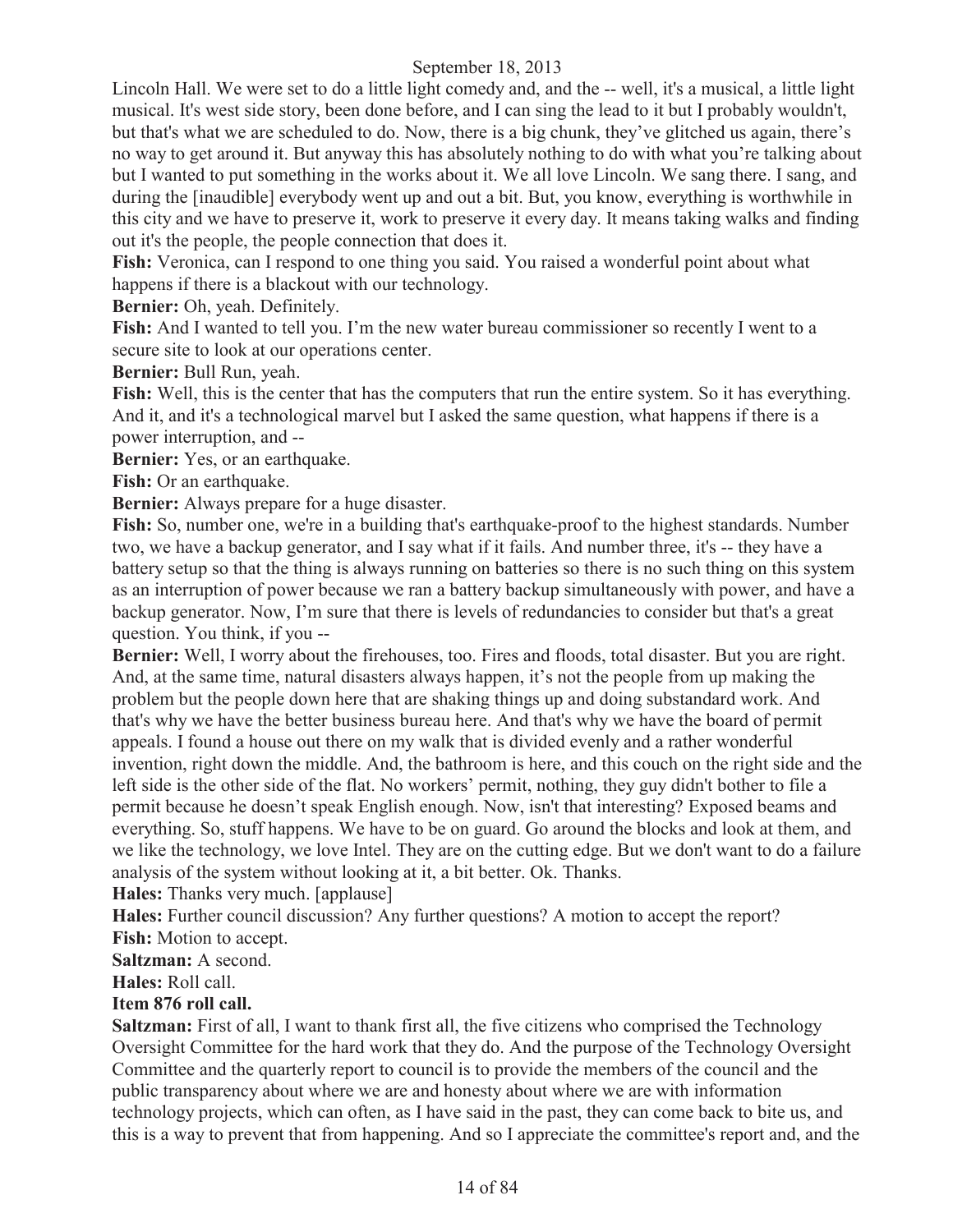Lincoln Hall. We were set to do a little light comedy and, and the -- well, it's a musical, a little light musical. It's west side story, been done before, and I can sing the lead to it but I probably wouldn't, but that's what we are scheduled to do. Now, there is a big chunk, they've glitched us again, there's no way to get around it. But anyway this has absolutely nothing to do with what you're talking about but I wanted to put something in the works about it. We all love Lincoln. We sang there. I sang, and during the [inaudible] everybody went up and out a bit. But, you know, everything is worthwhile in this city and we have to preserve it, work to preserve it every day. It means taking walks and finding out it's the people, the people connection that does it.

**Fish:** Veronica, can I respond to one thing you said. You raised a wonderful point about what happens if there is a blackout with our technology.

**Bernier:** Oh, yeah. Definitely.

**Fish:** And I wanted to tell you. I'm the new water bureau commissioner so recently I went to a secure site to look at our operations center.

**Bernier:** Bull Run, yeah.

**Fish:** Well, this is the center that has the computers that run the entire system. So it has everything. And it, and it's a technological marvel but I asked the same question, what happens if there is a power interruption, and --

**Bernier:** Yes, or an earthquake.

**Fish:** Or an earthquake.

**Bernier:** Always prepare for a huge disaster.

**Fish:** So, number one, we're in a building that's earthquake-proof to the highest standards. Number two, we have a backup generator, and I say what if it fails. And number three, it's -- they have a battery setup so that the thing is always running on batteries so there is no such thing on this system as an interruption of power because we ran a battery backup simultaneously with power, and have a backup generator. Now, I'm sure that there is levels of redundancies to consider but that's a great question. You think, if you --

**Bernier:** Well, I worry about the firehouses, too. Fires and floods, total disaster. But you are right. And, at the same time, natural disasters always happen, it's not the people from up making the problem but the people down here that are shaking things up and doing substandard work. And that's why we have the better business bureau here. And that's why we have the board of permit appeals. I found a house out there on my walk that is divided evenly and a rather wonderful invention, right down the middle. And, the bathroom is here, and this couch on the right side and the left side is the other side of the flat. No workers' permit, nothing, they guy didn't bother to file a permit because he doesn't speak English enough. Now, isn't that interesting? Exposed beams and everything. So, stuff happens. We have to be on guard. Go around the blocks and look at them, and we like the technology, we love Intel. They are on the cutting edge. But we don't want to do a failure analysis of the system without looking at it, a bit better. Ok. Thanks.

**Hales:** Thanks very much. [applause]

**Hales:** Further council discussion? Any further questions? A motion to accept the report?

**Fish:** Motion to accept.

**Saltzman:** A second.

**Hales:** Roll call.

**Item 876 roll call.**

**Saltzman:** First of all, I want to thank first all, the five citizens who comprised the Technology Oversight Committee for the hard work that they do. And the purpose of the Technology Oversight Committee and the quarterly report to council is to provide the members of the council and the public transparency about where we are and honesty about where we are with information technology projects, which can often, as I have said in the past, they can come back to bite us, and this is a way to prevent that from happening. And so I appreciate the committee's report and, and the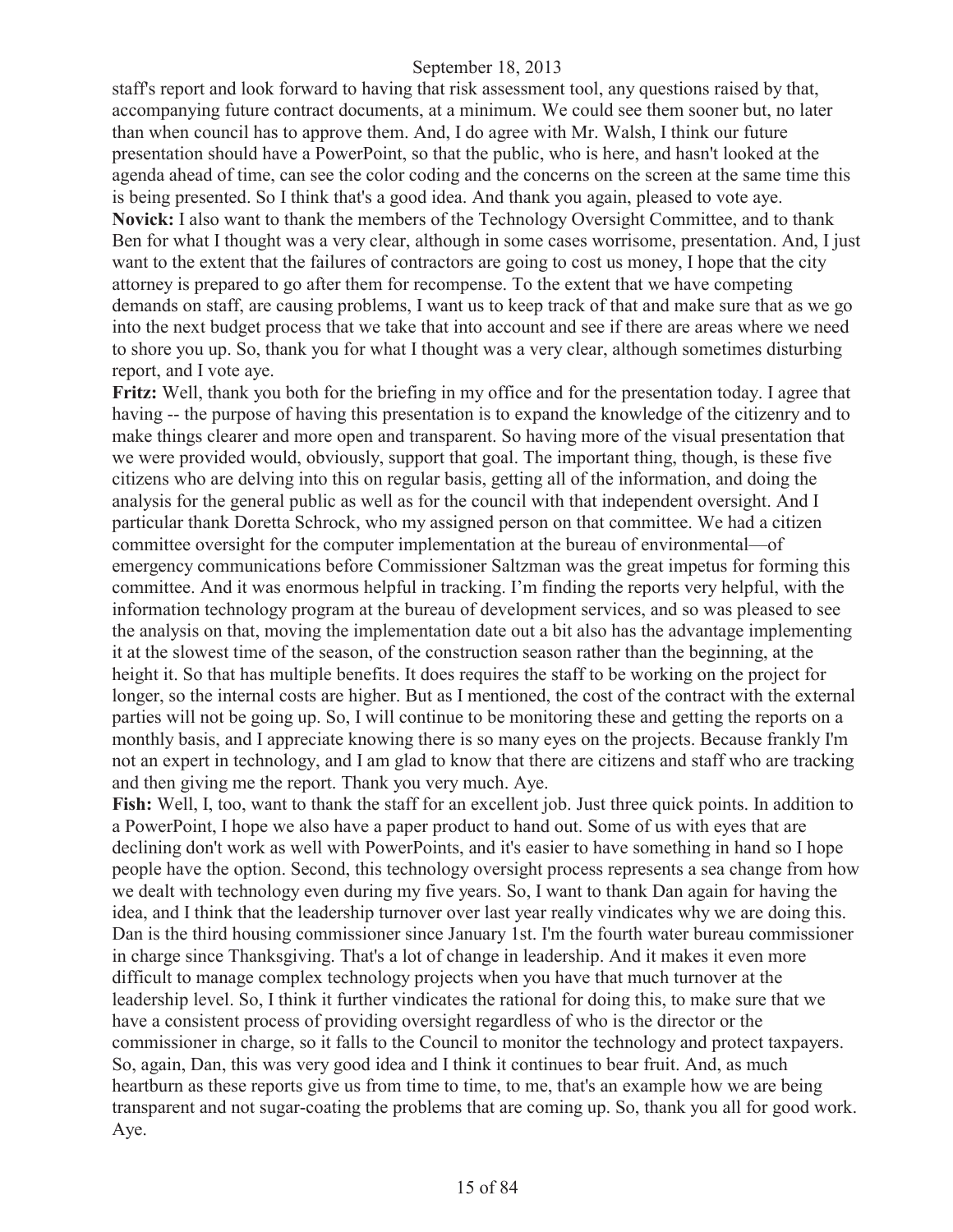staff's report and look forward to having that risk assessment tool, any questions raised by that, accompanying future contract documents, at a minimum. We could see them sooner but, no later than when council has to approve them. And, I do agree with Mr. Walsh, I think our future presentation should have a PowerPoint, so that the public, who is here, and hasn't looked at the agenda ahead of time, can see the color coding and the concerns on the screen at the same time this is being presented. So I think that's a good idea. And thank you again, pleased to vote aye.

**Novick:** I also want to thank the members of the Technology Oversight Committee, and to thank Ben for what I thought was a very clear, although in some cases worrisome, presentation. And, I just want to the extent that the failures of contractors are going to cost us money, I hope that the city attorney is prepared to go after them for recompense. To the extent that we have competing demands on staff, are causing problems, I want us to keep track of that and make sure that as we go into the next budget process that we take that into account and see if there are areas where we need to shore you up. So, thank you for what I thought was a very clear, although sometimes disturbing report, and I vote aye.

**Fritz:** Well, thank you both for the briefing in my office and for the presentation today. I agree that having -- the purpose of having this presentation is to expand the knowledge of the citizenry and to make things clearer and more open and transparent. So having more of the visual presentation that we were provided would, obviously, support that goal. The important thing, though, is these five citizens who are delving into this on regular basis, getting all of the information, and doing the analysis for the general public as well as for the council with that independent oversight. And I particular thank Doretta Schrock, who my assigned person on that committee. We had a citizen committee oversight for the computer implementation at the bureau of environmental—of emergency communications before Commissioner Saltzman was the great impetus for forming this committee. And it was enormous helpful in tracking. I'm finding the reports very helpful, with the information technology program at the bureau of development services, and so was pleased to see the analysis on that, moving the implementation date out a bit also has the advantage implementing it at the slowest time of the season, of the construction season rather than the beginning, at the height it. So that has multiple benefits. It does requires the staff to be working on the project for longer, so the internal costs are higher. But as I mentioned, the cost of the contract with the external parties will not be going up. So, I will continue to be monitoring these and getting the reports on a monthly basis, and I appreciate knowing there is so many eyes on the projects. Because frankly I'm not an expert in technology, and I am glad to know that there are citizens and staff who are tracking and then giving me the report. Thank you very much. Aye.

**Fish:** Well, I, too, want to thank the staff for an excellent job. Just three quick points. In addition to a PowerPoint, I hope we also have a paper product to hand out. Some of us with eyes that are declining don't work as well with PowerPoints, and it's easier to have something in hand so I hope people have the option. Second, this technology oversight process represents a sea change from how we dealt with technology even during my five years. So, I want to thank Dan again for having the idea, and I think that the leadership turnover over last year really vindicates why we are doing this. Dan is the third housing commissioner since January 1st. I'm the fourth water bureau commissioner in charge since Thanksgiving. That's a lot of change in leadership. And it makes it even more difficult to manage complex technology projects when you have that much turnover at the leadership level. So, I think it further vindicates the rational for doing this, to make sure that we have a consistent process of providing oversight regardless of who is the director or the commissioner in charge, so it falls to the Council to monitor the technology and protect taxpayers. So, again, Dan, this was very good idea and I think it continues to bear fruit. And, as much heartburn as these reports give us from time to time, to me, that's an example how we are being transparent and not sugar-coating the problems that are coming up. So, thank you all for good work. Aye.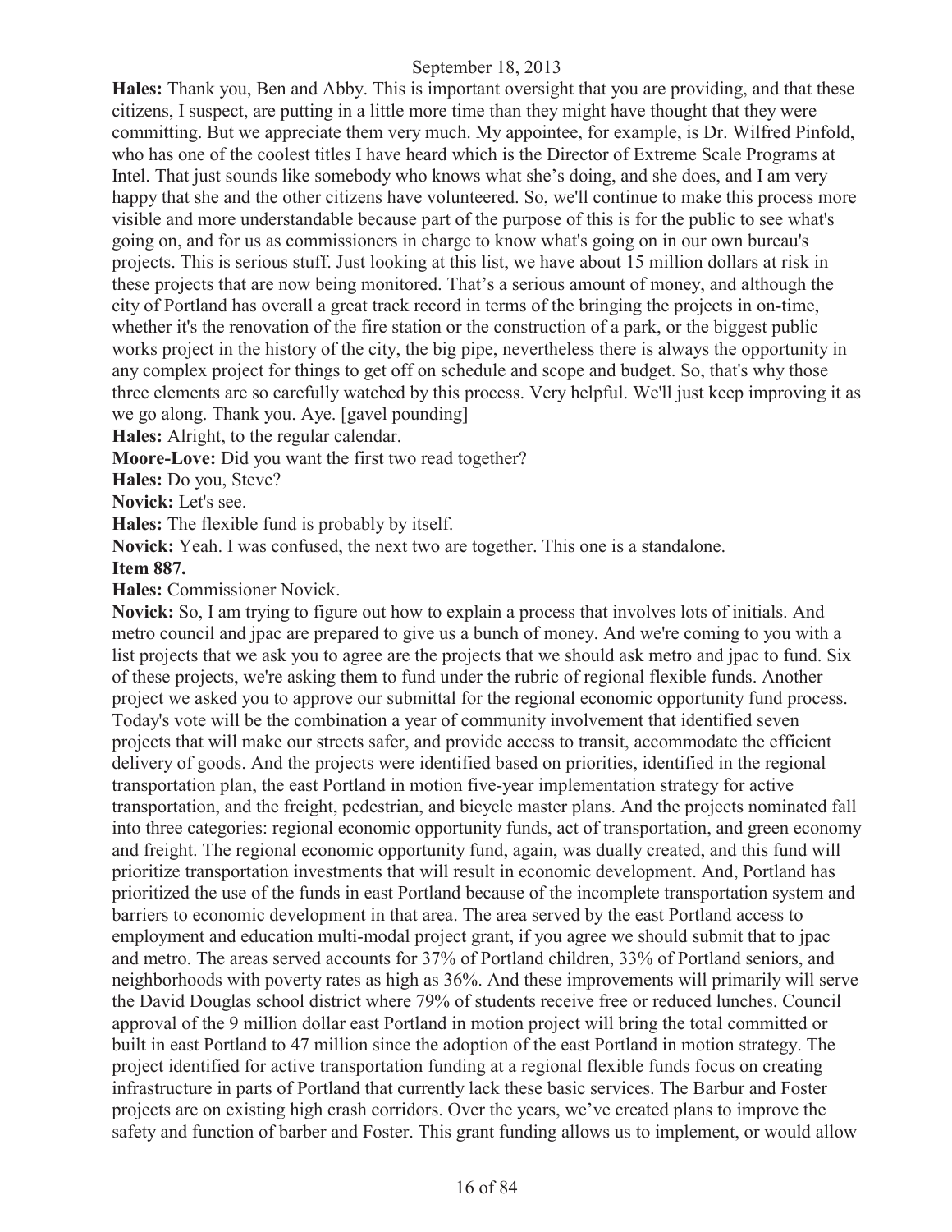**Hales:** Thank you, Ben and Abby. This is important oversight that you are providing, and that these citizens, I suspect, are putting in a little more time than they might have thought that they were committing. But we appreciate them very much. My appointee, for example, is Dr. Wilfred Pinfold, who has one of the coolest titles I have heard which is the Director of Extreme Scale Programs at Intel. That just sounds like somebody who knows what she's doing, and she does, and I am very happy that she and the other citizens have volunteered. So, we'll continue to make this process more visible and more understandable because part of the purpose of this is for the public to see what's going on, and for us as commissioners in charge to know what's going on in our own bureau's projects. This is serious stuff. Just looking at this list, we have about 15 million dollars at risk in these projects that are now being monitored. That's a serious amount of money, and although the city of Portland has overall a great track record in terms of the bringing the projects in on-time, whether it's the renovation of the fire station or the construction of a park, or the biggest public works project in the history of the city, the big pipe, nevertheless there is always the opportunity in any complex project for things to get off on schedule and scope and budget. So, that's why those three elements are so carefully watched by this process. Very helpful. We'll just keep improving it as we go along. Thank you. Aye. [gavel pounding]

**Hales:** Alright, to the regular calendar.

**Moore-Love:** Did you want the first two read together?

**Hales:** Do you, Steve?

**Novick:** Let's see.

**Hales:** The flexible fund is probably by itself.

**Novick:** Yeah. I was confused, the next two are together. This one is a standalone.

**Item 887.**

**Hales:** Commissioner Novick.

**Novick:** So, I am trying to figure out how to explain a process that involves lots of initials. And metro council and jpac are prepared to give us a bunch of money. And we're coming to you with a list projects that we ask you to agree are the projects that we should ask metro and jpac to fund. Six of these projects, we're asking them to fund under the rubric of regional flexible funds. Another project we asked you to approve our submittal for the regional economic opportunity fund process. Today's vote will be the combination a year of community involvement that identified seven projects that will make our streets safer, and provide access to transit, accommodate the efficient delivery of goods. And the projects were identified based on priorities, identified in the regional transportation plan, the east Portland in motion five-year implementation strategy for active transportation, and the freight, pedestrian, and bicycle master plans. And the projects nominated fall into three categories: regional economic opportunity funds, act of transportation, and green economy and freight. The regional economic opportunity fund, again, was dually created, and this fund will prioritize transportation investments that will result in economic development. And, Portland has prioritized the use of the funds in east Portland because of the incomplete transportation system and barriers to economic development in that area. The area served by the east Portland access to employment and education multi-modal project grant, if you agree we should submit that to jpac and metro. The areas served accounts for 37% of Portland children, 33% of Portland seniors, and neighborhoods with poverty rates as high as 36%. And these improvements will primarily will serve the David Douglas school district where 79% of students receive free or reduced lunches. Council approval of the 9 million dollar east Portland in motion project will bring the total committed or built in east Portland to 47 million since the adoption of the east Portland in motion strategy. The project identified for active transportation funding at a regional flexible funds focus on creating infrastructure in parts of Portland that currently lack these basic services. The Barbur and Foster projects are on existing high crash corridors. Over the years, we've created plans to improve the safety and function of barber and Foster. This grant funding allows us to implement, or would allow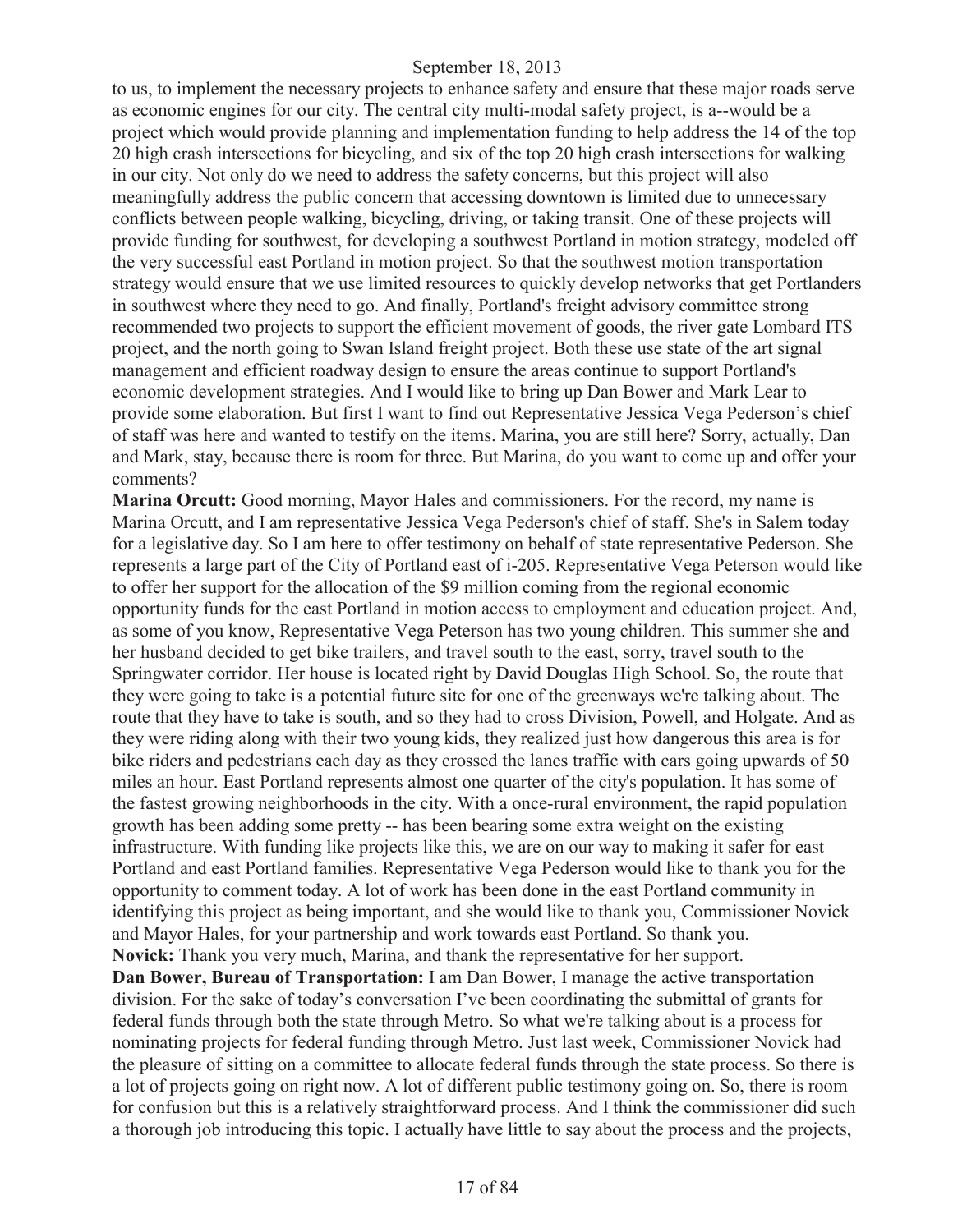to us, to implement the necessary projects to enhance safety and ensure that these major roads serve as economic engines for our city. The central city multi-modal safety project, is a--would be a project which would provide planning and implementation funding to help address the 14 of the top 20 high crash intersections for bicycling, and six of the top 20 high crash intersections for walking in our city. Not only do we need to address the safety concerns, but this project will also meaningfully address the public concern that accessing downtown is limited due to unnecessary conflicts between people walking, bicycling, driving, or taking transit. One of these projects will provide funding for southwest, for developing a southwest Portland in motion strategy, modeled off the very successful east Portland in motion project. So that the southwest motion transportation strategy would ensure that we use limited resources to quickly develop networks that get Portlanders in southwest where they need to go. And finally, Portland's freight advisory committee strong recommended two projects to support the efficient movement of goods, the river gate Lombard ITS project, and the north going to Swan Island freight project. Both these use state of the art signal management and efficient roadway design to ensure the areas continue to support Portland's economic development strategies. And I would like to bring up Dan Bower and Mark Lear to provide some elaboration. But first I want to find out Representative Jessica Vega Pederson's chief of staff was here and wanted to testify on the items. Marina, you are still here? Sorry, actually, Dan and Mark, stay, because there is room for three. But Marina, do you want to come up and offer your comments?

**Marina Orcutt:** Good morning, Mayor Hales and commissioners. For the record, my name is Marina Orcutt, and I am representative Jessica Vega Pederson's chief of staff. She's in Salem today for a legislative day. So I am here to offer testimony on behalf of state representative Pederson. She represents a large part of the City of Portland east of i-205. Representative Vega Peterson would like to offer her support for the allocation of the $9 million coming from the regional economic opportunity funds for the east Portland in motion access to employment and education project. And, as some of you know, Representative Vega Peterson has two young children. This summer she and her husband decided to get bike trailers, and travel south to the east, sorry, travel south to the Springwater corridor. Her house is located right by David Douglas High School. So, the route that they were going to take is a potential future site for one of the greenways we're talking about. The route that they have to take is south, and so they had to cross Division, Powell, and Holgate. And as they were riding along with their two young kids, they realized just how dangerous this area is for bike riders and pedestrians each day as they crossed the lanes traffic with cars going upwards of 50 miles an hour. East Portland represents almost one quarter of the city's population. It has some of the fastest growing neighborhoods in the city. With a once-rural environment, the rapid population growth has been adding some pretty -- has been bearing some extra weight on the existing infrastructure. With funding like projects like this, we are on our way to making it safer for east Portland and east Portland families. Representative Vega Pederson would like to thank you for the opportunity to comment today. A lot of work has been done in the east Portland community in identifying this project as being important, and she would like to thank you, Commissioner Novick and Mayor Hales, for your partnership and work towards east Portland. So thank you.

**Novick:** Thank you very much, Marina, and thank the representative for her support.

**Dan Bower, Bureau of Transportation:** I am Dan Bower, I manage the active transportation division. For the sake of today's conversation I've been coordinating the submittal of grants for federal funds through both the state through Metro. So what we're talking about is a process for nominating projects for federal funding through Metro. Just last week, Commissioner Novick had the pleasure of sitting on a committee to allocate federal funds through the state process. So there is a lot of projects going on right now. A lot of different public testimony going on. So, there is room for confusion but this is a relatively straightforward process. And I think the commissioner did such a thorough job introducing this topic. I actually have little to say about the process and the projects,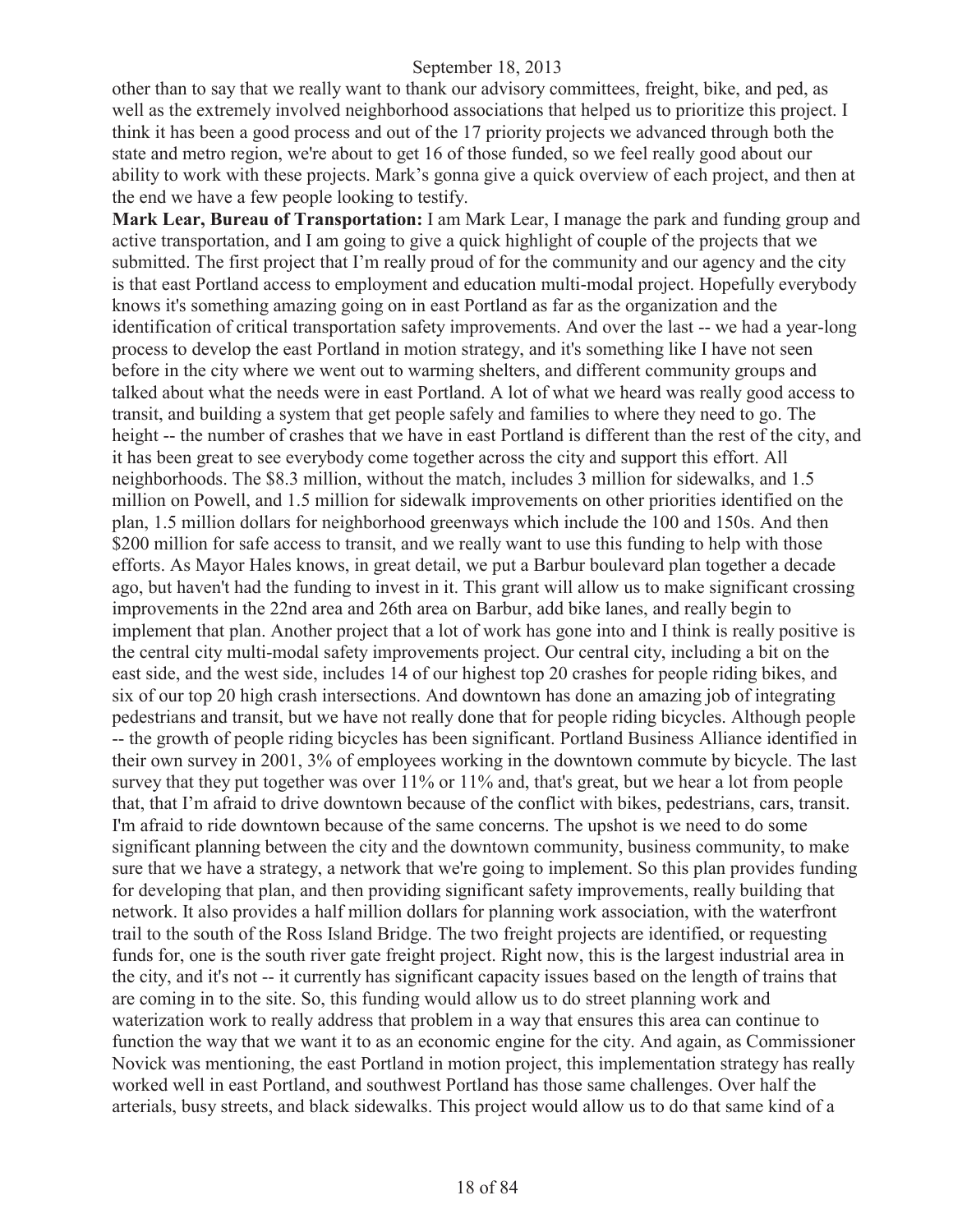other than to say that we really want to thank our advisory committees, freight, bike, and ped, as well as the extremely involved neighborhood associations that helped us to prioritize this project. I think it has been a good process and out of the 17 priority projects we advanced through both the state and metro region, we're about to get 16 of those funded, so we feel really good about our ability to work with these projects. Mark's gonna give a quick overview of each project, and then at the end we have a few people looking to testify.

**Mark Lear, Bureau of Transportation:** I am Mark Lear, I manage the park and funding group and active transportation, and I am going to give a quick highlight of couple of the projects that we submitted. The first project that I'm really proud of for the community and our agency and the city is that east Portland access to employment and education multi-modal project. Hopefully everybody knows it's something amazing going on in east Portland as far as the organization and the identification of critical transportation safety improvements. And over the last -- we had a year-long process to develop the east Portland in motion strategy, and it's something like I have not seen before in the city where we went out to warming shelters, and different community groups and talked about what the needs were in east Portland. A lot of what we heard was really good access to transit, and building a system that get people safely and families to where they need to go. The height -- the number of crashes that we have in east Portland is different than the rest of the city, and it has been great to see everybody come together across the city and support this effort. All neighborhoods. The $8.3 million, without the match, includes 3 million for sidewalks, and 1.5 million on Powell, and 1.5 million for sidewalk improvements on other priorities identified on the plan, 1.5 million dollars for neighborhood greenways which include the 100 and 150s. And then $200 million for safe access to transit, and we really want to use this funding to help with those efforts. As Mayor Hales knows, in great detail, we put a Barbur boulevard plan together a decade ago, but haven't had the funding to invest in it. This grant will allow us to make significant crossing improvements in the 22nd area and 26th area on Barbur, add bike lanes, and really begin to implement that plan. Another project that a lot of work has gone into and I think is really positive is the central city multi-modal safety improvements project. Our central city, including a bit on the east side, and the west side, includes 14 of our highest top 20 crashes for people riding bikes, and six of our top 20 high crash intersections. And downtown has done an amazing job of integrating pedestrians and transit, but we have not really done that for people riding bicycles. Although people -- the growth of people riding bicycles has been significant. Portland Business Alliance identified in their own survey in 2001, 3% of employees working in the downtown commute by bicycle. The last survey that they put together was over 11% or 11% and, that's great, but we hear a lot from people that, that I'm afraid to drive downtown because of the conflict with bikes, pedestrians, cars, transit. I'm afraid to ride downtown because of the same concerns. The upshot is we need to do some significant planning between the city and the downtown community, business community, to make sure that we have a strategy, a network that we're going to implement. So this plan provides funding for developing that plan, and then providing significant safety improvements, really building that network. It also provides a half million dollars for planning work association, with the waterfront trail to the south of the Ross Island Bridge. The two freight projects are identified, or requesting funds for, one is the south river gate freight project. Right now, this is the largest industrial area in the city, and it's not -- it currently has significant capacity issues based on the length of trains that are coming in to the site. So, this funding would allow us to do street planning work and waterization work to really address that problem in a way that ensures this area can continue to function the way that we want it to as an economic engine for the city. And again, as Commissioner Novick was mentioning, the east Portland in motion project, this implementation strategy has really worked well in east Portland, and southwest Portland has those same challenges. Over half the arterials, busy streets, and black sidewalks. This project would allow us to do that same kind of a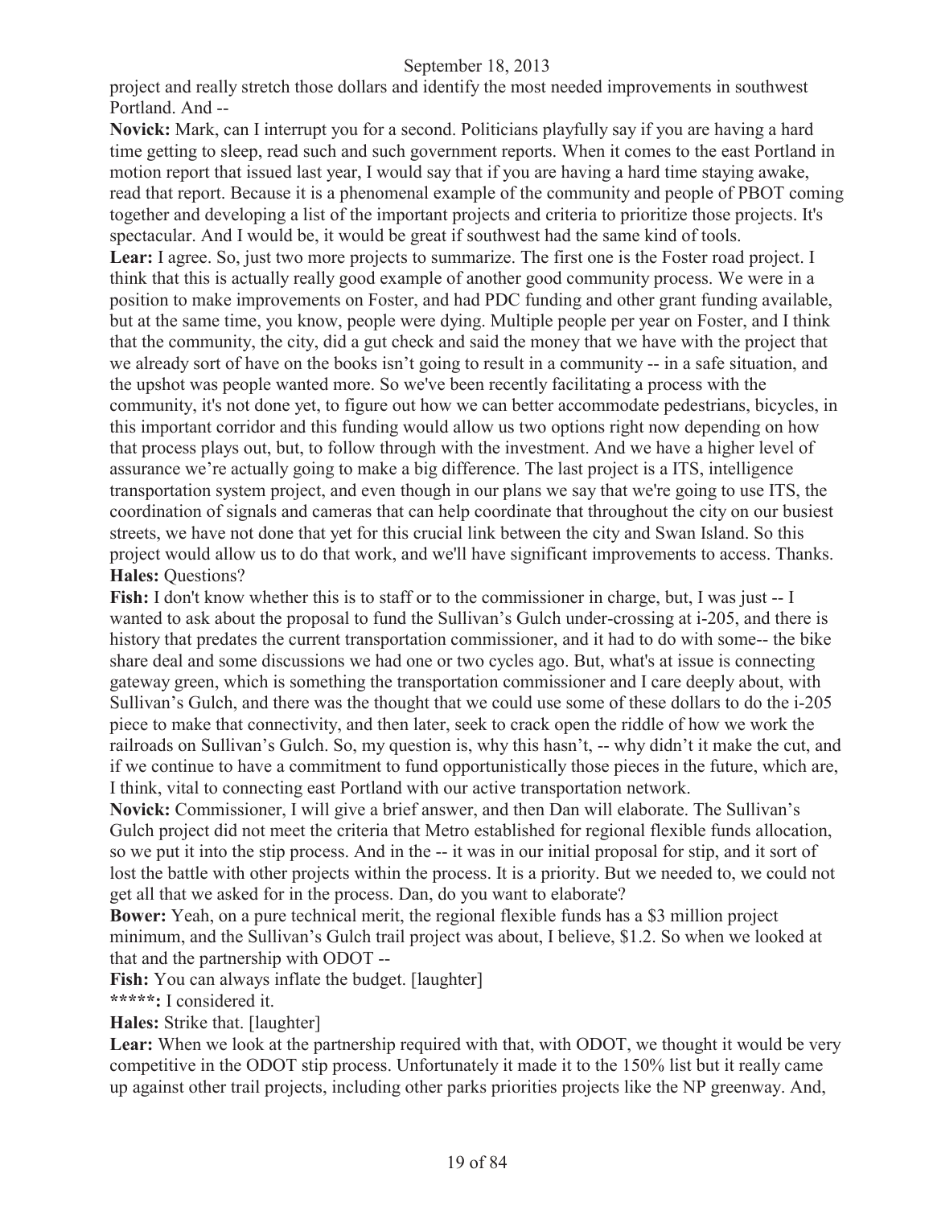project and really stretch those dollars and identify the most needed improvements in southwest Portland. And --

**Novick:** Mark, can I interrupt you for a second. Politicians playfully say if you are having a hard time getting to sleep, read such and such government reports. When it comes to the east Portland in motion report that issued last year, I would say that if you are having a hard time staying awake, read that report. Because it is a phenomenal example of the community and people of PBOT coming together and developing a list of the important projects and criteria to prioritize those projects. It's spectacular. And I would be, it would be great if southwest had the same kind of tools.

**Lear:** I agree. So, just two more projects to summarize. The first one is the Foster road project. I think that this is actually really good example of another good community process. We were in a position to make improvements on Foster, and had PDC funding and other grant funding available, but at the same time, you know, people were dying. Multiple people per year on Foster, and I think that the community, the city, did a gut check and said the money that we have with the project that we already sort of have on the books isn't going to result in a community -- in a safe situation, and the upshot was people wanted more. So we've been recently facilitating a process with the community, it's not done yet, to figure out how we can better accommodate pedestrians, bicycles, in this important corridor and this funding would allow us two options right now depending on how that process plays out, but, to follow through with the investment. And we have a higher level of assurance we're actually going to make a big difference. The last project is a ITS, intelligence transportation system project, and even though in our plans we say that we're going to use ITS, the coordination of signals and cameras that can help coordinate that throughout the city on our busiest streets, we have not done that yet for this crucial link between the city and Swan Island. So this project would allow us to do that work, and we'll have significant improvements to access. Thanks.

**Hales:** Questions?

**Fish:** I don't know whether this is to staff or to the commissioner in charge, but, I was just -- I wanted to ask about the proposal to fund the Sullivan's Gulch under-crossing at i-205, and there is history that predates the current transportation commissioner, and it had to do with some-- the bike share deal and some discussions we had one or two cycles ago. But, what's at issue is connecting gateway green, which is something the transportation commissioner and I care deeply about, with Sullivan's Gulch, and there was the thought that we could use some of these dollars to do the i-205 piece to make that connectivity, and then later, seek to crack open the riddle of how we work the railroads on Sullivan's Gulch. So, my question is, why this hasn't, -- why didn't it make the cut, and if we continue to have a commitment to fund opportunistically those pieces in the future, which are, I think, vital to connecting east Portland with our active transportation network.

**Novick:** Commissioner, I will give a brief answer, and then Dan will elaborate. The Sullivan's Gulch project did not meet the criteria that Metro established for regional flexible funds allocation, so we put it into the stip process. And in the -- it was in our initial proposal for stip, and it sort of lost the battle with other projects within the process. It is a priority. But we needed to, we could not get all that we asked for in the process. Dan, do you want to elaborate?

**Bower:** Yeah, on a pure technical merit, the regional flexible funds has a $3 million project minimum, and the Sullivan's Gulch trail project was about, I believe, $1.2. So when we looked at that and the partnership with ODOT --

**Fish:** You can always inflate the budget. [laughter]

**\*\*\*\*\*:** I considered it.

**Hales:** Strike that. [laughter]

**Lear:** When we look at the partnership required with that, with ODOT, we thought it would be very competitive in the ODOT stip process. Unfortunately it made it to the 150% list but it really came up against other trail projects, including other parks priorities projects like the NP greenway. And,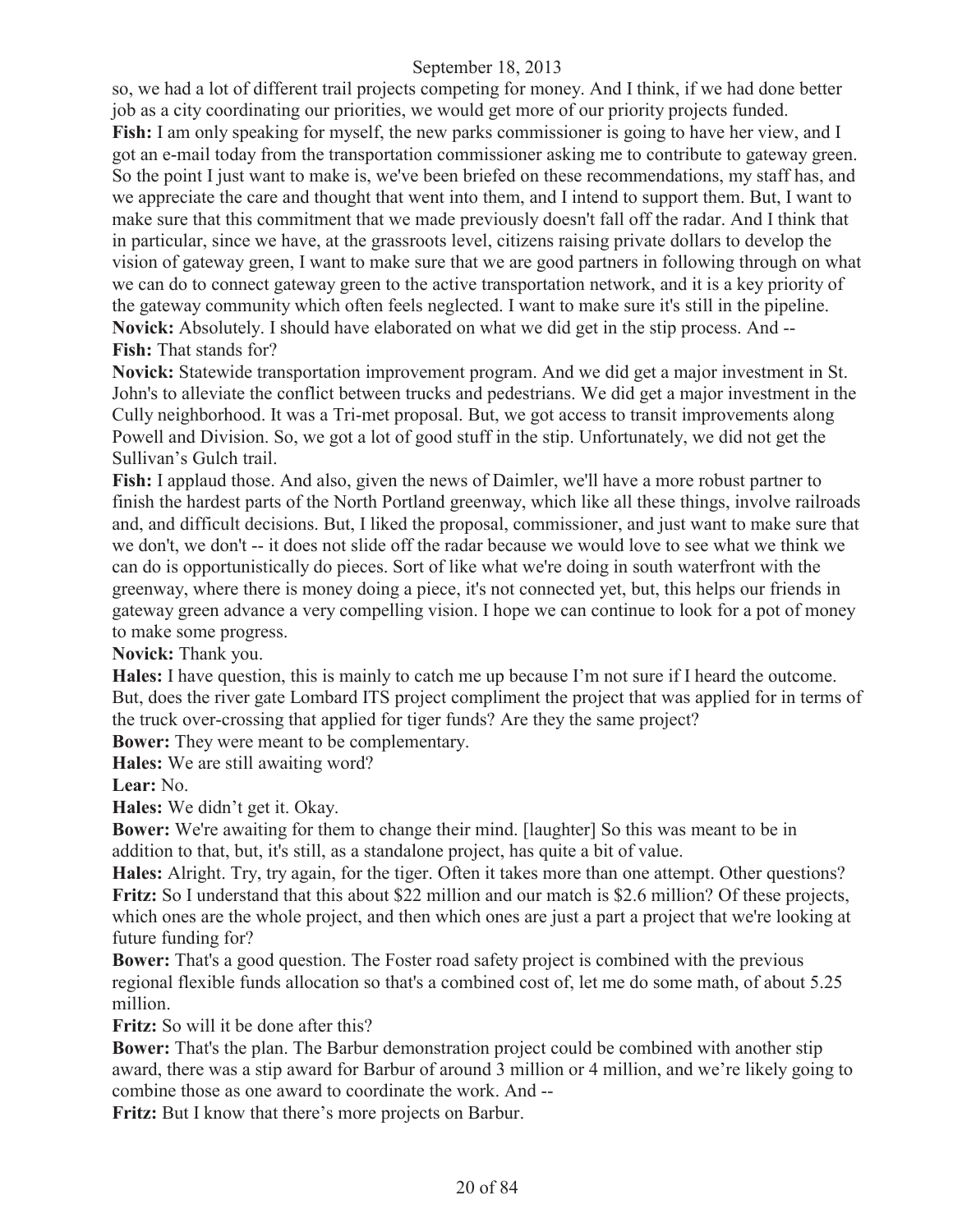so, we had a lot of different trail projects competing for money. And I think, if we had done better job as a city coordinating our priorities, we would get more of our priority projects funded.

**Fish:** I am only speaking for myself, the new parks commissioner is going to have her view, and I got an e-mail today from the transportation commissioner asking me to contribute to gateway green. So the point I just want to make is, we've been briefed on these recommendations, my staff has, and we appreciate the care and thought that went into them, and I intend to support them. But, I want to make sure that this commitment that we made previously doesn't fall off the radar. And I think that in particular, since we have, at the grassroots level, citizens raising private dollars to develop the vision of gateway green, I want to make sure that we are good partners in following through on what we can do to connect gateway green to the active transportation network, and it is a key priority of the gateway community which often feels neglected. I want to make sure it's still in the pipeline.

**Novick:** Absolutely. I should have elaborated on what we did get in the stip process. And --

**Fish:** That stands for?

**Novick:** Statewide transportation improvement program. And we did get a major investment in St. John's to alleviate the conflict between trucks and pedestrians. We did get a major investment in the Cully neighborhood. It was a Tri-met proposal. But, we got access to transit improvements along Powell and Division. So, we got a lot of good stuff in the stip. Unfortunately, we did not get the Sullivan's Gulch trail.

**Fish:** I applaud those. And also, given the news of Daimler, we'll have a more robust partner to finish the hardest parts of the North Portland greenway, which like all these things, involve railroads and, and difficult decisions. But, I liked the proposal, commissioner, and just want to make sure that we don't, we don't -- it does not slide off the radar because we would love to see what we think we can do is opportunistically do pieces. Sort of like what we're doing in south waterfront with the greenway, where there is money doing a piece, it's not connected yet, but, this helps our friends in gateway green advance a very compelling vision. I hope we can continue to look for a pot of money to make some progress.

**Novick:** Thank you.

**Hales:** I have question, this is mainly to catch me up because I'm not sure if I heard the outcome. But, does the river gate Lombard ITS project compliment the project that was applied for in terms of the truck over-crossing that applied for tiger funds? Are they the same project?

**Bower:** They were meant to be complementary.

**Hales:** We are still awaiting word?

**Lear:** No.

**Hales:** We didn't get it. Okay.

**Bower:** We're awaiting for them to change their mind. [laughter] So this was meant to be in addition to that, but, it's still, as a standalone project, has quite a bit of value.

**Hales:** Alright. Try, try again, for the tiger. Often it takes more than one attempt. Other questions?

**Fritz:** So I understand that this about $22 million and our match is $2.6 million? Of these projects, which ones are the whole project, and then which ones are just a part a project that we're looking at future funding for?

**Bower:** That's a good question. The Foster road safety project is combined with the previous regional flexible funds allocation so that's a combined cost of, let me do some math, of about 5.25 million.

**Fritz:** So will it be done after this?

**Bower:** That's the plan. The Barbur demonstration project could be combined with another stip award, there was a stip award for Barbur of around 3 million or 4 million, and we're likely going to combine those as one award to coordinate the work. And --

**Fritz:** But I know that there's more projects on Barbur.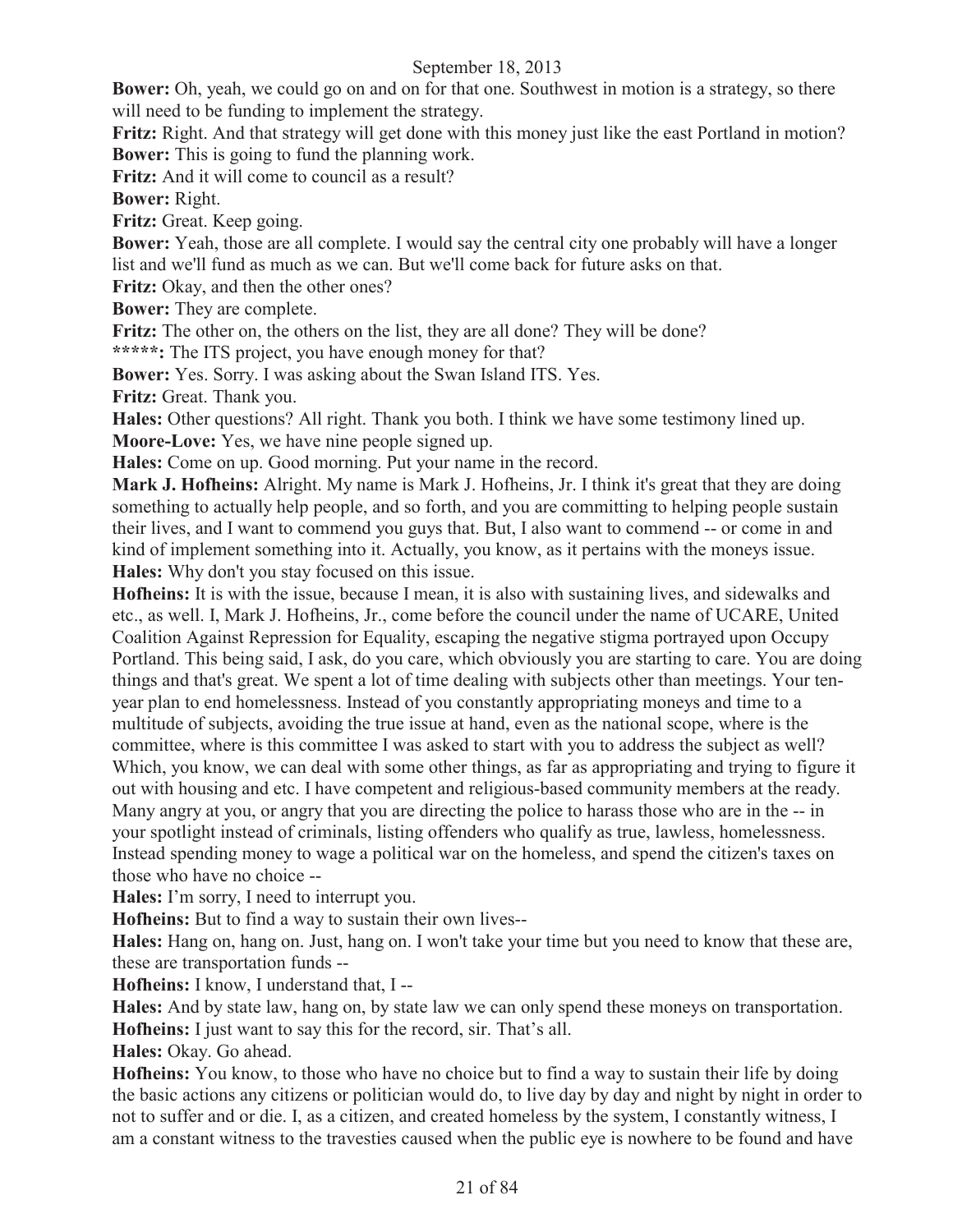**Bower:** Oh, yeah, we could go on and on for that one. Southwest in motion is a strategy, so there will need to be funding to implement the strategy.

**Fritz:** Right. And that strategy will get done with this money just like the east Portland in motion?

**Bower:** This is going to fund the planning work.

**Fritz:** And it will come to council as a result?

**Bower:** Right.

**Fritz:** Great. Keep going.

**Bower:** Yeah, those are all complete. I would say the central city one probably will have a longer list and we'll fund as much as we can. But we'll come back for future asks on that.

**Fritz:** Okay, and then the other ones?

**Bower:** They are complete.

**Fritz:** The other on, the others on the list, they are all done? They will be done?

*****: The ITS project, you have enough money for that?

**Bower:** Yes. Sorry. I was asking about the Swan Island ITS. Yes.

**Fritz:** Great. Thank you.

**Hales:** Other questions? All right. Thank you both. I think we have some testimony lined up.

**Moore-Love:** Yes, we have nine people signed up.

**Hales:** Come on up. Good morning. Put your name in the record.

**Mark J. Hofheins:** Alright. My name is Mark J. Hofheins, Jr. I think it's great that they are doing something to actually help people, and so forth, and you are committing to helping people sustain their lives, and I want to commend you guys that. But, I also want to commend -- or come in and kind of implement something into it. Actually, you know, as it pertains with the moneys issue.

**Hales:** Why don't you stay focused on this issue.

**Hofheins:** It is with the issue, because I mean, it is also with sustaining lives, and sidewalks and etc., as well. I, Mark J. Hofheins, Jr., come before the council under the name of UCARE, United Coalition Against Repression for Equality, escaping the negative stigma portrayed upon Occupy Portland. This being said, I ask, do you care, which obviously you are starting to care. You are doing things and that's great. We spent a lot of time dealing with subjects other than meetings. Your ten-year plan to end homelessness. Instead of you constantly appropriating moneys and time to a multitude of subjects, avoiding the true issue at hand, even as the national scope, where is the committee, where is this committee I was asked to start with you to address the subject as well? Which, you know, we can deal with some other things, as far as appropriating and trying to figure it out with housing and etc. I have competent and religious-based community members at the ready. Many angry at you, or angry that you are directing the police to harass those who are in the -- in your spotlight instead of criminals, listing offenders who qualify as true, lawless, homelessness. Instead spending money to wage a political war on the homeless, and spend the citizen's taxes on those who have no choice --

**Hales:** I'm sorry, I need to interrupt you.

**Hofheins:** But to find a way to sustain their own lives--

**Hales:** Hang on, hang on. Just, hang on. I won't take your time but you need to know that these are, these are transportation funds --

**Hofheins:** I know, I understand that, I --

**Hales:** And by state law, hang on, by state law we can only spend these moneys on transportation.

**Hofheins:** I just want to say this for the record, sir. That's all.

**Hales:** Okay. Go ahead.

**Hofheins:** You know, to those who have no choice but to find a way to sustain their life by doing the basic actions any citizens or politician would do, to live day by day and night by night in order to not to suffer and or die. I, as a citizen, and created homeless by the system, I constantly witness, I am a constant witness to the travesties caused when the public eye is nowhere to be found and have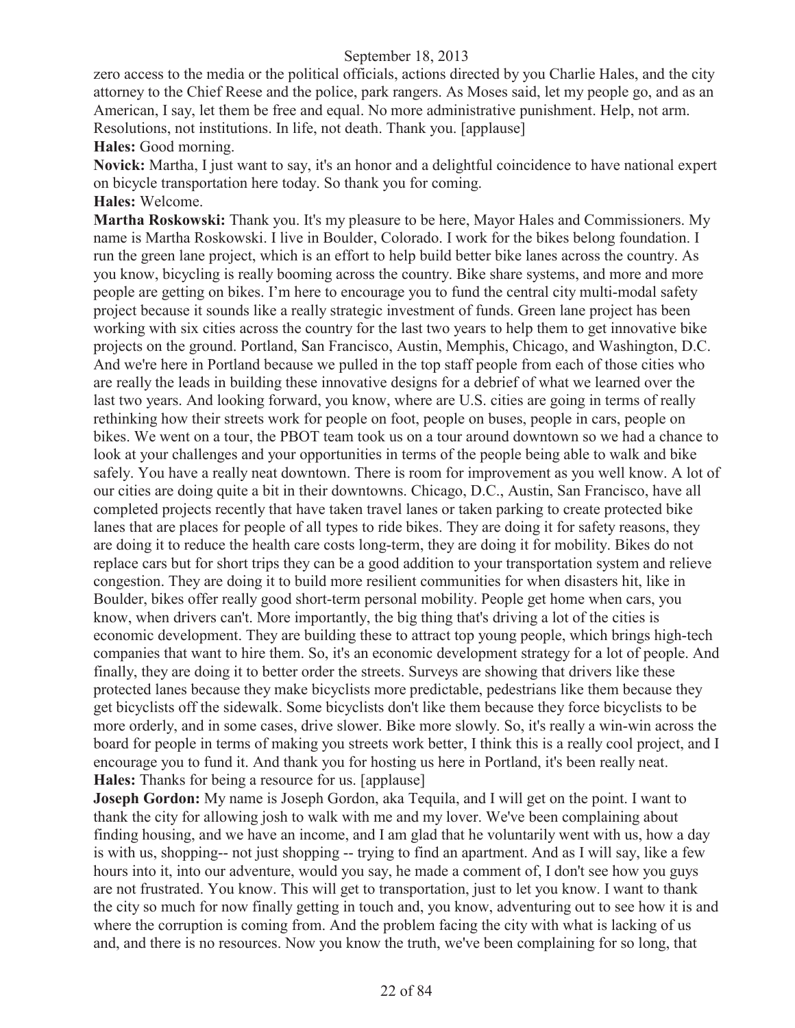zero access to the media or the political officials, actions directed by you Charlie Hales, and the city attorney to the Chief Reese and the police, park rangers. As Moses said, let my people go, and as an American, I say, let them be free and equal. No more administrative punishment. Help, not arm. Resolutions, not institutions. In life, not death. Thank you. [applause]

**Hales:** Good morning.

**Novick:** Martha, I just want to say, it's an honor and a delightful coincidence to have national expert on bicycle transportation here today. So thank you for coming.

**Hales:** Welcome.

**Martha Roskowski:** Thank you. It's my pleasure to be here, Mayor Hales and Commissioners. My name is Martha Roskowski. I live in Boulder, Colorado. I work for the bikes belong foundation. I run the green lane project, which is an effort to help build better bike lanes across the country. As you know, bicycling is really booming across the country. Bike share systems, and more and more people are getting on bikes. I'm here to encourage you to fund the central city multi-modal safety project because it sounds like a really strategic investment of funds. Green lane project has been working with six cities across the country for the last two years to help them to get innovative bike projects on the ground. Portland, San Francisco, Austin, Memphis, Chicago, and Washington, D.C. And we're here in Portland because we pulled in the top staff people from each of those cities who are really the leads in building these innovative designs for a debrief of what we learned over the last two years. And looking forward, you know, where are U.S. cities are going in terms of really rethinking how their streets work for people on foot, people on buses, people in cars, people on bikes. We went on a tour, the PBOT team took us on a tour around downtown so we had a chance to look at your challenges and your opportunities in terms of the people being able to walk and bike safely. You have a really neat downtown. There is room for improvement as you well know. A lot of our cities are doing quite a bit in their downtowns. Chicago, D.C., Austin, San Francisco, have all completed projects recently that have taken travel lanes or taken parking to create protected bike lanes that are places for people of all types to ride bikes. They are doing it for safety reasons, they are doing it to reduce the health care costs long-term, they are doing it for mobility. Bikes do not replace cars but for short trips they can be a good addition to your transportation system and relieve congestion. They are doing it to build more resilient communities for when disasters hit, like in Boulder, bikes offer really good short-term personal mobility. People get home when cars, you know, when drivers can't. More importantly, the big thing that's driving a lot of the cities is economic development. They are building these to attract top young people, which brings high-tech companies that want to hire them. So, it's an economic development strategy for a lot of people. And finally, they are doing it to better order the streets. Surveys are showing that drivers like these protected lanes because they make bicyclists more predictable, pedestrians like them because they get bicyclists off the sidewalk. Some bicyclists don't like them because they force bicyclists to be more orderly, and in some cases, drive slower. Bike more slowly. So, it's really a win-win across the board for people in terms of making you streets work better, I think this is a really cool project, and I encourage you to fund it. And thank you for hosting us here in Portland, it's been really neat.

**Hales:** Thanks for being a resource for us. [applause]

**Joseph Gordon:** My name is Joseph Gordon, aka Tequila, and I will get on the point. I want to thank the city for allowing josh to walk with me and my lover. We've been complaining about finding housing, and we have an income, and I am glad that he voluntarily went with us, how a day is with us, shopping-- not just shopping -- trying to find an apartment. And as I will say, like a few hours into it, into our adventure, would you say, he made a comment of, I don't see how you guys are not frustrated. You know. This will get to transportation, just to let you know. I want to thank the city so much for now finally getting in touch and, you know, adventuring out to see how it is and where the corruption is coming from. And the problem facing the city with what is lacking of us and, and there is no resources. Now you know the truth, we've been complaining for so long, that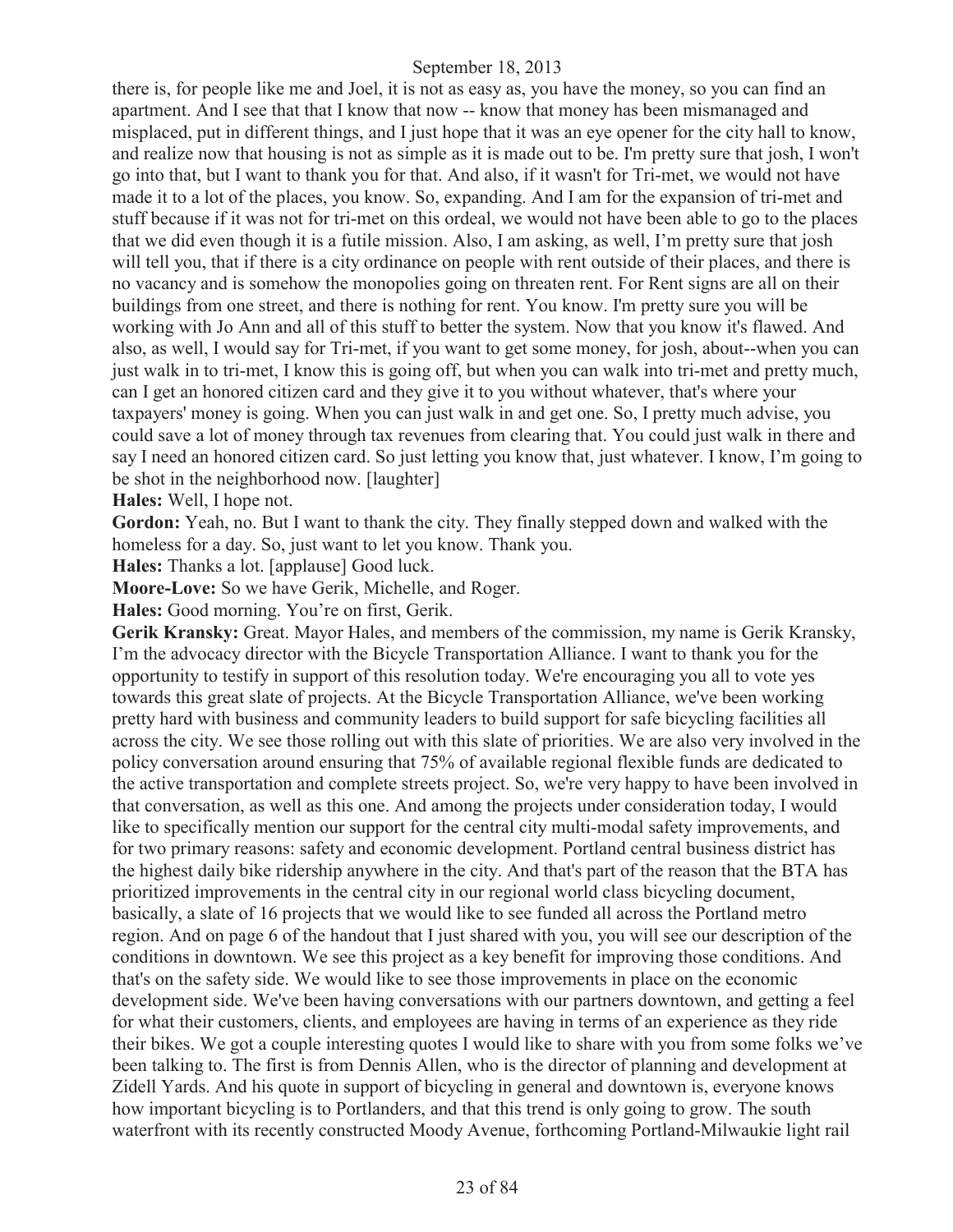there is, for people like me and Joel, it is not as easy as, you have the money, so you can find an apartment. And I see that that I know that now -- know that money has been mismanaged and misplaced, put in different things, and I just hope that it was an eye opener for the city hall to know, and realize now that housing is not as simple as it is made out to be. I'm pretty sure that josh, I won't go into that, but I want to thank you for that. And also, if it wasn't for Tri-met, we would not have made it to a lot of the places, you know. So, expanding. And I am for the expansion of tri-met and stuff because if it was not for tri-met on this ordeal, we would not have been able to go to the places that we did even though it is a futile mission. Also, I am asking, as well, I'm pretty sure that josh will tell you, that if there is a city ordinance on people with rent outside of their places, and there is no vacancy and is somehow the monopolies going on threaten rent. For Rent signs are all on their buildings from one street, and there is nothing for rent. You know. I'm pretty sure you will be working with Jo Ann and all of this stuff to better the system. Now that you know it's flawed. And also, as well, I would say for Tri-met, if you want to get some money, for josh, about--when you can just walk in to tri-met, I know this is going off, but when you can walk into tri-met and pretty much, can I get an honored citizen card and they give it to you without whatever, that's where your taxpayers' money is going. When you can just walk in and get one. So, I pretty much advise, you could save a lot of money through tax revenues from clearing that. You could just walk in there and say I need an honored citizen card. So just letting you know that, just whatever. I know, I'm going to be shot in the neighborhood now. [laughter]

**Hales:** Well, I hope not.

**Gordon:** Yeah, no. But I want to thank the city. They finally stepped down and walked with the homeless for a day. So, just want to let you know. Thank you.

**Hales:** Thanks a lot. [applause] Good luck.

**Moore-Love:** So we have Gerik, Michelle, and Roger.

**Hales:** Good morning. You're on first, Gerik.

**Gerik Kransky:** Great. Mayor Hales, and members of the commission, my name is Gerik Kransky, I'm the advocacy director with the Bicycle Transportation Alliance. I want to thank you for the opportunity to testify in support of this resolution today. We're encouraging you all to vote yes towards this great slate of projects. At the Bicycle Transportation Alliance, we've been working pretty hard with business and community leaders to build support for safe bicycling facilities all across the city. We see those rolling out with this slate of priorities. We are also very involved in the policy conversation around ensuring that 75% of available regional flexible funds are dedicated to the active transportation and complete streets project. So, we're very happy to have been involved in that conversation, as well as this one. And among the projects under consideration today, I would like to specifically mention our support for the central city multi-modal safety improvements, and for two primary reasons: safety and economic development. Portland central business district has the highest daily bike ridership anywhere in the city. And that's part of the reason that the BTA has prioritized improvements in the central city in our regional world class bicycling document, basically, a slate of 16 projects that we would like to see funded all across the Portland metro region. And on page 6 of the handout that I just shared with you, you will see our description of the conditions in downtown. We see this project as a key benefit for improving those conditions. And that's on the safety side. We would like to see those improvements in place on the economic development side. We've been having conversations with our partners downtown, and getting a feel for what their customers, clients, and employees are having in terms of an experience as they ride their bikes. We got a couple interesting quotes I would like to share with you from some folks we've been talking to. The first is from Dennis Allen, who is the director of planning and development at Zidell Yards. And his quote in support of bicycling in general and downtown is, everyone knows how important bicycling is to Portlanders, and that this trend is only going to grow. The south waterfront with its recently constructed Moody Avenue, forthcoming Portland-Milwaukie light rail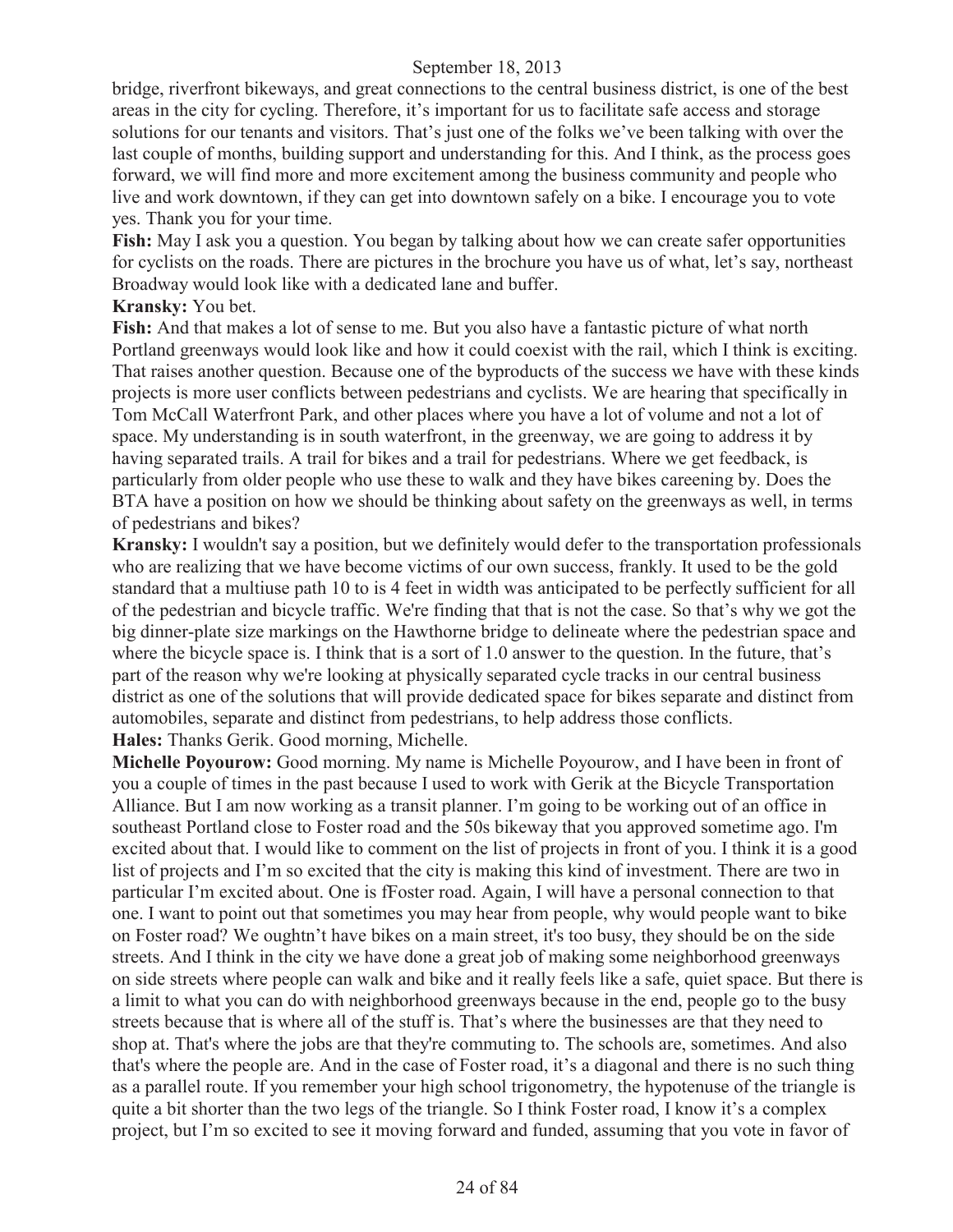bridge, riverfront bikeways, and great connections to the central business district, is one of the best areas in the city for cycling. Therefore, it's important for us to facilitate safe access and storage solutions for our tenants and visitors. That's just one of the folks we've been talking with over the last couple of months, building support and understanding for this. And I think, as the process goes forward, we will find more and more excitement among the business community and people who live and work downtown, if they can get into downtown safely on a bike. I encourage you to vote yes. Thank you for your time.

**Fish:** May I ask you a question. You began by talking about how we can create safer opportunities for cyclists on the roads. There are pictures in the brochure you have us of what, let's say, northeast Broadway would look like with a dedicated lane and buffer.

**Kransky:** You bet.

**Fish:** And that makes a lot of sense to me. But you also have a fantastic picture of what north Portland greenways would look like and how it could coexist with the rail, which I think is exciting. That raises another question. Because one of the byproducts of the success we have with these kinds projects is more user conflicts between pedestrians and cyclists. We are hearing that specifically in Tom McCall Waterfront Park, and other places where you have a lot of volume and not a lot of space. My understanding is in south waterfront, in the greenway, we are going to address it by having separated trails. A trail for bikes and a trail for pedestrians. Where we get feedback, is particularly from older people who use these to walk and they have bikes careening by. Does the BTA have a position on how we should be thinking about safety on the greenways as well, in terms of pedestrians and bikes?

**Kransky:** I wouldn't say a position, but we definitely would defer to the transportation professionals who are realizing that we have become victims of our own success, frankly. It used to be the gold standard that a multiuse path 10 to is 4 feet in width was anticipated to be perfectly sufficient for all of the pedestrian and bicycle traffic. We're finding that that is not the case. So that's why we got the big dinner-plate size markings on the Hawthorne bridge to delineate where the pedestrian space and where the bicycle space is. I think that is a sort of 1.0 answer to the question. In the future, that's part of the reason why we're looking at physically separated cycle tracks in our central business district as one of the solutions that will provide dedicated space for bikes separate and distinct from automobiles, separate and distinct from pedestrians, to help address those conflicts.

**Hales:** Thanks Gerik. Good morning, Michelle.

**Michelle Poyourow:** Good morning. My name is Michelle Poyourow, and I have been in front of you a couple of times in the past because I used to work with Gerik at the Bicycle Transportation Alliance. But I am now working as a transit planner. I'm going to be working out of an office in southeast Portland close to Foster road and the 50s bikeway that you approved sometime ago. I'm excited about that. I would like to comment on the list of projects in front of you. I think it is a good list of projects and I'm so excited that the city is making this kind of investment. There are two in particular I'm excited about. One is fFoster road. Again, I will have a personal connection to that one. I want to point out that sometimes you may hear from people, why would people want to bike on Foster road? We oughtn't have bikes on a main street, it's too busy, they should be on the side streets. And I think in the city we have done a great job of making some neighborhood greenways on side streets where people can walk and bike and it really feels like a safe, quiet space. But there is a limit to what you can do with neighborhood greenways because in the end, people go to the busy streets because that is where all of the stuff is. That's where the businesses are that they need to shop at. That's where the jobs are that they're commuting to. The schools are, sometimes. And also that's where the people are. And in the case of Foster road, it's a diagonal and there is no such thing as a parallel route. If you remember your high school trigonometry, the hypotenuse of the triangle is quite a bit shorter than the two legs of the triangle. So I think Foster road, I know it's a complex project, but I'm so excited to see it moving forward and funded, assuming that you vote in favor of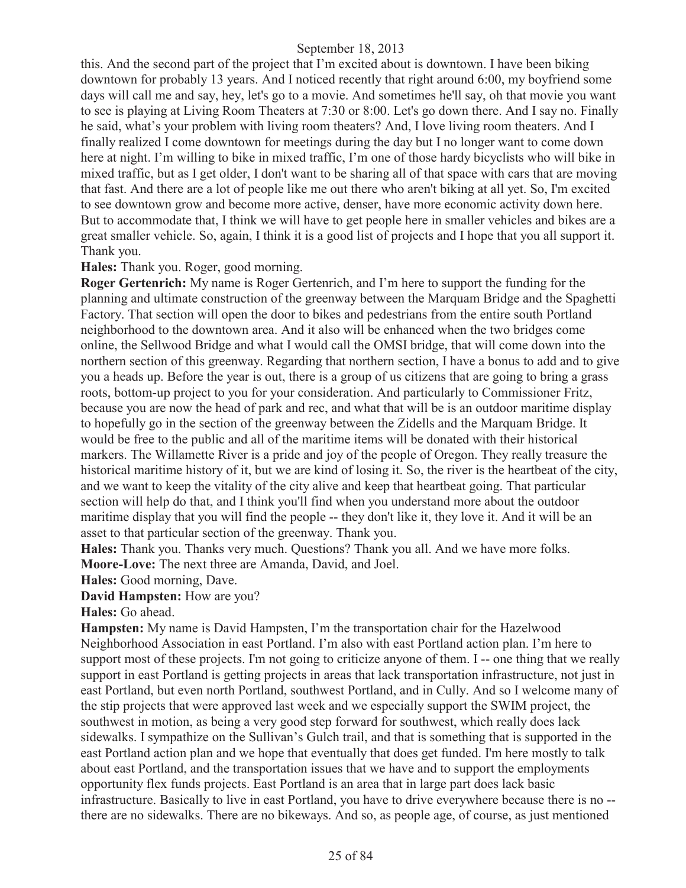this. And the second part of the project that I'm excited about is downtown. I have been biking downtown for probably 13 years. And I noticed recently that right around 6:00, my boyfriend some days will call me and say, hey, let's go to a movie. And sometimes he'll say, oh that movie you want to see is playing at Living Room Theaters at 7:30 or 8:00. Let's go down there. And I say no. Finally he said, what's your problem with living room theaters? And, I love living room theaters. And I finally realized I come downtown for meetings during the day but I no longer want to come down here at night. I'm willing to bike in mixed traffic, I'm one of those hardy bicyclists who will bike in mixed traffic, but as I get older, I don't want to be sharing all of that space with cars that are moving that fast. And there are a lot of people like me out there who aren't biking at all yet. So, I'm excited to see downtown grow and become more active, denser, have more economic activity down here. But to accommodate that, I think we will have to get people here in smaller vehicles and bikes are a great smaller vehicle. So, again, I think it is a good list of projects and I hope that you all support it. Thank you.

**Hales:** Thank you. Roger, good morning.

**Roger Gertenrich:** My name is Roger Gertenrich, and I'm here to support the funding for the planning and ultimate construction of the greenway between the Marquam Bridge and the Spaghetti Factory. That section will open the door to bikes and pedestrians from the entire south Portland neighborhood to the downtown area. And it also will be enhanced when the two bridges come online, the Sellwood Bridge and what I would call the OMSI bridge, that will come down into the northern section of this greenway. Regarding that northern section, I have a bonus to add and to give you a heads up. Before the year is out, there is a group of us citizens that are going to bring a grass roots, bottom-up project to you for your consideration. And particularly to Commissioner Fritz, because you are now the head of park and rec, and what that will be is an outdoor maritime display to hopefully go in the section of the greenway between the Zidells and the Marquam Bridge. It would be free to the public and all of the maritime items will be donated with their historical markers. The Willamette River is a pride and joy of the people of Oregon. They really treasure the historical maritime history of it, but we are kind of losing it. So, the river is the heartbeat of the city, and we want to keep the vitality of the city alive and keep that heartbeat going. That particular section will help do that, and I think you'll find when you understand more about the outdoor maritime display that you will find the people -- they don't like it, they love it. And it will be an asset to that particular section of the greenway. Thank you.

**Hales:** Thank you. Thanks very much. Questions? Thank you all. And we have more folks.

**Moore-Love:** The next three are Amanda, David, and Joel.

**Hales:** Good morning, Dave.

**David Hampsten:** How are you?

**Hales:** Go ahead.

**Hampsten:** My name is David Hampsten, I'm the transportation chair for the Hazelwood Neighborhood Association in east Portland. I'm also with east Portland action plan. I'm here to support most of these projects. I'm not going to criticize anyone of them. I -- one thing that we really support in east Portland is getting projects in areas that lack transportation infrastructure, not just in east Portland, but even north Portland, southwest Portland, and in Cully. And so I welcome many of the stip projects that were approved last week and we especially support the SWIM project, the southwest in motion, as being a very good step forward for southwest, which really does lack sidewalks. I sympathize on the Sullivan's Gulch trail, and that is something that is supported in the east Portland action plan and we hope that eventually that does get funded. I'm here mostly to talk about east Portland, and the transportation issues that we have and to support the employments opportunity flex funds projects. East Portland is an area that in large part does lack basic infrastructure. Basically to live in east Portland, you have to drive everywhere because there is no -- there are no sidewalks. There are no bikeways. And so, as people age, of course, as just mentioned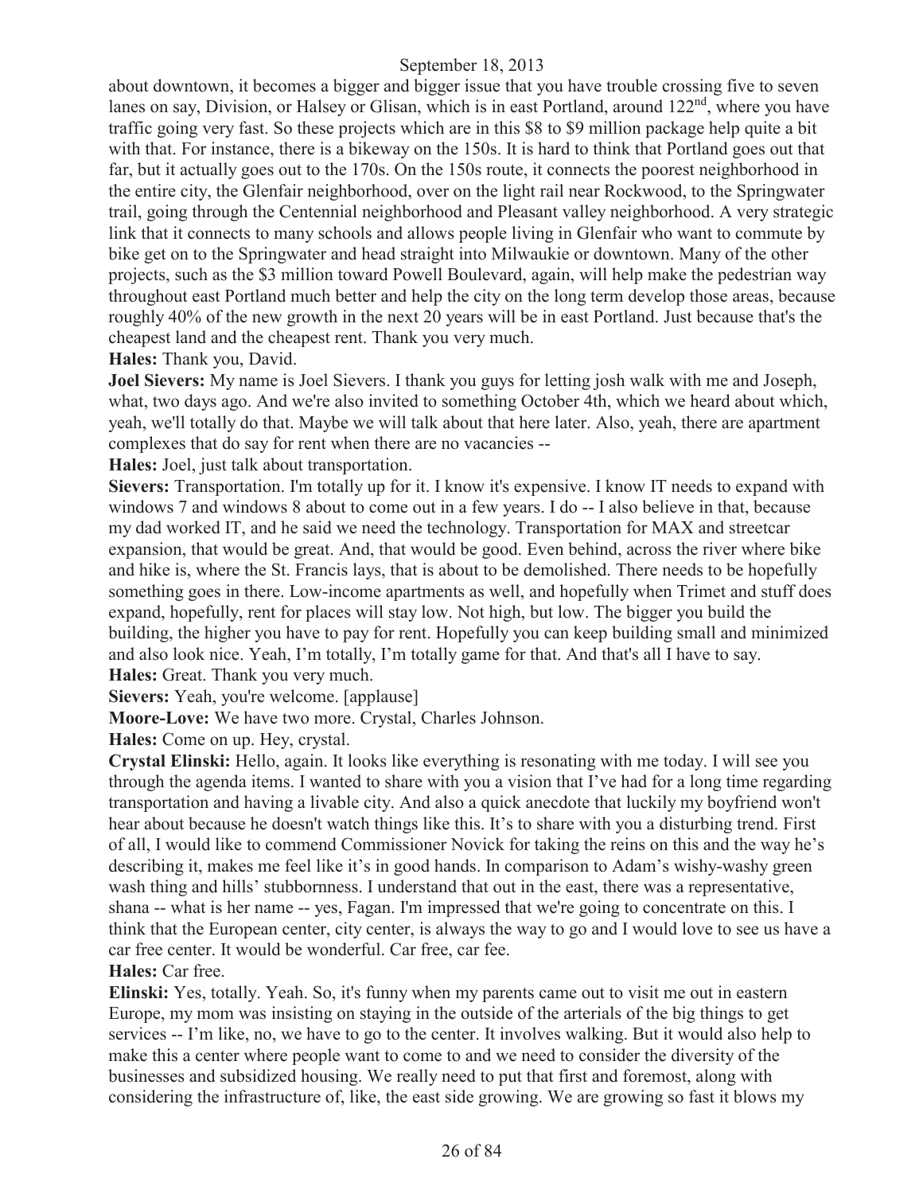about downtown, it becomes a bigger and bigger issue that you have trouble crossing five to seven lanes on say, Division, or Halsey or Glisan, which is in east Portland, around 122nd, where you have traffic going very fast. So these projects which are in this $8 to $9 million package help quite a bit with that. For instance, there is a bikeway on the 150s. It is hard to think that Portland goes out that far, but it actually goes out to the 170s. On the 150s route, it connects the poorest neighborhood in the entire city, the Glenfair neighborhood, over on the light rail near Rockwood, to the Springwater trail, going through the Centennial neighborhood and Pleasant valley neighborhood. A very strategic link that it connects to many schools and allows people living in Glenfair who want to commute by bike get on to the Springwater and head straight into Milwaukie or downtown. Many of the other projects, such as the $3 million toward Powell Boulevard, again, will help make the pedestrian way throughout east Portland much better and help the city on the long term develop those areas, because roughly 40% of the new growth in the next 20 years will be in east Portland. Just because that's the cheapest land and the cheapest rent. Thank you very much.

**Hales:** Thank you, David.

**Joel Sievers:** My name is Joel Sievers. I thank you guys for letting josh walk with me and Joseph, what, two days ago. And we're also invited to something October 4th, which we heard about which, yeah, we'll totally do that. Maybe we will talk about that here later. Also, yeah, there are apartment complexes that do say for rent when there are no vacancies --

**Hales:** Joel, just talk about transportation.

**Sievers:** Transportation. I'm totally up for it. I know it's expensive. I know IT needs to expand with windows 7 and windows 8 about to come out in a few years. I do -- I also believe in that, because my dad worked IT, and he said we need the technology. Transportation for MAX and streetcar expansion, that would be great. And, that would be good. Even behind, across the river where bike and hike is, where the St. Francis lays, that is about to be demolished. There needs to be hopefully something goes in there. Low-income apartments as well, and hopefully when Trimet and stuff does expand, hopefully, rent for places will stay low. Not high, but low. The bigger you build the building, the higher you have to pay for rent. Hopefully you can keep building small and minimized and also look nice. Yeah, I'm totally, I'm totally game for that. And that's all I have to say.

**Hales:** Great. Thank you very much.

**Sievers:** Yeah, you're welcome. [applause]

**Moore-Love:** We have two more. Crystal, Charles Johnson.

**Hales:** Come on up. Hey, crystal.

**Crystal Elinski:** Hello, again. It looks like everything is resonating with me today. I will see you through the agenda items. I wanted to share with you a vision that I've had for a long time regarding transportation and having a livable city. And also a quick anecdote that luckily my boyfriend won't hear about because he doesn't watch things like this. It's to share with you a disturbing trend. First of all, I would like to commend Commissioner Novick for taking the reins on this and the way he's describing it, makes me feel like it's in good hands. In comparison to Adam's wishy-washy green wash thing and hills' stubbornness. I understand that out in the east, there was a representative, shana -- what is her name -- yes, Fagan. I'm impressed that we're going to concentrate on this. I think that the European center, city center, is always the way to go and I would love to see us have a car free center. It would be wonderful. Car free, car fee.

**Hales:** Car free.

**Elinski:** Yes, totally. Yeah. So, it's funny when my parents came out to visit me out in eastern Europe, my mom was insisting on staying in the outside of the arterials of the big things to get services -- I'm like, no, we have to go to the center. It involves walking. But it would also help to make this a center where people want to come to and we need to consider the diversity of the businesses and subsidized housing. We really need to put that first and foremost, along with considering the infrastructure of, like, the east side growing. We are growing so fast it blows my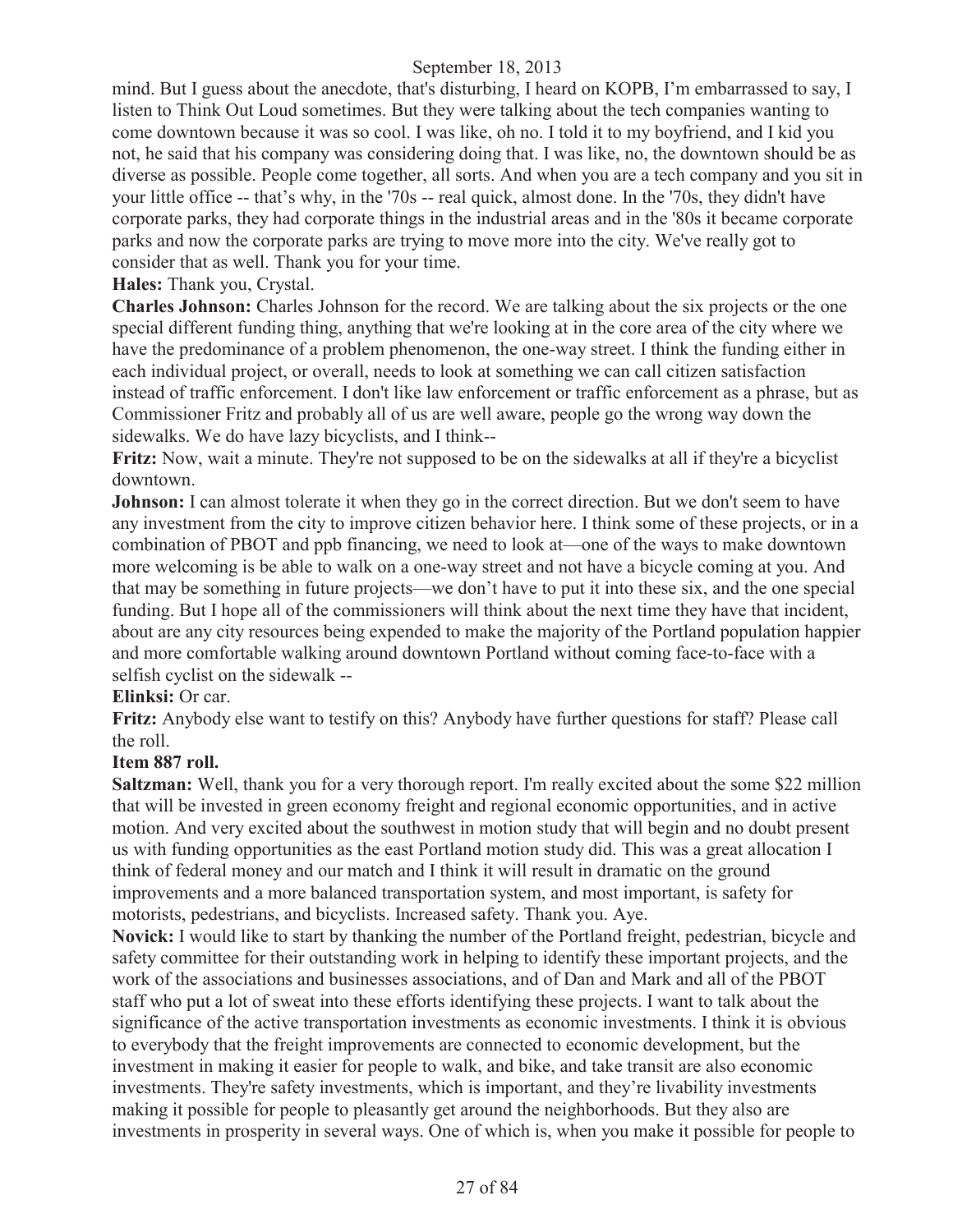mind. But I guess about the anecdote, that's disturbing, I heard on KOPB, I'm embarrassed to say, I listen to Think Out Loud sometimes. But they were talking about the tech companies wanting to come downtown because it was so cool. I was like, oh no. I told it to my boyfriend, and I kid you not, he said that his company was considering doing that. I was like, no, the downtown should be as diverse as possible. People come together, all sorts. And when you are a tech company and you sit in your little office -- that's why, in the '70s -- real quick, almost done. In the '70s, they didn't have corporate parks, they had corporate things in the industrial areas and in the '80s it became corporate parks and now the corporate parks are trying to move more into the city. We've really got to consider that as well. Thank you for your time.

**Hales:** Thank you, Crystal.

**Charles Johnson:** Charles Johnson for the record. We are talking about the six projects or the one special different funding thing, anything that we're looking at in the core area of the city where we have the predominance of a problem phenomenon, the one-way street. I think the funding either in each individual project, or overall, needs to look at something we can call citizen satisfaction instead of traffic enforcement. I don't like law enforcement or traffic enforcement as a phrase, but as Commissioner Fritz and probably all of us are well aware, people go the wrong way down the sidewalks. We do have lazy bicyclists, and I think--

**Fritz:** Now, wait a minute. They're not supposed to be on the sidewalks at all if they're a bicyclist downtown.

**Johnson:** I can almost tolerate it when they go in the correct direction. But we don't seem to have any investment from the city to improve citizen behavior here. I think some of these projects, or in a combination of PBOT and ppb financing, we need to look at—one of the ways to make downtown more welcoming is be able to walk on a one-way street and not have a bicycle coming at you. And that may be something in future projects—we don't have to put it into these six, and the one special funding. But I hope all of the commissioners will think about the next time they have that incident, about are any city resources being expended to make the majority of the Portland population happier and more comfortable walking around downtown Portland without coming face-to-face with a selfish cyclist on the sidewalk --

**Elinksi:** Or car.

**Fritz:** Anybody else want to testify on this? Anybody have further questions for staff? Please call the roll.

**Item 887 roll.**

**Saltzman:** Well, thank you for a very thorough report. I'm really excited about the some $22 million that will be invested in green economy freight and regional economic opportunities, and in active motion. And very excited about the southwest in motion study that will begin and no doubt present us with funding opportunities as the east Portland motion study did. This was a great allocation I think of federal money and our match and I think it will result in dramatic on the ground improvements and a more balanced transportation system, and most important, is safety for motorists, pedestrians, and bicyclists. Increased safety. Thank you. Aye.

**Novick:** I would like to start by thanking the number of the Portland freight, pedestrian, bicycle and safety committee for their outstanding work in helping to identify these important projects, and the work of the associations and businesses associations, and of Dan and Mark and all of the PBOT staff who put a lot of sweat into these efforts identifying these projects. I want to talk about the significance of the active transportation investments as economic investments. I think it is obvious to everybody that the freight improvements are connected to economic development, but the investment in making it easier for people to walk, and bike, and take transit are also economic investments. They're safety investments, which is important, and they're livability investments making it possible for people to pleasantly get around the neighborhoods. But they also are investments in prosperity in several ways. One of which is, when you make it possible for people to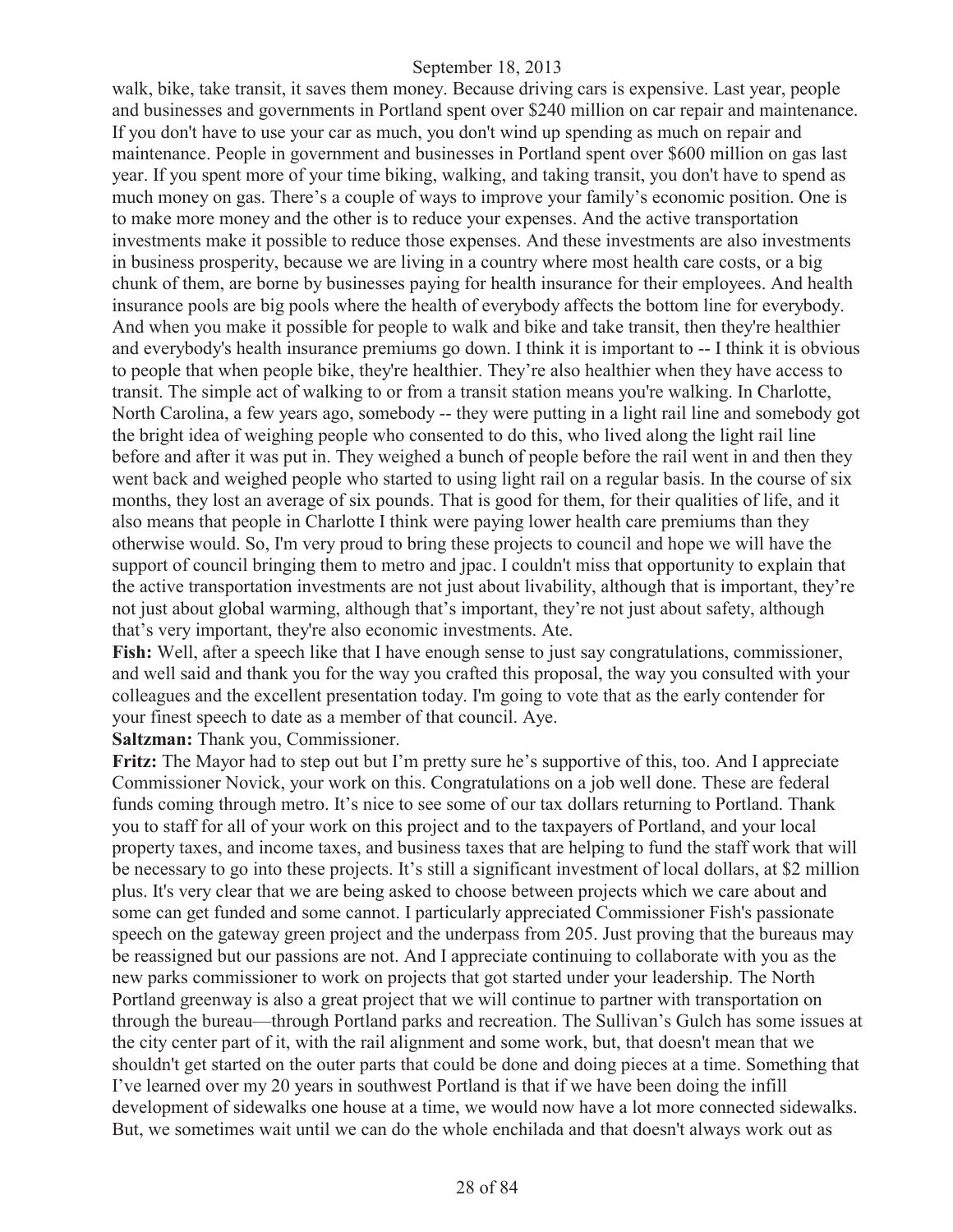walk, bike, take transit, it saves them money. Because driving cars is expensive. Last year, people and businesses and governments in Portland spent over $240 million on car repair and maintenance. If you don't have to use your car as much, you don't wind up spending as much on repair and maintenance. People in government and businesses in Portland spent over $600 million on gas last year. If you spent more of your time biking, walking, and taking transit, you don't have to spend as much money on gas. There's a couple of ways to improve your family's economic position. One is to make more money and the other is to reduce your expenses. And the active transportation investments make it possible to reduce those expenses. And these investments are also investments in business prosperity, because we are living in a country where most health care costs, or a big chunk of them, are borne by businesses paying for health insurance for their employees. And health insurance pools are big pools where the health of everybody affects the bottom line for everybody. And when you make it possible for people to walk and bike and take transit, then they're healthier and everybody's health insurance premiums go down. I think it is important to -- I think it is obvious to people that when people bike, they're healthier. They're also healthier when they have access to transit. The simple act of walking to or from a transit station means you're walking. In Charlotte, North Carolina, a few years ago, somebody -- they were putting in a light rail line and somebody got the bright idea of weighing people who consented to do this, who lived along the light rail line before and after it was put in. They weighed a bunch of people before the rail went in and then they went back and weighed people who started to using light rail on a regular basis. In the course of six months, they lost an average of six pounds. That is good for them, for their qualities of life, and it also means that people in Charlotte I think were paying lower health care premiums than they otherwise would. So, I'm very proud to bring these projects to council and hope we will have the support of council bringing them to metro and jpac. I couldn't miss that opportunity to explain that the active transportation investments are not just about livability, although that is important, they're not just about global warming, although that's important, they're not just about safety, although that's very important, they're also economic investments. Ate.

**Fish:** Well, after a speech like that I have enough sense to just say congratulations, commissioner, and well said and thank you for the way you crafted this proposal, the way you consulted with your colleagues and the excellent presentation today. I'm going to vote that as the early contender for your finest speech to date as a member of that council. Aye.

**Saltzman:** Thank you, Commissioner.

**Fritz:** The Mayor had to step out but I'm pretty sure he's supportive of this, too. And I appreciate Commissioner Novick, your work on this. Congratulations on a job well done. These are federal funds coming through metro. It's nice to see some of our tax dollars returning to Portland. Thank you to staff for all of your work on this project and to the taxpayers of Portland, and your local property taxes, and income taxes, and business taxes that are helping to fund the staff work that will be necessary to go into these projects. It's still a significant investment of local dollars, at $2 million plus. It's very clear that we are being asked to choose between projects which we care about and some can get funded and some cannot. I particularly appreciated Commissioner Fish's passionate speech on the gateway green project and the underpass from 205. Just proving that the bureaus may be reassigned but our passions are not. And I appreciate continuing to collaborate with you as the new parks commissioner to work on projects that got started under your leadership. The North Portland greenway is also a great project that we will continue to partner with transportation on through the bureau—through Portland parks and recreation. The Sullivan's Gulch has some issues at the city center part of it, with the rail alignment and some work, but, that doesn't mean that we shouldn't get started on the outer parts that could be done and doing pieces at a time. Something that I've learned over my 20 years in southwest Portland is that if we have been doing the infill development of sidewalks one house at a time, we would now have a lot more connected sidewalks. But, we sometimes wait until we can do the whole enchilada and that doesn't always work out as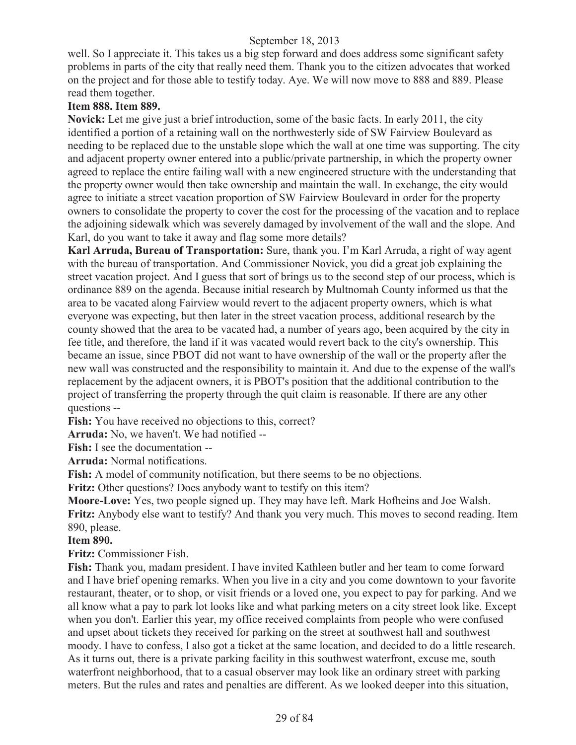well. So I appreciate it. This takes us a big step forward and does address some significant safety problems in parts of the city that really need them. Thank you to the citizen advocates that worked on the project and for those able to testify today. Aye. We will now move to 888 and 889. Please read them together.

**Item 888. Item 889.**

**Novick:** Let me give just a brief introduction, some of the basic facts. In early 2011, the city identified a portion of a retaining wall on the northwesterly side of SW Fairview Boulevard as needing to be replaced due to the unstable slope which the wall at one time was supporting. The city and adjacent property owner entered into a public/private partnership, in which the property owner agreed to replace the entire failing wall with a new engineered structure with the understanding that the property owner would then take ownership and maintain the wall. In exchange, the city would agree to initiate a street vacation proportion of SW Fairview Boulevard in order for the property owners to consolidate the property to cover the cost for the processing of the vacation and to replace the adjoining sidewalk which was severely damaged by involvement of the wall and the slope. And Karl, do you want to take it away and flag some more details?

**Karl Arruda, Bureau of Transportation:** Sure, thank you. I'm Karl Arruda, a right of way agent with the bureau of transportation. And Commissioner Novick, you did a great job explaining the street vacation project. And I guess that sort of brings us to the second step of our process, which is ordinance 889 on the agenda. Because initial research by Multnomah County informed us that the area to be vacated along Fairview would revert to the adjacent property owners, which is what everyone was expecting, but then later in the street vacation process, additional research by the county showed that the area to be vacated had, a number of years ago, been acquired by the city in fee title, and therefore, the land if it was vacated would revert back to the city's ownership. This became an issue, since PBOT did not want to have ownership of the wall or the property after the new wall was constructed and the responsibility to maintain it. And due to the expense of the wall's replacement by the adjacent owners, it is PBOT's position that the additional contribution to the project of transferring the property through the quit claim is reasonable. If there are any other questions --

**Fish:** You have received no objections to this, correct?

**Arruda:** No, we haven't. We had notified --

**Fish:** I see the documentation --

**Arruda:** Normal notifications.

**Fish:** A model of community notification, but there seems to be no objections.

**Fritz:** Other questions? Does anybody want to testify on this item?

**Moore-Love:** Yes, two people signed up. They may have left. Mark Hofheins and Joe Walsh.

**Fritz:** Anybody else want to testify? And thank you very much. This moves to second reading. Item 890, please.

**Item 890.**

**Fritz:** Commissioner Fish.

**Fish:** Thank you, madam president. I have invited Kathleen butler and her team to come forward and I have brief opening remarks. When you live in a city and you come downtown to your favorite restaurant, theater, or to shop, or visit friends or a loved one, you expect to pay for parking. And we all know what a pay to park lot looks like and what parking meters on a city street look like. Except when you don't. Earlier this year, my office received complaints from people who were confused and upset about tickets they received for parking on the street at southwest hall and southwest moody. I have to confess, I also got a ticket at the same location, and decided to do a little research. As it turns out, there is a private parking facility in this southwest waterfront, excuse me, south waterfront neighborhood, that to a casual observer may look like an ordinary street with parking meters. But the rules and rates and penalties are different. As we looked deeper into this situation,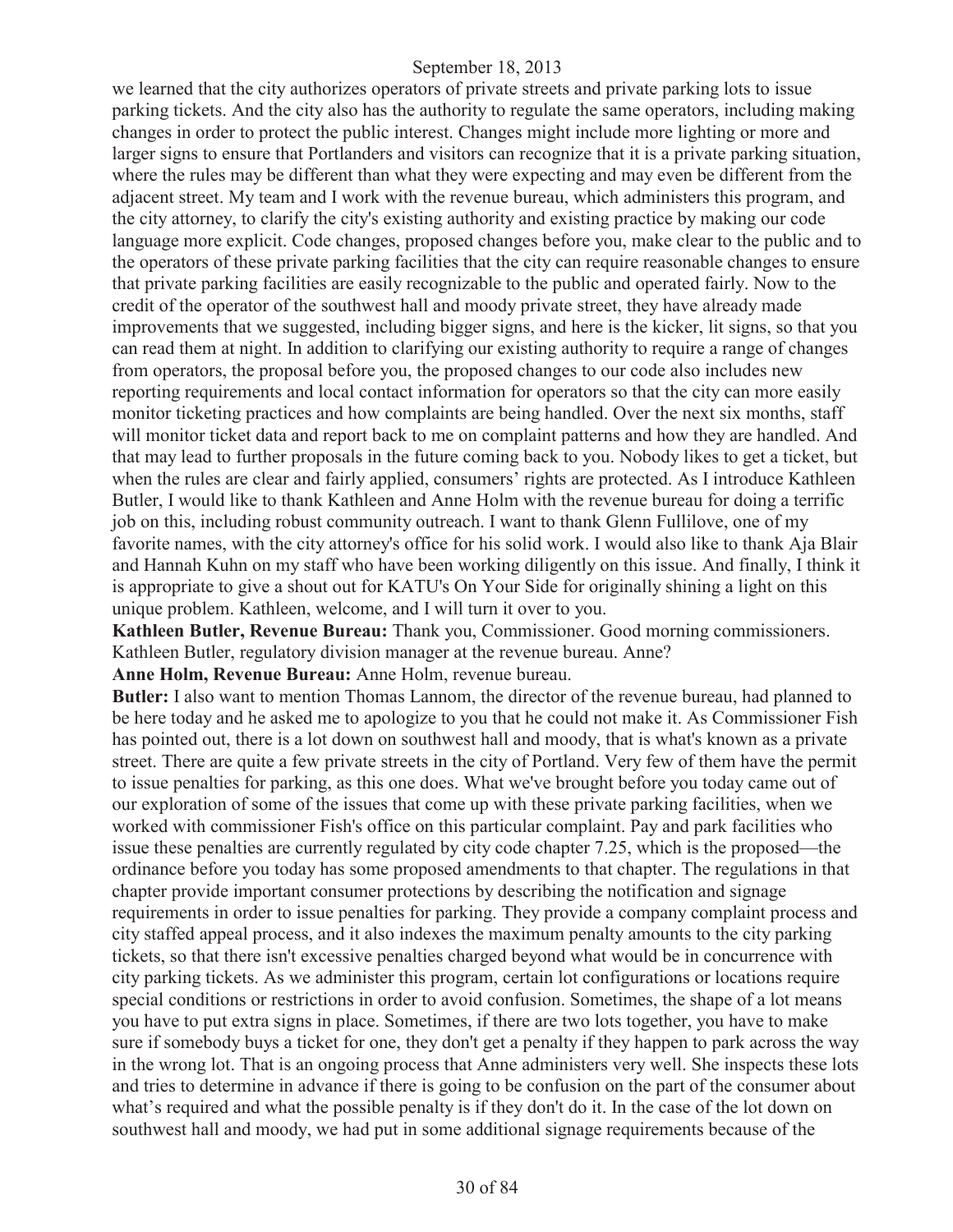we learned that the city authorizes operators of private streets and private parking lots to issue parking tickets. And the city also has the authority to regulate the same operators, including making changes in order to protect the public interest. Changes might include more lighting or more and larger signs to ensure that Portlanders and visitors can recognize that it is a private parking situation, where the rules may be different than what they were expecting and may even be different from the adjacent street. My team and I work with the revenue bureau, which administers this program, and the city attorney, to clarify the city's existing authority and existing practice by making our code language more explicit. Code changes, proposed changes before you, make clear to the public and to the operators of these private parking facilities that the city can require reasonable changes to ensure that private parking facilities are easily recognizable to the public and operated fairly. Now to the credit of the operator of the southwest hall and moody private street, they have already made improvements that we suggested, including bigger signs, and here is the kicker, lit signs, so that you can read them at night. In addition to clarifying our existing authority to require a range of changes from operators, the proposal before you, the proposed changes to our code also includes new reporting requirements and local contact information for operators so that the city can more easily monitor ticketing practices and how complaints are being handled. Over the next six months, staff will monitor ticket data and report back to me on complaint patterns and how they are handled. And that may lead to further proposals in the future coming back to you. Nobody likes to get a ticket, but when the rules are clear and fairly applied, consumers' rights are protected. As I introduce Kathleen Butler, I would like to thank Kathleen and Anne Holm with the revenue bureau for doing a terrific job on this, including robust community outreach. I want to thank Glenn Fullilove, one of my favorite names, with the city attorney's office for his solid work. I would also like to thank Aja Blair and Hannah Kuhn on my staff who have been working diligently on this issue. And finally, I think it is appropriate to give a shout out for KATU's On Your Side for originally shining a light on this unique problem. Kathleen, welcome, and I will turn it over to you.

**Kathleen Butler, Revenue Bureau:** Thank you, Commissioner. Good morning commissioners. Kathleen Butler, regulatory division manager at the revenue bureau. Anne?

**Anne Holm, Revenue Bureau:** Anne Holm, revenue bureau.

**Butler:** I also want to mention Thomas Lannom, the director of the revenue bureau, had planned to be here today and he asked me to apologize to you that he could not make it. As Commissioner Fish has pointed out, there is a lot down on southwest hall and moody, that is what's known as a private street. There are quite a few private streets in the city of Portland. Very few of them have the permit to issue penalties for parking, as this one does. What we've brought before you today came out of our exploration of some of the issues that come up with these private parking facilities, when we worked with commissioner Fish's office on this particular complaint. Pay and park facilities who issue these penalties are currently regulated by city code chapter 7.25, which is the proposed—the ordinance before you today has some proposed amendments to that chapter. The regulations in that chapter provide important consumer protections by describing the notification and signage requirements in order to issue penalties for parking. They provide a company complaint process and city staffed appeal process, and it also indexes the maximum penalty amounts to the city parking tickets, so that there isn't excessive penalties charged beyond what would be in concurrence with city parking tickets. As we administer this program, certain lot configurations or locations require special conditions or restrictions in order to avoid confusion. Sometimes, the shape of a lot means you have to put extra signs in place. Sometimes, if there are two lots together, you have to make sure if somebody buys a ticket for one, they don't get a penalty if they happen to park across the way in the wrong lot. That is an ongoing process that Anne administers very well. She inspects these lots and tries to determine in advance if there is going to be confusion on the part of the consumer about what's required and what the possible penalty is if they don't do it. In the case of the lot down on southwest hall and moody, we had put in some additional signage requirements because of the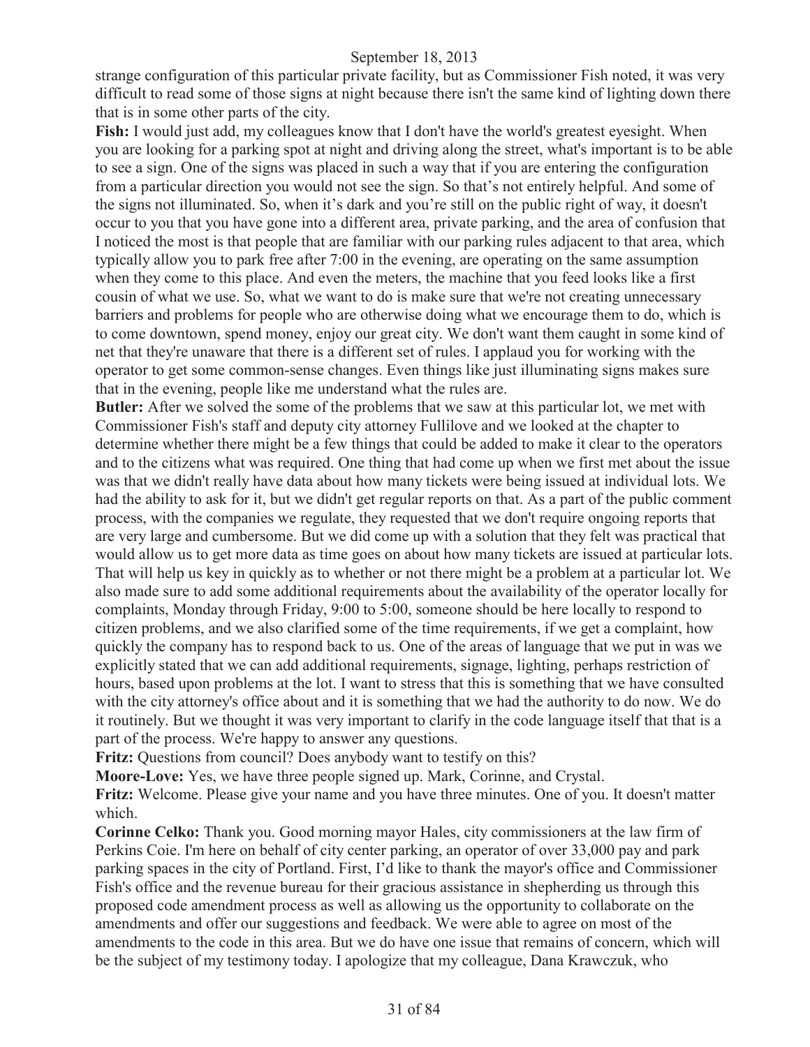strange configuration of this particular private facility, but as Commissioner Fish noted, it was very difficult to read some of those signs at night because there isn't the same kind of lighting down there that is in some other parts of the city.

**Fish:** I would just add, my colleagues know that I don't have the world's greatest eyesight. When you are looking for a parking spot at night and driving along the street, what's important is to be able to see a sign. One of the signs was placed in such a way that if you are entering the configuration from a particular direction you would not see the sign. So that's not entirely helpful. And some of the signs not illuminated. So, when it's dark and you're still on the public right of way, it doesn't occur to you that you have gone into a different area, private parking, and the area of confusion that I noticed the most is that people that are familiar with our parking rules adjacent to that area, which typically allow you to park free after 7:00 in the evening, are operating on the same assumption when they come to this place. And even the meters, the machine that you feed looks like a first cousin of what we use. So, what we want to do is make sure that we're not creating unnecessary barriers and problems for people who are otherwise doing what we encourage them to do, which is to come downtown, spend money, enjoy our great city. We don't want them caught in some kind of net that they're unaware that there is a different set of rules. I applaud you for working with the operator to get some common-sense changes. Even things like just illuminating signs makes sure that in the evening, people like me understand what the rules are.

**Butler:** After we solved the some of the problems that we saw at this particular lot, we met with Commissioner Fish's staff and deputy city attorney Fullilove and we looked at the chapter to determine whether there might be a few things that could be added to make it clear to the operators and to the citizens what was required. One thing that had come up when we first met about the issue was that we didn't really have data about how many tickets were being issued at individual lots. We had the ability to ask for it, but we didn't get regular reports on that. As a part of the public comment process, with the companies we regulate, they requested that we don't require ongoing reports that are very large and cumbersome. But we did come up with a solution that they felt was practical that would allow us to get more data as time goes on about how many tickets are issued at particular lots. That will help us key in quickly as to whether or not there might be a problem at a particular lot. We also made sure to add some additional requirements about the availability of the operator locally for complaints, Monday through Friday, 9:00 to 5:00, someone should be here locally to respond to citizen problems, and we also clarified some of the time requirements, if we get a complaint, how quickly the company has to respond back to us. One of the areas of language that we put in was we explicitly stated that we can add additional requirements, signage, lighting, perhaps restriction of hours, based upon problems at the lot. I want to stress that this is something that we have consulted with the city attorney's office about and it is something that we had the authority to do now. We do it routinely. But we thought it was very important to clarify in the code language itself that that is a part of the process. We're happy to answer any questions.

**Fritz:** Questions from council? Does anybody want to testify on this?

**Moore-Love:** Yes, we have three people signed up. Mark, Corinne, and Crystal.

**Fritz:** Welcome. Please give your name and you have three minutes. One of you. It doesn't matter which.

**Corinne Celko:** Thank you. Good morning mayor Hales, city commissioners at the law firm of Perkins Coie. I'm here on behalf of city center parking, an operator of over 33,000 pay and park parking spaces in the city of Portland. First, I'd like to thank the mayor's office and Commissioner Fish's office and the revenue bureau for their gracious assistance in shepherding us through this proposed code amendment process as well as allowing us the opportunity to collaborate on the amendments and offer our suggestions and feedback. We were able to agree on most of the amendments to the code in this area. But we do have one issue that remains of concern, which will be the subject of my testimony today. I apologize that my colleague, Dana Krawczuk, who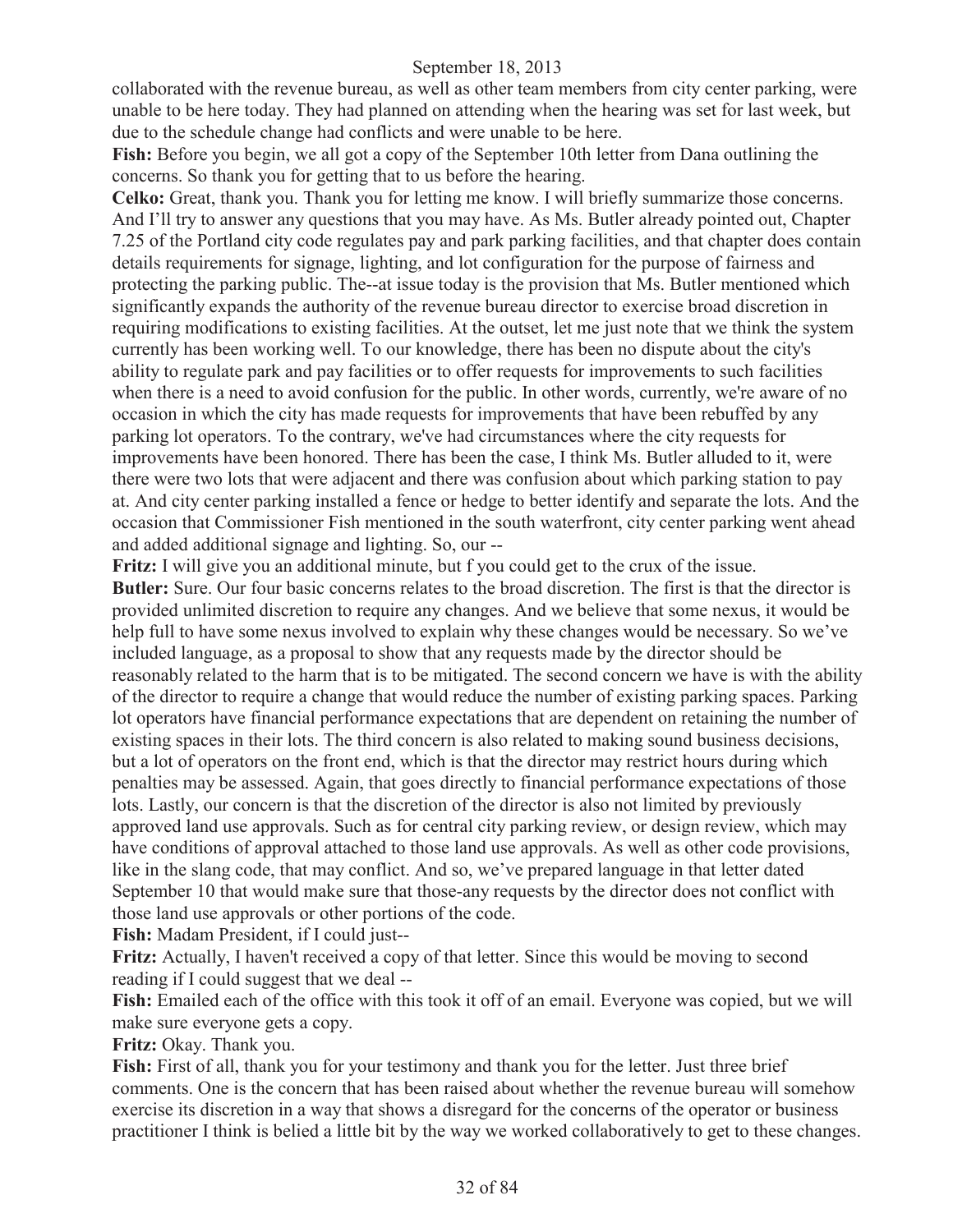collaborated with the revenue bureau, as well as other team members from city center parking, were unable to be here today. They had planned on attending when the hearing was set for last week, but due to the schedule change had conflicts and were unable to be here.

**Fish:** Before you begin, we all got a copy of the September 10th letter from Dana outlining the concerns. So thank you for getting that to us before the hearing.

**Celko:** Great, thank you. Thank you for letting me know. I will briefly summarize those concerns. And I'll try to answer any questions that you may have. As Ms. Butler already pointed out, Chapter 7.25 of the Portland city code regulates pay and park parking facilities, and that chapter does contain details requirements for signage, lighting, and lot configuration for the purpose of fairness and protecting the parking public. The--at issue today is the provision that Ms. Butler mentioned which significantly expands the authority of the revenue bureau director to exercise broad discretion in requiring modifications to existing facilities. At the outset, let me just note that we think the system currently has been working well. To our knowledge, there has been no dispute about the city's ability to regulate park and pay facilities or to offer requests for improvements to such facilities when there is a need to avoid confusion for the public. In other words, currently, we're aware of no occasion in which the city has made requests for improvements that have been rebuffed by any parking lot operators. To the contrary, we've had circumstances where the city requests for improvements have been honored. There has been the case, I think Ms. Butler alluded to it, were there were two lots that were adjacent and there was confusion about which parking station to pay at. And city center parking installed a fence or hedge to better identify and separate the lots. And the occasion that Commissioner Fish mentioned in the south waterfront, city center parking went ahead and added additional signage and lighting. So, our --

**Fritz:** I will give you an additional minute, but f you could get to the crux of the issue.

**Butler:** Sure. Our four basic concerns relates to the broad discretion. The first is that the director is provided unlimited discretion to require any changes. And we believe that some nexus, it would be help full to have some nexus involved to explain why these changes would be necessary. So we've included language, as a proposal to show that any requests made by the director should be reasonably related to the harm that is to be mitigated. The second concern we have is with the ability of the director to require a change that would reduce the number of existing parking spaces. Parking lot operators have financial performance expectations that are dependent on retaining the number of existing spaces in their lots. The third concern is also related to making sound business decisions, but a lot of operators on the front end, which is that the director may restrict hours during which penalties may be assessed. Again, that goes directly to financial performance expectations of those lots. Lastly, our concern is that the discretion of the director is also not limited by previously approved land use approvals. Such as for central city parking review, or design review, which may have conditions of approval attached to those land use approvals. As well as other code provisions, like in the slang code, that may conflict. And so, we've prepared language in that letter dated September 10 that would make sure that those-any requests by the director does not conflict with those land use approvals or other portions of the code.

**Fish:** Madam President, if I could just--

**Fritz:** Actually, I haven't received a copy of that letter. Since this would be moving to second reading if I could suggest that we deal --

**Fish:** Emailed each of the office with this took it off of an email. Everyone was copied, but we will make sure everyone gets a copy.

**Fritz:** Okay. Thank you.

**Fish:** First of all, thank you for your testimony and thank you for the letter. Just three brief comments. One is the concern that has been raised about whether the revenue bureau will somehow exercise its discretion in a way that shows a disregard for the concerns of the operator or business practitioner I think is belied a little bit by the way we worked collaboratively to get to these changes.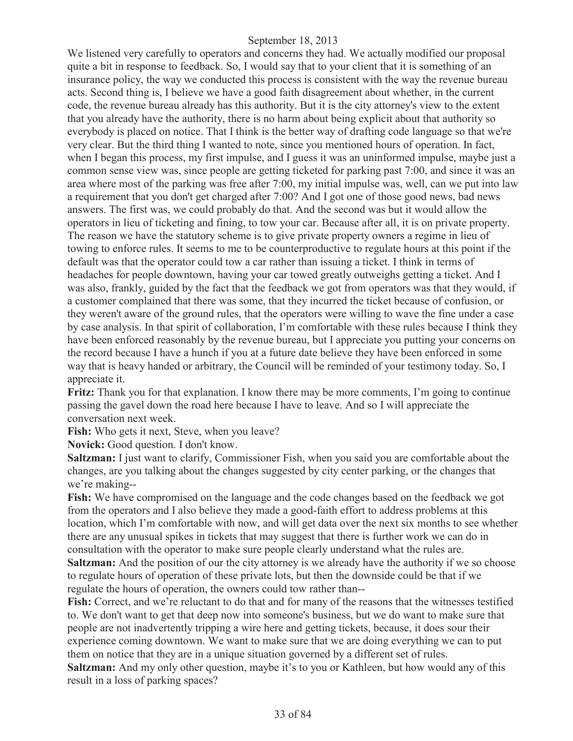We listened very carefully to operators and concerns they had. We actually modified our proposal quite a bit in response to feedback. So, I would say that to your client that it is something of an insurance policy, the way we conducted this process is consistent with the way the revenue bureau acts. Second thing is, I believe we have a good faith disagreement about whether, in the current code, the revenue bureau already has this authority. But it is the city attorney's view to the extent that you already have the authority, there is no harm about being explicit about that authority so everybody is placed on notice. That I think is the better way of drafting code language so that we're very clear. But the third thing I wanted to note, since you mentioned hours of operation. In fact, when I began this process, my first impulse, and I guess it was an uninformed impulse, maybe just a common sense view was, since people are getting ticketed for parking past 7:00, and since it was an area where most of the parking was free after 7:00, my initial impulse was, well, can we put into law a requirement that you don't get charged after 7:00? And I got one of those good news, bad news answers. The first was, we could probably do that. And the second was but it would allow the operators in lieu of ticketing and fining, to tow your car. Because after all, it is on private property. The reason we have the statutory scheme is to give private property owners a regime in lieu of towing to enforce rules. It seems to me to be counterproductive to regulate hours at this point if the default was that the operator could tow a car rather than issuing a ticket. I think in terms of headaches for people downtown, having your car towed greatly outweighs getting a ticket. And I was also, frankly, guided by the fact that the feedback we got from operators was that they would, if a customer complained that there was some, that they incurred the ticket because of confusion, or they weren't aware of the ground rules, that the operators were willing to wave the fine under a case by case analysis. In that spirit of collaboration, I'm comfortable with these rules because I think they have been enforced reasonably by the revenue bureau, but I appreciate you putting your concerns on the record because I have a hunch if you at a future date believe they have been enforced in some way that is heavy handed or arbitrary, the Council will be reminded of your testimony today. So, I appreciate it.

**Fritz:** Thank you for that explanation. I know there may be more comments, I'm going to continue passing the gavel down the road here because I have to leave. And so I will appreciate the conversation next week.

**Fish:** Who gets it next, Steve, when you leave?

**Novick:** Good question. I don't know.

**Saltzman:** I just want to clarify, Commissioner Fish, when you said you are comfortable about the changes, are you talking about the changes suggested by city center parking, or the changes that we're making--

**Fish:** We have compromised on the language and the code changes based on the feedback we got from the operators and I also believe they made a good-faith effort to address problems at this location, which I'm comfortable with now, and will get data over the next six months to see whether there are any unusual spikes in tickets that may suggest that there is further work we can do in consultation with the operator to make sure people clearly understand what the rules are.

**Saltzman:** And the position of our the city attorney is we already have the authority if we so choose to regulate hours of operation of these private lots, but then the downside could be that if we regulate the hours of operation, the owners could tow rather than--

**Fish:** Correct, and we're reluctant to do that and for many of the reasons that the witnesses testified to. We don't want to get that deep now into someone's business, but we do want to make sure that people are not inadvertently tripping a wire here and getting tickets, because, it does sour their experience coming downtown. We want to make sure that we are doing everything we can to put them on notice that they are in a unique situation governed by a different set of rules.

**Saltzman:** And my only other question, maybe it's to you or Kathleen, but how would any of this result in a loss of parking spaces?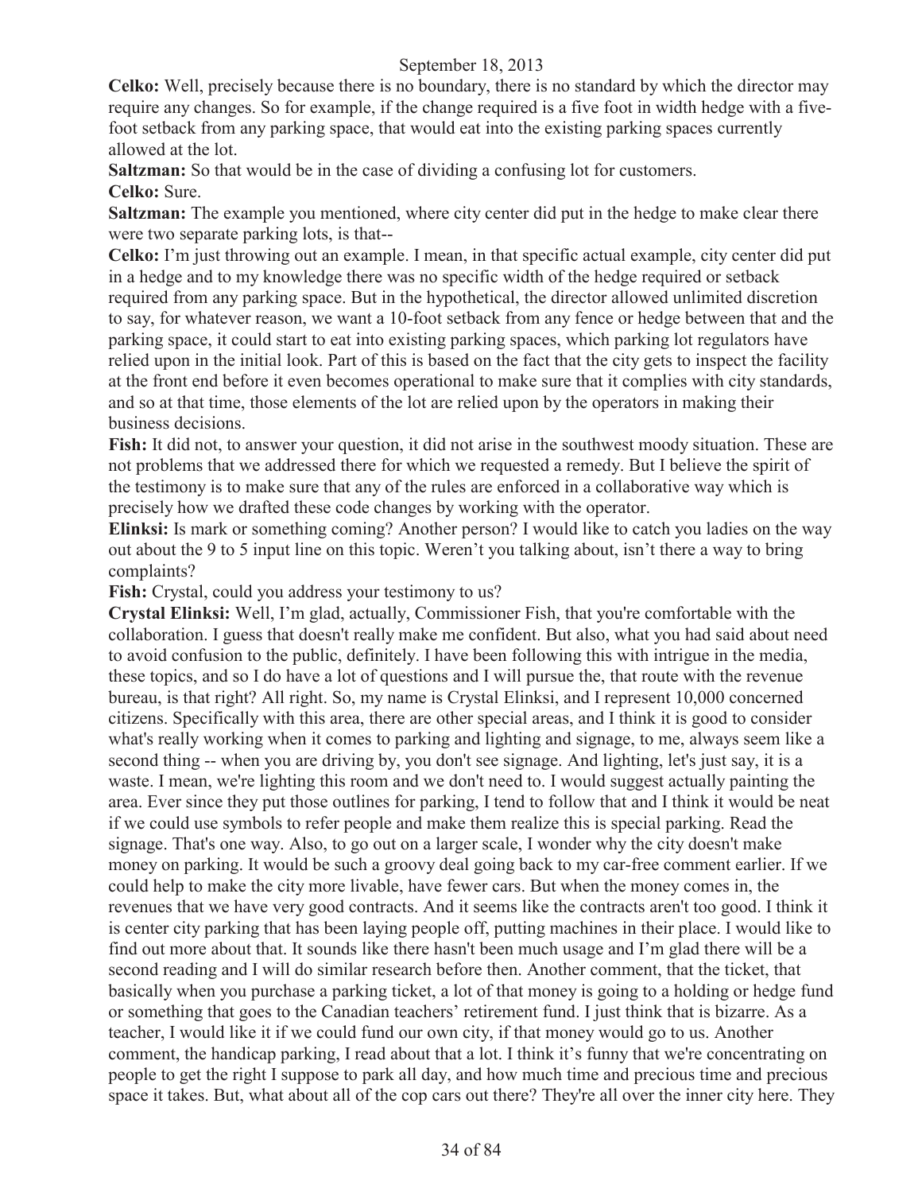**Celko:** Well, precisely because there is no boundary, there is no standard by which the director may require any changes. So for example, if the change required is a five foot in width hedge with a five-foot setback from any parking space, that would eat into the existing parking spaces currently allowed at the lot.

**Saltzman:** So that would be in the case of dividing a confusing lot for customers.

**Celko:** Sure.

**Saltzman:** The example you mentioned, where city center did put in the hedge to make clear there were two separate parking lots, is that--

**Celko:** I'm just throwing out an example. I mean, in that specific actual example, city center did put in a hedge and to my knowledge there was no specific width of the hedge required or setback required from any parking space. But in the hypothetical, the director allowed unlimited discretion to say, for whatever reason, we want a 10-foot setback from any fence or hedge between that and the parking space, it could start to eat into existing parking spaces, which parking lot regulators have relied upon in the initial look. Part of this is based on the fact that the city gets to inspect the facility at the front end before it even becomes operational to make sure that it complies with city standards, and so at that time, those elements of the lot are relied upon by the operators in making their business decisions.

**Fish:** It did not, to answer your question, it did not arise in the southwest moody situation. These are not problems that we addressed there for which we requested a remedy. But I believe the spirit of the testimony is to make sure that any of the rules are enforced in a collaborative way which is precisely how we drafted these code changes by working with the operator.

**Elinksi:** Is mark or something coming? Another person? I would like to catch you ladies on the way out about the 9 to 5 input line on this topic. Weren't you talking about, isn't there a way to bring complaints?

**Fish:** Crystal, could you address your testimony to us?

**Crystal Elinksi:** Well, I'm glad, actually, Commissioner Fish, that you're comfortable with the collaboration. I guess that doesn't really make me confident. But also, what you had said about need to avoid confusion to the public, definitely. I have been following this with intrigue in the media, these topics, and so I do have a lot of questions and I will pursue the, that route with the revenue bureau, is that right? All right. So, my name is Crystal Elinksi, and I represent 10,000 concerned citizens. Specifically with this area, there are other special areas, and I think it is good to consider what's really working when it comes to parking and lighting and signage, to me, always seem like a second thing -- when you are driving by, you don't see signage. And lighting, let's just say, it is a waste. I mean, we're lighting this room and we don't need to. I would suggest actually painting the area. Ever since they put those outlines for parking, I tend to follow that and I think it would be neat if we could use symbols to refer people and make them realize this is special parking. Read the signage. That's one way. Also, to go out on a larger scale, I wonder why the city doesn't make money on parking. It would be such a groovy deal going back to my car-free comment earlier. If we could help to make the city more livable, have fewer cars. But when the money comes in, the revenues that we have very good contracts. And it seems like the contracts aren't too good. I think it is center city parking that has been laying people off, putting machines in their place. I would like to find out more about that. It sounds like there hasn't been much usage and I'm glad there will be a second reading and I will do similar research before then. Another comment, that the ticket, that basically when you purchase a parking ticket, a lot of that money is going to a holding or hedge fund or something that goes to the Canadian teachers' retirement fund. I just think that is bizarre. As a teacher, I would like it if we could fund our own city, if that money would go to us. Another comment, the handicap parking, I read about that a lot. I think it's funny that we're concentrating on people to get the right I suppose to park all day, and how much time and precious time and precious space it takes. But, what about all of the cop cars out there? They're all over the inner city here. They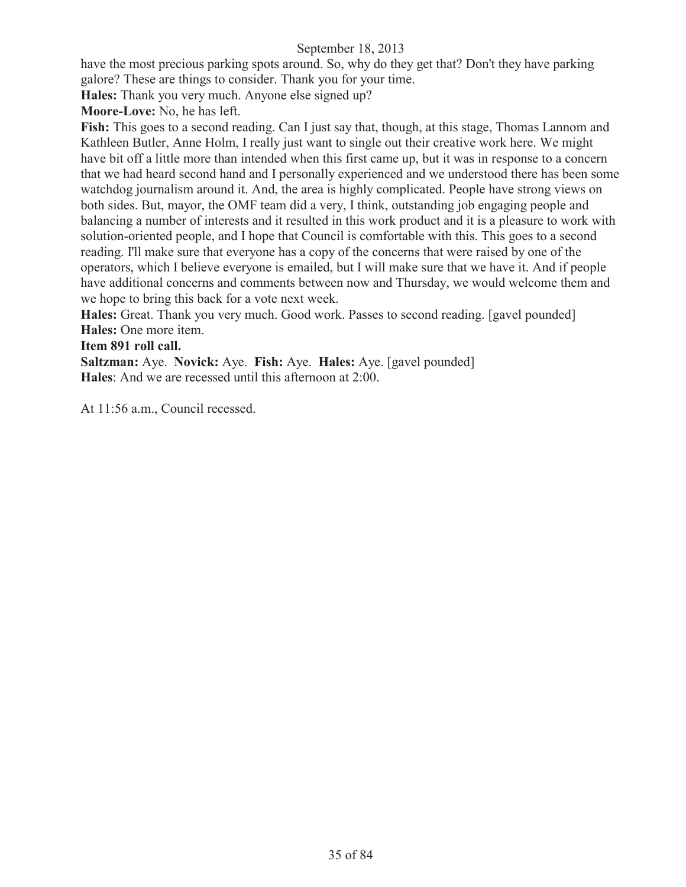have the most precious parking spots around. So, why do they get that? Don't they have parking galore? These are things to consider. Thank you for your time.

**Hales:** Thank you very much. Anyone else signed up?

**Moore-Love:** No, he has left.

**Fish:** This goes to a second reading. Can I just say that, though, at this stage, Thomas Lannom and Kathleen Butler, Anne Holm, I really just want to single out their creative work here. We might have bit off a little more than intended when this first came up, but it was in response to a concern that we had heard second hand and I personally experienced and we understood there has been some watchdog journalism around it. And, the area is highly complicated. People have strong views on both sides. But, mayor, the OMF team did a very, I think, outstanding job engaging people and balancing a number of interests and it resulted in this work product and it is a pleasure to work with solution-oriented people, and I hope that Council is comfortable with this. This goes to a second reading. I'll make sure that everyone has a copy of the concerns that were raised by one of the operators, which I believe everyone is emailed, but I will make sure that we have it. And if people have additional concerns and comments between now and Thursday, we would welcome them and we hope to bring this back for a vote next week.

**Hales:** Great. Thank you very much. Good work. Passes to second reading. [gavel pounded]

**Hales:** One more item.

**Item 891 roll call.**

**Saltzman:** Aye. **Novick:** Aye. **Fish:** Aye. **Hales:** Aye. [gavel pounded]

**Hales**: And we are recessed until this afternoon at 2:00.

At 11:56 a.m., Council recessed.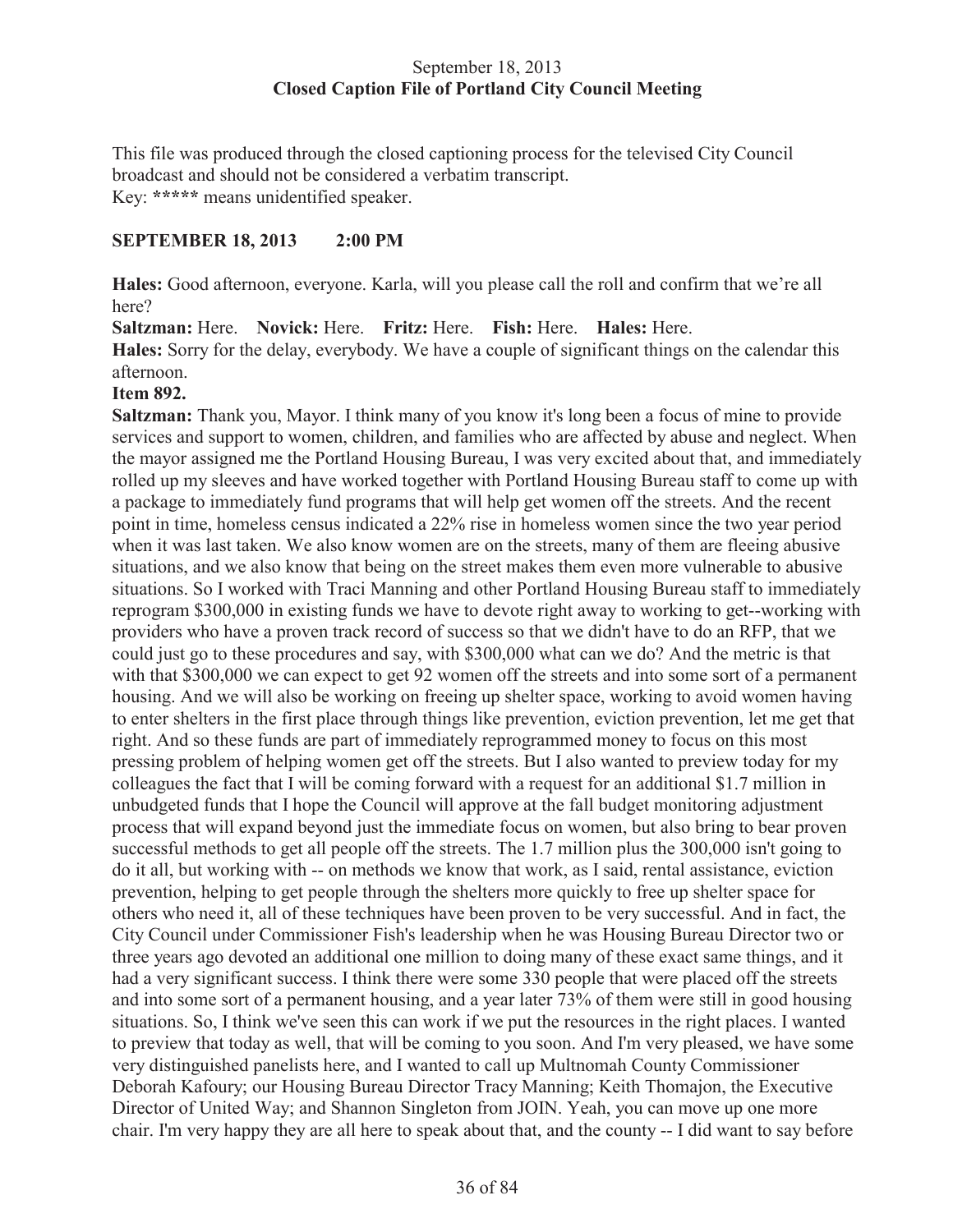September 18, 2013
**Closed Caption File of Portland City Council Meeting**

This file was produced through the closed captioning process for the televised City Council broadcast and should not be considered a verbatim transcript.
Key: ***** means unidentified speaker.

**SEPTEMBER 18, 2013 2:00 PM**

**Hales:** Good afternoon, everyone. Karla, will you please call the roll and confirm that we're all here?

**Saltzman:** Here. **Novick:** Here. **Fritz:** Here. **Fish:** Here. **Hales:** Here.

**Hales:** Sorry for the delay, everybody. We have a couple of significant things on the calendar this afternoon.

**Item 892.**

**Saltzman:** Thank you, Mayor. I think many of you know it's long been a focus of mine to provide services and support to women, children, and families who are affected by abuse and neglect. When the mayor assigned me the Portland Housing Bureau, I was very excited about that, and immediately rolled up my sleeves and have worked together with Portland Housing Bureau staff to come up with a package to immediately fund programs that will help get women off the streets. And the recent point in time, homeless census indicated a 22% rise in homeless women since the two year period when it was last taken. We also know women are on the streets, many of them are fleeing abusive situations, and we also know that being on the street makes them even more vulnerable to abusive situations. So I worked with Traci Manning and other Portland Housing Bureau staff to immediately reprogram $300,000 in existing funds we have to devote right away to working to get--working with providers who have a proven track record of success so that we didn't have to do an RFP, that we could just go to these procedures and say, with $300,000 what can we do? And the metric is that with that $300,000 we can expect to get 92 women off the streets and into some sort of a permanent housing. And we will also be working on freeing up shelter space, working to avoid women having to enter shelters in the first place through things like prevention, eviction prevention, let me get that right. And so these funds are part of immediately reprogrammed money to focus on this most pressing problem of helping women get off the streets. But I also wanted to preview today for my colleagues the fact that I will be coming forward with a request for an additional $1.7 million in unbudgeted funds that I hope the Council will approve at the fall budget monitoring adjustment process that will expand beyond just the immediate focus on women, but also bring to bear proven successful methods to get all people off the streets. The 1.7 million plus the 300,000 isn't going to do it all, but working with -- on methods we know that work, as I said, rental assistance, eviction prevention, helping to get people through the shelters more quickly to free up shelter space for others who need it, all of these techniques have been proven to be very successful. And in fact, the City Council under Commissioner Fish's leadership when he was Housing Bureau Director two or three years ago devoted an additional one million to doing many of these exact same things, and it had a very significant success. I think there were some 330 people that were placed off the streets and into some sort of a permanent housing, and a year later 73% of them were still in good housing situations. So, I think we've seen this can work if we put the resources in the right places. I wanted to preview that today as well, that will be coming to you soon. And I'm very pleased, we have some very distinguished panelists here, and I wanted to call up Multnomah County Commissioner Deborah Kafoury; our Housing Bureau Director Tracy Manning; Keith Thomajon, the Executive Director of United Way; and Shannon Singleton from JOIN. Yeah, you can move up one more chair. I'm very happy they are all here to speak about that, and the county -- I did want to say before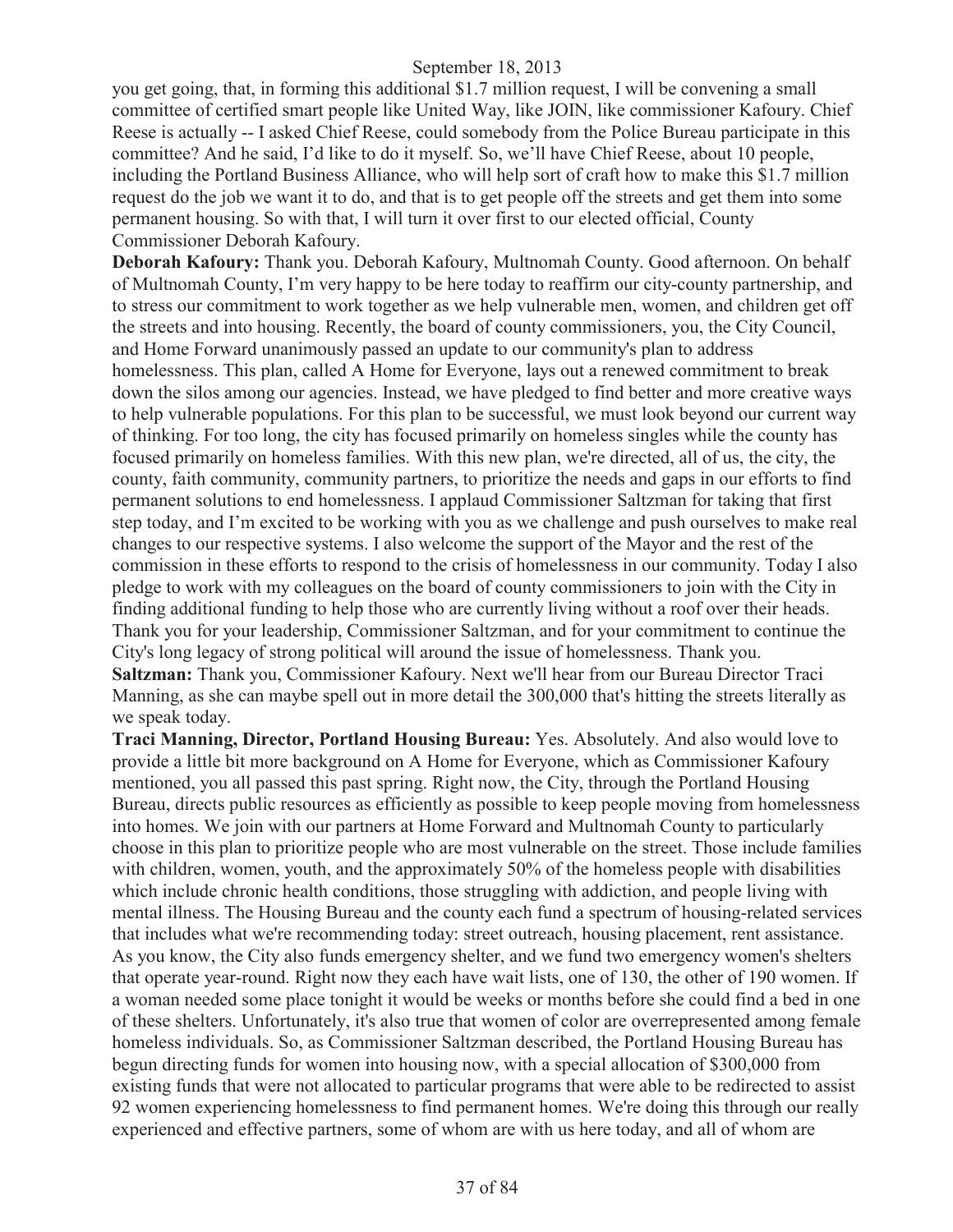you get going, that, in forming this additional $1.7 million request, I will be convening a small committee of certified smart people like United Way, like JOIN, like commissioner Kafoury. Chief Reese is actually -- I asked Chief Reese, could somebody from the Police Bureau participate in this committee? And he said, I'd like to do it myself. So, we'll have Chief Reese, about 10 people, including the Portland Business Alliance, who will help sort of craft how to make this $1.7 million request do the job we want it to do, and that is to get people off the streets and get them into some permanent housing. So with that, I will turn it over first to our elected official, County Commissioner Deborah Kafoury.

**Deborah Kafoury:** Thank you. Deborah Kafoury, Multnomah County. Good afternoon. On behalf of Multnomah County, I'm very happy to be here today to reaffirm our city-county partnership, and to stress our commitment to work together as we help vulnerable men, women, and children get off the streets and into housing. Recently, the board of county commissioners, you, the City Council, and Home Forward unanimously passed an update to our community's plan to address homelessness. This plan, called A Home for Everyone, lays out a renewed commitment to break down the silos among our agencies. Instead, we have pledged to find better and more creative ways to help vulnerable populations. For this plan to be successful, we must look beyond our current way of thinking. For too long, the city has focused primarily on homeless singles while the county has focused primarily on homeless families. With this new plan, we're directed, all of us, the city, the county, faith community, community partners, to prioritize the needs and gaps in our efforts to find permanent solutions to end homelessness. I applaud Commissioner Saltzman for taking that first step today, and I'm excited to be working with you as we challenge and push ourselves to make real changes to our respective systems. I also welcome the support of the Mayor and the rest of the commission in these efforts to respond to the crisis of homelessness in our community. Today I also pledge to work with my colleagues on the board of county commissioners to join with the City in finding additional funding to help those who are currently living without a roof over their heads. Thank you for your leadership, Commissioner Saltzman, and for your commitment to continue the City's long legacy of strong political will around the issue of homelessness. Thank you.

**Saltzman:** Thank you, Commissioner Kafoury. Next we'll hear from our Bureau Director Traci Manning, as she can maybe spell out in more detail the 300,000 that's hitting the streets literally as we speak today.

**Traci Manning, Director, Portland Housing Bureau:** Yes. Absolutely. And also would love to provide a little bit more background on A Home for Everyone, which as Commissioner Kafoury mentioned, you all passed this past spring. Right now, the City, through the Portland Housing Bureau, directs public resources as efficiently as possible to keep people moving from homelessness into homes. We join with our partners at Home Forward and Multnomah County to particularly choose in this plan to prioritize people who are most vulnerable on the street. Those include families with children, women, youth, and the approximately 50% of the homeless people with disabilities which include chronic health conditions, those struggling with addiction, and people living with mental illness. The Housing Bureau and the county each fund a spectrum of housing-related services that includes what we're recommending today: street outreach, housing placement, rent assistance. As you know, the City also funds emergency shelter, and we fund two emergency women's shelters that operate year-round. Right now they each have wait lists, one of 130, the other of 190 women. If a woman needed some place tonight it would be weeks or months before she could find a bed in one of these shelters. Unfortunately, it's also true that women of color are overrepresented among female homeless individuals. So, as Commissioner Saltzman described, the Portland Housing Bureau has begun directing funds for women into housing now, with a special allocation of $300,000 from existing funds that were not allocated to particular programs that were able to be redirected to assist 92 women experiencing homelessness to find permanent homes. We're doing this through our really experienced and effective partners, some of whom are with us here today, and all of whom are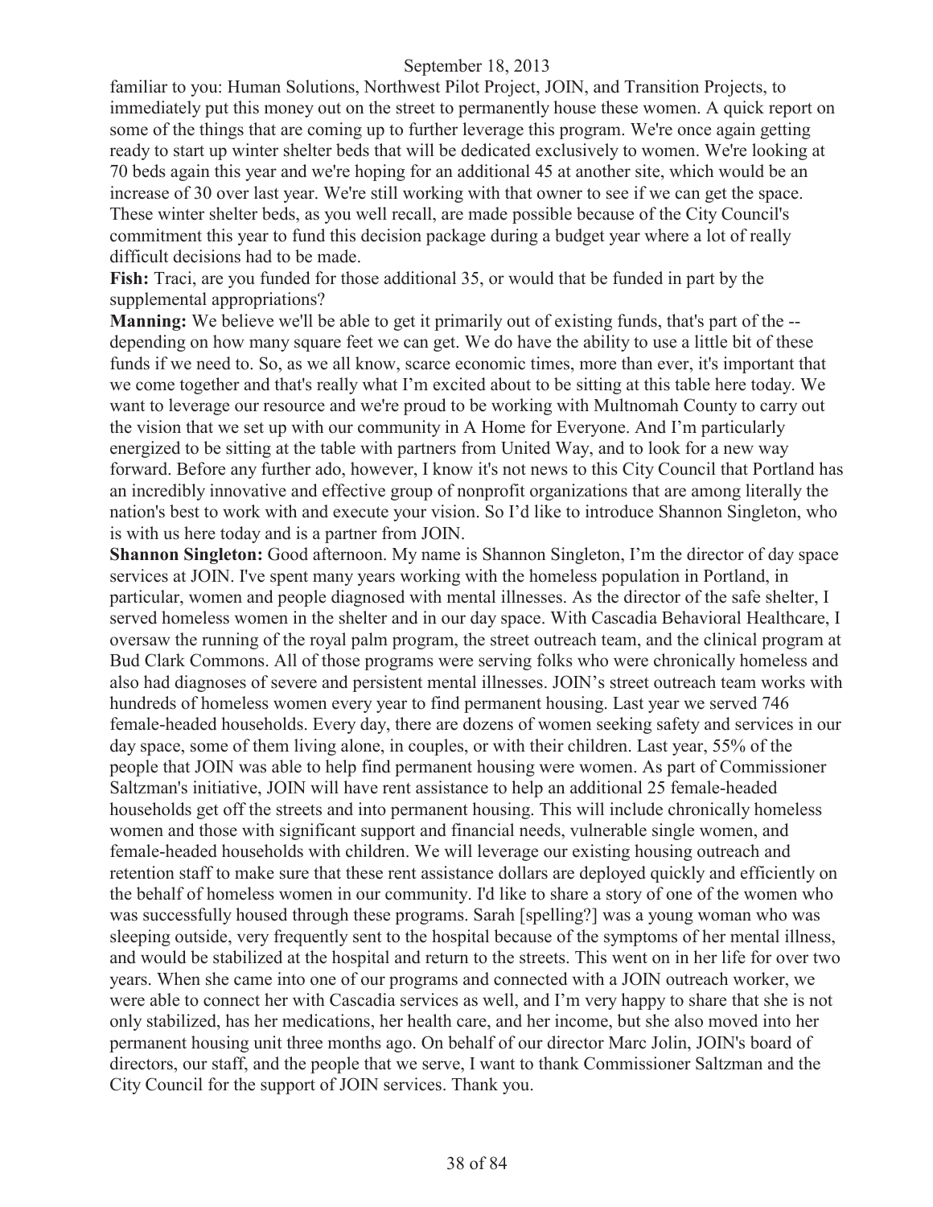familiar to you: Human Solutions, Northwest Pilot Project, JOIN, and Transition Projects, to immediately put this money out on the street to permanently house these women. A quick report on some of the things that are coming up to further leverage this program. We're once again getting ready to start up winter shelter beds that will be dedicated exclusively to women. We're looking at 70 beds again this year and we're hoping for an additional 45 at another site, which would be an increase of 30 over last year. We're still working with that owner to see if we can get the space. These winter shelter beds, as you well recall, are made possible because of the City Council's commitment this year to fund this decision package during a budget year where a lot of really difficult decisions had to be made.

**Fish:** Traci, are you funded for those additional 35, or would that be funded in part by the supplemental appropriations?

**Manning:** We believe we'll be able to get it primarily out of existing funds, that's part of the -- depending on how many square feet we can get. We do have the ability to use a little bit of these funds if we need to. So, as we all know, scarce economic times, more than ever, it's important that we come together and that's really what I'm excited about to be sitting at this table here today. We want to leverage our resource and we're proud to be working with Multnomah County to carry out the vision that we set up with our community in A Home for Everyone. And I'm particularly energized to be sitting at the table with partners from United Way, and to look for a new way forward. Before any further ado, however, I know it's not news to this City Council that Portland has an incredibly innovative and effective group of nonprofit organizations that are among literally the nation's best to work with and execute your vision. So I'd like to introduce Shannon Singleton, who is with us here today and is a partner from JOIN.

**Shannon Singleton:** Good afternoon. My name is Shannon Singleton, I'm the director of day space services at JOIN. I've spent many years working with the homeless population in Portland, in particular, women and people diagnosed with mental illnesses. As the director of the safe shelter, I served homeless women in the shelter and in our day space. With Cascadia Behavioral Healthcare, I oversaw the running of the royal palm program, the street outreach team, and the clinical program at Bud Clark Commons. All of those programs were serving folks who were chronically homeless and also had diagnoses of severe and persistent mental illnesses. JOIN's street outreach team works with hundreds of homeless women every year to find permanent housing. Last year we served 746 female-headed households. Every day, there are dozens of women seeking safety and services in our day space, some of them living alone, in couples, or with their children. Last year, 55% of the people that JOIN was able to help find permanent housing were women. As part of Commissioner Saltzman's initiative, JOIN will have rent assistance to help an additional 25 female-headed households get off the streets and into permanent housing. This will include chronically homeless women and those with significant support and financial needs, vulnerable single women, and female-headed households with children. We will leverage our existing housing outreach and retention staff to make sure that these rent assistance dollars are deployed quickly and efficiently on the behalf of homeless women in our community. I'd like to share a story of one of the women who was successfully housed through these programs. Sarah [spelling?] was a young woman who was sleeping outside, very frequently sent to the hospital because of the symptoms of her mental illness, and would be stabilized at the hospital and return to the streets. This went on in her life for over two years. When she came into one of our programs and connected with a JOIN outreach worker, we were able to connect her with Cascadia services as well, and I'm very happy to share that she is not only stabilized, has her medications, her health care, and her income, but she also moved into her permanent housing unit three months ago. On behalf of our director Marc Jolin, JOIN's board of directors, our staff, and the people that we serve, I want to thank Commissioner Saltzman and the City Council for the support of JOIN services. Thank you.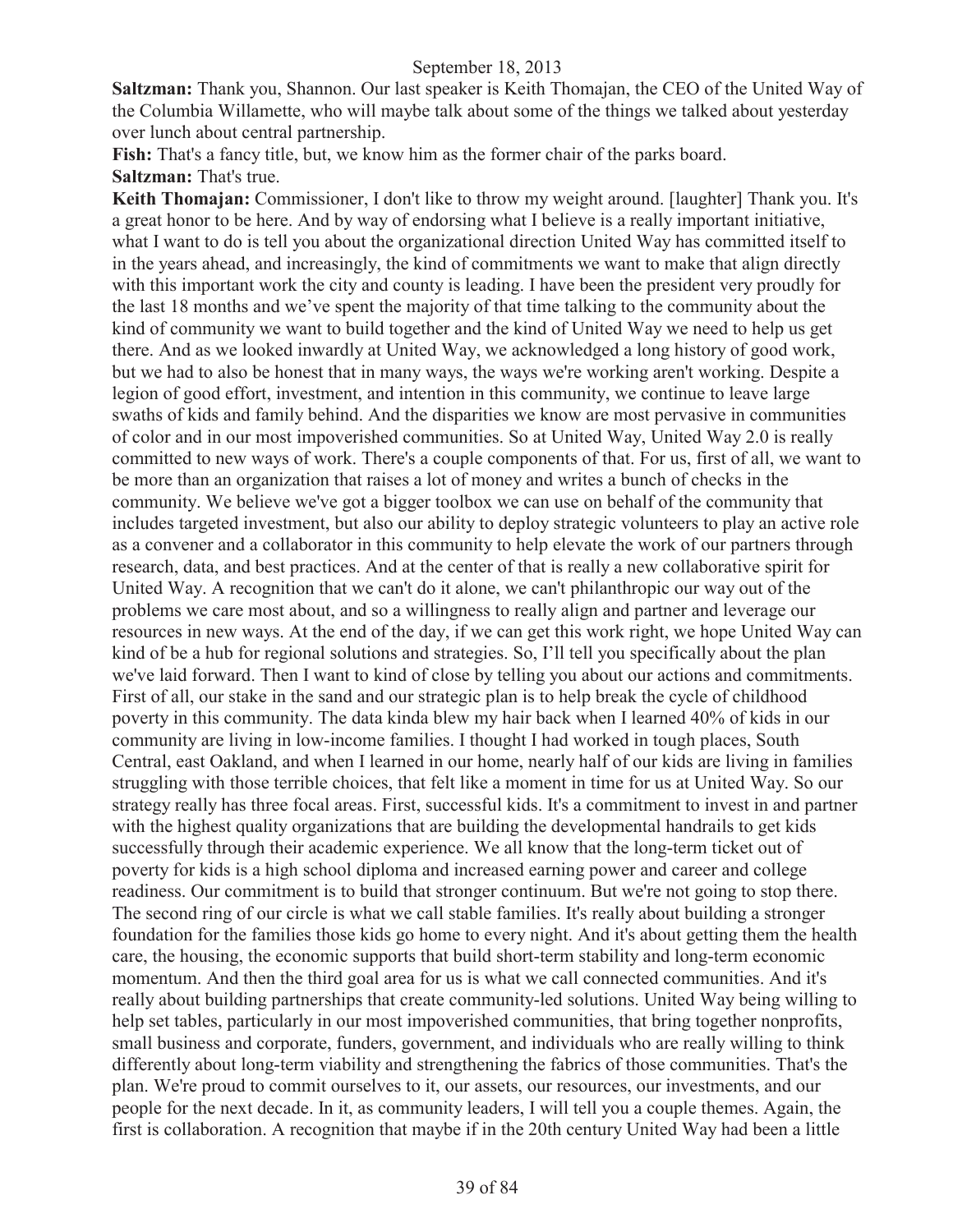**Saltzman:** Thank you, Shannon. Our last speaker is Keith Thomajan, the CEO of the United Way of the Columbia Willamette, who will maybe talk about some of the things we talked about yesterday over lunch about central partnership.

**Fish:** That's a fancy title, but, we know him as the former chair of the parks board.

**Saltzman:** That's true.

**Keith Thomajan:** Commissioner, I don't like to throw my weight around. [laughter] Thank you. It's a great honor to be here. And by way of endorsing what I believe is a really important initiative, what I want to do is tell you about the organizational direction United Way has committed itself to in the years ahead, and increasingly, the kind of commitments we want to make that align directly with this important work the city and county is leading. I have been the president very proudly for the last 18 months and we've spent the majority of that time talking to the community about the kind of community we want to build together and the kind of United Way we need to help us get there. And as we looked inwardly at United Way, we acknowledged a long history of good work, but we had to also be honest that in many ways, the ways we're working aren't working. Despite a legion of good effort, investment, and intention in this community, we continue to leave large swaths of kids and family behind. And the disparities we know are most pervasive in communities of color and in our most impoverished communities. So at United Way, United Way 2.0 is really committed to new ways of work. There's a couple components of that. For us, first of all, we want to be more than an organization that raises a lot of money and writes a bunch of checks in the community. We believe we've got a bigger toolbox we can use on behalf of the community that includes targeted investment, but also our ability to deploy strategic volunteers to play an active role as a convener and a collaborator in this community to help elevate the work of our partners through research, data, and best practices. And at the center of that is really a new collaborative spirit for United Way. A recognition that we can't do it alone, we can't philanthropic our way out of the problems we care most about, and so a willingness to really align and partner and leverage our resources in new ways. At the end of the day, if we can get this work right, we hope United Way can kind of be a hub for regional solutions and strategies. So, I'll tell you specifically about the plan we've laid forward. Then I want to kind of close by telling you about our actions and commitments. First of all, our stake in the sand and our strategic plan is to help break the cycle of childhood poverty in this community. The data kinda blew my hair back when I learned 40% of kids in our community are living in low-income families. I thought I had worked in tough places, South Central, east Oakland, and when I learned in our home, nearly half of our kids are living in families struggling with those terrible choices, that felt like a moment in time for us at United Way. So our strategy really has three focal areas. First, successful kids. It's a commitment to invest in and partner with the highest quality organizations that are building the developmental handrails to get kids successfully through their academic experience. We all know that the long-term ticket out of poverty for kids is a high school diploma and increased earning power and career and college readiness. Our commitment is to build that stronger continuum. But we're not going to stop there. The second ring of our circle is what we call stable families. It's really about building a stronger foundation for the families those kids go home to every night. And it's about getting them the health care, the housing, the economic supports that build short-term stability and long-term economic momentum. And then the third goal area for us is what we call connected communities. And it's really about building partnerships that create community-led solutions. United Way being willing to help set tables, particularly in our most impoverished communities, that bring together nonprofits, small business and corporate, funders, government, and individuals who are really willing to think differently about long-term viability and strengthening the fabrics of those communities. That's the plan. We're proud to commit ourselves to it, our assets, our resources, our investments, and our people for the next decade. In it, as community leaders, I will tell you a couple themes. Again, the first is collaboration. A recognition that maybe if in the 20th century United Way had been a little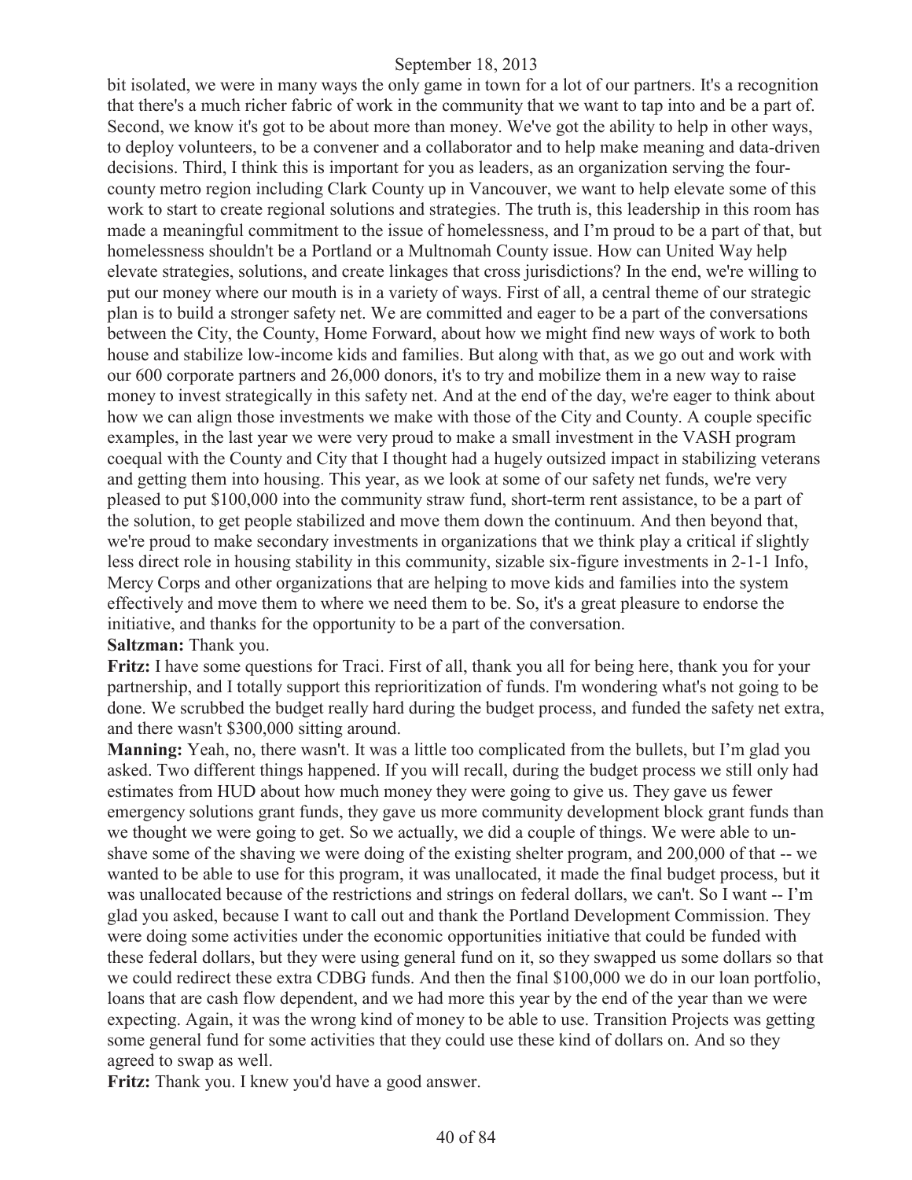bit isolated, we were in many ways the only game in town for a lot of our partners. It's a recognition that there's a much richer fabric of work in the community that we want to tap into and be a part of. Second, we know it's got to be about more than money. We've got the ability to help in other ways, to deploy volunteers, to be a convener and a collaborator and to help make meaning and data-driven decisions. Third, I think this is important for you as leaders, as an organization serving the four-county metro region including Clark County up in Vancouver, we want to help elevate some of this work to start to create regional solutions and strategies. The truth is, this leadership in this room has made a meaningful commitment to the issue of homelessness, and I'm proud to be a part of that, but homelessness shouldn't be a Portland or a Multnomah County issue. How can United Way help elevate strategies, solutions, and create linkages that cross jurisdictions? In the end, we're willing to put our money where our mouth is in a variety of ways. First of all, a central theme of our strategic plan is to build a stronger safety net. We are committed and eager to be a part of the conversations between the City, the County, Home Forward, about how we might find new ways of work to both house and stabilize low-income kids and families. But along with that, as we go out and work with our 600 corporate partners and 26,000 donors, it's to try and mobilize them in a new way to raise money to invest strategically in this safety net. And at the end of the day, we're eager to think about how we can align those investments we make with those of the City and County. A couple specific examples, in the last year we were very proud to make a small investment in the VASH program coequal with the County and City that I thought had a hugely outsized impact in stabilizing veterans and getting them into housing. This year, as we look at some of our safety net funds, we're very pleased to put $100,000 into the community straw fund, short-term rent assistance, to be a part of the solution, to get people stabilized and move them down the continuum. And then beyond that, we're proud to make secondary investments in organizations that we think play a critical if slightly less direct role in housing stability in this community, sizable six-figure investments in 2-1-1 Info, Mercy Corps and other organizations that are helping to move kids and families into the system effectively and move them to where we need them to be. So, it's a great pleasure to endorse the initiative, and thanks for the opportunity to be a part of the conversation.

**Saltzman:** Thank you.

**Fritz:** I have some questions for Traci. First of all, thank you all for being here, thank you for your partnership, and I totally support this reprioritization of funds. I'm wondering what's not going to be done. We scrubbed the budget really hard during the budget process, and funded the safety net extra, and there wasn't $300,000 sitting around.

**Manning:** Yeah, no, there wasn't. It was a little too complicated from the bullets, but I'm glad you asked. Two different things happened. If you will recall, during the budget process we still only had estimates from HUD about how much money they were going to give us. They gave us fewer emergency solutions grant funds, they gave us more community development block grant funds than we thought we were going to get. So we actually, we did a couple of things. We were able to un-shave some of the shaving we were doing of the existing shelter program, and 200,000 of that -- we wanted to be able to use for this program, it was unallocated, it made the final budget process, but it was unallocated because of the restrictions and strings on federal dollars, we can't. So I want -- I'm glad you asked, because I want to call out and thank the Portland Development Commission. They were doing some activities under the economic opportunities initiative that could be funded with these federal dollars, but they were using general fund on it, so they swapped us some dollars so that we could redirect these extra CDBG funds. And then the final $100,000 we do in our loan portfolio, loans that are cash flow dependent, and we had more this year by the end of the year than we were expecting. Again, it was the wrong kind of money to be able to use. Transition Projects was getting some general fund for some activities that they could use these kind of dollars on. And so they agreed to swap as well.

**Fritz:** Thank you. I knew you'd have a good answer.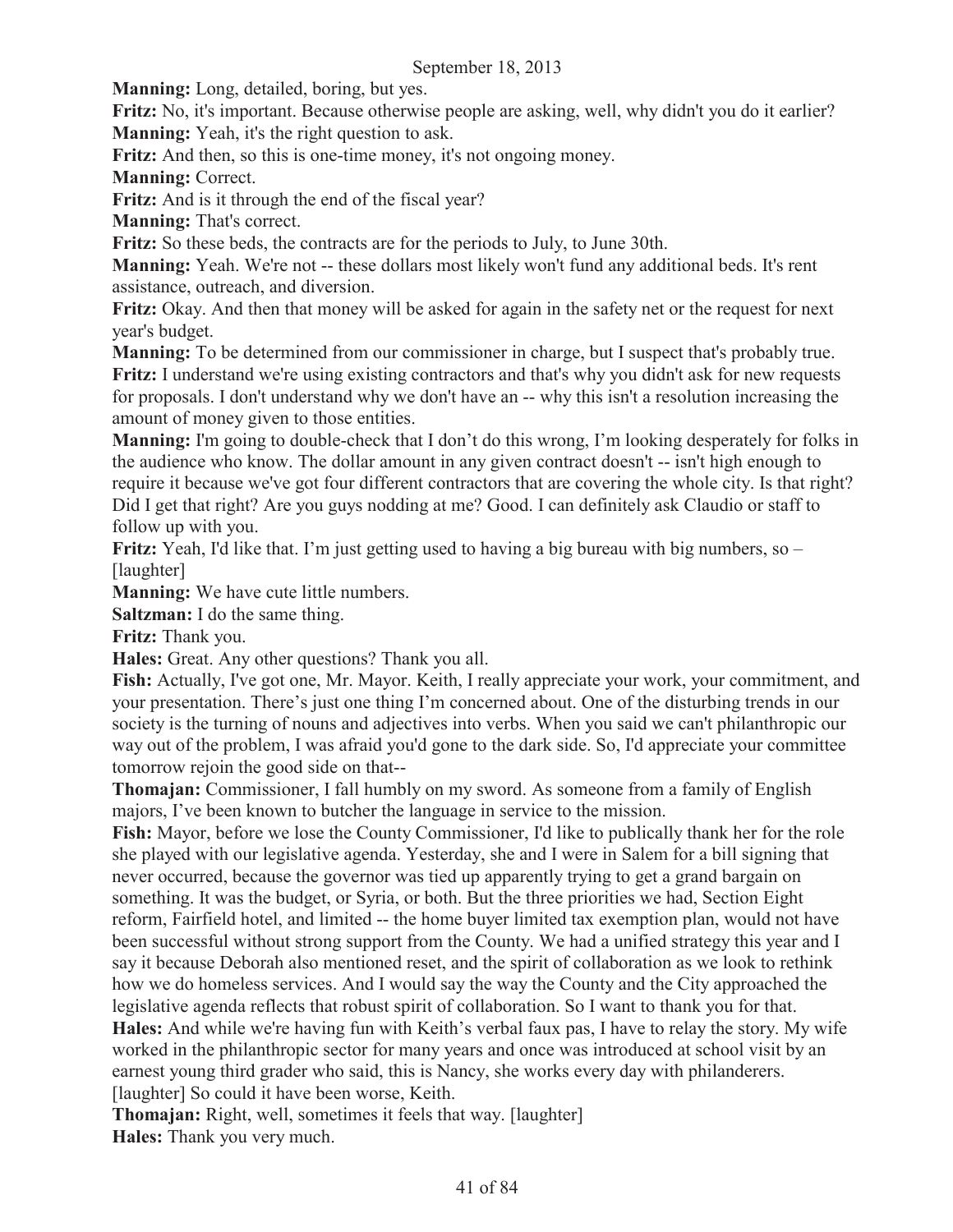**Manning:** Long, detailed, boring, but yes.

**Fritz:** No, it's important. Because otherwise people are asking, well, why didn't you do it earlier?

**Manning:** Yeah, it's the right question to ask.

**Fritz:** And then, so this is one-time money, it's not ongoing money.

**Manning:** Correct.

**Fritz:** And is it through the end of the fiscal year?

**Manning:** That's correct.

**Fritz:** So these beds, the contracts are for the periods to July, to June 30th.

**Manning:** Yeah. We're not -- these dollars most likely won't fund any additional beds. It's rent assistance, outreach, and diversion.

**Fritz:** Okay. And then that money will be asked for again in the safety net or the request for next year's budget.

**Manning:** To be determined from our commissioner in charge, but I suspect that's probably true.

**Fritz:** I understand we're using existing contractors and that's why you didn't ask for new requests for proposals. I don't understand why we don't have an -- why this isn't a resolution increasing the amount of money given to those entities.

**Manning:** I'm going to double-check that I don't do this wrong, I'm looking desperately for folks in the audience who know. The dollar amount in any given contract doesn't -- isn't high enough to require it because we've got four different contractors that are covering the whole city. Is that right? Did I get that right? Are you guys nodding at me? Good. I can definitely ask Claudio or staff to follow up with you.

**Fritz:** Yeah, I'd like that. I'm just getting used to having a big bureau with big numbers, so – [laughter]

**Manning:** We have cute little numbers.

**Saltzman:** I do the same thing.

**Fritz:** Thank you.

**Hales:** Great. Any other questions? Thank you all.

**Fish:** Actually, I've got one, Mr. Mayor. Keith, I really appreciate your work, your commitment, and your presentation. There's just one thing I'm concerned about. One of the disturbing trends in our society is the turning of nouns and adjectives into verbs. When you said we can't philanthropic our way out of the problem, I was afraid you'd gone to the dark side. So, I'd appreciate your committee tomorrow rejoin the good side on that--

**Thomajan:** Commissioner, I fall humbly on my sword. As someone from a family of English majors, I've been known to butcher the language in service to the mission.

**Fish:** Mayor, before we lose the County Commissioner, I'd like to publically thank her for the role she played with our legislative agenda. Yesterday, she and I were in Salem for a bill signing that never occurred, because the governor was tied up apparently trying to get a grand bargain on something. It was the budget, or Syria, or both. But the three priorities we had, Section Eight reform, Fairfield hotel, and limited -- the home buyer limited tax exemption plan, would not have been successful without strong support from the County. We had a unified strategy this year and I say it because Deborah also mentioned reset, and the spirit of collaboration as we look to rethink how we do homeless services. And I would say the way the County and the City approached the legislative agenda reflects that robust spirit of collaboration. So I want to thank you for that.

**Hales:** And while we're having fun with Keith's verbal faux pas, I have to relay the story. My wife worked in the philanthropic sector for many years and once was introduced at school visit by an earnest young third grader who said, this is Nancy, she works every day with philanderers. [laughter] So could it have been worse, Keith.

**Thomajan:** Right, well, sometimes it feels that way. [laughter]

**Hales:** Thank you very much.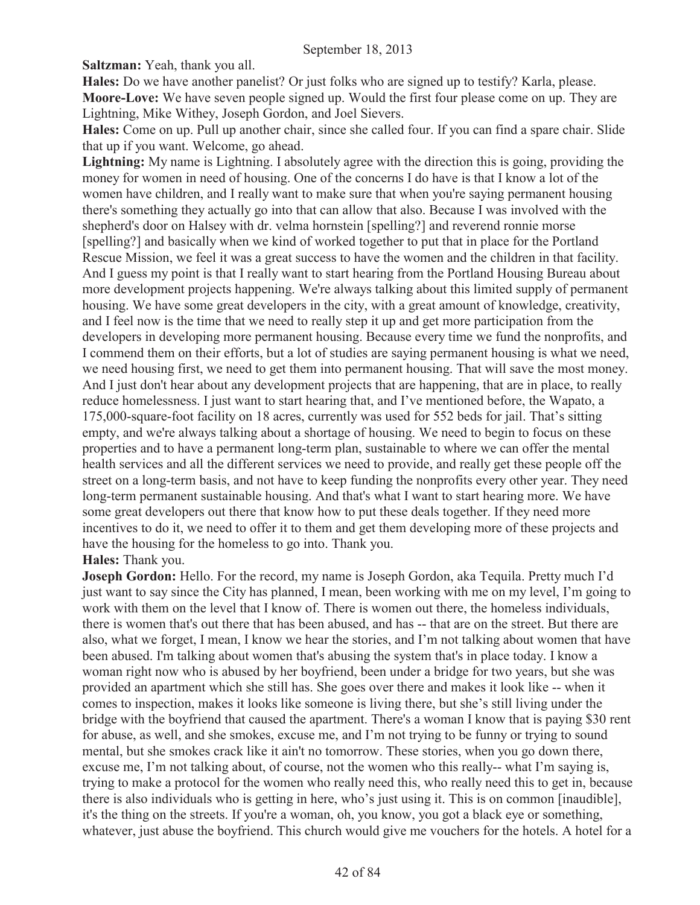**Saltzman:** Yeah, thank you all.

**Hales:** Do we have another panelist? Or just folks who are signed up to testify? Karla, please.

**Moore-Love:** We have seven people signed up. Would the first four please come on up. They are Lightning, Mike Withey, Joseph Gordon, and Joel Sievers.

**Hales:** Come on up. Pull up another chair, since she called four. If you can find a spare chair. Slide that up if you want. Welcome, go ahead.

**Lightning:** My name is Lightning. I absolutely agree with the direction this is going, providing the money for women in need of housing. One of the concerns I do have is that I know a lot of the women have children, and I really want to make sure that when you're saying permanent housing there's something they actually go into that can allow that also. Because I was involved with the shepherd's door on Halsey with dr. velma hornstein [spelling?] and reverend ronnie morse [spelling?] and basically when we kind of worked together to put that in place for the Portland Rescue Mission, we feel it was a great success to have the women and the children in that facility. And I guess my point is that I really want to start hearing from the Portland Housing Bureau about more development projects happening. We're always talking about this limited supply of permanent housing. We have some great developers in the city, with a great amount of knowledge, creativity, and I feel now is the time that we need to really step it up and get more participation from the developers in developing more permanent housing. Because every time we fund the nonprofits, and I commend them on their efforts, but a lot of studies are saying permanent housing is what we need, we need housing first, we need to get them into permanent housing. That will save the most money. And I just don't hear about any development projects that are happening, that are in place, to really reduce homelessness. I just want to start hearing that, and I've mentioned before, the Wapato, a 175,000-square-foot facility on 18 acres, currently was used for 552 beds for jail. That's sitting empty, and we're always talking about a shortage of housing. We need to begin to focus on these properties and to have a permanent long-term plan, sustainable to where we can offer the mental health services and all the different services we need to provide, and really get these people off the street on a long-term basis, and not have to keep funding the nonprofits every other year. They need long-term permanent sustainable housing. And that's what I want to start hearing more. We have some great developers out there that know how to put these deals together. If they need more incentives to do it, we need to offer it to them and get them developing more of these projects and have the housing for the homeless to go into. Thank you.

**Hales:** Thank you.

**Joseph Gordon:** Hello. For the record, my name is Joseph Gordon, aka Tequila. Pretty much I'd just want to say since the City has planned, I mean, been working with me on my level, I'm going to work with them on the level that I know of. There is women out there, the homeless individuals, there is women that's out there that has been abused, and has -- that are on the street. But there are also, what we forget, I mean, I know we hear the stories, and I'm not talking about women that have been abused. I'm talking about women that's abusing the system that's in place today. I know a woman right now who is abused by her boyfriend, been under a bridge for two years, but she was provided an apartment which she still has. She goes over there and makes it look like -- when it comes to inspection, makes it looks like someone is living there, but she's still living under the bridge with the boyfriend that caused the apartment. There's a woman I know that is paying $30 rent for abuse, as well, and she smokes, excuse me, and I'm not trying to be funny or trying to sound mental, but she smokes crack like it ain't no tomorrow. These stories, when you go down there, excuse me, I'm not talking about, of course, not the women who this really-- what I'm saying is, trying to make a protocol for the women who really need this, who really need this to get in, because there is also individuals who is getting in here, who's just using it. This is on common [inaudible], it's the thing on the streets. If you're a woman, oh, you know, you got a black eye or something, whatever, just abuse the boyfriend. This church would give me vouchers for the hotels. A hotel for a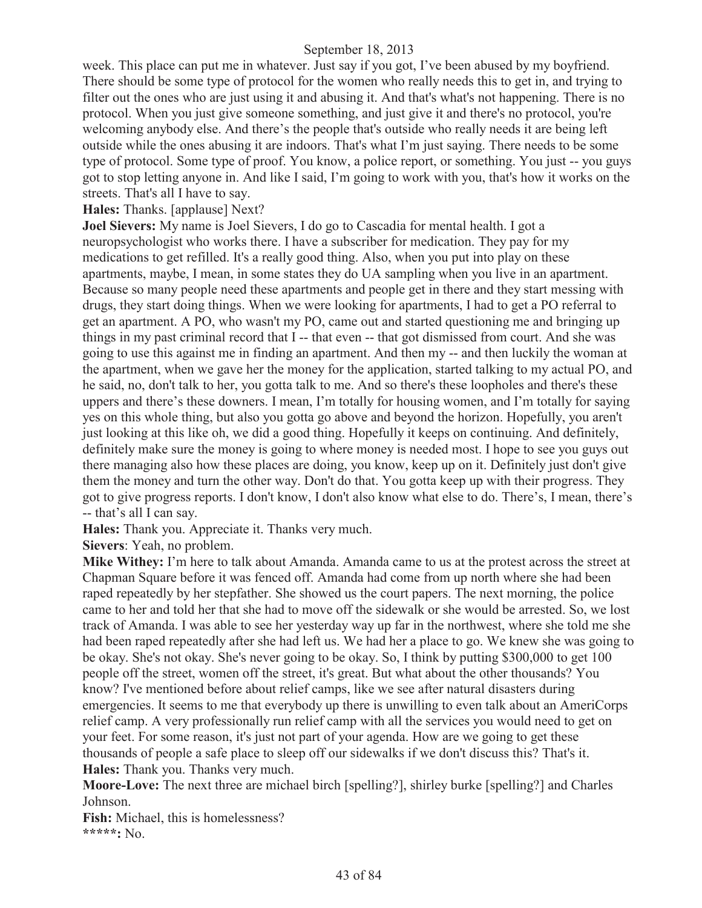week. This place can put me in whatever. Just say if you got, I've been abused by my boyfriend. There should be some type of protocol for the women who really needs this to get in, and trying to filter out the ones who are just using it and abusing it. And that's what's not happening. There is no protocol. When you just give someone something, and just give it and there's no protocol, you're welcoming anybody else. And there's the people that's outside who really needs it are being left outside while the ones abusing it are indoors. That's what I'm just saying. There needs to be some type of protocol. Some type of proof. You know, a police report, or something. You just -- you guys got to stop letting anyone in. And like I said, I'm going to work with you, that's how it works on the streets. That's all I have to say.

**Hales:** Thanks. [applause] Next?

**Joel Sievers:** My name is Joel Sievers, I do go to Cascadia for mental health. I got a neuropsychologist who works there. I have a subscriber for medication. They pay for my medications to get refilled. It's a really good thing. Also, when you put into play on these apartments, maybe, I mean, in some states they do UA sampling when you live in an apartment. Because so many people need these apartments and people get in there and they start messing with drugs, they start doing things. When we were looking for apartments, I had to get a PO referral to get an apartment. A PO, who wasn't my PO, came out and started questioning me and bringing up things in my past criminal record that I -- that even -- that got dismissed from court. And she was going to use this against me in finding an apartment. And then my -- and then luckily the woman at the apartment, when we gave her the money for the application, started talking to my actual PO, and he said, no, don't talk to her, you gotta talk to me. And so there's these loopholes and there's these uppers and there's these downers. I mean, I'm totally for housing women, and I'm totally for saying yes on this whole thing, but also you gotta go above and beyond the horizon. Hopefully, you aren't just looking at this like oh, we did a good thing. Hopefully it keeps on continuing. And definitely, definitely make sure the money is going to where money is needed most. I hope to see you guys out there managing also how these places are doing, you know, keep up on it. Definitely just don't give them the money and turn the other way. Don't do that. You gotta keep up with their progress. They got to give progress reports. I don't know, I don't also know what else to do. There's, I mean, there's -- that's all I can say.

**Hales:** Thank you. Appreciate it. Thanks very much.

**Sievers**: Yeah, no problem.

**Mike Withey:** I'm here to talk about Amanda. Amanda came to us at the protest across the street at Chapman Square before it was fenced off. Amanda had come from up north where she had been raped repeatedly by her stepfather. She showed us the court papers. The next morning, the police came to her and told her that she had to move off the sidewalk or she would be arrested. So, we lost track of Amanda. I was able to see her yesterday way up far in the northwest, where she told me she had been raped repeatedly after she had left us. We had her a place to go. We knew she was going to be okay. She's not okay. She's never going to be okay. So, I think by putting $300,000 to get 100 people off the street, women off the street, it's great. But what about the other thousands? You know? I've mentioned before about relief camps, like we see after natural disasters during emergencies. It seems to me that everybody up there is unwilling to even talk about an AmeriCorps relief camp. A very professionally run relief camp with all the services you would need to get on your feet. For some reason, it's just not part of your agenda. How are we going to get these thousands of people a safe place to sleep off our sidewalks if we don't discuss this? That's it.

**Hales:** Thank you. Thanks very much.

**Moore-Love:** The next three are michael birch [spelling?], shirley burke [spelling?] and Charles Johnson.

**Fish:** Michael, this is homelessness?

**\*\*\*\*\*:** No.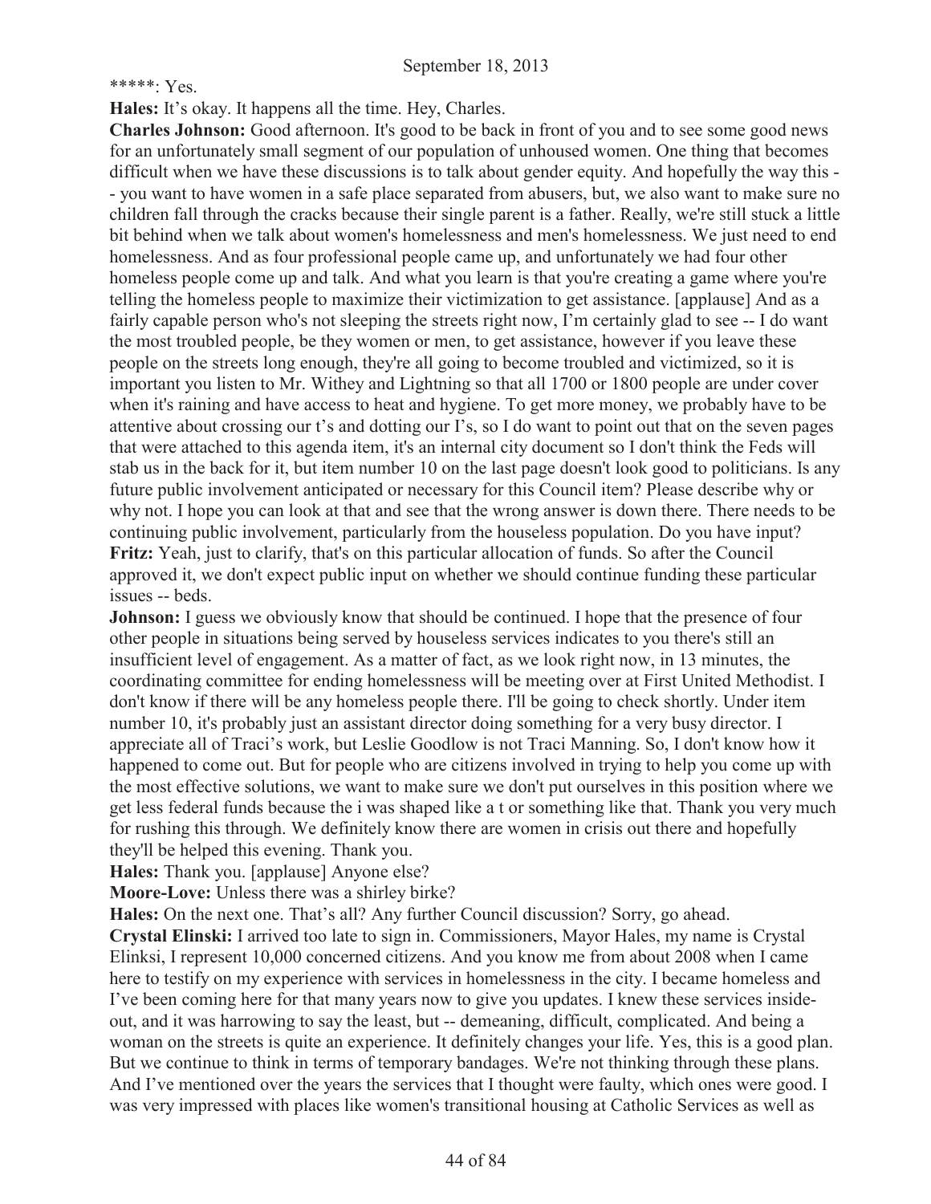*****: Yes.

**Hales:** It's okay. It happens all the time. Hey, Charles.

**Charles Johnson:** Good afternoon. It's good to be back in front of you and to see some good news for an unfortunately small segment of our population of unhoused women. One thing that becomes difficult when we have these discussions is to talk about gender equity. And hopefully the way this -- you want to have women in a safe place separated from abusers, but, we also want to make sure no children fall through the cracks because their single parent is a father. Really, we're still stuck a little bit behind when we talk about women's homelessness and men's homelessness. We just need to end homelessness. And as four professional people came up, and unfortunately we had four other homeless people come up and talk. And what you learn is that you're creating a game where you're telling the homeless people to maximize their victimization to get assistance. [applause] And as a fairly capable person who's not sleeping the streets right now, I'm certainly glad to see -- I do want the most troubled people, be they women or men, to get assistance, however if you leave these people on the streets long enough, they're all going to become troubled and victimized, so it is important you listen to Mr. Withey and Lightning so that all 1700 or 1800 people are under cover when it's raining and have access to heat and hygiene. To get more money, we probably have to be attentive about crossing our t's and dotting our I's, so I do want to point out that on the seven pages that were attached to this agenda item, it's an internal city document so I don't think the Feds will stab us in the back for it, but item number 10 on the last page doesn't look good to politicians. Is any future public involvement anticipated or necessary for this Council item? Please describe why or why not. I hope you can look at that and see that the wrong answer is down there. There needs to be continuing public involvement, particularly from the houseless population. Do you have input?

**Fritz:** Yeah, just to clarify, that's on this particular allocation of funds. So after the Council approved it, we don't expect public input on whether we should continue funding these particular issues -- beds.

**Johnson:** I guess we obviously know that should be continued. I hope that the presence of four other people in situations being served by houseless services indicates to you there's still an insufficient level of engagement. As a matter of fact, as we look right now, in 13 minutes, the coordinating committee for ending homelessness will be meeting over at First United Methodist. I don't know if there will be any homeless people there. I'll be going to check shortly. Under item number 10, it's probably just an assistant director doing something for a very busy director. I appreciate all of Traci's work, but Leslie Goodlow is not Traci Manning. So, I don't know how it happened to come out. But for people who are citizens involved in trying to help you come up with the most effective solutions, we want to make sure we don't put ourselves in this position where we get less federal funds because the i was shaped like a t or something like that. Thank you very much for rushing this through. We definitely know there are women in crisis out there and hopefully they'll be helped this evening. Thank you.

**Hales:** Thank you. [applause] Anyone else?

**Moore-Love:** Unless there was a shirley birke?

**Hales:** On the next one. That's all? Any further Council discussion? Sorry, go ahead.

**Crystal Elinski:** I arrived too late to sign in. Commissioners, Mayor Hales, my name is Crystal Elinksi, I represent 10,000 concerned citizens. And you know me from about 2008 when I came here to testify on my experience with services in homelessness in the city. I became homeless and I've been coming here for that many years now to give you updates. I knew these services inside-out, and it was harrowing to say the least, but -- demeaning, difficult, complicated. And being a woman on the streets is quite an experience. It definitely changes your life. Yes, this is a good plan. But we continue to think in terms of temporary bandages. We're not thinking through these plans. And I've mentioned over the years the services that I thought were faulty, which ones were good. I was very impressed with places like women's transitional housing at Catholic Services as well as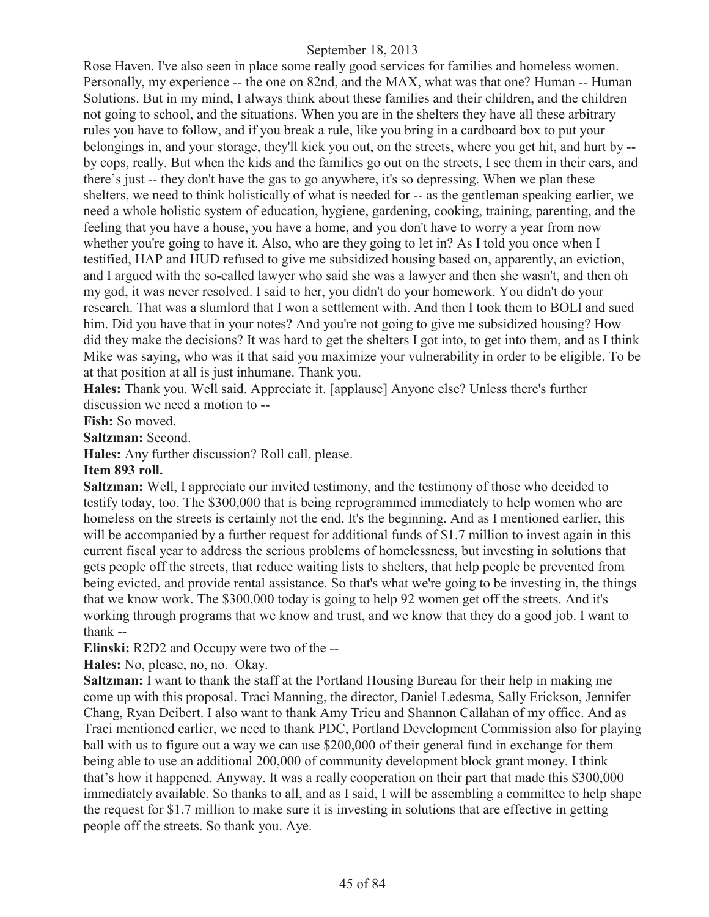Rose Haven. I've also seen in place some really good services for families and homeless women. Personally, my experience -- the one on 82nd, and the MAX, what was that one? Human -- Human Solutions. But in my mind, I always think about these families and their children, and the children not going to school, and the situations. When you are in the shelters they have all these arbitrary rules you have to follow, and if you break a rule, like you bring in a cardboard box to put your belongings in, and your storage, they'll kick you out, on the streets, where you get hit, and hurt by -- by cops, really. But when the kids and the families go out on the streets, I see them in their cars, and there's just -- they don't have the gas to go anywhere, it's so depressing. When we plan these shelters, we need to think holistically of what is needed for -- as the gentleman speaking earlier, we need a whole holistic system of education, hygiene, gardening, cooking, training, parenting, and the feeling that you have a house, you have a home, and you don't have to worry a year from now whether you're going to have it. Also, who are they going to let in? As I told you once when I testified, HAP and HUD refused to give me subsidized housing based on, apparently, an eviction, and I argued with the so-called lawyer who said she was a lawyer and then she wasn't, and then oh my god, it was never resolved. I said to her, you didn't do your homework. You didn't do your research. That was a slumlord that I won a settlement with. And then I took them to BOLI and sued him. Did you have that in your notes? And you're not going to give me subsidized housing? How did they make the decisions? It was hard to get the shelters I got into, to get into them, and as I think Mike was saying, who was it that said you maximize your vulnerability in order to be eligible. To be at that position at all is just inhumane. Thank you.

**Hales:** Thank you. Well said. Appreciate it. [applause] Anyone else? Unless there's further discussion we need a motion to --

**Fish:** So moved.

**Saltzman:** Second.

**Hales:** Any further discussion? Roll call, please.

**Item 893 roll.**

**Saltzman:** Well, I appreciate our invited testimony, and the testimony of those who decided to testify today, too. The $300,000 that is being reprogrammed immediately to help women who are homeless on the streets is certainly not the end. It's the beginning. And as I mentioned earlier, this will be accompanied by a further request for additional funds of $1.7 million to invest again in this current fiscal year to address the serious problems of homelessness, but investing in solutions that gets people off the streets, that reduce waiting lists to shelters, that help people be prevented from being evicted, and provide rental assistance. So that's what we're going to be investing in, the things that we know work. The $300,000 today is going to help 92 women get off the streets. And it's working through programs that we know and trust, and we know that they do a good job. I want to thank --

**Elinski:** R2D2 and Occupy were two of the --

**Hales:** No, please, no, no. Okay.

**Saltzman:** I want to thank the staff at the Portland Housing Bureau for their help in making me come up with this proposal. Traci Manning, the director, Daniel Ledesma, Sally Erickson, Jennifer Chang, Ryan Deibert. I also want to thank Amy Trieu and Shannon Callahan of my office. And as Traci mentioned earlier, we need to thank PDC, Portland Development Commission also for playing ball with us to figure out a way we can use $200,000 of their general fund in exchange for them being able to use an additional 200,000 of community development block grant money. I think that's how it happened. Anyway. It was a really cooperation on their part that made this $300,000 immediately available. So thanks to all, and as I said, I will be assembling a committee to help shape the request for $1.7 million to make sure it is investing in solutions that are effective in getting people off the streets. So thank you. Aye.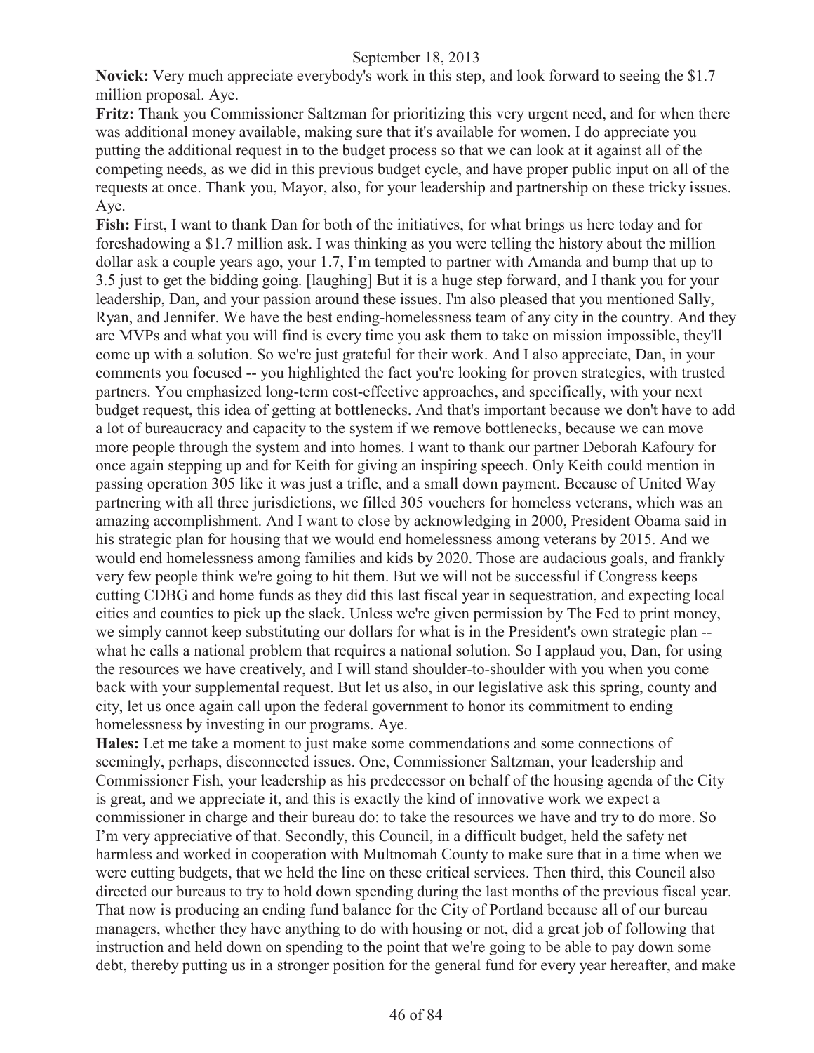**Novick:** Very much appreciate everybody's work in this step, and look forward to seeing the $1.7 million proposal. Aye.

**Fritz:** Thank you Commissioner Saltzman for prioritizing this very urgent need, and for when there was additional money available, making sure that it's available for women. I do appreciate you putting the additional request in to the budget process so that we can look at it against all of the competing needs, as we did in this previous budget cycle, and have proper public input on all of the requests at once. Thank you, Mayor, also, for your leadership and partnership on these tricky issues. Aye.

**Fish:** First, I want to thank Dan for both of the initiatives, for what brings us here today and for foreshadowing a $1.7 million ask. I was thinking as you were telling the history about the million dollar ask a couple years ago, your 1.7, I'm tempted to partner with Amanda and bump that up to 3.5 just to get the bidding going. [laughing] But it is a huge step forward, and I thank you for your leadership, Dan, and your passion around these issues. I'm also pleased that you mentioned Sally, Ryan, and Jennifer. We have the best ending-homelessness team of any city in the country. And they are MVPs and what you will find is every time you ask them to take on mission impossible, they'll come up with a solution. So we're just grateful for their work. And I also appreciate, Dan, in your comments you focused -- you highlighted the fact you're looking for proven strategies, with trusted partners. You emphasized long-term cost-effective approaches, and specifically, with your next budget request, this idea of getting at bottlenecks. And that's important because we don't have to add a lot of bureaucracy and capacity to the system if we remove bottlenecks, because we can move more people through the system and into homes. I want to thank our partner Deborah Kafoury for once again stepping up and for Keith for giving an inspiring speech. Only Keith could mention in passing operation 305 like it was just a trifle, and a small down payment. Because of United Way partnering with all three jurisdictions, we filled 305 vouchers for homeless veterans, which was an amazing accomplishment. And I want to close by acknowledging in 2000, President Obama said in his strategic plan for housing that we would end homelessness among veterans by 2015. And we would end homelessness among families and kids by 2020. Those are audacious goals, and frankly very few people think we're going to hit them. But we will not be successful if Congress keeps cutting CDBG and home funds as they did this last fiscal year in sequestration, and expecting local cities and counties to pick up the slack. Unless we're given permission by The Fed to print money, we simply cannot keep substituting our dollars for what is in the President's own strategic plan -- what he calls a national problem that requires a national solution. So I applaud you, Dan, for using the resources we have creatively, and I will stand shoulder-to-shoulder with you when you come back with your supplemental request. But let us also, in our legislative ask this spring, county and city, let us once again call upon the federal government to honor its commitment to ending homelessness by investing in our programs. Aye.

**Hales:** Let me take a moment to just make some commendations and some connections of seemingly, perhaps, disconnected issues. One, Commissioner Saltzman, your leadership and Commissioner Fish, your leadership as his predecessor on behalf of the housing agenda of the City is great, and we appreciate it, and this is exactly the kind of innovative work we expect a commissioner in charge and their bureau do: to take the resources we have and try to do more. So I'm very appreciative of that. Secondly, this Council, in a difficult budget, held the safety net harmless and worked in cooperation with Multnomah County to make sure that in a time when we were cutting budgets, that we held the line on these critical services. Then third, this Council also directed our bureaus to try to hold down spending during the last months of the previous fiscal year. That now is producing an ending fund balance for the City of Portland because all of our bureau managers, whether they have anything to do with housing or not, did a great job of following that instruction and held down on spending to the point that we're going to be able to pay down some debt, thereby putting us in a stronger position for the general fund for every year hereafter, and make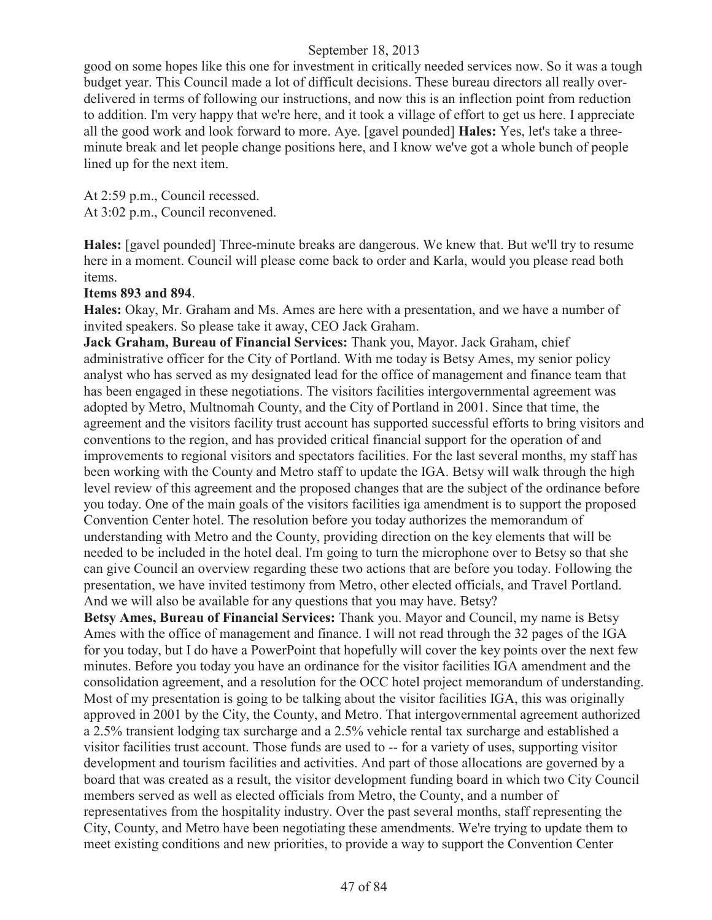good on some hopes like this one for investment in critically needed services now. So it was a tough budget year. This Council made a lot of difficult decisions. These bureau directors all really over-delivered in terms of following our instructions, and now this is an inflection point from reduction to addition. I'm very happy that we're here, and it took a village of effort to get us here. I appreciate all the good work and look forward to more. Aye. [gavel pounded] **Hales:** Yes, let's take a three-minute break and let people change positions here, and I know we've got a whole bunch of people lined up for the next item.

At 2:59 p.m., Council recessed.
At 3:02 p.m., Council reconvened.

**Hales:** [gavel pounded] Three-minute breaks are dangerous. We knew that. But we'll try to resume here in a moment. Council will please come back to order and Karla, would you please read both items.

**Items 893 and 894**.

**Hales:** Okay, Mr. Graham and Ms. Ames are here with a presentation, and we have a number of invited speakers. So please take it away, CEO Jack Graham.

**Jack Graham, Bureau of Financial Services:** Thank you, Mayor. Jack Graham, chief administrative officer for the City of Portland. With me today is Betsy Ames, my senior policy analyst who has served as my designated lead for the office of management and finance team that has been engaged in these negotiations. The visitors facilities intergovernmental agreement was adopted by Metro, Multnomah County, and the City of Portland in 2001. Since that time, the agreement and the visitors facility trust account has supported successful efforts to bring visitors and conventions to the region, and has provided critical financial support for the operation of and improvements to regional visitors and spectators facilities. For the last several months, my staff has been working with the County and Metro staff to update the IGA. Betsy will walk through the high level review of this agreement and the proposed changes that are the subject of the ordinance before you today. One of the main goals of the visitors facilities iga amendment is to support the proposed Convention Center hotel. The resolution before you today authorizes the memorandum of understanding with Metro and the County, providing direction on the key elements that will be needed to be included in the hotel deal. I'm going to turn the microphone over to Betsy so that she can give Council an overview regarding these two actions that are before you today. Following the presentation, we have invited testimony from Metro, other elected officials, and Travel Portland. And we will also be available for any questions that you may have. Betsy?

**Betsy Ames, Bureau of Financial Services:** Thank you. Mayor and Council, my name is Betsy Ames with the office of management and finance. I will not read through the 32 pages of the IGA for you today, but I do have a PowerPoint that hopefully will cover the key points over the next few minutes. Before you today you have an ordinance for the visitor facilities IGA amendment and the consolidation agreement, and a resolution for the OCC hotel project memorandum of understanding. Most of my presentation is going to be talking about the visitor facilities IGA, this was originally approved in 2001 by the City, the County, and Metro. That intergovernmental agreement authorized a 2.5% transient lodging tax surcharge and a 2.5% vehicle rental tax surcharge and established a visitor facilities trust account. Those funds are used to -- for a variety of uses, supporting visitor development and tourism facilities and activities. And part of those allocations are governed by a board that was created as a result, the visitor development funding board in which two City Council members served as well as elected officials from Metro, the County, and a number of representatives from the hospitality industry. Over the past several months, staff representing the City, County, and Metro have been negotiating these amendments. We're trying to update them to meet existing conditions and new priorities, to provide a way to support the Convention Center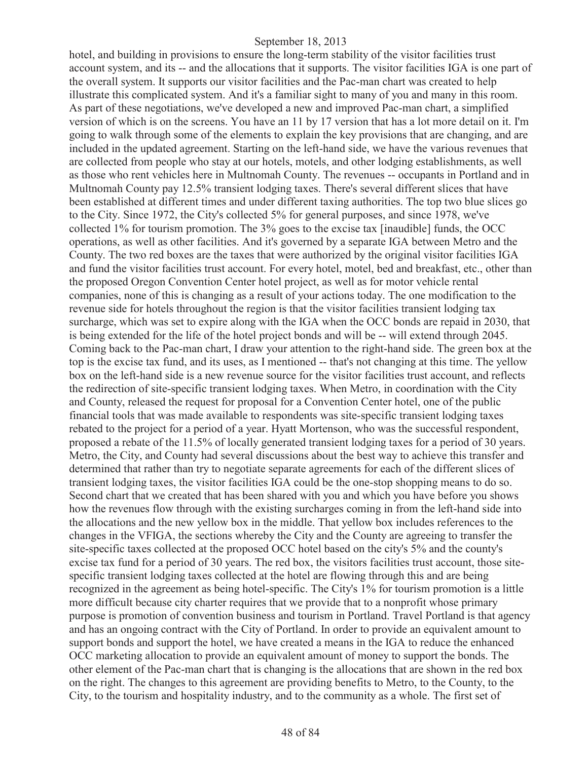hotel, and building in provisions to ensure the long-term stability of the visitor facilities trust account system, and its -- and the allocations that it supports. The visitor facilities IGA is one part of the overall system. It supports our visitor facilities and the Pac-man chart was created to help illustrate this complicated system. And it's a familiar sight to many of you and many in this room. As part of these negotiations, we've developed a new and improved Pac-man chart, a simplified version of which is on the screens. You have an 11 by 17 version that has a lot more detail on it. I'm going to walk through some of the elements to explain the key provisions that are changing, and are included in the updated agreement. Starting on the left-hand side, we have the various revenues that are collected from people who stay at our hotels, motels, and other lodging establishments, as well as those who rent vehicles here in Multnomah County. The revenues -- occupants in Portland and in Multnomah County pay 12.5% transient lodging taxes. There's several different slices that have been established at different times and under different taxing authorities. The top two blue slices go to the City. Since 1972, the City's collected 5% for general purposes, and since 1978, we've collected 1% for tourism promotion. The 3% goes to the excise tax [inaudible] funds, the OCC operations, as well as other facilities. And it's governed by a separate IGA between Metro and the County. The two red boxes are the taxes that were authorized by the original visitor facilities IGA and fund the visitor facilities trust account. For every hotel, motel, bed and breakfast, etc., other than the proposed Oregon Convention Center hotel project, as well as for motor vehicle rental companies, none of this is changing as a result of your actions today. The one modification to the revenue side for hotels throughout the region is that the visitor facilities transient lodging tax surcharge, which was set to expire along with the IGA when the OCC bonds are repaid in 2030, that is being extended for the life of the hotel project bonds and will be -- will extend through 2045. Coming back to the Pac-man chart, I draw your attention to the right-hand side. The green box at the top is the excise tax fund, and its uses, as I mentioned -- that's not changing at this time. The yellow box on the left-hand side is a new revenue source for the visitor facilities trust account, and reflects the redirection of site-specific transient lodging taxes. When Metro, in coordination with the City and County, released the request for proposal for a Convention Center hotel, one of the public financial tools that was made available to respondents was site-specific transient lodging taxes rebated to the project for a period of a year. Hyatt Mortenson, who was the successful respondent, proposed a rebate of the 11.5% of locally generated transient lodging taxes for a period of 30 years. Metro, the City, and County had several discussions about the best way to achieve this transfer and determined that rather than try to negotiate separate agreements for each of the different slices of transient lodging taxes, the visitor facilities IGA could be the one-stop shopping means to do so. Second chart that we created that has been shared with you and which you have before you shows how the revenues flow through with the existing surcharges coming in from the left-hand side into the allocations and the new yellow box in the middle. That yellow box includes references to the changes in the VFIGA, the sections whereby the City and the County are agreeing to transfer the site-specific taxes collected at the proposed OCC hotel based on the city's 5% and the county's excise tax fund for a period of 30 years. The red box, the visitors facilities trust account, those site-specific transient lodging taxes collected at the hotel are flowing through this and are being recognized in the agreement as being hotel-specific. The City's 1% for tourism promotion is a little more difficult because city charter requires that we provide that to a nonprofit whose primary purpose is promotion of convention business and tourism in Portland. Travel Portland is that agency and has an ongoing contract with the City of Portland. In order to provide an equivalent amount to support bonds and support the hotel, we have created a means in the IGA to reduce the enhanced OCC marketing allocation to provide an equivalent amount of money to support the bonds. The other element of the Pac-man chart that is changing is the allocations that are shown in the red box on the right. The changes to this agreement are providing benefits to Metro, to the County, to the City, to the tourism and hospitality industry, and to the community as a whole. The first set of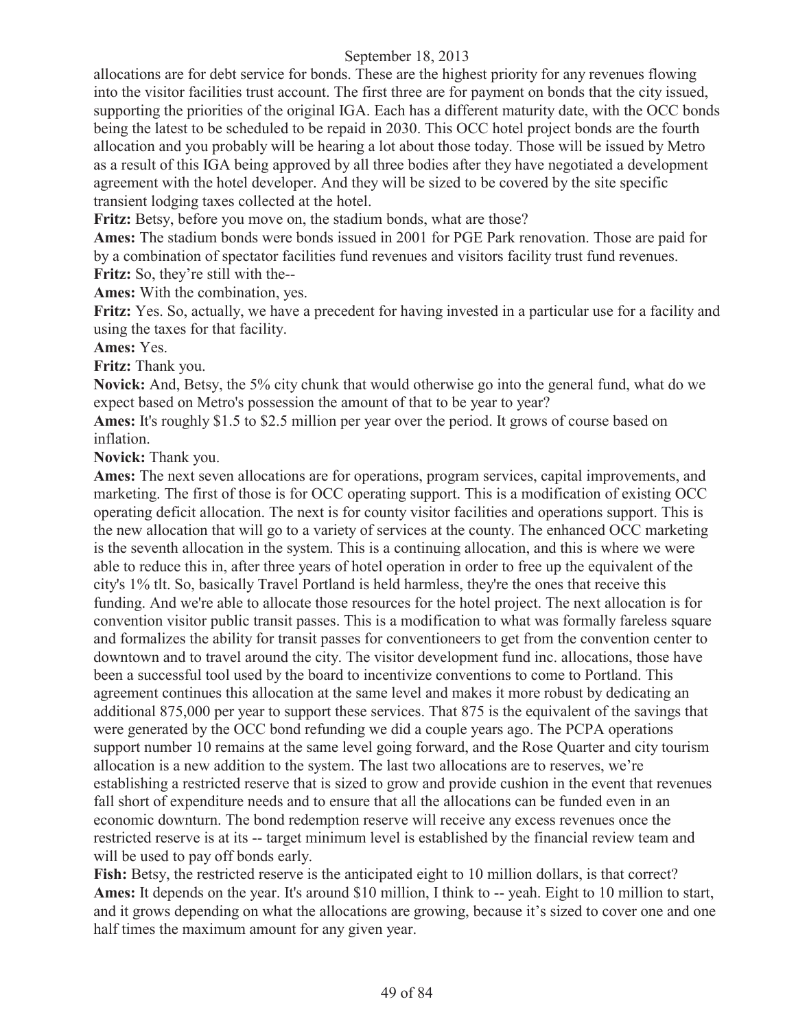allocations are for debt service for bonds. These are the highest priority for any revenues flowing into the visitor facilities trust account. The first three are for payment on bonds that the city issued, supporting the priorities of the original IGA. Each has a different maturity date, with the OCC bonds being the latest to be scheduled to be repaid in 2030. This OCC hotel project bonds are the fourth allocation and you probably will be hearing a lot about those today. Those will be issued by Metro as a result of this IGA being approved by all three bodies after they have negotiated a development agreement with the hotel developer. And they will be sized to be covered by the site specific transient lodging taxes collected at the hotel.

**Fritz:** Betsy, before you move on, the stadium bonds, what are those?

**Ames:** The stadium bonds were bonds issued in 2001 for PGE Park renovation. Those are paid for by a combination of spectator facilities fund revenues and visitors facility trust fund revenues.

**Fritz:** So, they're still with the--

**Ames:** With the combination, yes.

**Fritz:** Yes. So, actually, we have a precedent for having invested in a particular use for a facility and using the taxes for that facility.

**Ames:** Yes.

**Fritz:** Thank you.

**Novick:** And, Betsy, the 5% city chunk that would otherwise go into the general fund, what do we expect based on Metro's possession the amount of that to be year to year?

**Ames:** It's roughly $1.5 to $2.5 million per year over the period. It grows of course based on inflation.

**Novick:** Thank you.

**Ames:** The next seven allocations are for operations, program services, capital improvements, and marketing. The first of those is for OCC operating support. This is a modification of existing OCC operating deficit allocation. The next is for county visitor facilities and operations support. This is the new allocation that will go to a variety of services at the county. The enhanced OCC marketing is the seventh allocation in the system. This is a continuing allocation, and this is where we were able to reduce this in, after three years of hotel operation in order to free up the equivalent of the city's 1% tlt. So, basically Travel Portland is held harmless, they're the ones that receive this funding. And we're able to allocate those resources for the hotel project. The next allocation is for convention visitor public transit passes. This is a modification to what was formally fareless square and formalizes the ability for transit passes for conventioneers to get from the convention center to downtown and to travel around the city. The visitor development fund inc. allocations, those have been a successful tool used by the board to incentivize conventions to come to Portland. This agreement continues this allocation at the same level and makes it more robust by dedicating an additional 875,000 per year to support these services. That 875 is the equivalent of the savings that were generated by the OCC bond refunding we did a couple years ago. The PCPA operations support number 10 remains at the same level going forward, and the Rose Quarter and city tourism allocation is a new addition to the system. The last two allocations are to reserves, we're establishing a restricted reserve that is sized to grow and provide cushion in the event that revenues fall short of expenditure needs and to ensure that all the allocations can be funded even in an economic downturn. The bond redemption reserve will receive any excess revenues once the restricted reserve is at its -- target minimum level is established by the financial review team and will be used to pay off bonds early.

**Fish:** Betsy, the restricted reserve is the anticipated eight to 10 million dollars, is that correct?

**Ames:** It depends on the year. It's around $10 million, I think to -- yeah. Eight to 10 million to start, and it grows depending on what the allocations are growing, because it's sized to cover one and one half times the maximum amount for any given year.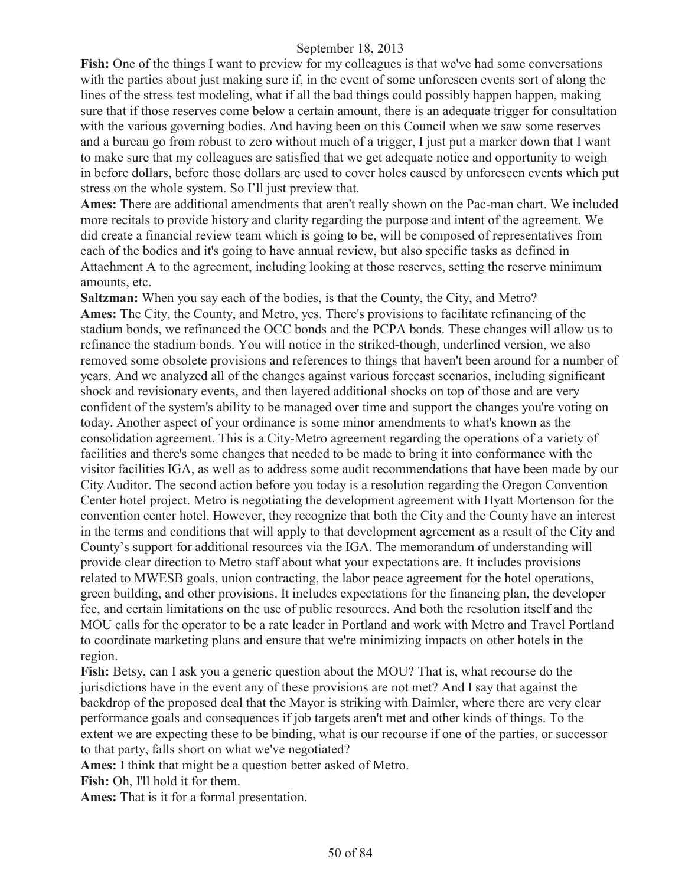**Fish:** One of the things I want to preview for my colleagues is that we've had some conversations with the parties about just making sure if, in the event of some unforeseen events sort of along the lines of the stress test modeling, what if all the bad things could possibly happen happen, making sure that if those reserves come below a certain amount, there is an adequate trigger for consultation with the various governing bodies. And having been on this Council when we saw some reserves and a bureau go from robust to zero without much of a trigger, I just put a marker down that I want to make sure that my colleagues are satisfied that we get adequate notice and opportunity to weigh in before dollars, before those dollars are used to cover holes caused by unforeseen events which put stress on the whole system. So I'll just preview that.

**Ames:** There are additional amendments that aren't really shown on the Pac-man chart. We included more recitals to provide history and clarity regarding the purpose and intent of the agreement. We did create a financial review team which is going to be, will be composed of representatives from each of the bodies and it's going to have annual review, but also specific tasks as defined in Attachment A to the agreement, including looking at those reserves, setting the reserve minimum amounts, etc.

**Saltzman:** When you say each of the bodies, is that the County, the City, and Metro?

**Ames:** The City, the County, and Metro, yes. There's provisions to facilitate refinancing of the stadium bonds, we refinanced the OCC bonds and the PCPA bonds. These changes will allow us to refinance the stadium bonds. You will notice in the striked-though, underlined version, we also removed some obsolete provisions and references to things that haven't been around for a number of years. And we analyzed all of the changes against various forecast scenarios, including significant shock and revisionary events, and then layered additional shocks on top of those and are very confident of the system's ability to be managed over time and support the changes you're voting on today. Another aspect of your ordinance is some minor amendments to what's known as the consolidation agreement. This is a City-Metro agreement regarding the operations of a variety of facilities and there's some changes that needed to be made to bring it into conformance with the visitor facilities IGA, as well as to address some audit recommendations that have been made by our City Auditor. The second action before you today is a resolution regarding the Oregon Convention Center hotel project. Metro is negotiating the development agreement with Hyatt Mortenson for the convention center hotel. However, they recognize that both the City and the County have an interest in the terms and conditions that will apply to that development agreement as a result of the City and County's support for additional resources via the IGA. The memorandum of understanding will provide clear direction to Metro staff about what your expectations are. It includes provisions related to MWESB goals, union contracting, the labor peace agreement for the hotel operations, green building, and other provisions. It includes expectations for the financing plan, the developer fee, and certain limitations on the use of public resources. And both the resolution itself and the MOU calls for the operator to be a rate leader in Portland and work with Metro and Travel Portland to coordinate marketing plans and ensure that we're minimizing impacts on other hotels in the region.

**Fish:** Betsy, can I ask you a generic question about the MOU? That is, what recourse do the jurisdictions have in the event any of these provisions are not met? And I say that against the backdrop of the proposed deal that the Mayor is striking with Daimler, where there are very clear performance goals and consequences if job targets aren't met and other kinds of things. To the extent we are expecting these to be binding, what is our recourse if one of the parties, or successor to that party, falls short on what we've negotiated?

**Ames:** I think that might be a question better asked of Metro.

**Fish:** Oh, I'll hold it for them.

**Ames:** That is it for a formal presentation.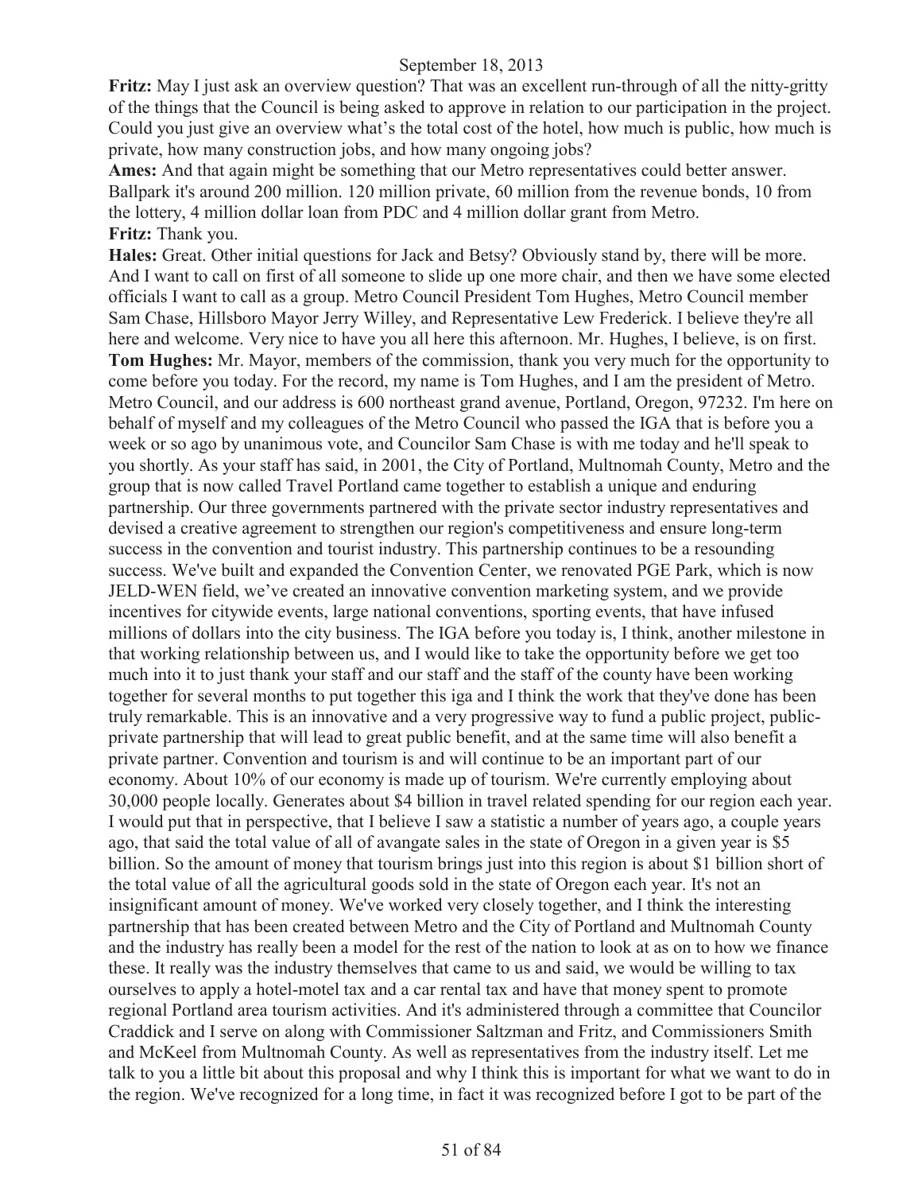**Fritz:** May I just ask an overview question? That was an excellent run-through of all the nitty-gritty of the things that the Council is being asked to approve in relation to our participation in the project. Could you just give an overview what's the total cost of the hotel, how much is public, how much is private, how many construction jobs, and how many ongoing jobs?

**Ames:** And that again might be something that our Metro representatives could better answer. Ballpark it's around 200 million. 120 million private, 60 million from the revenue bonds, 10 from the lottery, 4 million dollar loan from PDC and 4 million dollar grant from Metro.

**Fritz:** Thank you.

**Hales:** Great. Other initial questions for Jack and Betsy? Obviously stand by, there will be more. And I want to call on first of all someone to slide up one more chair, and then we have some elected officials I want to call as a group. Metro Council President Tom Hughes, Metro Council member Sam Chase, Hillsboro Mayor Jerry Willey, and Representative Lew Frederick. I believe they're all here and welcome. Very nice to have you all here this afternoon. Mr. Hughes, I believe, is on first.

**Tom Hughes:** Mr. Mayor, members of the commission, thank you very much for the opportunity to come before you today. For the record, my name is Tom Hughes, and I am the president of Metro. Metro Council, and our address is 600 northeast grand avenue, Portland, Oregon, 97232. I'm here on behalf of myself and my colleagues of the Metro Council who passed the IGA that is before you a week or so ago by unanimous vote, and Councilor Sam Chase is with me today and he'll speak to you shortly. As your staff has said, in 2001, the City of Portland, Multnomah County, Metro and the group that is now called Travel Portland came together to establish a unique and enduring partnership. Our three governments partnered with the private sector industry representatives and devised a creative agreement to strengthen our region's competitiveness and ensure long-term success in the convention and tourist industry. This partnership continues to be a resounding success. We've built and expanded the Convention Center, we renovated PGE Park, which is now JELD-WEN field, we've created an innovative convention marketing system, and we provide incentives for citywide events, large national conventions, sporting events, that have infused millions of dollars into the city business. The IGA before you today is, I think, another milestone in that working relationship between us, and I would like to take the opportunity before we get too much into it to just thank your staff and our staff and the staff of the county have been working together for several months to put together this iga and I think the work that they've done has been truly remarkable. This is an innovative and a very progressive way to fund a public project, public-private partnership that will lead to great public benefit, and at the same time will also benefit a private partner. Convention and tourism is and will continue to be an important part of our economy. About 10% of our economy is made up of tourism. We're currently employing about 30,000 people locally. Generates about $4 billion in travel related spending for our region each year. I would put that in perspective, that I believe I saw a statistic a number of years ago, a couple years ago, that said the total value of all of avangate sales in the state of Oregon in a given year is $5 billion. So the amount of money that tourism brings just into this region is about $1 billion short of the total value of all the agricultural goods sold in the state of Oregon each year. It's not an insignificant amount of money. We've worked very closely together, and I think the interesting partnership that has been created between Metro and the City of Portland and Multnomah County and the industry has really been a model for the rest of the nation to look at as on to how we finance these. It really was the industry themselves that came to us and said, we would be willing to tax ourselves to apply a hotel-motel tax and a car rental tax and have that money spent to promote regional Portland area tourism activities. And it's administered through a committee that Councilor Craddick and I serve on along with Commissioner Saltzman and Fritz, and Commissioners Smith and McKeel from Multnomah County. As well as representatives from the industry itself. Let me talk to you a little bit about this proposal and why I think this is important for what we want to do in the region. We've recognized for a long time, in fact it was recognized before I got to be part of the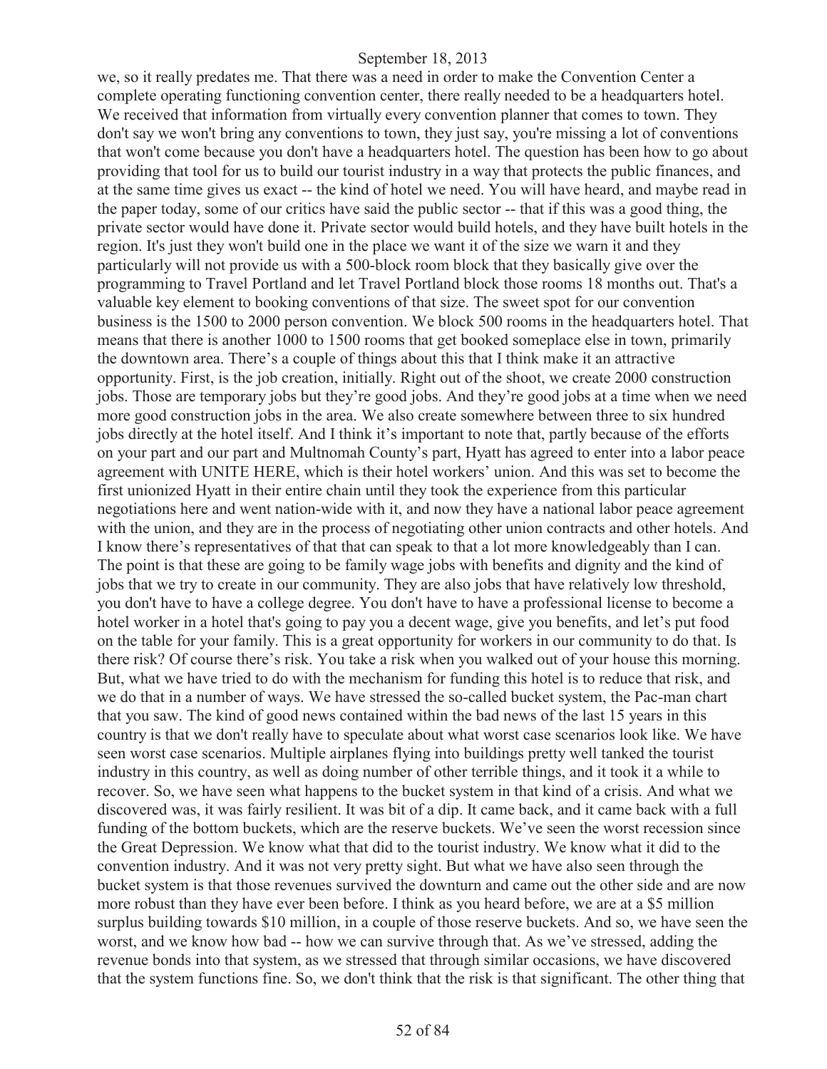we, so it really predates me. That there was a need in order to make the Convention Center a complete operating functioning convention center, there really needed to be a headquarters hotel. We received that information from virtually every convention planner that comes to town. They don't say we won't bring any conventions to town, they just say, you're missing a lot of conventions that won't come because you don't have a headquarters hotel. The question has been how to go about providing that tool for us to build our tourist industry in a way that protects the public finances, and at the same time gives us exact -- the kind of hotel we need. You will have heard, and maybe read in the paper today, some of our critics have said the public sector -- that if this was a good thing, the private sector would have done it. Private sector would build hotels, and they have built hotels in the region. It's just they won't build one in the place we want it of the size we warn it and they particularly will not provide us with a 500-block room block that they basically give over the programming to Travel Portland and let Travel Portland block those rooms 18 months out. That's a valuable key element to booking conventions of that size. The sweet spot for our convention business is the 1500 to 2000 person convention. We block 500 rooms in the headquarters hotel. That means that there is another 1000 to 1500 rooms that get booked someplace else in town, primarily the downtown area. There's a couple of things about this that I think make it an attractive opportunity. First, is the job creation, initially. Right out of the shoot, we create 2000 construction jobs. Those are temporary jobs but they're good jobs. And they're good jobs at a time when we need more good construction jobs in the area. We also create somewhere between three to six hundred jobs directly at the hotel itself. And I think it's important to note that, partly because of the efforts on your part and our part and Multnomah County's part, Hyatt has agreed to enter into a labor peace agreement with UNITE HERE, which is their hotel workers' union. And this was set to become the first unionized Hyatt in their entire chain until they took the experience from this particular negotiations here and went nation-wide with it, and now they have a national labor peace agreement with the union, and they are in the process of negotiating other union contracts and other hotels. And I know there's representatives of that that can speak to that a lot more knowledgeably than I can. The point is that these are going to be family wage jobs with benefits and dignity and the kind of jobs that we try to create in our community. They are also jobs that have relatively low threshold, you don't have to have a college degree. You don't have to have a professional license to become a hotel worker in a hotel that's going to pay you a decent wage, give you benefits, and let's put food on the table for your family. This is a great opportunity for workers in our community to do that. Is there risk? Of course there's risk. You take a risk when you walked out of your house this morning. But, what we have tried to do with the mechanism for funding this hotel is to reduce that risk, and we do that in a number of ways. We have stressed the so-called bucket system, the Pac-man chart that you saw. The kind of good news contained within the bad news of the last 15 years in this country is that we don't really have to speculate about what worst case scenarios look like. We have seen worst case scenarios. Multiple airplanes flying into buildings pretty well tanked the tourist industry in this country, as well as doing number of other terrible things, and it took it a while to recover. So, we have seen what happens to the bucket system in that kind of a crisis. And what we discovered was, it was fairly resilient. It was bit of a dip. It came back, and it came back with a full funding of the bottom buckets, which are the reserve buckets. We've seen the worst recession since the Great Depression. We know what that did to the tourist industry. We know what it did to the convention industry. And it was not very pretty sight. But what we have also seen through the bucket system is that those revenues survived the downturn and came out the other side and are now more robust than they have ever been before. I think as you heard before, we are at a $5 million surplus building towards $10 million, in a couple of those reserve buckets. And so, we have seen the worst, and we know how bad -- how we can survive through that. As we've stressed, adding the revenue bonds into that system, as we stressed that through similar occasions, we have discovered that the system functions fine. So, we don't think that the risk is that significant. The other thing that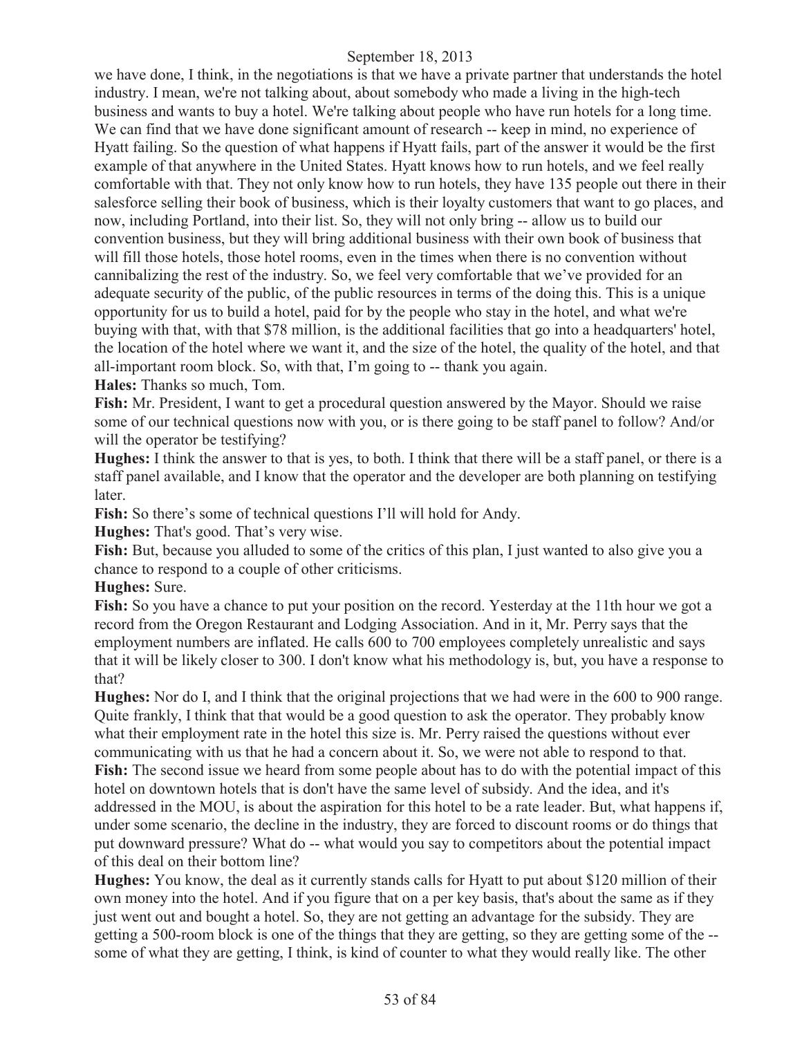we have done, I think, in the negotiations is that we have a private partner that understands the hotel industry. I mean, we're not talking about, about somebody who made a living in the high-tech business and wants to buy a hotel. We're talking about people who have run hotels for a long time. We can find that we have done significant amount of research -- keep in mind, no experience of Hyatt failing. So the question of what happens if Hyatt fails, part of the answer it would be the first example of that anywhere in the United States. Hyatt knows how to run hotels, and we feel really comfortable with that. They not only know how to run hotels, they have 135 people out there in their salesforce selling their book of business, which is their loyalty customers that want to go places, and now, including Portland, into their list. So, they will not only bring -- allow us to build our convention business, but they will bring additional business with their own book of business that will fill those hotels, those hotel rooms, even in the times when there is no convention without cannibalizing the rest of the industry. So, we feel very comfortable that we've provided for an adequate security of the public, of the public resources in terms of the doing this. This is a unique opportunity for us to build a hotel, paid for by the people who stay in the hotel, and what we're buying with that, with that $78 million, is the additional facilities that go into a headquarters' hotel, the location of the hotel where we want it, and the size of the hotel, the quality of the hotel, and that all-important room block. So, with that, I'm going to -- thank you again.

**Hales:** Thanks so much, Tom.

**Fish:** Mr. President, I want to get a procedural question answered by the Mayor. Should we raise some of our technical questions now with you, or is there going to be staff panel to follow? And/or will the operator be testifying?

**Hughes:** I think the answer to that is yes, to both. I think that there will be a staff panel, or there is a staff panel available, and I know that the operator and the developer are both planning on testifying later.

**Fish:** So there's some of technical questions I'll will hold for Andy.

**Hughes:** That's good. That's very wise.

**Fish:** But, because you alluded to some of the critics of this plan, I just wanted to also give you a chance to respond to a couple of other criticisms.

**Hughes:** Sure.

**Fish:** So you have a chance to put your position on the record. Yesterday at the 11th hour we got a record from the Oregon Restaurant and Lodging Association. And in it, Mr. Perry says that the employment numbers are inflated. He calls 600 to 700 employees completely unrealistic and says that it will be likely closer to 300. I don't know what his methodology is, but, you have a response to that?

**Hughes:** Nor do I, and I think that the original projections that we had were in the 600 to 900 range. Quite frankly, I think that that would be a good question to ask the operator. They probably know what their employment rate in the hotel this size is. Mr. Perry raised the questions without ever communicating with us that he had a concern about it. So, we were not able to respond to that.

**Fish:** The second issue we heard from some people about has to do with the potential impact of this hotel on downtown hotels that is don't have the same level of subsidy. And the idea, and it's addressed in the MOU, is about the aspiration for this hotel to be a rate leader. But, what happens if, under some scenario, the decline in the industry, they are forced to discount rooms or do things that put downward pressure? What do -- what would you say to competitors about the potential impact of this deal on their bottom line?

**Hughes:** You know, the deal as it currently stands calls for Hyatt to put about $120 million of their own money into the hotel. And if you figure that on a per key basis, that's about the same as if they just went out and bought a hotel. So, they are not getting an advantage for the subsidy. They are getting a 500-room block is one of the things that they are getting, so they are getting some of the -- some of what they are getting, I think, is kind of counter to what they would really like. The other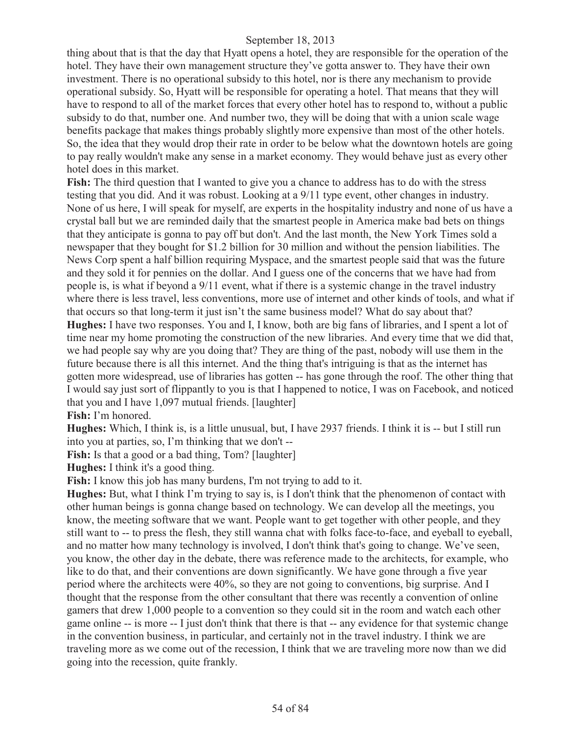thing about that is that the day that Hyatt opens a hotel, they are responsible for the operation of the hotel. They have their own management structure they've gotta answer to. They have their own investment. There is no operational subsidy to this hotel, nor is there any mechanism to provide operational subsidy. So, Hyatt will be responsible for operating a hotel. That means that they will have to respond to all of the market forces that every other hotel has to respond to, without a public subsidy to do that, number one. And number two, they will be doing that with a union scale wage benefits package that makes things probably slightly more expensive than most of the other hotels. So, the idea that they would drop their rate in order to be below what the downtown hotels are going to pay really wouldn't make any sense in a market economy. They would behave just as every other hotel does in this market.

**Fish:** The third question that I wanted to give you a chance to address has to do with the stress testing that you did. And it was robust. Looking at a 9/11 type event, other changes in industry. None of us here, I will speak for myself, are experts in the hospitality industry and none of us have a crystal ball but we are reminded daily that the smartest people in America make bad bets on things that they anticipate is gonna to pay off but don't. And the last month, the New York Times sold a newspaper that they bought for $1.2 billion for 30 million and without the pension liabilities. The News Corp spent a half billion requiring Myspace, and the smartest people said that was the future and they sold it for pennies on the dollar. And I guess one of the concerns that we have had from people is, is what if beyond a 9/11 event, what if there is a systemic change in the travel industry where there is less travel, less conventions, more use of internet and other kinds of tools, and what if that occurs so that long-term it just isn't the same business model? What do say about that?

**Hughes:** I have two responses. You and I, I know, both are big fans of libraries, and I spent a lot of time near my home promoting the construction of the new libraries. And every time that we did that, we had people say why are you doing that? They are thing of the past, nobody will use them in the future because there is all this internet. And the thing that's intriguing is that as the internet has gotten more widespread, use of libraries has gotten -- has gone through the roof. The other thing that I would say just sort of flippantly to you is that I happened to notice, I was on Facebook, and noticed that you and I have 1,097 mutual friends. [laughter]

**Fish:** I'm honored.

**Hughes:** Which, I think is, is a little unusual, but, I have 2937 friends. I think it is -- but I still run into you at parties, so, I'm thinking that we don't --

**Fish:** Is that a good or a bad thing, Tom? [laughter]

**Hughes:** I think it's a good thing.

**Fish:** I know this job has many burdens, I'm not trying to add to it.

**Hughes:** But, what I think I'm trying to say is, is I don't think that the phenomenon of contact with other human beings is gonna change based on technology. We can develop all the meetings, you know, the meeting software that we want. People want to get together with other people, and they still want to -- to press the flesh, they still wanna chat with folks face-to-face, and eyeball to eyeball, and no matter how many technology is involved, I don't think that's going to change. We've seen, you know, the other day in the debate, there was reference made to the architects, for example, who like to do that, and their conventions are down significantly. We have gone through a five year period where the architects were 40%, so they are not going to conventions, big surprise. And I thought that the response from the other consultant that there was recently a convention of online gamers that drew 1,000 people to a convention so they could sit in the room and watch each other game online -- is more -- I just don't think that there is that -- any evidence for that systemic change in the convention business, in particular, and certainly not in the travel industry. I think we are traveling more as we come out of the recession, I think that we are traveling more now than we did going into the recession, quite frankly.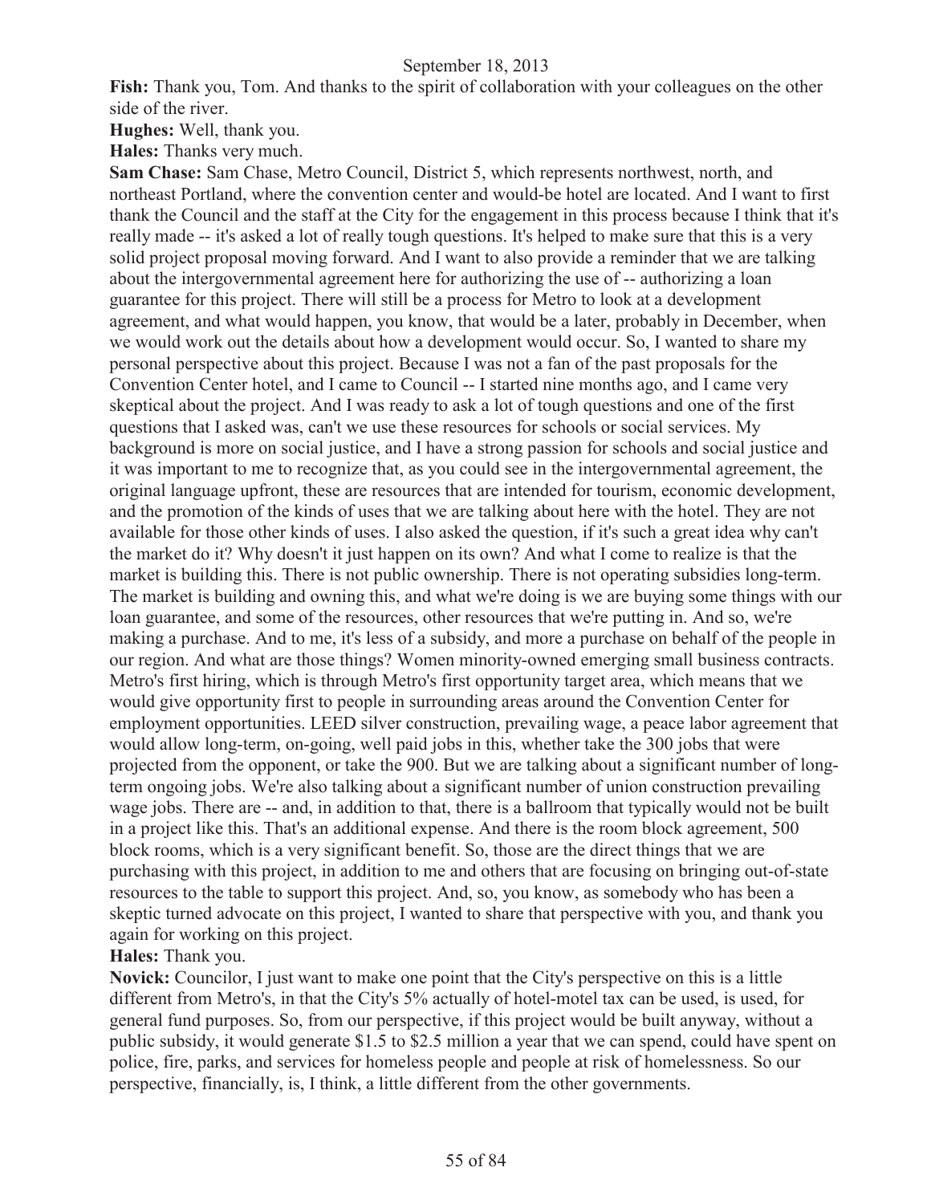**Fish:** Thank you, Tom. And thanks to the spirit of collaboration with your colleagues on the other side of the river.

**Hughes:** Well, thank you.

**Hales:** Thanks very much.

**Sam Chase:** Sam Chase, Metro Council, District 5, which represents northwest, north, and northeast Portland, where the convention center and would-be hotel are located. And I want to first thank the Council and the staff at the City for the engagement in this process because I think that it's really made -- it's asked a lot of really tough questions. It's helped to make sure that this is a very solid project proposal moving forward. And I want to also provide a reminder that we are talking about the intergovernmental agreement here for authorizing the use of -- authorizing a loan guarantee for this project. There will still be a process for Metro to look at a development agreement, and what would happen, you know, that would be a later, probably in December, when we would work out the details about how a development would occur. So, I wanted to share my personal perspective about this project. Because I was not a fan of the past proposals for the Convention Center hotel, and I came to Council -- I started nine months ago, and I came very skeptical about the project. And I was ready to ask a lot of tough questions and one of the first questions that I asked was, can't we use these resources for schools or social services. My background is more on social justice, and I have a strong passion for schools and social justice and it was important to me to recognize that, as you could see in the intergovernmental agreement, the original language upfront, these are resources that are intended for tourism, economic development, and the promotion of the kinds of uses that we are talking about here with the hotel. They are not available for those other kinds of uses. I also asked the question, if it's such a great idea why can't the market do it? Why doesn't it just happen on its own? And what I come to realize is that the market is building this. There is not public ownership. There is not operating subsidies long-term. The market is building and owning this, and what we're doing is we are buying some things with our loan guarantee, and some of the resources, other resources that we're putting in. And so, we're making a purchase. And to me, it's less of a subsidy, and more a purchase on behalf of the people in our region. And what are those things? Women minority-owned emerging small business contracts. Metro's first hiring, which is through Metro's first opportunity target area, which means that we would give opportunity first to people in surrounding areas around the Convention Center for employment opportunities. LEED silver construction, prevailing wage, a peace labor agreement that would allow long-term, on-going, well paid jobs in this, whether take the 300 jobs that were projected from the opponent, or take the 900. But we are talking about a significant number of long-term ongoing jobs. We're also talking about a significant number of union construction prevailing wage jobs. There are -- and, in addition to that, there is a ballroom that typically would not be built in a project like this. That's an additional expense. And there is the room block agreement, 500 block rooms, which is a very significant benefit. So, those are the direct things that we are purchasing with this project, in addition to me and others that are focusing on bringing out-of-state resources to the table to support this project. And, so, you know, as somebody who has been a skeptic turned advocate on this project, I wanted to share that perspective with you, and thank you again for working on this project.

**Hales:** Thank you.

**Novick:** Councilor, I just want to make one point that the City's perspective on this is a little different from Metro's, in that the City's 5% actually of hotel-motel tax can be used, is used, for general fund purposes. So, from our perspective, if this project would be built anyway, without a public subsidy, it would generate $1.5 to $2.5 million a year that we can spend, could have spent on police, fire, parks, and services for homeless people and people at risk of homelessness. So our perspective, financially, is, I think, a little different from the other governments.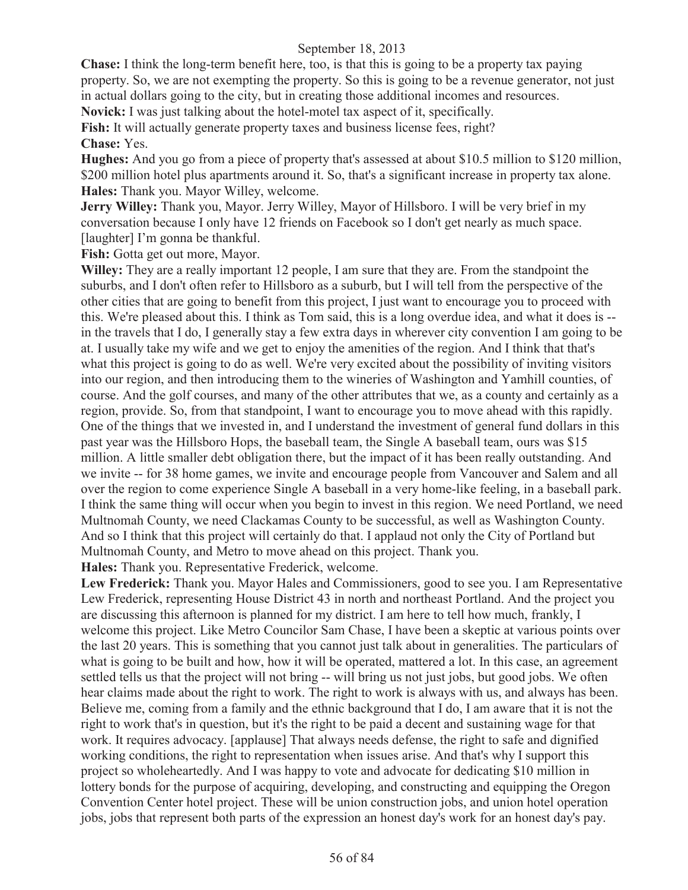**Chase:** I think the long-term benefit here, too, is that this is going to be a property tax paying property. So, we are not exempting the property. So this is going to be a revenue generator, not just in actual dollars going to the city, but in creating those additional incomes and resources.

**Novick:** I was just talking about the hotel-motel tax aspect of it, specifically.

**Fish:** It will actually generate property taxes and business license fees, right?

**Chase:** Yes.

**Hughes:** And you go from a piece of property that's assessed at about $10.5 million to $120 million, $200 million hotel plus apartments around it. So, that's a significant increase in property tax alone.

**Hales:** Thank you. Mayor Willey, welcome.

**Jerry Willey:** Thank you, Mayor. Jerry Willey, Mayor of Hillsboro. I will be very brief in my conversation because I only have 12 friends on Facebook so I don't get nearly as much space. [laughter] I'm gonna be thankful.

**Fish:** Gotta get out more, Mayor.

**Willey:** They are a really important 12 people, I am sure that they are. From the standpoint the suburbs, and I don't often refer to Hillsboro as a suburb, but I will tell from the perspective of the other cities that are going to benefit from this project, I just want to encourage you to proceed with this. We're pleased about this. I think as Tom said, this is a long overdue idea, and what it does is -- in the travels that I do, I generally stay a few extra days in wherever city convention I am going to be at. I usually take my wife and we get to enjoy the amenities of the region. And I think that that's what this project is going to do as well. We're very excited about the possibility of inviting visitors into our region, and then introducing them to the wineries of Washington and Yamhill counties, of course. And the golf courses, and many of the other attributes that we, as a county and certainly as a region, provide. So, from that standpoint, I want to encourage you to move ahead with this rapidly. One of the things that we invested in, and I understand the investment of general fund dollars in this past year was the Hillsboro Hops, the baseball team, the Single A baseball team, ours was $15 million. A little smaller debt obligation there, but the impact of it has been really outstanding. And we invite -- for 38 home games, we invite and encourage people from Vancouver and Salem and all over the region to come experience Single A baseball in a very home-like feeling, in a baseball park. I think the same thing will occur when you begin to invest in this region. We need Portland, we need Multnomah County, we need Clackamas County to be successful, as well as Washington County. And so I think that this project will certainly do that. I applaud not only the City of Portland but Multnomah County, and Metro to move ahead on this project. Thank you.

**Hales:** Thank you. Representative Frederick, welcome.

**Lew Frederick:** Thank you. Mayor Hales and Commissioners, good to see you. I am Representative Lew Frederick, representing House District 43 in north and northeast Portland. And the project you are discussing this afternoon is planned for my district. I am here to tell how much, frankly, I welcome this project. Like Metro Councilor Sam Chase, I have been a skeptic at various points over the last 20 years. This is something that you cannot just talk about in generalities. The particulars of what is going to be built and how, how it will be operated, mattered a lot. In this case, an agreement settled tells us that the project will not bring -- will bring us not just jobs, but good jobs. We often hear claims made about the right to work. The right to work is always with us, and always has been. Believe me, coming from a family and the ethnic background that I do, I am aware that it is not the right to work that's in question, but it's the right to be paid a decent and sustaining wage for that work. It requires advocacy. [applause] That always needs defense, the right to safe and dignified working conditions, the right to representation when issues arise. And that's why I support this project so wholeheartedly. And I was happy to vote and advocate for dedicating $10 million in lottery bonds for the purpose of acquiring, developing, and constructing and equipping the Oregon Convention Center hotel project. These will be union construction jobs, and union hotel operation jobs, jobs that represent both parts of the expression an honest day's work for an honest day's pay.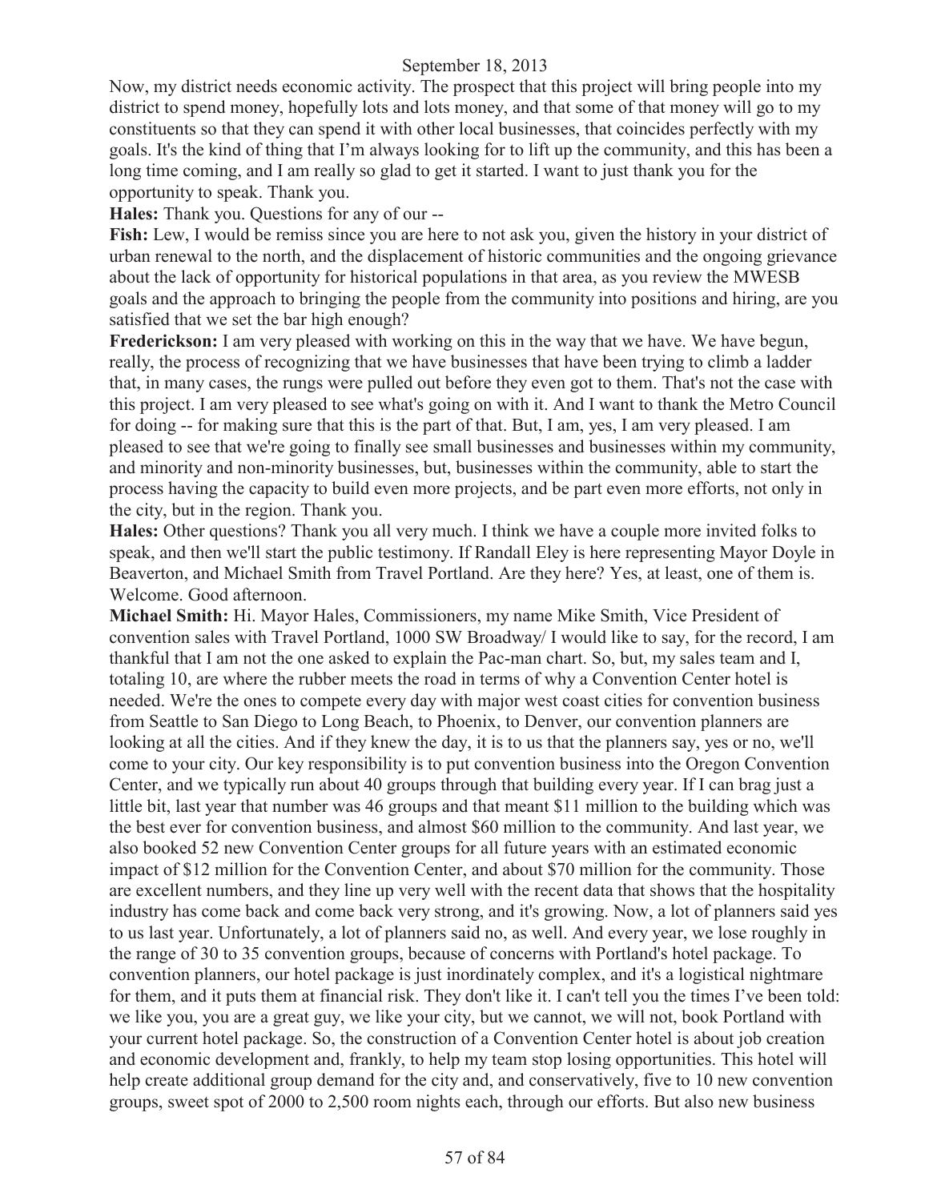Now, my district needs economic activity. The prospect that this project will bring people into my district to spend money, hopefully lots and lots money, and that some of that money will go to my constituents so that they can spend it with other local businesses, that coincides perfectly with my goals. It's the kind of thing that I'm always looking for to lift up the community, and this has been a long time coming, and I am really so glad to get it started. I want to just thank you for the opportunity to speak. Thank you.

**Hales:** Thank you. Questions for any of our --

**Fish:** Lew, I would be remiss since you are here to not ask you, given the history in your district of urban renewal to the north, and the displacement of historic communities and the ongoing grievance about the lack of opportunity for historical populations in that area, as you review the MWESB goals and the approach to bringing the people from the community into positions and hiring, are you satisfied that we set the bar high enough?

**Frederickson:** I am very pleased with working on this in the way that we have. We have begun, really, the process of recognizing that we have businesses that have been trying to climb a ladder that, in many cases, the rungs were pulled out before they even got to them. That's not the case with this project. I am very pleased to see what's going on with it. And I want to thank the Metro Council for doing -- for making sure that this is the part of that. But, I am, yes, I am very pleased. I am pleased to see that we're going to finally see small businesses and businesses within my community, and minority and non-minority businesses, but, businesses within the community, able to start the process having the capacity to build even more projects, and be part even more efforts, not only in the city, but in the region. Thank you.

**Hales:** Other questions? Thank you all very much. I think we have a couple more invited folks to speak, and then we'll start the public testimony. If Randall Eley is here representing Mayor Doyle in Beaverton, and Michael Smith from Travel Portland. Are they here? Yes, at least, one of them is. Welcome. Good afternoon.

**Michael Smith:** Hi. Mayor Hales, Commissioners, my name Mike Smith, Vice President of convention sales with Travel Portland, 1000 SW Broadway/ I would like to say, for the record, I am thankful that I am not the one asked to explain the Pac-man chart. So, but, my sales team and I, totaling 10, are where the rubber meets the road in terms of why a Convention Center hotel is needed. We're the ones to compete every day with major west coast cities for convention business from Seattle to San Diego to Long Beach, to Phoenix, to Denver, our convention planners are looking at all the cities. And if they knew the day, it is to us that the planners say, yes or no, we'll come to your city. Our key responsibility is to put convention business into the Oregon Convention Center, and we typically run about 40 groups through that building every year. If I can brag just a little bit, last year that number was 46 groups and that meant $11 million to the building which was the best ever for convention business, and almost $60 million to the community. And last year, we also booked 52 new Convention Center groups for all future years with an estimated economic impact of $12 million for the Convention Center, and about $70 million for the community. Those are excellent numbers, and they line up very well with the recent data that shows that the hospitality industry has come back and come back very strong, and it's growing. Now, a lot of planners said yes to us last year. Unfortunately, a lot of planners said no, as well. And every year, we lose roughly in the range of 30 to 35 convention groups, because of concerns with Portland's hotel package. To convention planners, our hotel package is just inordinately complex, and it's a logistical nightmare for them, and it puts them at financial risk. They don't like it. I can't tell you the times I've been told: we like you, you are a great guy, we like your city, but we cannot, we will not, book Portland with your current hotel package. So, the construction of a Convention Center hotel is about job creation and economic development and, frankly, to help my team stop losing opportunities. This hotel will help create additional group demand for the city and, and conservatively, five to 10 new convention groups, sweet spot of 2000 to 2,500 room nights each, through our efforts. But also new business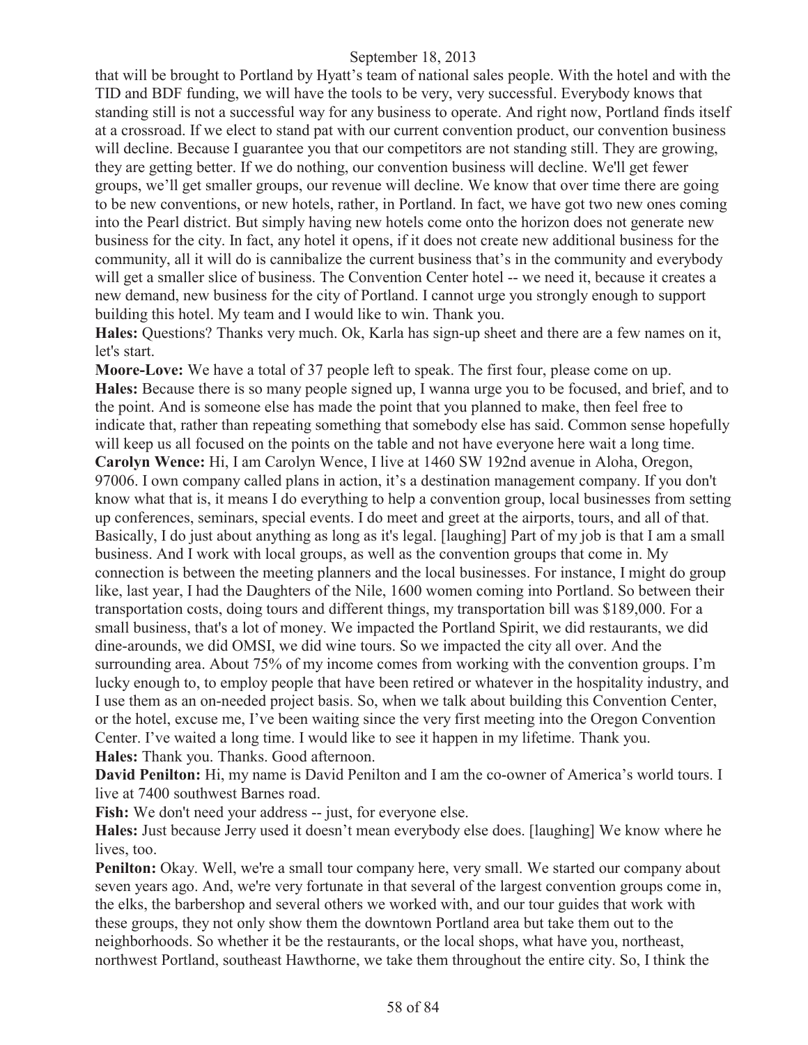that will be brought to Portland by Hyatt's team of national sales people. With the hotel and with the TID and BDF funding, we will have the tools to be very, very successful. Everybody knows that standing still is not a successful way for any business to operate. And right now, Portland finds itself at a crossroad. If we elect to stand pat with our current convention product, our convention business will decline. Because I guarantee you that our competitors are not standing still. They are growing, they are getting better. If we do nothing, our convention business will decline. We'll get fewer groups, we'll get smaller groups, our revenue will decline. We know that over time there are going to be new conventions, or new hotels, rather, in Portland. In fact, we have got two new ones coming into the Pearl district. But simply having new hotels come onto the horizon does not generate new business for the city. In fact, any hotel it opens, if it does not create new additional business for the community, all it will do is cannibalize the current business that's in the community and everybody will get a smaller slice of business. The Convention Center hotel -- we need it, because it creates a new demand, new business for the city of Portland. I cannot urge you strongly enough to support building this hotel. My team and I would like to win. Thank you.

**Hales:** Questions? Thanks very much. Ok, Karla has sign-up sheet and there are a few names on it, let's start.

**Moore-Love:** We have a total of 37 people left to speak. The first four, please come on up.

**Hales:** Because there is so many people signed up, I wanna urge you to be focused, and brief, and to the point. And is someone else has made the point that you planned to make, then feel free to indicate that, rather than repeating something that somebody else has said. Common sense hopefully will keep us all focused on the points on the table and not have everyone here wait a long time.

**Carolyn Wence:** Hi, I am Carolyn Wence, I live at 1460 SW 192nd avenue in Aloha, Oregon, 97006. I own company called plans in action, it's a destination management company. If you don't know what that is, it means I do everything to help a convention group, local businesses from setting up conferences, seminars, special events. I do meet and greet at the airports, tours, and all of that. Basically, I do just about anything as long as it's legal. [laughing] Part of my job is that I am a small business. And I work with local groups, as well as the convention groups that come in. My connection is between the meeting planners and the local businesses. For instance, I might do group like, last year, I had the Daughters of the Nile, 1600 women coming into Portland. So between their transportation costs, doing tours and different things, my transportation bill was $189,000. For a small business, that's a lot of money. We impacted the Portland Spirit, we did restaurants, we did dine-arounds, we did OMSI, we did wine tours. So we impacted the city all over. And the surrounding area. About 75% of my income comes from working with the convention groups. I'm lucky enough to, to employ people that have been retired or whatever in the hospitality industry, and I use them as an on-needed project basis. So, when we talk about building this Convention Center, or the hotel, excuse me, I've been waiting since the very first meeting into the Oregon Convention Center. I've waited a long time. I would like to see it happen in my lifetime. Thank you.

**Hales:** Thank you. Thanks. Good afternoon.

**David Penilton:** Hi, my name is David Penilton and I am the co-owner of America's world tours. I live at 7400 southwest Barnes road.

**Fish:** We don't need your address -- just, for everyone else.

**Hales:** Just because Jerry used it doesn't mean everybody else does. [laughing] We know where he lives, too.

**Penilton:** Okay. Well, we're a small tour company here, very small. We started our company about seven years ago. And, we're very fortunate in that several of the largest convention groups come in, the elks, the barbershop and several others we worked with, and our tour guides that work with these groups, they not only show them the downtown Portland area but take them out to the neighborhoods. So whether it be the restaurants, or the local shops, what have you, northeast, northwest Portland, southeast Hawthorne, we take them throughout the entire city. So, I think the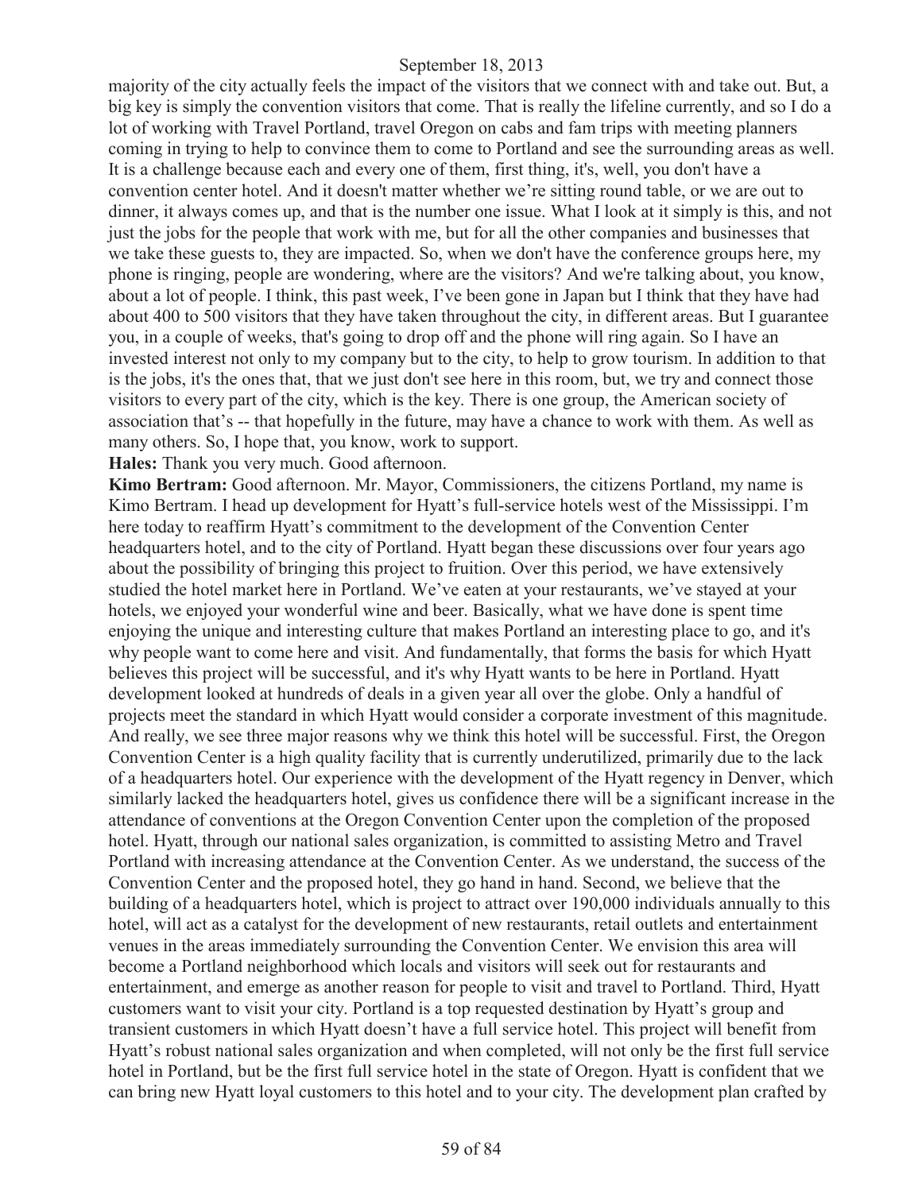majority of the city actually feels the impact of the visitors that we connect with and take out. But, a big key is simply the convention visitors that come. That is really the lifeline currently, and so I do a lot of working with Travel Portland, travel Oregon on cabs and fam trips with meeting planners coming in trying to help to convince them to come to Portland and see the surrounding areas as well. It is a challenge because each and every one of them, first thing, it's, well, you don't have a convention center hotel. And it doesn't matter whether we're sitting round table, or we are out to dinner, it always comes up, and that is the number one issue. What I look at it simply is this, and not just the jobs for the people that work with me, but for all the other companies and businesses that we take these guests to, they are impacted. So, when we don't have the conference groups here, my phone is ringing, people are wondering, where are the visitors? And we're talking about, you know, about a lot of people. I think, this past week, I've been gone in Japan but I think that they have had about 400 to 500 visitors that they have taken throughout the city, in different areas. But I guarantee you, in a couple of weeks, that's going to drop off and the phone will ring again. So I have an invested interest not only to my company but to the city, to help to grow tourism. In addition to that is the jobs, it's the ones that, that we just don't see here in this room, but, we try and connect those visitors to every part of the city, which is the key. There is one group, the American society of association that's -- that hopefully in the future, may have a chance to work with them. As well as many others. So, I hope that, you know, work to support.

**Hales:** Thank you very much. Good afternoon.

**Kimo Bertram:** Good afternoon. Mr. Mayor, Commissioners, the citizens Portland, my name is Kimo Bertram. I head up development for Hyatt's full-service hotels west of the Mississippi. I'm here today to reaffirm Hyatt's commitment to the development of the Convention Center headquarters hotel, and to the city of Portland. Hyatt began these discussions over four years ago about the possibility of bringing this project to fruition. Over this period, we have extensively studied the hotel market here in Portland. We've eaten at your restaurants, we've stayed at your hotels, we enjoyed your wonderful wine and beer. Basically, what we have done is spent time enjoying the unique and interesting culture that makes Portland an interesting place to go, and it's why people want to come here and visit. And fundamentally, that forms the basis for which Hyatt believes this project will be successful, and it's why Hyatt wants to be here in Portland. Hyatt development looked at hundreds of deals in a given year all over the globe. Only a handful of projects meet the standard in which Hyatt would consider a corporate investment of this magnitude. And really, we see three major reasons why we think this hotel will be successful. First, the Oregon Convention Center is a high quality facility that is currently underutilized, primarily due to the lack of a headquarters hotel. Our experience with the development of the Hyatt regency in Denver, which similarly lacked the headquarters hotel, gives us confidence there will be a significant increase in the attendance of conventions at the Oregon Convention Center upon the completion of the proposed hotel. Hyatt, through our national sales organization, is committed to assisting Metro and Travel Portland with increasing attendance at the Convention Center. As we understand, the success of the Convention Center and the proposed hotel, they go hand in hand. Second, we believe that the building of a headquarters hotel, which is project to attract over 190,000 individuals annually to this hotel, will act as a catalyst for the development of new restaurants, retail outlets and entertainment venues in the areas immediately surrounding the Convention Center. We envision this area will become a Portland neighborhood which locals and visitors will seek out for restaurants and entertainment, and emerge as another reason for people to visit and travel to Portland. Third, Hyatt customers want to visit your city. Portland is a top requested destination by Hyatt's group and transient customers in which Hyatt doesn't have a full service hotel. This project will benefit from Hyatt's robust national sales organization and when completed, will not only be the first full service hotel in Portland, but be the first full service hotel in the state of Oregon. Hyatt is confident that we can bring new Hyatt loyal customers to this hotel and to your city. The development plan crafted by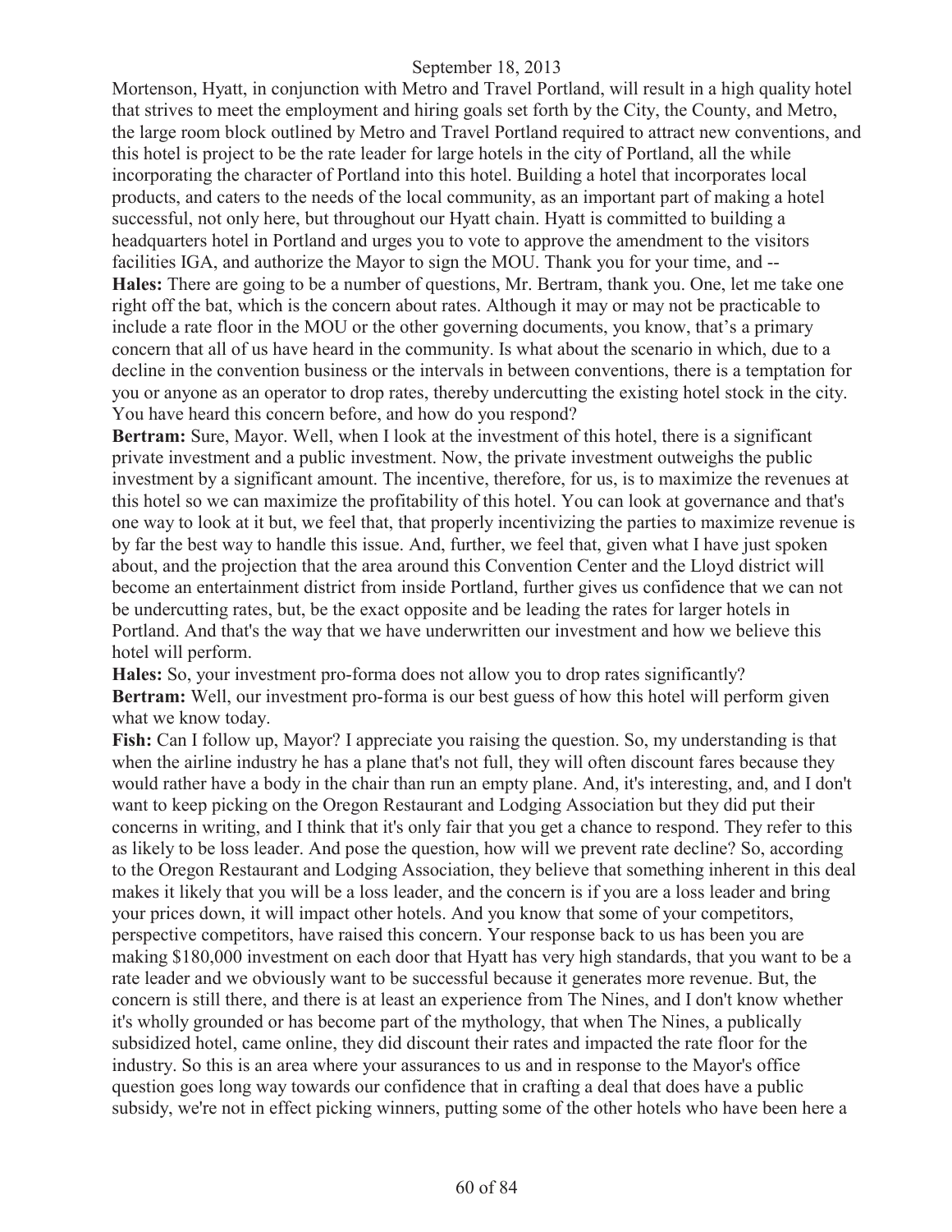Mortenson, Hyatt, in conjunction with Metro and Travel Portland, will result in a high quality hotel that strives to meet the employment and hiring goals set forth by the City, the County, and Metro, the large room block outlined by Metro and Travel Portland required to attract new conventions, and this hotel is project to be the rate leader for large hotels in the city of Portland, all the while incorporating the character of Portland into this hotel. Building a hotel that incorporates local products, and caters to the needs of the local community, as an important part of making a hotel successful, not only here, but throughout our Hyatt chain. Hyatt is committed to building a headquarters hotel in Portland and urges you to vote to approve the amendment to the visitors facilities IGA, and authorize the Mayor to sign the MOU. Thank you for your time, and --

**Hales:** There are going to be a number of questions, Mr. Bertram, thank you. One, let me take one right off the bat, which is the concern about rates. Although it may or may not be practicable to include a rate floor in the MOU or the other governing documents, you know, that's a primary concern that all of us have heard in the community. Is what about the scenario in which, due to a decline in the convention business or the intervals in between conventions, there is a temptation for you or anyone as an operator to drop rates, thereby undercutting the existing hotel stock in the city. You have heard this concern before, and how do you respond?

**Bertram:** Sure, Mayor. Well, when I look at the investment of this hotel, there is a significant private investment and a public investment. Now, the private investment outweighs the public investment by a significant amount. The incentive, therefore, for us, is to maximize the revenues at this hotel so we can maximize the profitability of this hotel. You can look at governance and that's one way to look at it but, we feel that, that properly incentivizing the parties to maximize revenue is by far the best way to handle this issue. And, further, we feel that, given what I have just spoken about, and the projection that the area around this Convention Center and the Lloyd district will become an entertainment district from inside Portland, further gives us confidence that we can not be undercutting rates, but, be the exact opposite and be leading the rates for larger hotels in Portland. And that's the way that we have underwritten our investment and how we believe this hotel will perform.

**Hales:** So, your investment pro-forma does not allow you to drop rates significantly?

**Bertram:** Well, our investment pro-forma is our best guess of how this hotel will perform given what we know today.

**Fish:** Can I follow up, Mayor? I appreciate you raising the question. So, my understanding is that when the airline industry he has a plane that's not full, they will often discount fares because they would rather have a body in the chair than run an empty plane. And, it's interesting, and, and I don't want to keep picking on the Oregon Restaurant and Lodging Association but they did put their concerns in writing, and I think that it's only fair that you get a chance to respond. They refer to this as likely to be loss leader. And pose the question, how will we prevent rate decline? So, according to the Oregon Restaurant and Lodging Association, they believe that something inherent in this deal makes it likely that you will be a loss leader, and the concern is if you are a loss leader and bring your prices down, it will impact other hotels. And you know that some of your competitors, perspective competitors, have raised this concern. Your response back to us has been you are making $180,000 investment on each door that Hyatt has very high standards, that you want to be a rate leader and we obviously want to be successful because it generates more revenue. But, the concern is still there, and there is at least an experience from The Nines, and I don't know whether it's wholly grounded or has become part of the mythology, that when The Nines, a publically subsidized hotel, came online, they did discount their rates and impacted the rate floor for the industry. So this is an area where your assurances to us and in response to the Mayor's office question goes long way towards our confidence that in crafting a deal that does have a public subsidy, we're not in effect picking winners, putting some of the other hotels who have been here a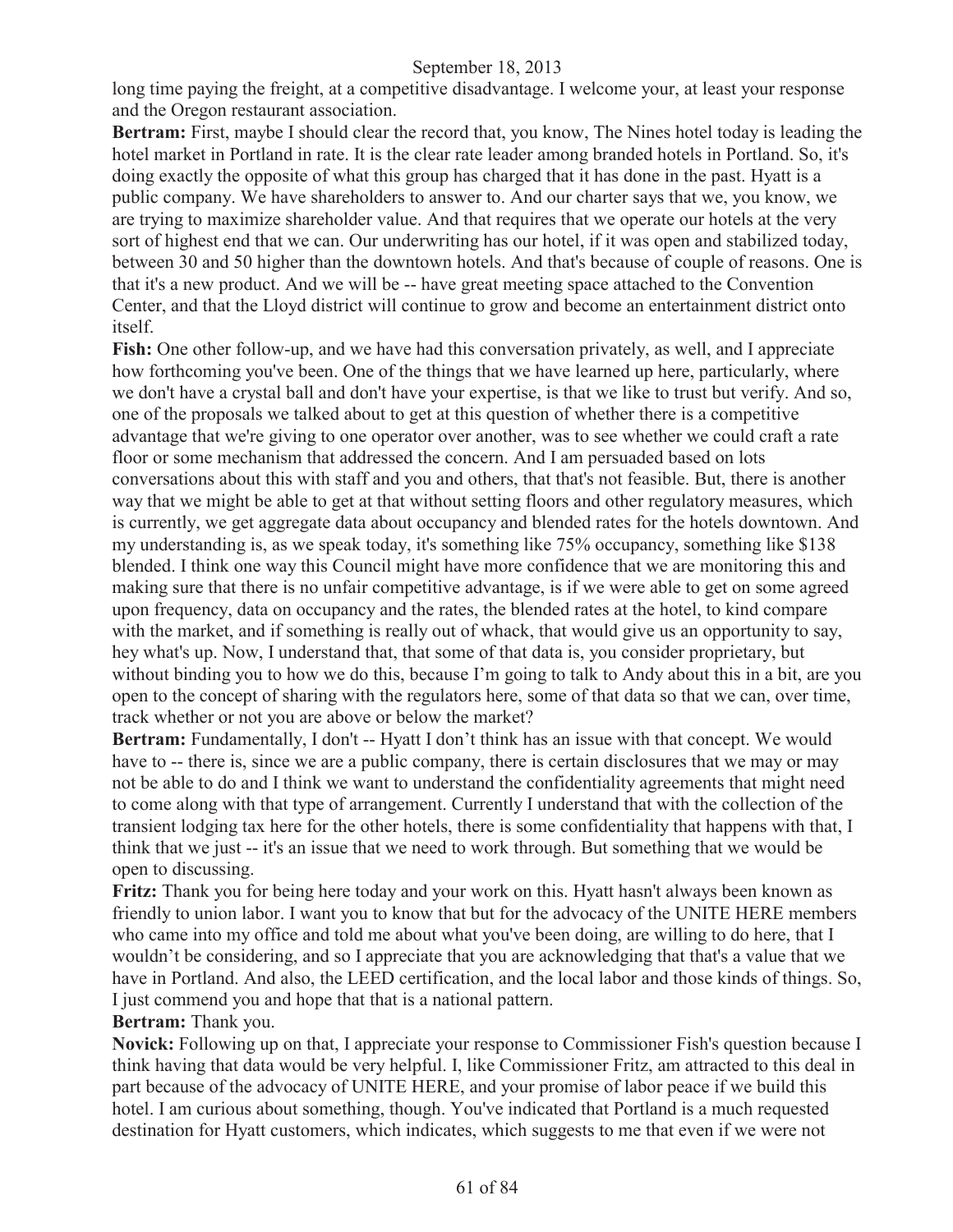long time paying the freight, at a competitive disadvantage. I welcome your, at least your response and the Oregon restaurant association.

**Bertram:** First, maybe I should clear the record that, you know, The Nines hotel today is leading the hotel market in Portland in rate. It is the clear rate leader among branded hotels in Portland. So, it's doing exactly the opposite of what this group has charged that it has done in the past. Hyatt is a public company. We have shareholders to answer to. And our charter says that we, you know, we are trying to maximize shareholder value. And that requires that we operate our hotels at the very sort of highest end that we can. Our underwriting has our hotel, if it was open and stabilized today, between 30 and 50 higher than the downtown hotels. And that's because of couple of reasons. One is that it's a new product. And we will be -- have great meeting space attached to the Convention Center, and that the Lloyd district will continue to grow and become an entertainment district onto itself.

**Fish:** One other follow-up, and we have had this conversation privately, as well, and I appreciate how forthcoming you've been. One of the things that we have learned up here, particularly, where we don't have a crystal ball and don't have your expertise, is that we like to trust but verify. And so, one of the proposals we talked about to get at this question of whether there is a competitive advantage that we're giving to one operator over another, was to see whether we could craft a rate floor or some mechanism that addressed the concern. And I am persuaded based on lots conversations about this with staff and you and others, that that's not feasible. But, there is another way that we might be able to get at that without setting floors and other regulatory measures, which is currently, we get aggregate data about occupancy and blended rates for the hotels downtown. And my understanding is, as we speak today, it's something like 75% occupancy, something like $138 blended. I think one way this Council might have more confidence that we are monitoring this and making sure that there is no unfair competitive advantage, is if we were able to get on some agreed upon frequency, data on occupancy and the rates, the blended rates at the hotel, to kind compare with the market, and if something is really out of whack, that would give us an opportunity to say, hey what's up. Now, I understand that, that some of that data is, you consider proprietary, but without binding you to how we do this, because I'm going to talk to Andy about this in a bit, are you open to the concept of sharing with the regulators here, some of that data so that we can, over time, track whether or not you are above or below the market?

**Bertram:** Fundamentally, I don't -- Hyatt I don't think has an issue with that concept. We would have to -- there is, since we are a public company, there is certain disclosures that we may or may not be able to do and I think we want to understand the confidentiality agreements that might need to come along with that type of arrangement. Currently I understand that with the collection of the transient lodging tax here for the other hotels, there is some confidentiality that happens with that, I think that we just -- it's an issue that we need to work through. But something that we would be open to discussing.

**Fritz:** Thank you for being here today and your work on this. Hyatt hasn't always been known as friendly to union labor. I want you to know that but for the advocacy of the UNITE HERE members who came into my office and told me about what you've been doing, are willing to do here, that I wouldn't be considering, and so I appreciate that you are acknowledging that that's a value that we have in Portland. And also, the LEED certification, and the local labor and those kinds of things. So, I just commend you and hope that that is a national pattern.

**Bertram:** Thank you.

**Novick:** Following up on that, I appreciate your response to Commissioner Fish's question because I think having that data would be very helpful. I, like Commissioner Fritz, am attracted to this deal in part because of the advocacy of UNITE HERE, and your promise of labor peace if we build this hotel. I am curious about something, though. You've indicated that Portland is a much requested destination for Hyatt customers, which indicates, which suggests to me that even if we were not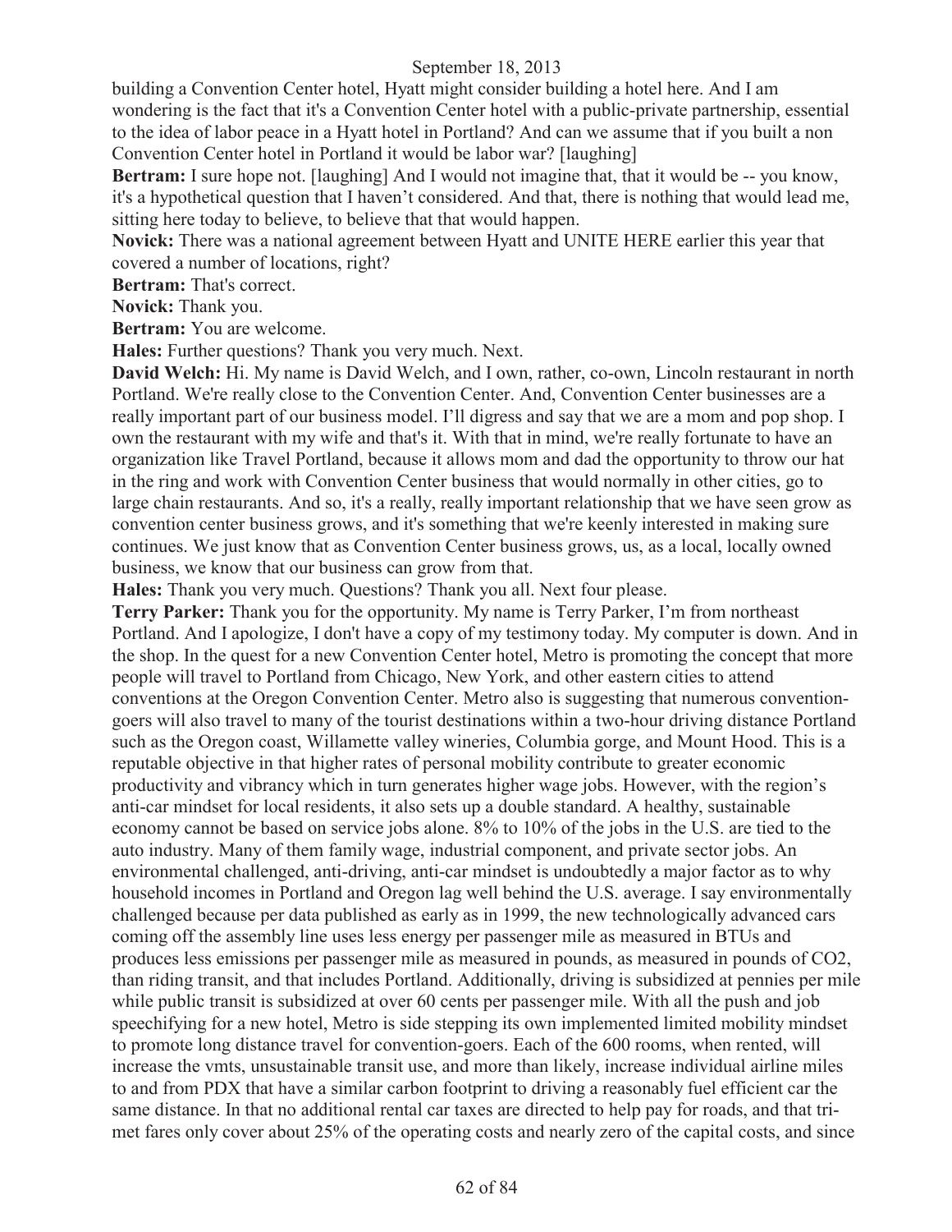building a Convention Center hotel, Hyatt might consider building a hotel here. And I am wondering is the fact that it's a Convention Center hotel with a public-private partnership, essential to the idea of labor peace in a Hyatt hotel in Portland? And can we assume that if you built a non Convention Center hotel in Portland it would be labor war? [laughing]

**Bertram:** I sure hope not. [laughing] And I would not imagine that, that it would be -- you know, it's a hypothetical question that I haven't considered. And that, there is nothing that would lead me, sitting here today to believe, to believe that that would happen.

**Novick:** There was a national agreement between Hyatt and UNITE HERE earlier this year that covered a number of locations, right?

**Bertram:** That's correct.

**Novick:** Thank you.

**Bertram:** You are welcome.

**Hales:** Further questions? Thank you very much. Next.

**David Welch:** Hi. My name is David Welch, and I own, rather, co-own, Lincoln restaurant in north Portland. We're really close to the Convention Center. And, Convention Center businesses are a really important part of our business model. I'll digress and say that we are a mom and pop shop. I own the restaurant with my wife and that's it. With that in mind, we're really fortunate to have an organization like Travel Portland, because it allows mom and dad the opportunity to throw our hat in the ring and work with Convention Center business that would normally in other cities, go to large chain restaurants. And so, it's a really, really important relationship that we have seen grow as convention center business grows, and it's something that we're keenly interested in making sure continues. We just know that as Convention Center business grows, us, as a local, locally owned business, we know that our business can grow from that.

**Hales:** Thank you very much. Questions? Thank you all. Next four please.

**Terry Parker:** Thank you for the opportunity. My name is Terry Parker, I'm from northeast Portland. And I apologize, I don't have a copy of my testimony today. My computer is down. And in the shop. In the quest for a new Convention Center hotel, Metro is promoting the concept that more people will travel to Portland from Chicago, New York, and other eastern cities to attend conventions at the Oregon Convention Center. Metro also is suggesting that numerous convention-goers will also travel to many of the tourist destinations within a two-hour driving distance Portland such as the Oregon coast, Willamette valley wineries, Columbia gorge, and Mount Hood. This is a reputable objective in that higher rates of personal mobility contribute to greater economic productivity and vibrancy which in turn generates higher wage jobs. However, with the region's anti-car mindset for local residents, it also sets up a double standard. A healthy, sustainable economy cannot be based on service jobs alone. 8% to 10% of the jobs in the U.S. are tied to the auto industry. Many of them family wage, industrial component, and private sector jobs. An environmental challenged, anti-driving, anti-car mindset is undoubtedly a major factor as to why household incomes in Portland and Oregon lag well behind the U.S. average. I say environmentally challenged because per data published as early as in 1999, the new technologically advanced cars coming off the assembly line uses less energy per passenger mile as measured in BTUs and produces less emissions per passenger mile as measured in pounds, as measured in pounds of $CO_2$, than riding transit, and that includes Portland. Additionally, driving is subsidized at pennies per mile while public transit is subsidized at over 60 cents per passenger mile. With all the push and job speechifying for a new hotel, Metro is side stepping its own implemented limited mobility mindset to promote long distance travel for convention-goers. Each of the 600 rooms, when rented, will increase the vmts, unsustainable transit use, and more than likely, increase individual airline miles to and from PDX that have a similar carbon footprint to driving a reasonably fuel efficient car the same distance. In that no additional rental car taxes are directed to help pay for roads, and that tri-met fares only cover about 25% of the operating costs and nearly zero of the capital costs, and since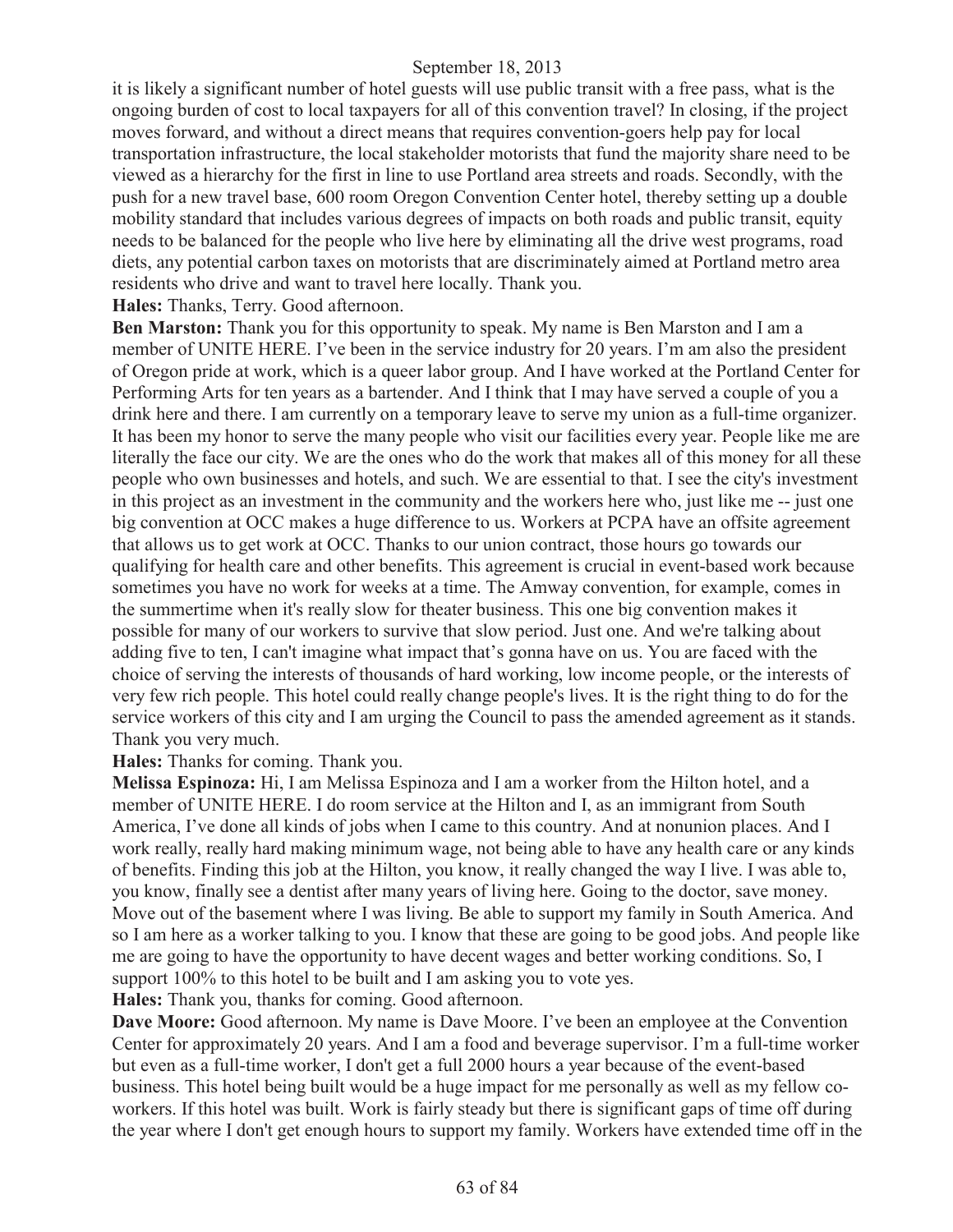it is likely a significant number of hotel guests will use public transit with a free pass, what is the ongoing burden of cost to local taxpayers for all of this convention travel? In closing, if the project moves forward, and without a direct means that requires convention-goers help pay for local transportation infrastructure, the local stakeholder motorists that fund the majority share need to be viewed as a hierarchy for the first in line to use Portland area streets and roads. Secondly, with the push for a new travel base, 600 room Oregon Convention Center hotel, thereby setting up a double mobility standard that includes various degrees of impacts on both roads and public transit, equity needs to be balanced for the people who live here by eliminating all the drive west programs, road diets, any potential carbon taxes on motorists that are discriminately aimed at Portland metro area residents who drive and want to travel here locally. Thank you.

**Hales:** Thanks, Terry. Good afternoon.

**Ben Marston:** Thank you for this opportunity to speak. My name is Ben Marston and I am a member of UNITE HERE. I've been in the service industry for 20 years. I'm am also the president of Oregon pride at work, which is a queer labor group. And I have worked at the Portland Center for Performing Arts for ten years as a bartender. And I think that I may have served a couple of you a drink here and there. I am currently on a temporary leave to serve my union as a full-time organizer. It has been my honor to serve the many people who visit our facilities every year. People like me are literally the face our city. We are the ones who do the work that makes all of this money for all these people who own businesses and hotels, and such. We are essential to that. I see the city's investment in this project as an investment in the community and the workers here who, just like me -- just one big convention at OCC makes a huge difference to us. Workers at PCPA have an offsite agreement that allows us to get work at OCC. Thanks to our union contract, those hours go towards our qualifying for health care and other benefits. This agreement is crucial in event-based work because sometimes you have no work for weeks at a time. The Amway convention, for example, comes in the summertime when it's really slow for theater business. This one big convention makes it possible for many of our workers to survive that slow period. Just one. And we're talking about adding five to ten, I can't imagine what impact that's gonna have on us. You are faced with the choice of serving the interests of thousands of hard working, low income people, or the interests of very few rich people. This hotel could really change people's lives. It is the right thing to do for the service workers of this city and I am urging the Council to pass the amended agreement as it stands. Thank you very much.

**Hales:** Thanks for coming. Thank you.

**Melissa Espinoza:** Hi, I am Melissa Espinoza and I am a worker from the Hilton hotel, and a member of UNITE HERE. I do room service at the Hilton and I, as an immigrant from South America, I've done all kinds of jobs when I came to this country. And at nonunion places. And I work really, really hard making minimum wage, not being able to have any health care or any kinds of benefits. Finding this job at the Hilton, you know, it really changed the way I live. I was able to, you know, finally see a dentist after many years of living here. Going to the doctor, save money. Move out of the basement where I was living. Be able to support my family in South America. And so I am here as a worker talking to you. I know that these are going to be good jobs. And people like me are going to have the opportunity to have decent wages and better working conditions. So, I support 100% to this hotel to be built and I am asking you to vote yes.

**Hales:** Thank you, thanks for coming. Good afternoon.

**Dave Moore:** Good afternoon. My name is Dave Moore. I've been an employee at the Convention Center for approximately 20 years. And I am a food and beverage supervisor. I'm a full-time worker but even as a full-time worker, I don't get a full 2000 hours a year because of the event-based business. This hotel being built would be a huge impact for me personally as well as my fellow co-workers. If this hotel was built. Work is fairly steady but there is significant gaps of time off during the year where I don't get enough hours to support my family. Workers have extended time off in the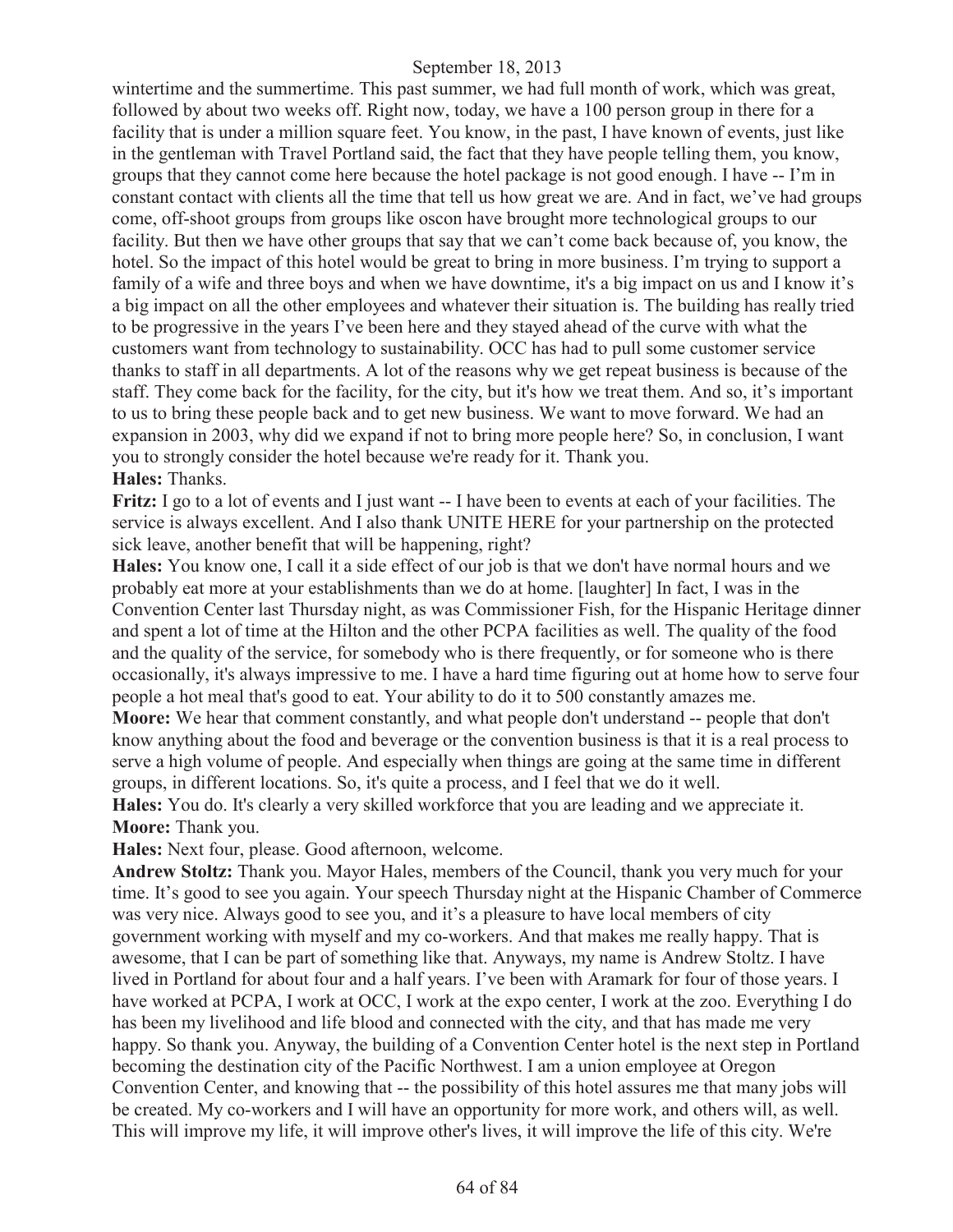wintertime and the summertime. This past summer, we had full month of work, which was great, followed by about two weeks off. Right now, today, we have a 100 person group in there for a facility that is under a million square feet. You know, in the past, I have known of events, just like in the gentleman with Travel Portland said, the fact that they have people telling them, you know, groups that they cannot come here because the hotel package is not good enough. I have -- I'm in constant contact with clients all the time that tell us how great we are. And in fact, we've had groups come, off-shoot groups from groups like oscon have brought more technological groups to our facility. But then we have other groups that say that we can't come back because of, you know, the hotel. So the impact of this hotel would be great to bring in more business. I'm trying to support a family of a wife and three boys and when we have downtime, it's a big impact on us and I know it's a big impact on all the other employees and whatever their situation is. The building has really tried to be progressive in the years I've been here and they stayed ahead of the curve with what the customers want from technology to sustainability. OCC has had to pull some customer service thanks to staff in all departments. A lot of the reasons why we get repeat business is because of the staff. They come back for the facility, for the city, but it's how we treat them. And so, it's important to us to bring these people back and to get new business. We want to move forward. We had an expansion in 2003, why did we expand if not to bring more people here? So, in conclusion, I want you to strongly consider the hotel because we're ready for it. Thank you.

**Hales:** Thanks.

**Fritz:** I go to a lot of events and I just want -- I have been to events at each of your facilities. The service is always excellent. And I also thank UNITE HERE for your partnership on the protected sick leave, another benefit that will be happening, right?

**Hales:** You know one, I call it a side effect of our job is that we don't have normal hours and we probably eat more at your establishments than we do at home. [laughter] In fact, I was in the Convention Center last Thursday night, as was Commissioner Fish, for the Hispanic Heritage dinner and spent a lot of time at the Hilton and the other PCPA facilities as well. The quality of the food and the quality of the service, for somebody who is there frequently, or for someone who is there occasionally, it's always impressive to me. I have a hard time figuring out at home how to serve four people a hot meal that's good to eat. Your ability to do it to 500 constantly amazes me.

**Moore:** We hear that comment constantly, and what people don't understand -- people that don't know anything about the food and beverage or the convention business is that it is a real process to serve a high volume of people. And especially when things are going at the same time in different groups, in different locations. So, it's quite a process, and I feel that we do it well.

**Hales:** You do. It's clearly a very skilled workforce that you are leading and we appreciate it.

**Moore:** Thank you.

**Hales:** Next four, please. Good afternoon, welcome.

**Andrew Stoltz:** Thank you. Mayor Hales, members of the Council, thank you very much for your time. It's good to see you again. Your speech Thursday night at the Hispanic Chamber of Commerce was very nice. Always good to see you, and it's a pleasure to have local members of city government working with myself and my co-workers. And that makes me really happy. That is awesome, that I can be part of something like that. Anyways, my name is Andrew Stoltz. I have lived in Portland for about four and a half years. I've been with Aramark for four of those years. I have worked at PCPA, I work at OCC, I work at the expo center, I work at the zoo. Everything I do has been my livelihood and life blood and connected with the city, and that has made me very happy. So thank you. Anyway, the building of a Convention Center hotel is the next step in Portland becoming the destination city of the Pacific Northwest. I am a union employee at Oregon Convention Center, and knowing that -- the possibility of this hotel assures me that many jobs will be created. My co-workers and I will have an opportunity for more work, and others will, as well. This will improve my life, it will improve other's lives, it will improve the life of this city. We're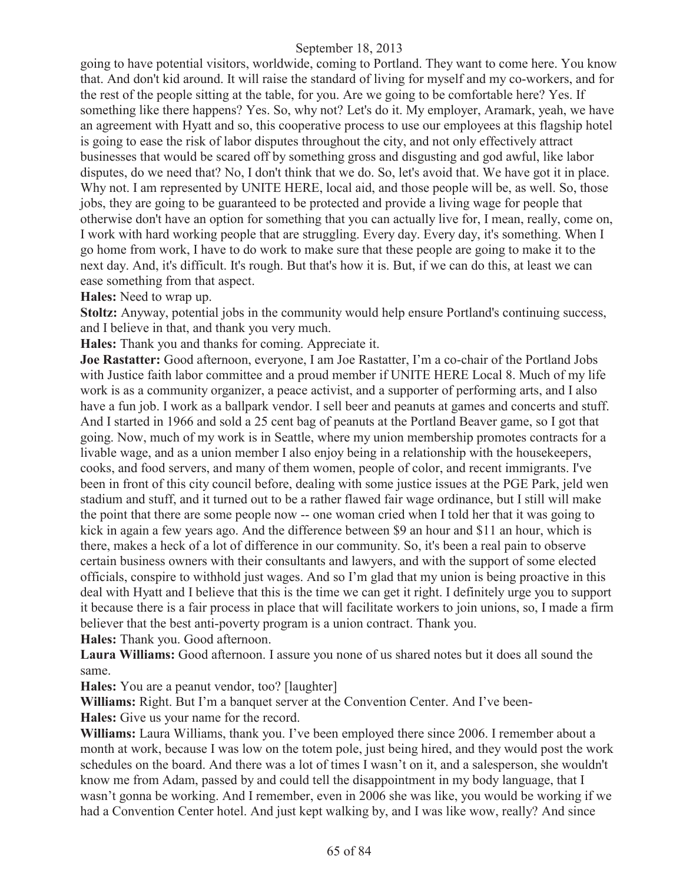going to have potential visitors, worldwide, coming to Portland. They want to come here. You know that. And don't kid around. It will raise the standard of living for myself and my co-workers, and for the rest of the people sitting at the table, for you. Are we going to be comfortable here? Yes. If something like there happens? Yes. So, why not? Let's do it. My employer, Aramark, yeah, we have an agreement with Hyatt and so, this cooperative process to use our employees at this flagship hotel is going to ease the risk of labor disputes throughout the city, and not only effectively attract businesses that would be scared off by something gross and disgusting and god awful, like labor disputes, do we need that? No, I don't think that we do. So, let's avoid that. We have got it in place. Why not. I am represented by UNITE HERE, local aid, and those people will be, as well. So, those jobs, they are going to be guaranteed to be protected and provide a living wage for people that otherwise don't have an option for something that you can actually live for, I mean, really, come on, I work with hard working people that are struggling. Every day. Every day, it's something. When I go home from work, I have to do work to make sure that these people are going to make it to the next day. And, it's difficult. It's rough. But that's how it is. But, if we can do this, at least we can ease something from that aspect.

**Hales:** Need to wrap up.

**Stoltz:** Anyway, potential jobs in the community would help ensure Portland's continuing success, and I believe in that, and thank you very much.

**Hales:** Thank you and thanks for coming. Appreciate it.

**Joe Rastatter:** Good afternoon, everyone, I am Joe Rastatter, I'm a co-chair of the Portland Jobs with Justice faith labor committee and a proud member if UNITE HERE Local 8. Much of my life work is as a community organizer, a peace activist, and a supporter of performing arts, and I also have a fun job. I work as a ballpark vendor. I sell beer and peanuts at games and concerts and stuff. And I started in 1966 and sold a 25 cent bag of peanuts at the Portland Beaver game, so I got that going. Now, much of my work is in Seattle, where my union membership promotes contracts for a livable wage, and as a union member I also enjoy being in a relationship with the housekeepers, cooks, and food servers, and many of them women, people of color, and recent immigrants. I've been in front of this city council before, dealing with some justice issues at the PGE Park, jeld wen stadium and stuff, and it turned out to be a rather flawed fair wage ordinance, but I still will make the point that there are some people now -- one woman cried when I told her that it was going to kick in again a few years ago. And the difference between $9 an hour and $11 an hour, which is there, makes a heck of a lot of difference in our community. So, it's been a real pain to observe certain business owners with their consultants and lawyers, and with the support of some elected officials, conspire to withhold just wages. And so I'm glad that my union is being proactive in this deal with Hyatt and I believe that this is the time we can get it right. I definitely urge you to support it because there is a fair process in place that will facilitate workers to join unions, so, I made a firm believer that the best anti-poverty program is a union contract. Thank you.

**Hales:** Thank you. Good afternoon.

**Laura Williams:** Good afternoon. I assure you none of us shared notes but it does all sound the same.

**Hales:** You are a peanut vendor, too? [laughter]

**Williams:** Right. But I'm a banquet server at the Convention Center. And I've been-

**Hales:** Give us your name for the record.

**Williams:** Laura Williams, thank you. I've been employed there since 2006. I remember about a month at work, because I was low on the totem pole, just being hired, and they would post the work schedules on the board. And there was a lot of times I wasn't on it, and a salesperson, she wouldn't know me from Adam, passed by and could tell the disappointment in my body language, that I wasn't gonna be working. And I remember, even in 2006 she was like, you would be working if we had a Convention Center hotel. And just kept walking by, and I was like wow, really? And since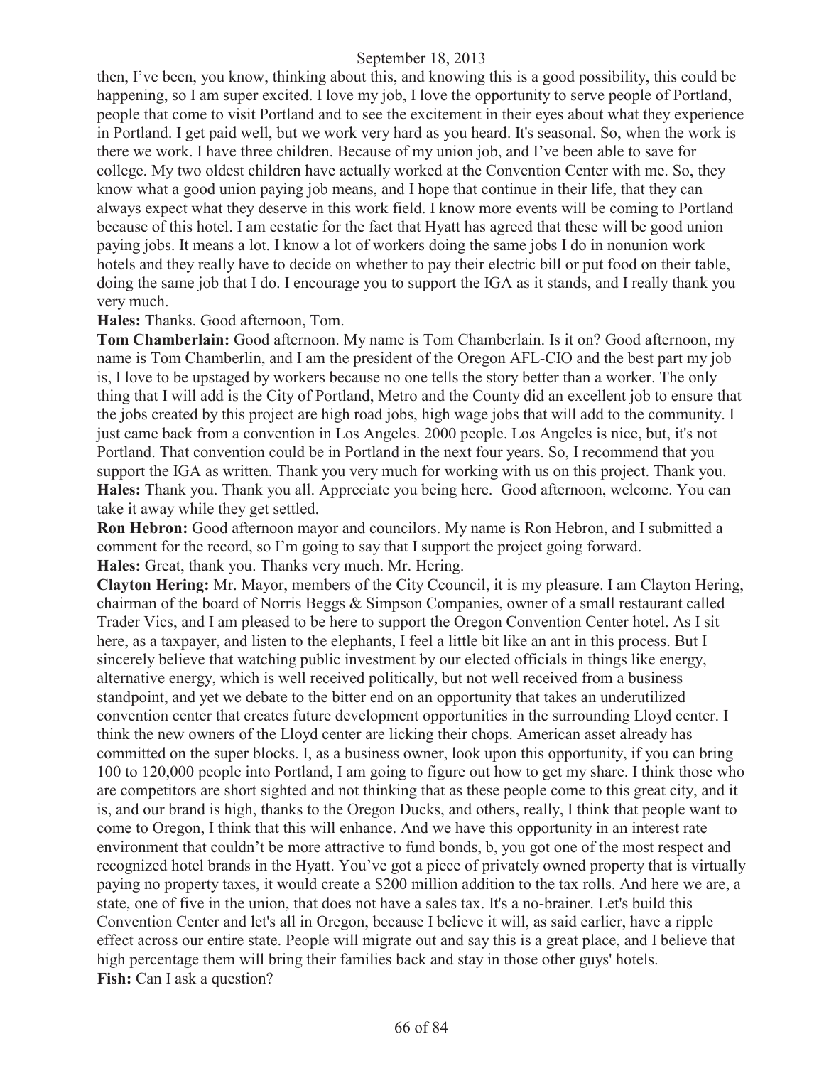then, I've been, you know, thinking about this, and knowing this is a good possibility, this could be happening, so I am super excited. I love my job, I love the opportunity to serve people of Portland, people that come to visit Portland and to see the excitement in their eyes about what they experience in Portland. I get paid well, but we work very hard as you heard. It's seasonal. So, when the work is there we work. I have three children. Because of my union job, and I've been able to save for college. My two oldest children have actually worked at the Convention Center with me. So, they know what a good union paying job means, and I hope that continue in their life, that they can always expect what they deserve in this work field. I know more events will be coming to Portland because of this hotel. I am ecstatic for the fact that Hyatt has agreed that these will be good union paying jobs. It means a lot. I know a lot of workers doing the same jobs I do in nonunion work hotels and they really have to decide on whether to pay their electric bill or put food on their table, doing the same job that I do. I encourage you to support the IGA as it stands, and I really thank you very much.

**Hales:** Thanks. Good afternoon, Tom.

**Tom Chamberlain:** Good afternoon. My name is Tom Chamberlain. Is it on? Good afternoon, my name is Tom Chamberlin, and I am the president of the Oregon AFL-CIO and the best part my job is, I love to be upstaged by workers because no one tells the story better than a worker. The only thing that I will add is the City of Portland, Metro and the County did an excellent job to ensure that the jobs created by this project are high road jobs, high wage jobs that will add to the community. I just came back from a convention in Los Angeles. 2000 people. Los Angeles is nice, but, it's not Portland. That convention could be in Portland in the next four years. So, I recommend that you support the IGA as written. Thank you very much for working with us on this project. Thank you.

**Hales:** Thank you. Thank you all. Appreciate you being here. Good afternoon, welcome. You can take it away while they get settled.

**Ron Hebron:** Good afternoon mayor and councilors. My name is Ron Hebron, and I submitted a comment for the record, so I'm going to say that I support the project going forward.

**Hales:** Great, thank you. Thanks very much. Mr. Hering.

**Clayton Hering:** Mr. Mayor, members of the City Ccouncil, it is my pleasure. I am Clayton Hering, chairman of the board of Norris Beggs & Simpson Companies, owner of a small restaurant called Trader Vics, and I am pleased to be here to support the Oregon Convention Center hotel. As I sit here, as a taxpayer, and listen to the elephants, I feel a little bit like an ant in this process. But I sincerely believe that watching public investment by our elected officials in things like energy, alternative energy, which is well received politically, but not well received from a business standpoint, and yet we debate to the bitter end on an opportunity that takes an underutilized convention center that creates future development opportunities in the surrounding Lloyd center. I think the new owners of the Lloyd center are licking their chops. American asset already has committed on the super blocks. I, as a business owner, look upon this opportunity, if you can bring 100 to 120,000 people into Portland, I am going to figure out how to get my share. I think those who are competitors are short sighted and not thinking that as these people come to this great city, and it is, and our brand is high, thanks to the Oregon Ducks, and others, really, I think that people want to come to Oregon, I think that this will enhance. And we have this opportunity in an interest rate environment that couldn't be more attractive to fund bonds, b, you got one of the most respect and recognized hotel brands in the Hyatt. You've got a piece of privately owned property that is virtually paying no property taxes, it would create a $200 million addition to the tax rolls. And here we are, a state, one of five in the union, that does not have a sales tax. It's a no-brainer. Let's build this Convention Center and let's all in Oregon, because I believe it will, as said earlier, have a ripple effect across our entire state. People will migrate out and say this is a great place, and I believe that high percentage them will bring their families back and stay in those other guys' hotels.

**Fish:** Can I ask a question?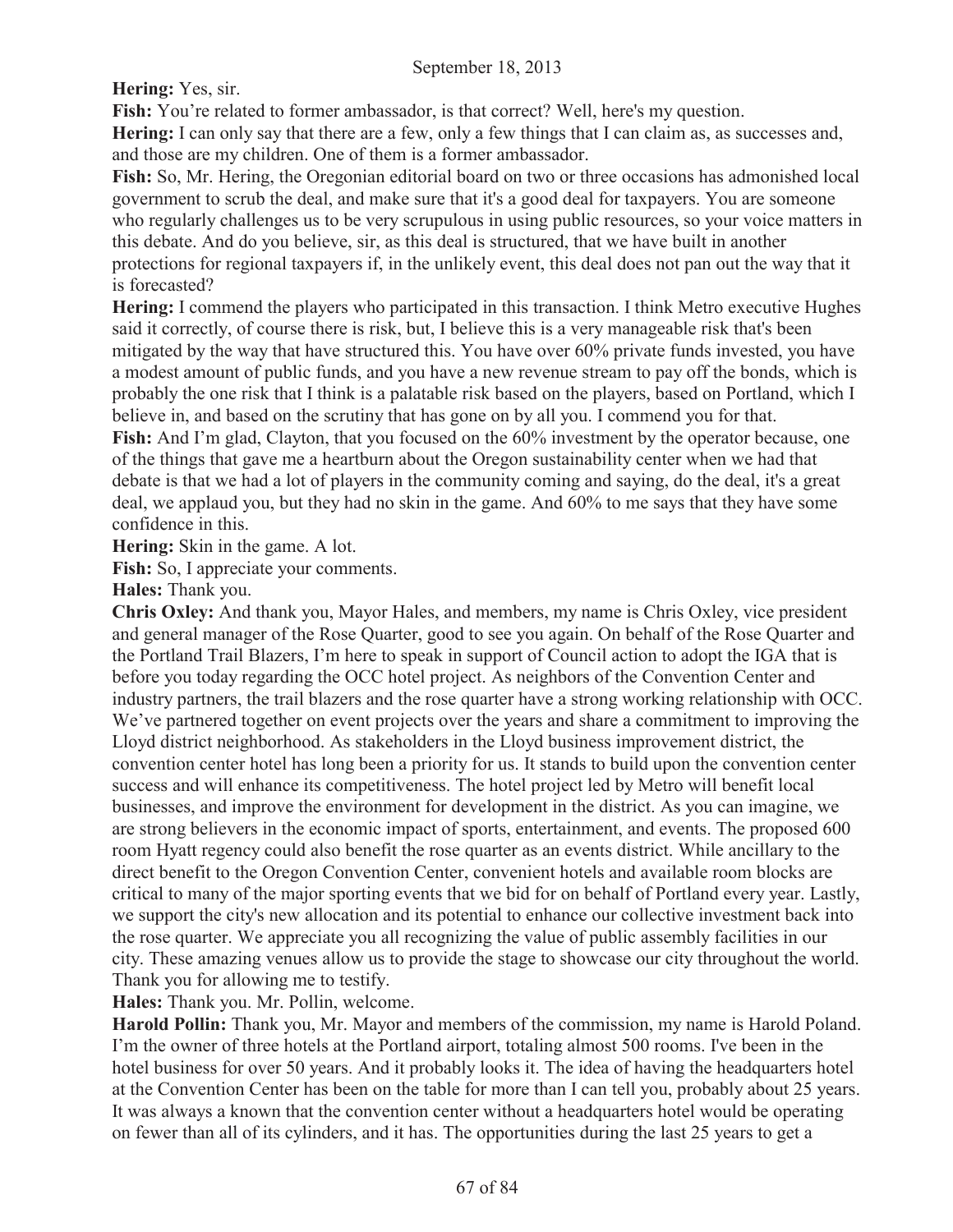**Hering:** Yes, sir.

**Fish:** You're related to former ambassador, is that correct? Well, here's my question.

**Hering:** I can only say that there are a few, only a few things that I can claim as, as successes and, and those are my children. One of them is a former ambassador.

**Fish:** So, Mr. Hering, the Oregonian editorial board on two or three occasions has admonished local government to scrub the deal, and make sure that it's a good deal for taxpayers. You are someone who regularly challenges us to be very scrupulous in using public resources, so your voice matters in this debate. And do you believe, sir, as this deal is structured, that we have built in another protections for regional taxpayers if, in the unlikely event, this deal does not pan out the way that it is forecasted?

**Hering:** I commend the players who participated in this transaction. I think Metro executive Hughes said it correctly, of course there is risk, but, I believe this is a very manageable risk that's been mitigated by the way that have structured this. You have over 60% private funds invested, you have a modest amount of public funds, and you have a new revenue stream to pay off the bonds, which is probably the one risk that I think is a palatable risk based on the players, based on Portland, which I believe in, and based on the scrutiny that has gone on by all you. I commend you for that.

**Fish:** And I'm glad, Clayton, that you focused on the 60% investment by the operator because, one of the things that gave me a heartburn about the Oregon sustainability center when we had that debate is that we had a lot of players in the community coming and saying, do the deal, it's a great deal, we applaud you, but they had no skin in the game. And 60% to me says that they have some confidence in this.

**Hering:** Skin in the game. A lot.

**Fish:** So, I appreciate your comments.

**Hales:** Thank you.

**Chris Oxley:** And thank you, Mayor Hales, and members, my name is Chris Oxley, vice president and general manager of the Rose Quarter, good to see you again. On behalf of the Rose Quarter and the Portland Trail Blazers, I'm here to speak in support of Council action to adopt the IGA that is before you today regarding the OCC hotel project. As neighbors of the Convention Center and industry partners, the trail blazers and the rose quarter have a strong working relationship with OCC. We've partnered together on event projects over the years and share a commitment to improving the Lloyd district neighborhood. As stakeholders in the Lloyd business improvement district, the convention center hotel has long been a priority for us. It stands to build upon the convention center success and will enhance its competitiveness. The hotel project led by Metro will benefit local businesses, and improve the environment for development in the district. As you can imagine, we are strong believers in the economic impact of sports, entertainment, and events. The proposed 600 room Hyatt regency could also benefit the rose quarter as an events district. While ancillary to the direct benefit to the Oregon Convention Center, convenient hotels and available room blocks are critical to many of the major sporting events that we bid for on behalf of Portland every year. Lastly, we support the city's new allocation and its potential to enhance our collective investment back into the rose quarter. We appreciate you all recognizing the value of public assembly facilities in our city. These amazing venues allow us to provide the stage to showcase our city throughout the world. Thank you for allowing me to testify.

**Hales:** Thank you. Mr. Pollin, welcome.

**Harold Pollin:** Thank you, Mr. Mayor and members of the commission, my name is Harold Poland. I'm the owner of three hotels at the Portland airport, totaling almost 500 rooms. I've been in the hotel business for over 50 years. And it probably looks it. The idea of having the headquarters hotel at the Convention Center has been on the table for more than I can tell you, probably about 25 years. It was always a known that the convention center without a headquarters hotel would be operating on fewer than all of its cylinders, and it has. The opportunities during the last 25 years to get a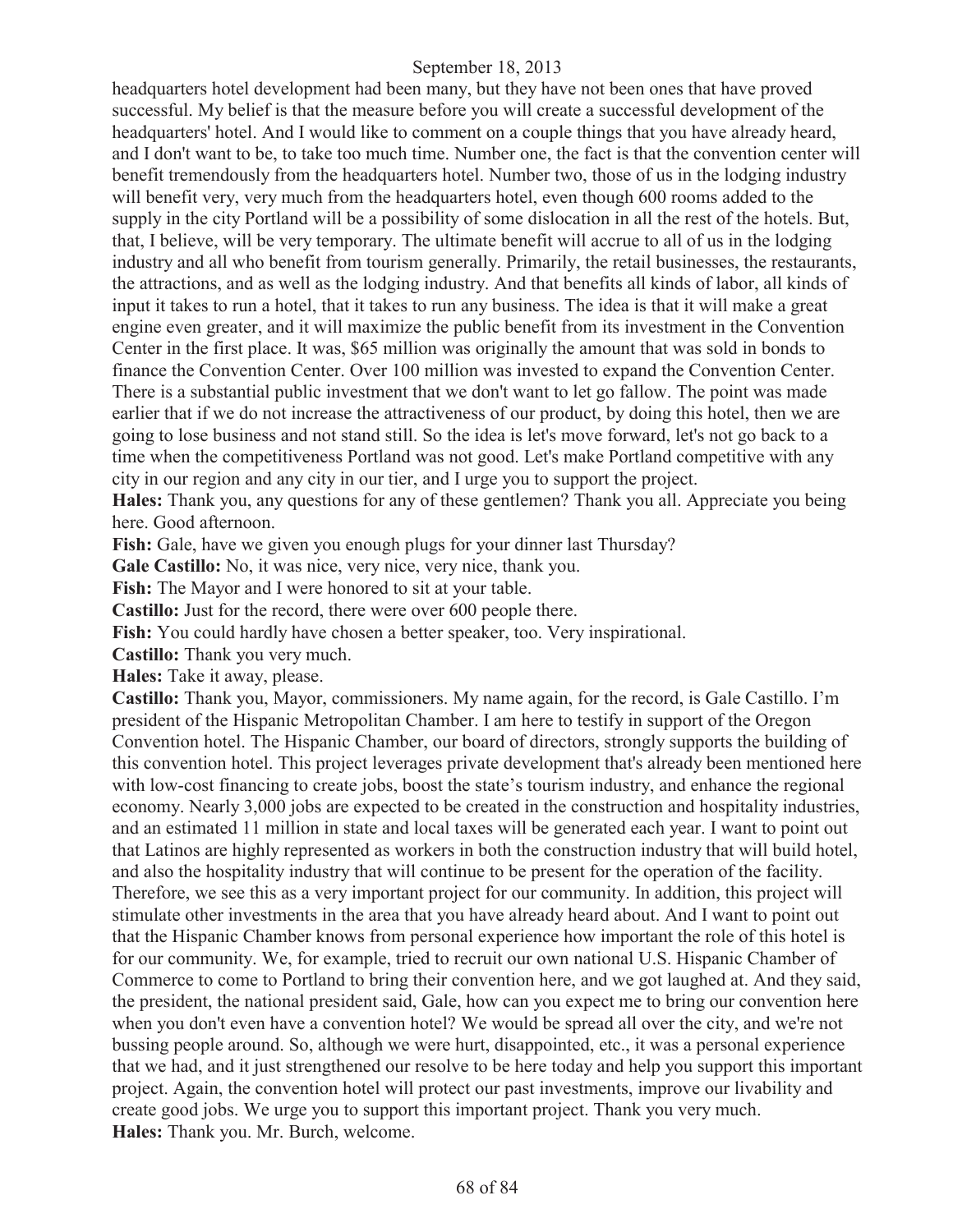headquarters hotel development had been many, but they have not been ones that have proved successful. My belief is that the measure before you will create a successful development of the headquarters' hotel. And I would like to comment on a couple things that you have already heard, and I don't want to be, to take too much time. Number one, the fact is that the convention center will benefit tremendously from the headquarters hotel. Number two, those of us in the lodging industry will benefit very, very much from the headquarters hotel, even though 600 rooms added to the supply in the city Portland will be a possibility of some dislocation in all the rest of the hotels. But, that, I believe, will be very temporary. The ultimate benefit will accrue to all of us in the lodging industry and all who benefit from tourism generally. Primarily, the retail businesses, the restaurants, the attractions, and as well as the lodging industry. And that benefits all kinds of labor, all kinds of input it takes to run a hotel, that it takes to run any business. The idea is that it will make a great engine even greater, and it will maximize the public benefit from its investment in the Convention Center in the first place. It was, $65 million was originally the amount that was sold in bonds to finance the Convention Center. Over 100 million was invested to expand the Convention Center. There is a substantial public investment that we don't want to let go fallow. The point was made earlier that if we do not increase the attractiveness of our product, by doing this hotel, then we are going to lose business and not stand still. So the idea is let's move forward, let's not go back to a time when the competitiveness Portland was not good. Let's make Portland competitive with any city in our region and any city in our tier, and I urge you to support the project.

**Hales:** Thank you, any questions for any of these gentlemen? Thank you all. Appreciate you being here. Good afternoon.

**Fish:** Gale, have we given you enough plugs for your dinner last Thursday?

**Gale Castillo:** No, it was nice, very nice, very nice, thank you.

**Fish:** The Mayor and I were honored to sit at your table.

**Castillo:** Just for the record, there were over 600 people there.

**Fish:** You could hardly have chosen a better speaker, too. Very inspirational.

**Castillo:** Thank you very much.

**Hales:** Take it away, please.

**Castillo:** Thank you, Mayor, commissioners. My name again, for the record, is Gale Castillo. I'm president of the Hispanic Metropolitan Chamber. I am here to testify in support of the Oregon Convention hotel. The Hispanic Chamber, our board of directors, strongly supports the building of this convention hotel. This project leverages private development that's already been mentioned here with low-cost financing to create jobs, boost the state's tourism industry, and enhance the regional economy. Nearly 3,000 jobs are expected to be created in the construction and hospitality industries, and an estimated 11 million in state and local taxes will be generated each year. I want to point out that Latinos are highly represented as workers in both the construction industry that will build hotel, and also the hospitality industry that will continue to be present for the operation of the facility. Therefore, we see this as a very important project for our community. In addition, this project will stimulate other investments in the area that you have already heard about. And I want to point out that the Hispanic Chamber knows from personal experience how important the role of this hotel is for our community. We, for example, tried to recruit our own national U.S. Hispanic Chamber of Commerce to come to Portland to bring their convention here, and we got laughed at. And they said, the president, the national president said, Gale, how can you expect me to bring our convention here when you don't even have a convention hotel? We would be spread all over the city, and we're not bussing people around. So, although we were hurt, disappointed, etc., it was a personal experience that we had, and it just strengthened our resolve to be here today and help you support this important project. Again, the convention hotel will protect our past investments, improve our livability and create good jobs. We urge you to support this important project. Thank you very much.

**Hales:** Thank you. Mr. Burch, welcome.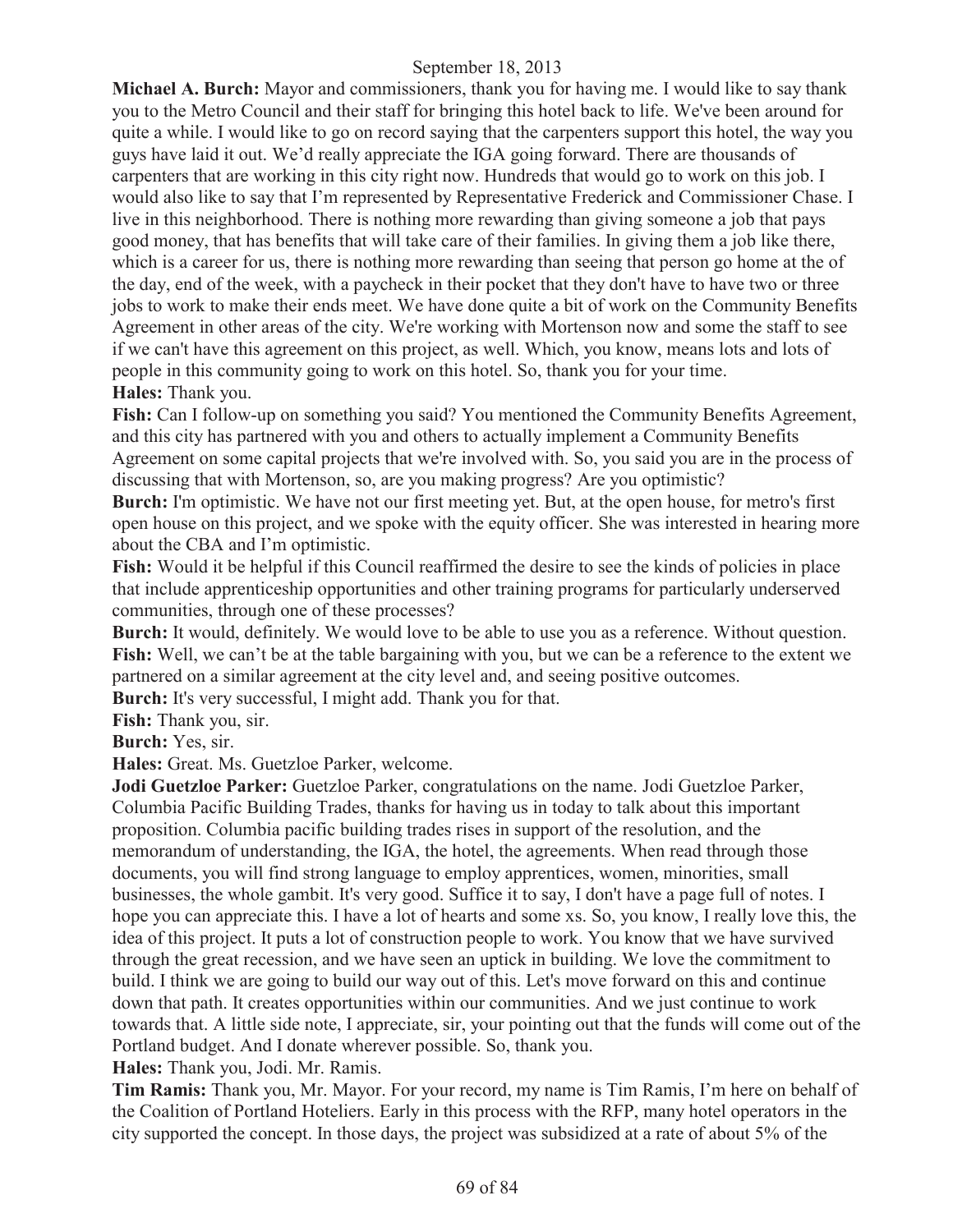**Michael A. Burch:** Mayor and commissioners, thank you for having me. I would like to say thank you to the Metro Council and their staff for bringing this hotel back to life. We've been around for quite a while. I would like to go on record saying that the carpenters support this hotel, the way you guys have laid it out. We'd really appreciate the IGA going forward. There are thousands of carpenters that are working in this city right now. Hundreds that would go to work on this job. I would also like to say that I'm represented by Representative Frederick and Commissioner Chase. I live in this neighborhood. There is nothing more rewarding than giving someone a job that pays good money, that has benefits that will take care of their families. In giving them a job like there, which is a career for us, there is nothing more rewarding than seeing that person go home at the of the day, end of the week, with a paycheck in their pocket that they don't have to have two or three jobs to work to make their ends meet. We have done quite a bit of work on the Community Benefits Agreement in other areas of the city. We're working with Mortenson now and some the staff to see if we can't have this agreement on this project, as well. Which, you know, means lots and lots of people in this community going to work on this hotel. So, thank you for your time.

**Hales:** Thank you.

**Fish:** Can I follow-up on something you said? You mentioned the Community Benefits Agreement, and this city has partnered with you and others to actually implement a Community Benefits Agreement on some capital projects that we're involved with. So, you said you are in the process of discussing that with Mortenson, so, are you making progress? Are you optimistic?

**Burch:** I'm optimistic. We have not our first meeting yet. But, at the open house, for metro's first open house on this project, and we spoke with the equity officer. She was interested in hearing more about the CBA and I'm optimistic.

**Fish:** Would it be helpful if this Council reaffirmed the desire to see the kinds of policies in place that include apprenticeship opportunities and other training programs for particularly underserved communities, through one of these processes?

**Burch:** It would, definitely. We would love to be able to use you as a reference. Without question.

**Fish:** Well, we can't be at the table bargaining with you, but we can be a reference to the extent we partnered on a similar agreement at the city level and, and seeing positive outcomes.

**Burch:** It's very successful, I might add. Thank you for that.

**Fish:** Thank you, sir.

**Burch:** Yes, sir.

**Hales:** Great. Ms. Guetzloe Parker, welcome.

**Jodi Guetzloe Parker:** Guetzloe Parker, congratulations on the name. Jodi Guetzloe Parker, Columbia Pacific Building Trades, thanks for having us in today to talk about this important proposition. Columbia pacific building trades rises in support of the resolution, and the memorandum of understanding, the IGA, the hotel, the agreements. When read through those documents, you will find strong language to employ apprentices, women, minorities, small businesses, the whole gambit. It's very good. Suffice it to say, I don't have a page full of notes. I hope you can appreciate this. I have a lot of hearts and some xs. So, you know, I really love this, the idea of this project. It puts a lot of construction people to work. You know that we have survived through the great recession, and we have seen an uptick in building. We love the commitment to build. I think we are going to build our way out of this. Let's move forward on this and continue down that path. It creates opportunities within our communities. And we just continue to work towards that. A little side note, I appreciate, sir, your pointing out that the funds will come out of the Portland budget. And I donate wherever possible. So, thank you.

**Hales:** Thank you, Jodi. Mr. Ramis.

**Tim Ramis:** Thank you, Mr. Mayor. For your record, my name is Tim Ramis, I'm here on behalf of the Coalition of Portland Hoteliers. Early in this process with the RFP, many hotel operators in the city supported the concept. In those days, the project was subsidized at a rate of about 5% of the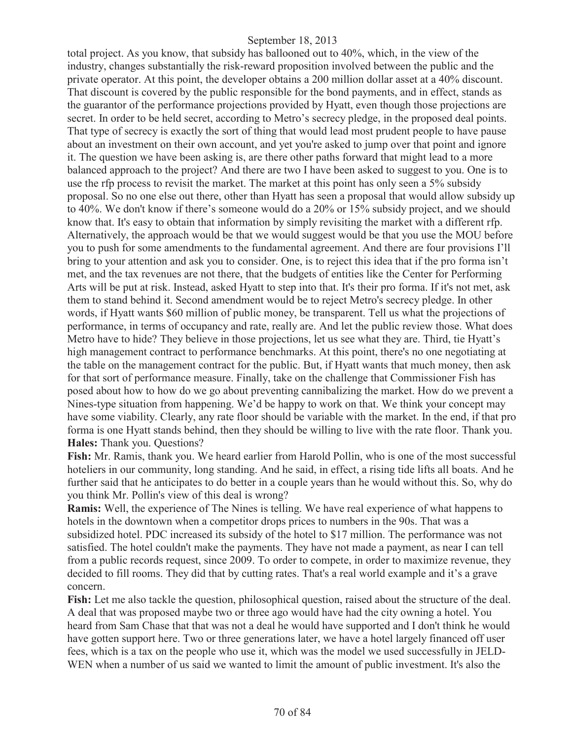total project. As you know, that subsidy has ballooned out to 40%, which, in the view of the industry, changes substantially the risk-reward proposition involved between the public and the private operator. At this point, the developer obtains a 200 million dollar asset at a 40% discount. That discount is covered by the public responsible for the bond payments, and in effect, stands as the guarantor of the performance projections provided by Hyatt, even though those projections are secret. In order to be held secret, according to Metro's secrecy pledge, in the proposed deal points. That type of secrecy is exactly the sort of thing that would lead most prudent people to have pause about an investment on their own account, and yet you're asked to jump over that point and ignore it. The question we have been asking is, are there other paths forward that might lead to a more balanced approach to the project? And there are two I have been asked to suggest to you. One is to use the rfp process to revisit the market. The market at this point has only seen a 5% subsidy proposal. So no one else out there, other than Hyatt has seen a proposal that would allow subsidy up to 40%. We don't know if there's someone would do a 20% or 15% subsidy project, and we should know that. It's easy to obtain that information by simply revisiting the market with a different rfp. Alternatively, the approach would be that we would suggest would be that you use the MOU before you to push for some amendments to the fundamental agreement. And there are four provisions I'll bring to your attention and ask you to consider. One, is to reject this idea that if the pro forma isn't met, and the tax revenues are not there, that the budgets of entities like the Center for Performing Arts will be put at risk. Instead, asked Hyatt to step into that. It's their pro forma. If it's not met, ask them to stand behind it. Second amendment would be to reject Metro's secrecy pledge. In other words, if Hyatt wants $60 million of public money, be transparent. Tell us what the projections of performance, in terms of occupancy and rate, really are. And let the public review those. What does Metro have to hide? They believe in those projections, let us see what they are. Third, tie Hyatt's high management contract to performance benchmarks. At this point, there's no one negotiating at the table on the management contract for the public. But, if Hyatt wants that much money, then ask for that sort of performance measure. Finally, take on the challenge that Commissioner Fish has posed about how to how do we go about preventing cannibalizing the market. How do we prevent a Nines-type situation from happening. We'd be happy to work on that. We think your concept may have some viability. Clearly, any rate floor should be variable with the market. In the end, if that pro forma is one Hyatt stands behind, then they should be willing to live with the rate floor. Thank you.

**Hales:** Thank you. Questions?

**Fish:** Mr. Ramis, thank you. We heard earlier from Harold Pollin, who is one of the most successful hoteliers in our community, long standing. And he said, in effect, a rising tide lifts all boats. And he further said that he anticipates to do better in a couple years than he would without this. So, why do you think Mr. Pollin's view of this deal is wrong?

**Ramis:** Well, the experience of The Nines is telling. We have real experience of what happens to hotels in the downtown when a competitor drops prices to numbers in the 90s. That was a subsidized hotel. PDC increased its subsidy of the hotel to $17 million. The performance was not satisfied. The hotel couldn't make the payments. They have not made a payment, as near I can tell from a public records request, since 2009. To order to compete, in order to maximize revenue, they decided to fill rooms. They did that by cutting rates. That's a real world example and it's a grave concern.

**Fish:** Let me also tackle the question, philosophical question, raised about the structure of the deal. A deal that was proposed maybe two or three ago would have had the city owning a hotel. You heard from Sam Chase that that was not a deal he would have supported and I don't think he would have gotten support here. Two or three generations later, we have a hotel largely financed off user fees, which is a tax on the people who use it, which was the model we used successfully in JELD-WEN when a number of us said we wanted to limit the amount of public investment. It's also the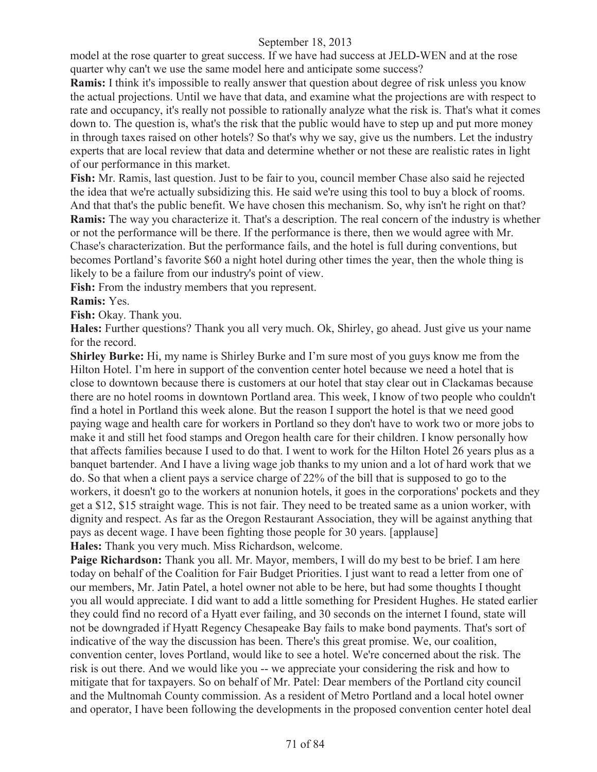model at the rose quarter to great success. If we have had success at JELD-WEN and at the rose quarter why can't we use the same model here and anticipate some success?

**Ramis:** I think it's impossible to really answer that question about degree of risk unless you know the actual projections. Until we have that data, and examine what the projections are with respect to rate and occupancy, it's really not possible to rationally analyze what the risk is. That's what it comes down to. The question is, what's the risk that the public would have to step up and put more money in through taxes raised on other hotels? So that's why we say, give us the numbers. Let the industry experts that are local review that data and determine whether or not these are realistic rates in light of our performance in this market.

**Fish:** Mr. Ramis, last question. Just to be fair to you, council member Chase also said he rejected the idea that we're actually subsidizing this. He said we're using this tool to buy a block of rooms. And that that's the public benefit. We have chosen this mechanism. So, why isn't he right on that?

**Ramis:** The way you characterize it. That's a description. The real concern of the industry is whether or not the performance will be there. If the performance is there, then we would agree with Mr. Chase's characterization. But the performance fails, and the hotel is full during conventions, but becomes Portland's favorite $60 a night hotel during other times the year, then the whole thing is likely to be a failure from our industry's point of view.

**Fish:** From the industry members that you represent.

**Ramis:** Yes.

**Fish:** Okay. Thank you.

**Hales:** Further questions? Thank you all very much. Ok, Shirley, go ahead. Just give us your name for the record.

**Shirley Burke:** Hi, my name is Shirley Burke and I'm sure most of you guys know me from the Hilton Hotel. I'm here in support of the convention center hotel because we need a hotel that is close to downtown because there is customers at our hotel that stay clear out in Clackamas because there are no hotel rooms in downtown Portland area. This week, I know of two people who couldn't find a hotel in Portland this week alone. But the reason I support the hotel is that we need good paying wage and health care for workers in Portland so they don't have to work two or more jobs to make it and still het food stamps and Oregon health care for their children. I know personally how that affects families because I used to do that. I went to work for the Hilton Hotel 26 years plus as a banquet bartender. And I have a living wage job thanks to my union and a lot of hard work that we do. So that when a client pays a service charge of 22% of the bill that is supposed to go to the workers, it doesn't go to the workers at nonunion hotels, it goes in the corporations' pockets and they get a $12, $15 straight wage. This is not fair. They need to be treated same as a union worker, with dignity and respect. As far as the Oregon Restaurant Association, they will be against anything that pays as decent wage. I have been fighting those people for 30 years. [applause]

**Hales:** Thank you very much. Miss Richardson, welcome.

**Paige Richardson:** Thank you all. Mr. Mayor, members, I will do my best to be brief. I am here today on behalf of the Coalition for Fair Budget Priorities. I just want to read a letter from one of our members, Mr. Jatin Patel, a hotel owner not able to be here, but had some thoughts I thought you all would appreciate. I did want to add a little something for President Hughes. He stated earlier they could find no record of a Hyatt ever failing, and 30 seconds on the internet I found, state will not be downgraded if Hyatt Regency Chesapeake Bay fails to make bond payments. That's sort of indicative of the way the discussion has been. There's this great promise. We, our coalition, convention center, loves Portland, would like to see a hotel. We're concerned about the risk. The risk is out there. And we would like you -- we appreciate your considering the risk and how to mitigate that for taxpayers. So on behalf of Mr. Patel: Dear members of the Portland city council and the Multnomah County commission. As a resident of Metro Portland and a local hotel owner and operator, I have been following the developments in the proposed convention center hotel deal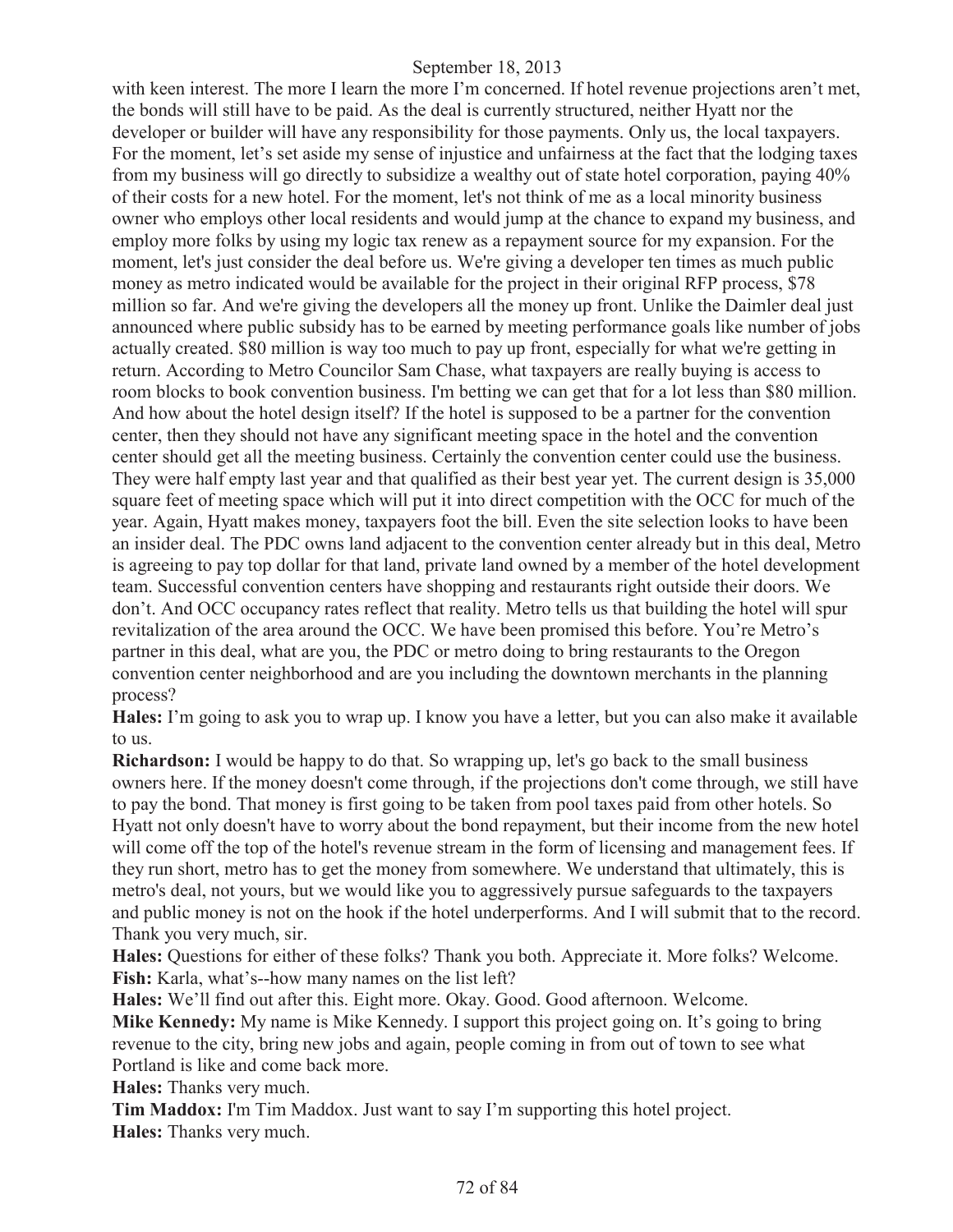with keen interest. The more I learn the more I'm concerned. If hotel revenue projections aren't met, the bonds will still have to be paid. As the deal is currently structured, neither Hyatt nor the developer or builder will have any responsibility for those payments. Only us, the local taxpayers. For the moment, let's set aside my sense of injustice and unfairness at the fact that the lodging taxes from my business will go directly to subsidize a wealthy out of state hotel corporation, paying 40% of their costs for a new hotel. For the moment, let's not think of me as a local minority business owner who employs other local residents and would jump at the chance to expand my business, and employ more folks by using my logic tax renew as a repayment source for my expansion. For the moment, let's just consider the deal before us. We're giving a developer ten times as much public money as metro indicated would be available for the project in their original RFP process, $78 million so far. And we're giving the developers all the money up front. Unlike the Daimler deal just announced where public subsidy has to be earned by meeting performance goals like number of jobs actually created. $80 million is way too much to pay up front, especially for what we're getting in return. According to Metro Councilor Sam Chase, what taxpayers are really buying is access to room blocks to book convention business. I'm betting we can get that for a lot less than $80 million. And how about the hotel design itself? If the hotel is supposed to be a partner for the convention center, then they should not have any significant meeting space in the hotel and the convention center should get all the meeting business. Certainly the convention center could use the business. They were half empty last year and that qualified as their best year yet. The current design is 35,000 square feet of meeting space which will put it into direct competition with the OCC for much of the year. Again, Hyatt makes money, taxpayers foot the bill. Even the site selection looks to have been an insider deal. The PDC owns land adjacent to the convention center already but in this deal, Metro is agreeing to pay top dollar for that land, private land owned by a member of the hotel development team. Successful convention centers have shopping and restaurants right outside their doors. We don't. And OCC occupancy rates reflect that reality. Metro tells us that building the hotel will spur revitalization of the area around the OCC. We have been promised this before. You're Metro's partner in this deal, what are you, the PDC or metro doing to bring restaurants to the Oregon convention center neighborhood and are you including the downtown merchants in the planning process?

**Hales:** I'm going to ask you to wrap up. I know you have a letter, but you can also make it available to us.

**Richardson:** I would be happy to do that. So wrapping up, let's go back to the small business owners here. If the money doesn't come through, if the projections don't come through, we still have to pay the bond. That money is first going to be taken from pool taxes paid from other hotels. So Hyatt not only doesn't have to worry about the bond repayment, but their income from the new hotel will come off the top of the hotel's revenue stream in the form of licensing and management fees. If they run short, metro has to get the money from somewhere. We understand that ultimately, this is metro's deal, not yours, but we would like you to aggressively pursue safeguards to the taxpayers and public money is not on the hook if the hotel underperforms. And I will submit that to the record. Thank you very much, sir.

**Hales:** Questions for either of these folks? Thank you both. Appreciate it. More folks? Welcome.

**Fish:** Karla, what's--how many names on the list left?

**Hales:** We'll find out after this. Eight more. Okay. Good. Good afternoon. Welcome.

**Mike Kennedy:** My name is Mike Kennedy. I support this project going on. It's going to bring revenue to the city, bring new jobs and again, people coming in from out of town to see what Portland is like and come back more.

**Hales:** Thanks very much.

**Tim Maddox:** I'm Tim Maddox. Just want to say I'm supporting this hotel project.

**Hales:** Thanks very much.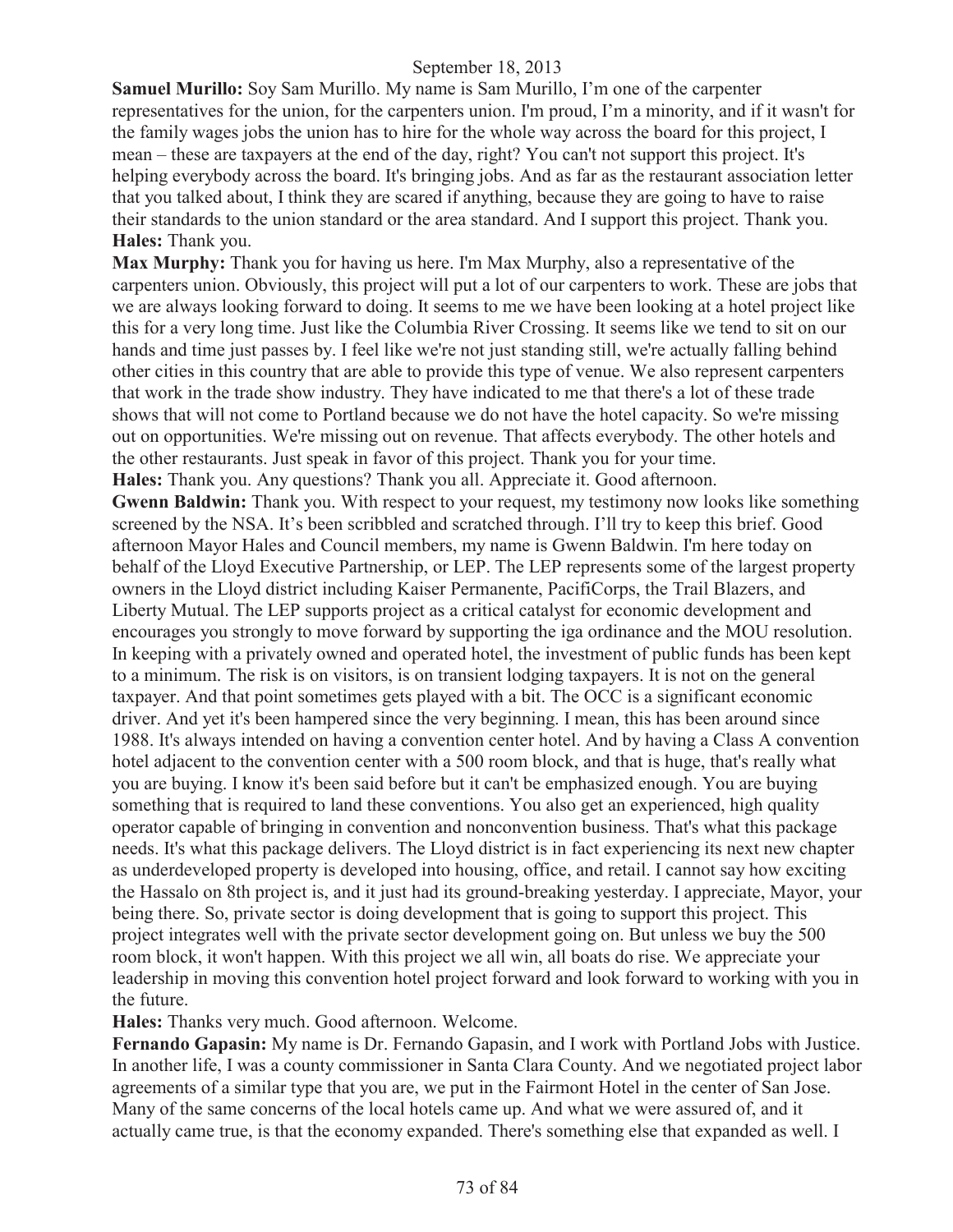**Samuel Murillo:** Soy Sam Murillo. My name is Sam Murillo, I'm one of the carpenter representatives for the union, for the carpenters union. I'm proud, I'm a minority, and if it wasn't for the family wages jobs the union has to hire for the whole way across the board for this project, I mean – these are taxpayers at the end of the day, right? You can't not support this project. It's helping everybody across the board. It's bringing jobs. And as far as the restaurant association letter that you talked about, I think they are scared if anything, because they are going to have to raise their standards to the union standard or the area standard. And I support this project. Thank you.

**Hales:** Thank you.

**Max Murphy:** Thank you for having us here. I'm Max Murphy, also a representative of the carpenters union. Obviously, this project will put a lot of our carpenters to work. These are jobs that we are always looking forward to doing. It seems to me we have been looking at a hotel project like this for a very long time. Just like the Columbia River Crossing. It seems like we tend to sit on our hands and time just passes by. I feel like we're not just standing still, we're actually falling behind other cities in this country that are able to provide this type of venue. We also represent carpenters that work in the trade show industry. They have indicated to me that there's a lot of these trade shows that will not come to Portland because we do not have the hotel capacity. So we're missing out on opportunities. We're missing out on revenue. That affects everybody. The other hotels and the other restaurants. Just speak in favor of this project. Thank you for your time.

**Hales:** Thank you. Any questions? Thank you all. Appreciate it. Good afternoon.

**Gwenn Baldwin:** Thank you. With respect to your request, my testimony now looks like something screened by the NSA. It's been scribbled and scratched through. I'll try to keep this brief. Good afternoon Mayor Hales and Council members, my name is Gwenn Baldwin. I'm here today on behalf of the Lloyd Executive Partnership, or LEP. The LEP represents some of the largest property owners in the Lloyd district including Kaiser Permanente, PacifiCorps, the Trail Blazers, and Liberty Mutual. The LEP supports project as a critical catalyst for economic development and encourages you strongly to move forward by supporting the iga ordinance and the MOU resolution. In keeping with a privately owned and operated hotel, the investment of public funds has been kept to a minimum. The risk is on visitors, is on transient lodging taxpayers. It is not on the general taxpayer. And that point sometimes gets played with a bit. The OCC is a significant economic driver. And yet it's been hampered since the very beginning. I mean, this has been around since 1988. It's always intended on having a convention center hotel. And by having a Class A convention hotel adjacent to the convention center with a 500 room block, and that is huge, that's really what you are buying. I know it's been said before but it can't be emphasized enough. You are buying something that is required to land these conventions. You also get an experienced, high quality operator capable of bringing in convention and nonconvention business. That's what this package needs. It's what this package delivers. The Lloyd district is in fact experiencing its next new chapter as underdeveloped property is developed into housing, office, and retail. I cannot say how exciting the Hassalo on 8th project is, and it just had its ground-breaking yesterday. I appreciate, Mayor, your being there. So, private sector is doing development that is going to support this project. This project integrates well with the private sector development going on. But unless we buy the 500 room block, it won't happen. With this project we all win, all boats do rise. We appreciate your leadership in moving this convention hotel project forward and look forward to working with you in the future.

**Hales:** Thanks very much. Good afternoon. Welcome.

**Fernando Gapasin:** My name is Dr. Fernando Gapasin, and I work with Portland Jobs with Justice. In another life, I was a county commissioner in Santa Clara County. And we negotiated project labor agreements of a similar type that you are, we put in the Fairmont Hotel in the center of San Jose. Many of the same concerns of the local hotels came up. And what we were assured of, and it actually came true, is that the economy expanded. There's something else that expanded as well. I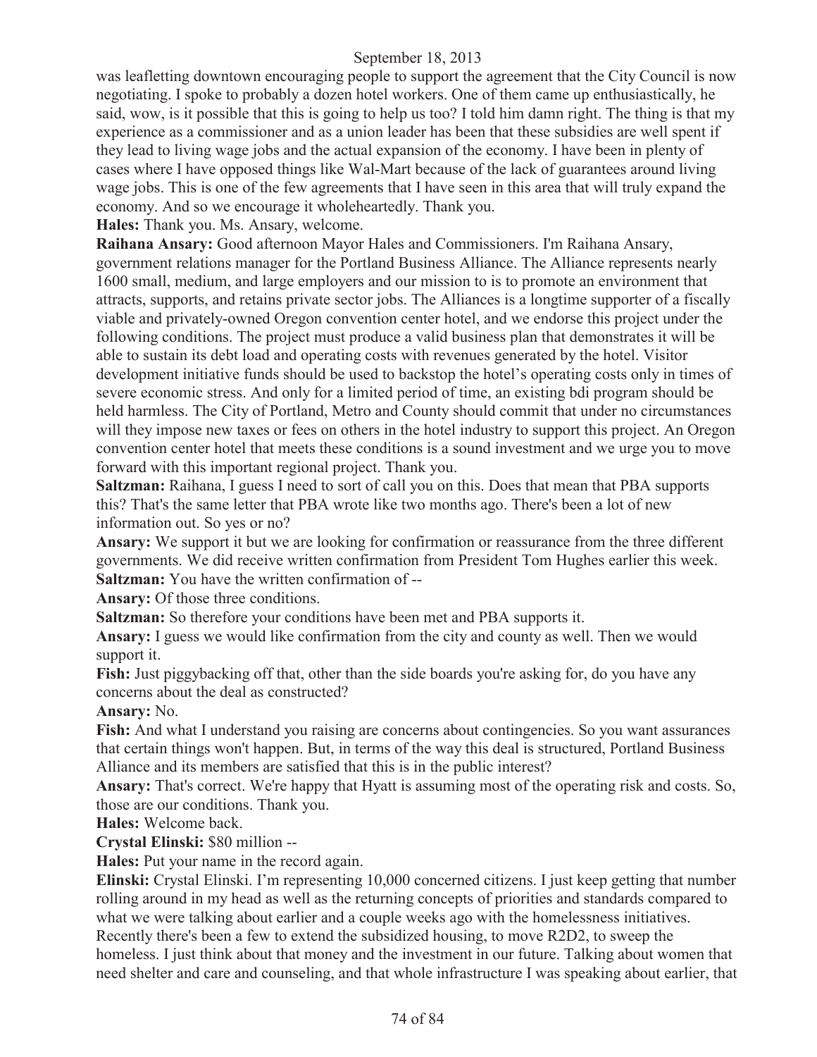was leafletting downtown encouraging people to support the agreement that the City Council is now negotiating. I spoke to probably a dozen hotel workers. One of them came up enthusiastically, he said, wow, is it possible that this is going to help us too? I told him damn right. The thing is that my experience as a commissioner and as a union leader has been that these subsidies are well spent if they lead to living wage jobs and the actual expansion of the economy. I have been in plenty of cases where I have opposed things like Wal-Mart because of the lack of guarantees around living wage jobs. This is one of the few agreements that I have seen in this area that will truly expand the economy. And so we encourage it wholeheartedly. Thank you.

**Hales:** Thank you. Ms. Ansary, welcome.

**Raihana Ansary:** Good afternoon Mayor Hales and Commissioners. I'm Raihana Ansary, government relations manager for the Portland Business Alliance. The Alliance represents nearly 1600 small, medium, and large employers and our mission to is to promote an environment that attracts, supports, and retains private sector jobs. The Alliances is a longtime supporter of a fiscally viable and privately-owned Oregon convention center hotel, and we endorse this project under the following conditions. The project must produce a valid business plan that demonstrates it will be able to sustain its debt load and operating costs with revenues generated by the hotel. Visitor development initiative funds should be used to backstop the hotel's operating costs only in times of severe economic stress. And only for a limited period of time, an existing bdi program should be held harmless. The City of Portland, Metro and County should commit that under no circumstances will they impose new taxes or fees on others in the hotel industry to support this project. An Oregon convention center hotel that meets these conditions is a sound investment and we urge you to move forward with this important regional project. Thank you.

**Saltzman:** Raihana, I guess I need to sort of call you on this. Does that mean that PBA supports this? That's the same letter that PBA wrote like two months ago. There's been a lot of new information out. So yes or no?

**Ansary:** We support it but we are looking for confirmation or reassurance from the three different governments. We did receive written confirmation from President Tom Hughes earlier this week.

**Saltzman:** You have the written confirmation of --

**Ansary:** Of those three conditions.

**Saltzman:** So therefore your conditions have been met and PBA supports it.

**Ansary:** I guess we would like confirmation from the city and county as well. Then we would support it.

**Fish:** Just piggybacking off that, other than the side boards you're asking for, do you have any concerns about the deal as constructed?

**Ansary:** No.

**Fish:** And what I understand you raising are concerns about contingencies. So you want assurances that certain things won't happen. But, in terms of the way this deal is structured, Portland Business Alliance and its members are satisfied that this is in the public interest?

**Ansary:** That's correct. We're happy that Hyatt is assuming most of the operating risk and costs. So, those are our conditions. Thank you.

**Hales:** Welcome back.

**Crystal Elinski:** $80 million --

**Hales:** Put your name in the record again.

**Elinski:** Crystal Elinski. I'm representing 10,000 concerned citizens. I just keep getting that number rolling around in my head as well as the returning concepts of priorities and standards compared to what we were talking about earlier and a couple weeks ago with the homelessness initiatives. Recently there's been a few to extend the subsidized housing, to move R2D2, to sweep the homeless. I just think about that money and the investment in our future. Talking about women that need shelter and care and counseling, and that whole infrastructure I was speaking about earlier, that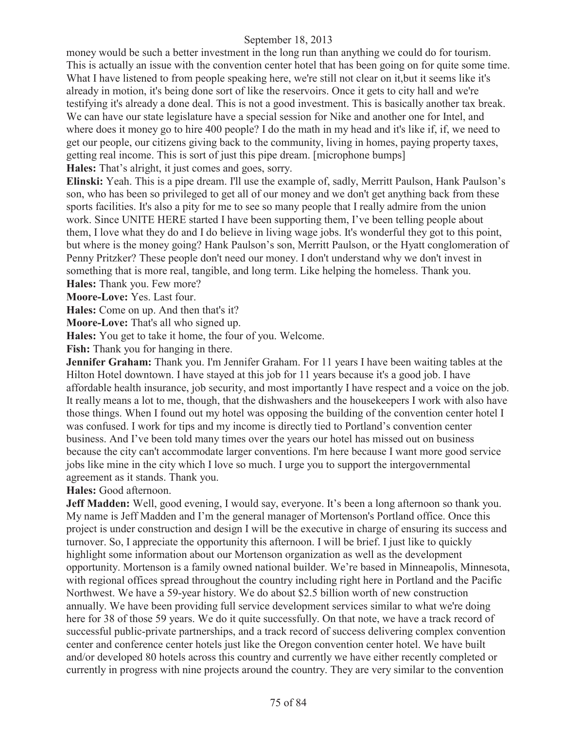money would be such a better investment in the long run than anything we could do for tourism. This is actually an issue with the convention center hotel that has been going on for quite some time. What I have listened to from people speaking here, we're still not clear on it,but it seems like it's already in motion, it's being done sort of like the reservoirs. Once it gets to city hall and we're testifying it's already a done deal. This is not a good investment. This is basically another tax break. We can have our state legislature have a special session for Nike and another one for Intel, and where does it money go to hire 400 people? I do the math in my head and it's like if, if, we need to get our people, our citizens giving back to the community, living in homes, paying property taxes, getting real income. This is sort of just this pipe dream. [microphone bumps]

**Hales:** That's alright, it just comes and goes, sorry.

**Elinski:** Yeah. This is a pipe dream. I'll use the example of, sadly, Merritt Paulson, Hank Paulson's son, who has been so privileged to get all of our money and we don't get anything back from these sports facilities. It's also a pity for me to see so many people that I really admire from the union work. Since UNITE HERE started I have been supporting them, I've been telling people about them, I love what they do and I do believe in living wage jobs. It's wonderful they got to this point, but where is the money going? Hank Paulson's son, Merritt Paulson, or the Hyatt conglomeration of Penny Pritzker? These people don't need our money. I don't understand why we don't invest in something that is more real, tangible, and long term. Like helping the homeless. Thank you.

**Hales:** Thank you. Few more?

**Moore-Love:** Yes. Last four.

**Hales:** Come on up. And then that's it?

**Moore-Love:** That's all who signed up.

**Hales:** You get to take it home, the four of you. Welcome.

**Fish:** Thank you for hanging in there.

**Jennifer Graham:** Thank you. I'm Jennifer Graham. For 11 years I have been waiting tables at the Hilton Hotel downtown. I have stayed at this job for 11 years because it's a good job. I have affordable health insurance, job security, and most importantly I have respect and a voice on the job. It really means a lot to me, though, that the dishwashers and the housekeepers I work with also have those things. When I found out my hotel was opposing the building of the convention center hotel I was confused. I work for tips and my income is directly tied to Portland's convention center business. And I've been told many times over the years our hotel has missed out on business because the city can't accommodate larger conventions. I'm here because I want more good service jobs like mine in the city which I love so much. I urge you to support the intergovernmental agreement as it stands. Thank you.

**Hales:** Good afternoon.

**Jeff Madden:** Well, good evening, I would say, everyone. It's been a long afternoon so thank you. My name is Jeff Madden and I'm the general manager of Mortenson's Portland office. Once this project is under construction and design I will be the executive in charge of ensuring its success and turnover. So, I appreciate the opportunity this afternoon. I will be brief. I just like to quickly highlight some information about our Mortenson organization as well as the development opportunity. Mortenson is a family owned national builder. We're based in Minneapolis, Minnesota, with regional offices spread throughout the country including right here in Portland and the Pacific Northwest. We have a 59-year history. We do about $2.5 billion worth of new construction annually. We have been providing full service development services similar to what we're doing here for 38 of those 59 years. We do it quite successfully. On that note, we have a track record of successful public-private partnerships, and a track record of success delivering complex convention center and conference center hotels just like the Oregon convention center hotel. We have built and/or developed 80 hotels across this country and currently we have either recently completed or currently in progress with nine projects around the country. They are very similar to the convention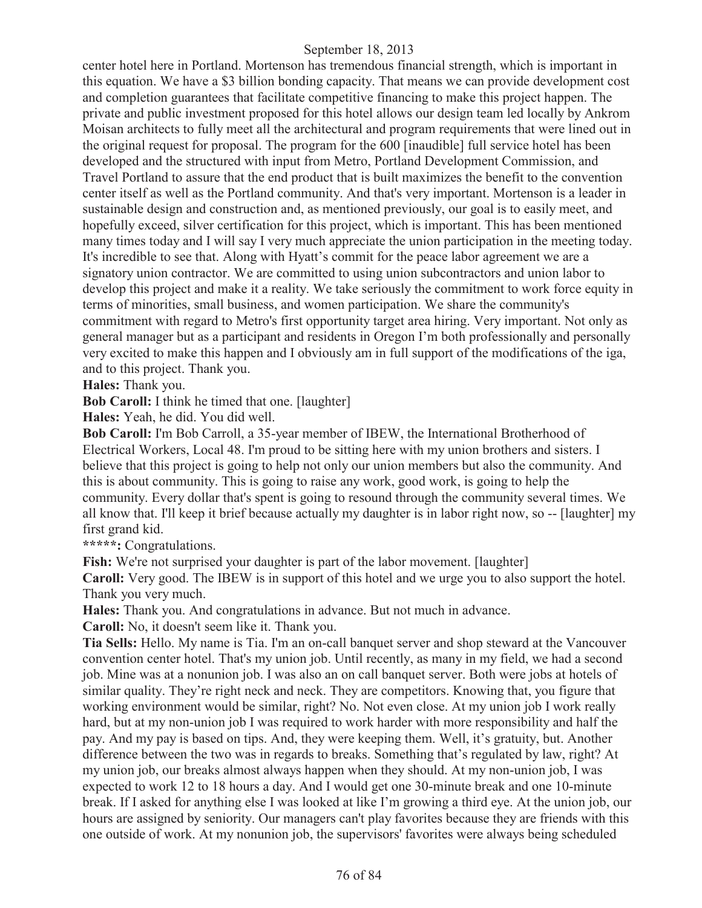center hotel here in Portland. Mortenson has tremendous financial strength, which is important in this equation. We have a $3 billion bonding capacity. That means we can provide development cost and completion guarantees that facilitate competitive financing to make this project happen. The private and public investment proposed for this hotel allows our design team led locally by Ankrom Moisan architects to fully meet all the architectural and program requirements that were lined out in the original request for proposal. The program for the 600 [inaudible] full service hotel has been developed and the structured with input from Metro, Portland Development Commission, and Travel Portland to assure that the end product that is built maximizes the benefit to the convention center itself as well as the Portland community. And that's very important. Mortenson is a leader in sustainable design and construction and, as mentioned previously, our goal is to easily meet, and hopefully exceed, silver certification for this project, which is important. This has been mentioned many times today and I will say I very much appreciate the union participation in the meeting today. It's incredible to see that. Along with Hyatt's commit for the peace labor agreement we are a signatory union contractor. We are committed to using union subcontractors and union labor to develop this project and make it a reality. We take seriously the commitment to work force equity in terms of minorities, small business, and women participation. We share the community's commitment with regard to Metro's first opportunity target area hiring. Very important. Not only as general manager but as a participant and residents in Oregon I'm both professionally and personally very excited to make this happen and I obviously am in full support of the modifications of the iga, and to this project. Thank you.

**Hales:** Thank you.

**Bob Caroll:** I think he timed that one. [laughter]

**Hales:** Yeah, he did. You did well.

**Bob Caroll:** I'm Bob Carroll, a 35-year member of IBEW, the International Brotherhood of Electrical Workers, Local 48. I'm proud to be sitting here with my union brothers and sisters. I believe that this project is going to help not only our union members but also the community. And this is about community. This is going to raise any work, good work, is going to help the community. Every dollar that's spent is going to resound through the community several times. We all know that. I'll keep it brief because actually my daughter is in labor right now, so -- [laughter] my first grand kid.

**\*\*\*\*\*:** Congratulations.

**Fish:** We're not surprised your daughter is part of the labor movement. [laughter]

**Caroll:** Very good. The IBEW is in support of this hotel and we urge you to also support the hotel. Thank you very much.

**Hales:** Thank you. And congratulations in advance. But not much in advance.

**Caroll:** No, it doesn't seem like it. Thank you.

**Tia Sells:** Hello. My name is Tia. I'm an on-call banquet server and shop steward at the Vancouver convention center hotel. That's my union job. Until recently, as many in my field, we had a second job. Mine was at a nonunion job. I was also an on call banquet server. Both were jobs at hotels of similar quality. They're right neck and neck. They are competitors. Knowing that, you figure that working environment would be similar, right? No. Not even close. At my union job I work really hard, but at my non-union job I was required to work harder with more responsibility and half the pay. And my pay is based on tips. And, they were keeping them. Well, it's gratuity, but. Another difference between the two was in regards to breaks. Something that's regulated by law, right? At my union job, our breaks almost always happen when they should. At my non-union job, I was expected to work 12 to 18 hours a day. And I would get one 30-minute break and one 10-minute break. If I asked for anything else I was looked at like I'm growing a third eye. At the union job, our hours are assigned by seniority. Our managers can't play favorites because they are friends with this one outside of work. At my nonunion job, the supervisors' favorites were always being scheduled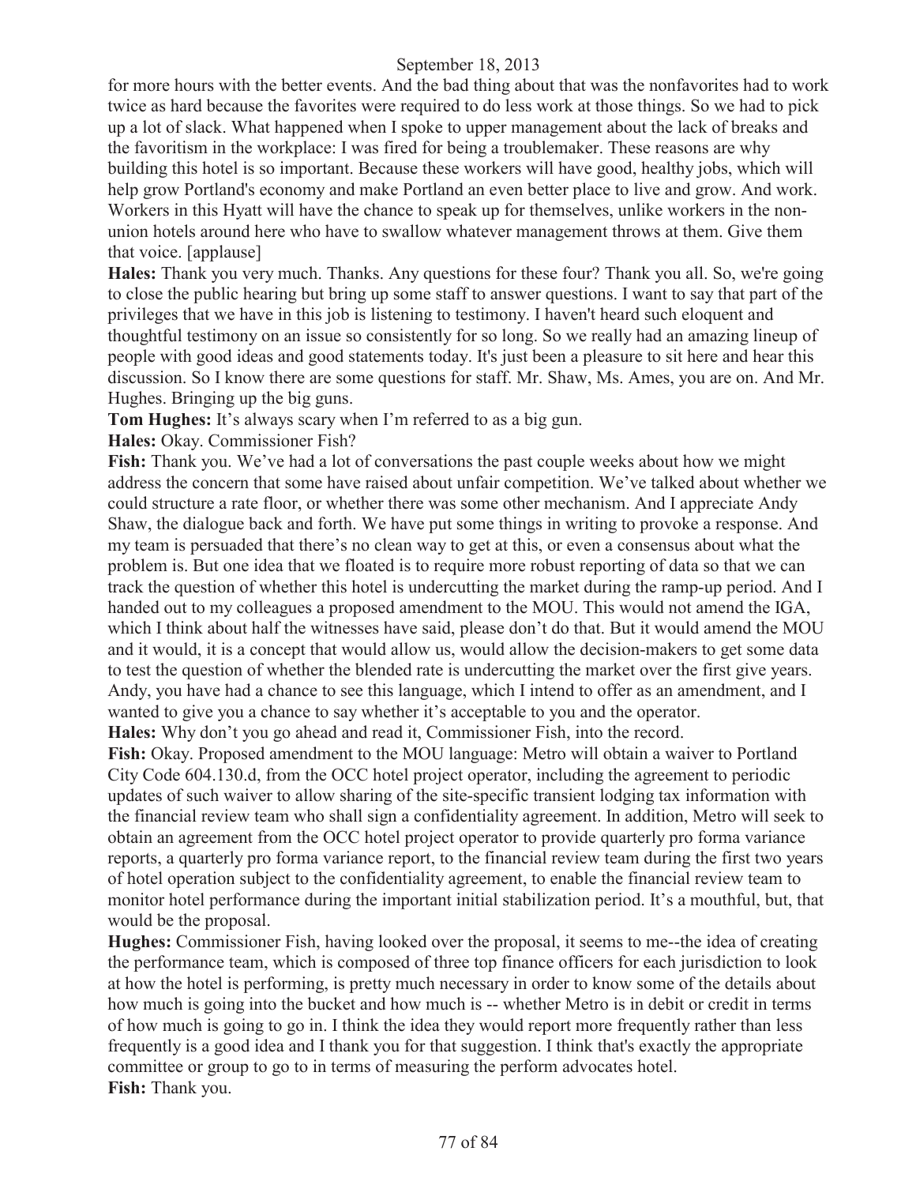for more hours with the better events. And the bad thing about that was the nonfavorites had to work twice as hard because the favorites were required to do less work at those things. So we had to pick up a lot of slack. What happened when I spoke to upper management about the lack of breaks and the favoritism in the workplace: I was fired for being a troublemaker. These reasons are why building this hotel is so important. Because these workers will have good, healthy jobs, which will help grow Portland's economy and make Portland an even better place to live and grow. And work. Workers in this Hyatt will have the chance to speak up for themselves, unlike workers in the non-union hotels around here who have to swallow whatever management throws at them. Give them that voice. [applause]

**Hales:** Thank you very much. Thanks. Any questions for these four? Thank you all. So, we're going to close the public hearing but bring up some staff to answer questions. I want to say that part of the privileges that we have in this job is listening to testimony. I haven't heard such eloquent and thoughtful testimony on an issue so consistently for so long. So we really had an amazing lineup of people with good ideas and good statements today. It's just been a pleasure to sit here and hear this discussion. So I know there are some questions for staff. Mr. Shaw, Ms. Ames, you are on. And Mr. Hughes. Bringing up the big guns.

**Tom Hughes:** It's always scary when I'm referred to as a big gun.

**Hales:** Okay. Commissioner Fish?

**Fish:** Thank you. We've had a lot of conversations the past couple weeks about how we might address the concern that some have raised about unfair competition. We've talked about whether we could structure a rate floor, or whether there was some other mechanism. And I appreciate Andy Shaw, the dialogue back and forth. We have put some things in writing to provoke a response. And my team is persuaded that there's no clean way to get at this, or even a consensus about what the problem is. But one idea that we floated is to require more robust reporting of data so that we can track the question of whether this hotel is undercutting the market during the ramp-up period. And I handed out to my colleagues a proposed amendment to the MOU. This would not amend the IGA, which I think about half the witnesses have said, please don't do that. But it would amend the MOU and it would, it is a concept that would allow us, would allow the decision-makers to get some data to test the question of whether the blended rate is undercutting the market over the first give years. Andy, you have had a chance to see this language, which I intend to offer as an amendment, and I wanted to give you a chance to say whether it's acceptable to you and the operator.

**Hales:** Why don't you go ahead and read it, Commissioner Fish, into the record.

**Fish:** Okay. Proposed amendment to the MOU language: Metro will obtain a waiver to Portland City Code 604.130.d, from the OCC hotel project operator, including the agreement to periodic updates of such waiver to allow sharing of the site-specific transient lodging tax information with the financial review team who shall sign a confidentiality agreement. In addition, Metro will seek to obtain an agreement from the OCC hotel project operator to provide quarterly pro forma variance reports, a quarterly pro forma variance report, to the financial review team during the first two years of hotel operation subject to the confidentiality agreement, to enable the financial review team to monitor hotel performance during the important initial stabilization period. It's a mouthful, but, that would be the proposal.

**Hughes:** Commissioner Fish, having looked over the proposal, it seems to me--the idea of creating the performance team, which is composed of three top finance officers for each jurisdiction to look at how the hotel is performing, is pretty much necessary in order to know some of the details about how much is going into the bucket and how much is -- whether Metro is in debit or credit in terms of how much is going to go in. I think the idea they would report more frequently rather than less frequently is a good idea and I thank you for that suggestion. I think that's exactly the appropriate committee or group to go to in terms of measuring the perform advocates hotel.

**Fish:** Thank you.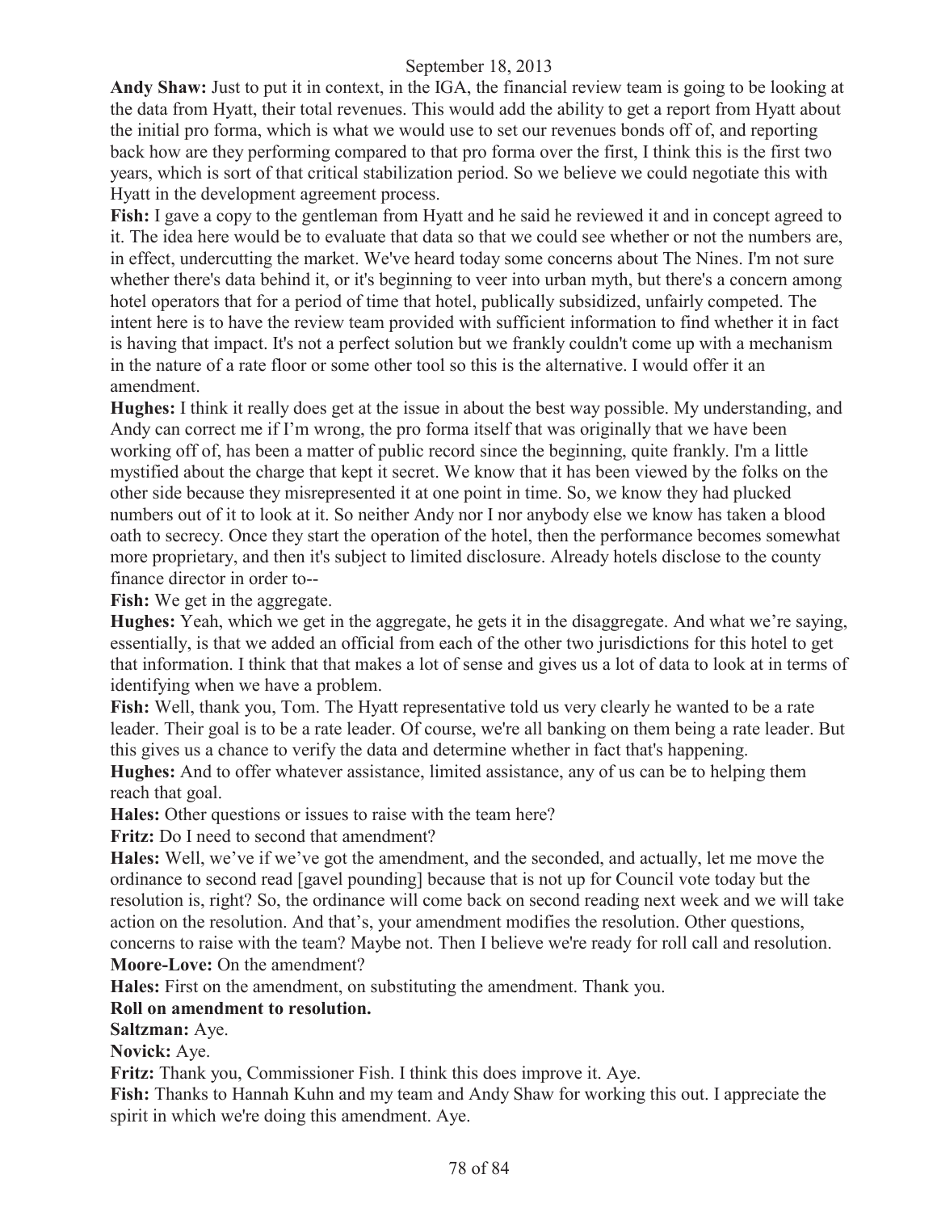**Andy Shaw:** Just to put it in context, in the IGA, the financial review team is going to be looking at the data from Hyatt, their total revenues. This would add the ability to get a report from Hyatt about the initial pro forma, which is what we would use to set our revenues bonds off of, and reporting back how are they performing compared to that pro forma over the first, I think this is the first two years, which is sort of that critical stabilization period. So we believe we could negotiate this with Hyatt in the development agreement process.

**Fish:** I gave a copy to the gentleman from Hyatt and he said he reviewed it and in concept agreed to it. The idea here would be to evaluate that data so that we could see whether or not the numbers are, in effect, undercutting the market. We've heard today some concerns about The Nines. I'm not sure whether there's data behind it, or it's beginning to veer into urban myth, but there's a concern among hotel operators that for a period of time that hotel, publically subsidized, unfairly competed. The intent here is to have the review team provided with sufficient information to find whether it in fact is having that impact. It's not a perfect solution but we frankly couldn't come up with a mechanism in the nature of a rate floor or some other tool so this is the alternative. I would offer it an amendment.

**Hughes:** I think it really does get at the issue in about the best way possible. My understanding, and Andy can correct me if I'm wrong, the pro forma itself that was originally that we have been working off of, has been a matter of public record since the beginning, quite frankly. I'm a little mystified about the charge that kept it secret. We know that it has been viewed by the folks on the other side because they misrepresented it at one point in time. So, we know they had plucked numbers out of it to look at it. So neither Andy nor I nor anybody else we know has taken a blood oath to secrecy. Once they start the operation of the hotel, then the performance becomes somewhat more proprietary, and then it's subject to limited disclosure. Already hotels disclose to the county finance director in order to--

**Fish:** We get in the aggregate.

**Hughes:** Yeah, which we get in the aggregate, he gets it in the disaggregate. And what we're saying, essentially, is that we added an official from each of the other two jurisdictions for this hotel to get that information. I think that that makes a lot of sense and gives us a lot of data to look at in terms of identifying when we have a problem.

**Fish:** Well, thank you, Tom. The Hyatt representative told us very clearly he wanted to be a rate leader. Their goal is to be a rate leader. Of course, we're all banking on them being a rate leader. But this gives us a chance to verify the data and determine whether in fact that's happening.

**Hughes:** And to offer whatever assistance, limited assistance, any of us can be to helping them reach that goal.

**Hales:** Other questions or issues to raise with the team here?

**Fritz:** Do I need to second that amendment?

**Hales:** Well, we've if we've got the amendment, and the seconded, and actually, let me move the ordinance to second read [gavel pounding] because that is not up for Council vote today but the resolution is, right? So, the ordinance will come back on second reading next week and we will take action on the resolution. And that's, your amendment modifies the resolution. Other questions, concerns to raise with the team? Maybe not. Then I believe we're ready for roll call and resolution.

**Moore-Love:** On the amendment?

**Hales:** First on the amendment, on substituting the amendment. Thank you.

**Roll on amendment to resolution.**

**Saltzman:** Aye.

**Novick:** Aye.

**Fritz:** Thank you, Commissioner Fish. I think this does improve it. Aye.

**Fish:** Thanks to Hannah Kuhn and my team and Andy Shaw for working this out. I appreciate the spirit in which we're doing this amendment. Aye.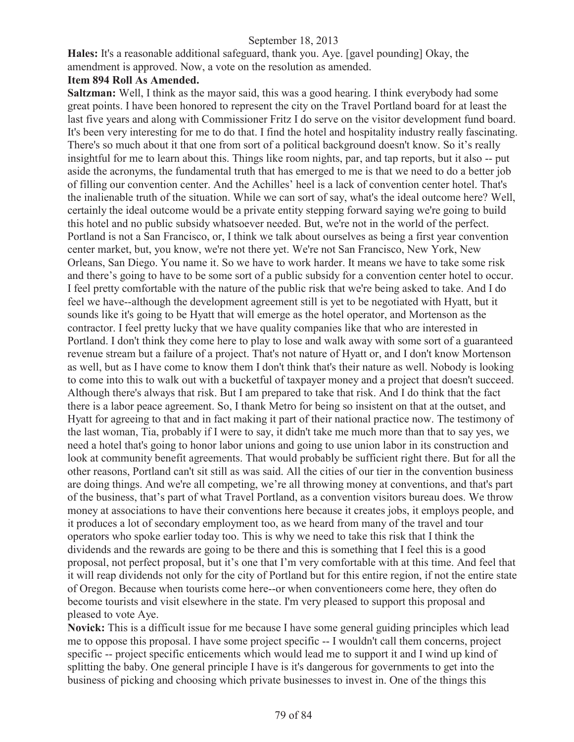**Hales:** It's a reasonable additional safeguard, thank you. Aye. [gavel pounding] Okay, the amendment is approved. Now, a vote on the resolution as amended.

**Item 894 Roll As Amended.**

**Saltzman:** Well, I think as the mayor said, this was a good hearing. I think everybody had some great points. I have been honored to represent the city on the Travel Portland board for at least the last five years and along with Commissioner Fritz I do serve on the visitor development fund board. It's been very interesting for me to do that. I find the hotel and hospitality industry really fascinating. There's so much about it that one from sort of a political background doesn't know. So it's really insightful for me to learn about this. Things like room nights, par, and tap reports, but it also -- put aside the acronyms, the fundamental truth that has emerged to me is that we need to do a better job of filling our convention center. And the Achilles' heel is a lack of convention center hotel. That's the inalienable truth of the situation. While we can sort of say, what's the ideal outcome here? Well, certainly the ideal outcome would be a private entity stepping forward saying we're going to build this hotel and no public subsidy whatsoever needed. But, we're not in the world of the perfect. Portland is not a San Francisco, or, I think we talk about ourselves as being a first year convention center market, but, you know, we're not there yet. We're not San Francisco, New York, New Orleans, San Diego. You name it. So we have to work harder. It means we have to take some risk and there's going to have to be some sort of a public subsidy for a convention center hotel to occur. I feel pretty comfortable with the nature of the public risk that we're being asked to take. And I do feel we have--although the development agreement still is yet to be negotiated with Hyatt, but it sounds like it's going to be Hyatt that will emerge as the hotel operator, and Mortenson as the contractor. I feel pretty lucky that we have quality companies like that who are interested in Portland. I don't think they come here to play to lose and walk away with some sort of a guaranteed revenue stream but a failure of a project. That's not nature of Hyatt or, and I don't know Mortenson as well, but as I have come to know them I don't think that's their nature as well. Nobody is looking to come into this to walk out with a bucketful of taxpayer money and a project that doesn't succeed. Although there's always that risk. But I am prepared to take that risk. And I do think that the fact there is a labor peace agreement. So, I thank Metro for being so insistent on that at the outset, and Hyatt for agreeing to that and in fact making it part of their national practice now. The testimony of the last woman, Tia, probably if I were to say, it didn't take me much more than that to say yes, we need a hotel that's going to honor labor unions and going to use union labor in its construction and look at community benefit agreements. That would probably be sufficient right there. But for all the other reasons, Portland can't sit still as was said. All the cities of our tier in the convention business are doing things. And we're all competing, we're all throwing money at conventions, and that's part of the business, that's part of what Travel Portland, as a convention visitors bureau does. We throw money at associations to have their conventions here because it creates jobs, it employs people, and it produces a lot of secondary employment too, as we heard from many of the travel and tour operators who spoke earlier today too. This is why we need to take this risk that I think the dividends and the rewards are going to be there and this is something that I feel this is a good proposal, not perfect proposal, but it's one that I'm very comfortable with at this time. And feel that it will reap dividends not only for the city of Portland but for this entire region, if not the entire state of Oregon. Because when tourists come here--or when conventioneers come here, they often do become tourists and visit elsewhere in the state. I'm very pleased to support this proposal and pleased to vote Aye.

**Novick:** This is a difficult issue for me because I have some general guiding principles which lead me to oppose this proposal. I have some project specific -- I wouldn't call them concerns, project specific -- project specific enticements which would lead me to support it and I wind up kind of splitting the baby. One general principle I have is it's dangerous for governments to get into the business of picking and choosing which private businesses to invest in. One of the things this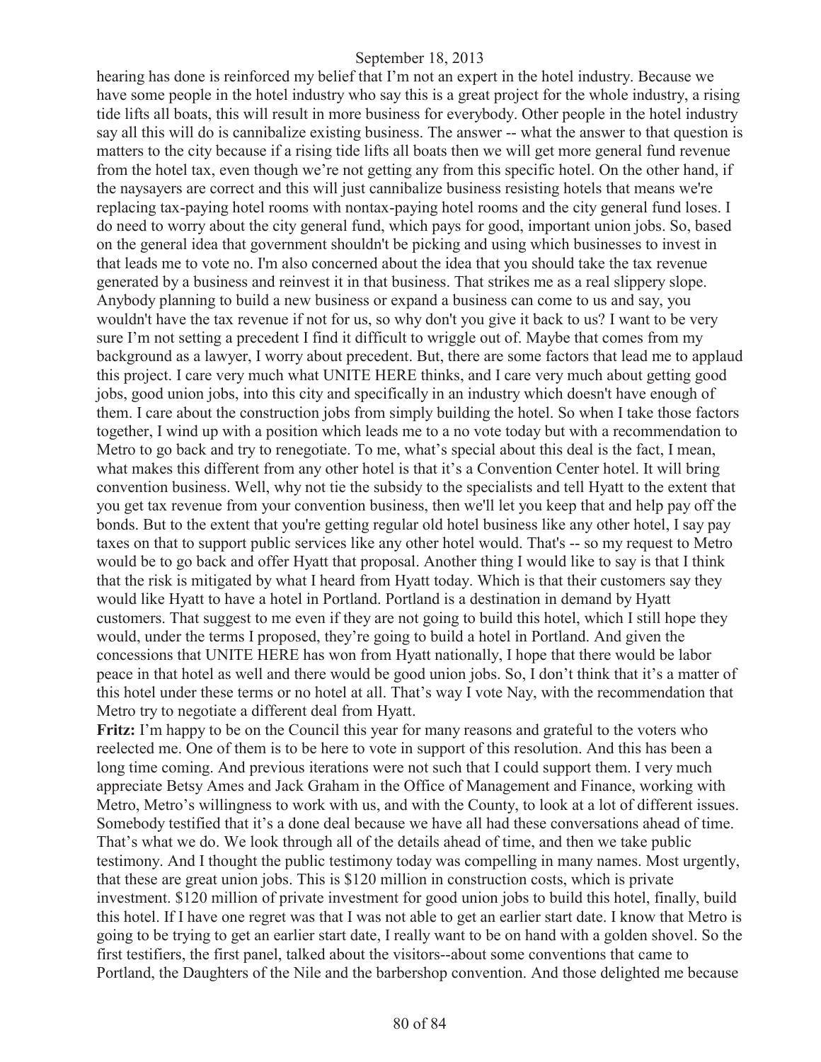hearing has done is reinforced my belief that I'm not an expert in the hotel industry. Because we have some people in the hotel industry who say this is a great project for the whole industry, a rising tide lifts all boats, this will result in more business for everybody. Other people in the hotel industry say all this will do is cannibalize existing business. The answer -- what the answer to that question is matters to the city because if a rising tide lifts all boats then we will get more general fund revenue from the hotel tax, even though we're not getting any from this specific hotel. On the other hand, if the naysayers are correct and this will just cannibalize business resisting hotels that means we're replacing tax-paying hotel rooms with nontax-paying hotel rooms and the city general fund loses. I do need to worry about the city general fund, which pays for good, important union jobs. So, based on the general idea that government shouldn't be picking and using which businesses to invest in that leads me to vote no. I'm also concerned about the idea that you should take the tax revenue generated by a business and reinvest it in that business. That strikes me as a real slippery slope. Anybody planning to build a new business or expand a business can come to us and say, you wouldn't have the tax revenue if not for us, so why don't you give it back to us? I want to be very sure I'm not setting a precedent I find it difficult to wriggle out of. Maybe that comes from my background as a lawyer, I worry about precedent. But, there are some factors that lead me to applaud this project. I care very much what UNITE HERE thinks, and I care very much about getting good jobs, good union jobs, into this city and specifically in an industry which doesn't have enough of them. I care about the construction jobs from simply building the hotel. So when I take those factors together, I wind up with a position which leads me to a no vote today but with a recommendation to Metro to go back and try to renegotiate. To me, what's special about this deal is the fact, I mean, what makes this different from any other hotel is that it's a Convention Center hotel. It will bring convention business. Well, why not tie the subsidy to the specialists and tell Hyatt to the extent that you get tax revenue from your convention business, then we'll let you keep that and help pay off the bonds. But to the extent that you're getting regular old hotel business like any other hotel, I say pay taxes on that to support public services like any other hotel would. That's -- so my request to Metro would be to go back and offer Hyatt that proposal. Another thing I would like to say is that I think that the risk is mitigated by what I heard from Hyatt today. Which is that their customers say they would like Hyatt to have a hotel in Portland. Portland is a destination in demand by Hyatt customers. That suggest to me even if they are not going to build this hotel, which I still hope they would, under the terms I proposed, they're going to build a hotel in Portland. And given the concessions that UNITE HERE has won from Hyatt nationally, I hope that there would be labor peace in that hotel as well and there would be good union jobs. So, I don't think that it's a matter of this hotel under these terms or no hotel at all. That's way I vote Nay, with the recommendation that Metro try to negotiate a different deal from Hyatt.

**Fritz:** I'm happy to be on the Council this year for many reasons and grateful to the voters who reelected me. One of them is to be here to vote in support of this resolution. And this has been a long time coming. And previous iterations were not such that I could support them. I very much appreciate Betsy Ames and Jack Graham in the Office of Management and Finance, working with Metro, Metro's willingness to work with us, and with the County, to look at a lot of different issues. Somebody testified that it's a done deal because we have all had these conversations ahead of time. That's what we do. We look through all of the details ahead of time, and then we take public testimony. And I thought the public testimony today was compelling in many names. Most urgently, that these are great union jobs. This is $120 million in construction costs, which is private investment. $120 million of private investment for good union jobs to build this hotel, finally, build this hotel. If I have one regret was that I was not able to get an earlier start date. I know that Metro is going to be trying to get an earlier start date, I really want to be on hand with a golden shovel. So the first testifiers, the first panel, talked about the visitors--about some conventions that came to Portland, the Daughters of the Nile and the barbershop convention. And those delighted me because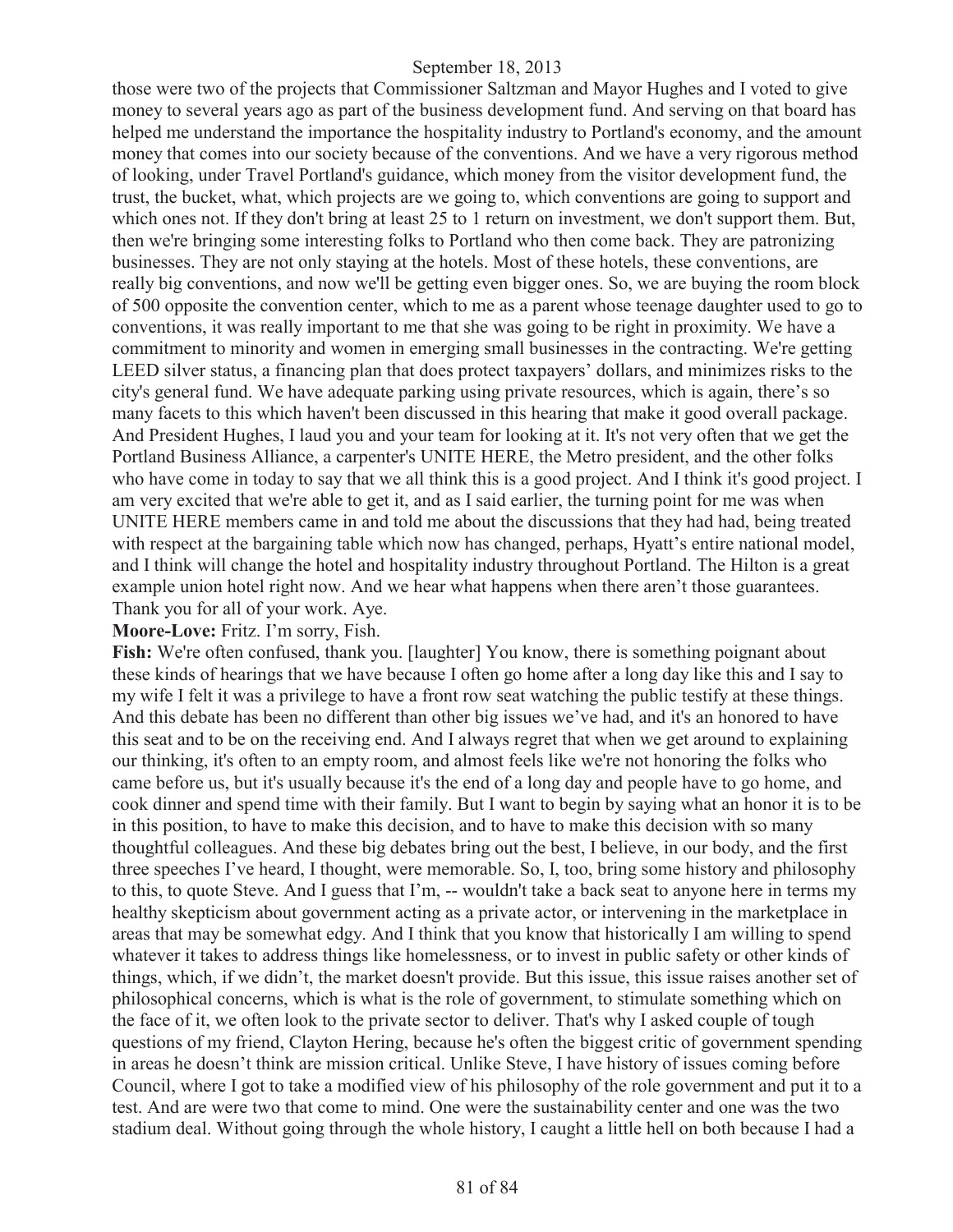those were two of the projects that Commissioner Saltzman and Mayor Hughes and I voted to give money to several years ago as part of the business development fund. And serving on that board has helped me understand the importance the hospitality industry to Portland's economy, and the amount money that comes into our society because of the conventions. And we have a very rigorous method of looking, under Travel Portland's guidance, which money from the visitor development fund, the trust, the bucket, what, which projects are we going to, which conventions are going to support and which ones not. If they don't bring at least 25 to 1 return on investment, we don't support them. But, then we're bringing some interesting folks to Portland who then come back. They are patronizing businesses. They are not only staying at the hotels. Most of these hotels, these conventions, are really big conventions, and now we'll be getting even bigger ones. So, we are buying the room block of 500 opposite the convention center, which to me as a parent whose teenage daughter used to go to conventions, it was really important to me that she was going to be right in proximity. We have a commitment to minority and women in emerging small businesses in the contracting. We're getting LEED silver status, a financing plan that does protect taxpayers' dollars, and minimizes risks to the city's general fund. We have adequate parking using private resources, which is again, there's so many facets to this which haven't been discussed in this hearing that make it good overall package. And President Hughes, I laud you and your team for looking at it. It's not very often that we get the Portland Business Alliance, a carpenter's UNITE HERE, the Metro president, and the other folks who have come in today to say that we all think this is a good project. And I think it's good project. I am very excited that we're able to get it, and as I said earlier, the turning point for me was when UNITE HERE members came in and told me about the discussions that they had had, being treated with respect at the bargaining table which now has changed, perhaps, Hyatt's entire national model, and I think will change the hotel and hospitality industry throughout Portland. The Hilton is a great example union hotel right now. And we hear what happens when there aren't those guarantees. Thank you for all of your work. Aye.

**Moore-Love:** Fritz. I'm sorry, Fish.

**Fish:** We're often confused, thank you. [laughter] You know, there is something poignant about these kinds of hearings that we have because I often go home after a long day like this and I say to my wife I felt it was a privilege to have a front row seat watching the public testify at these things. And this debate has been no different than other big issues we've had, and it's an honored to have this seat and to be on the receiving end. And I always regret that when we get around to explaining our thinking, it's often to an empty room, and almost feels like we're not honoring the folks who came before us, but it's usually because it's the end of a long day and people have to go home, and cook dinner and spend time with their family. But I want to begin by saying what an honor it is to be in this position, to have to make this decision, and to have to make this decision with so many thoughtful colleagues. And these big debates bring out the best, I believe, in our body, and the first three speeches I've heard, I thought, were memorable. So, I, too, bring some history and philosophy to this, to quote Steve. And I guess that I'm, -- wouldn't take a back seat to anyone here in terms my healthy skepticism about government acting as a private actor, or intervening in the marketplace in areas that may be somewhat edgy. And I think that you know that historically I am willing to spend whatever it takes to address things like homelessness, or to invest in public safety or other kinds of things, which, if we didn't, the market doesn't provide. But this issue, this issue raises another set of philosophical concerns, which is what is the role of government, to stimulate something which on the face of it, we often look to the private sector to deliver. That's why I asked couple of tough questions of my friend, Clayton Hering, because he's often the biggest critic of government spending in areas he doesn't think are mission critical. Unlike Steve, I have history of issues coming before Council, where I got to take a modified view of his philosophy of the role government and put it to a test. And are were two that come to mind. One were the sustainability center and one was the two stadium deal. Without going through the whole history, I caught a little hell on both because I had a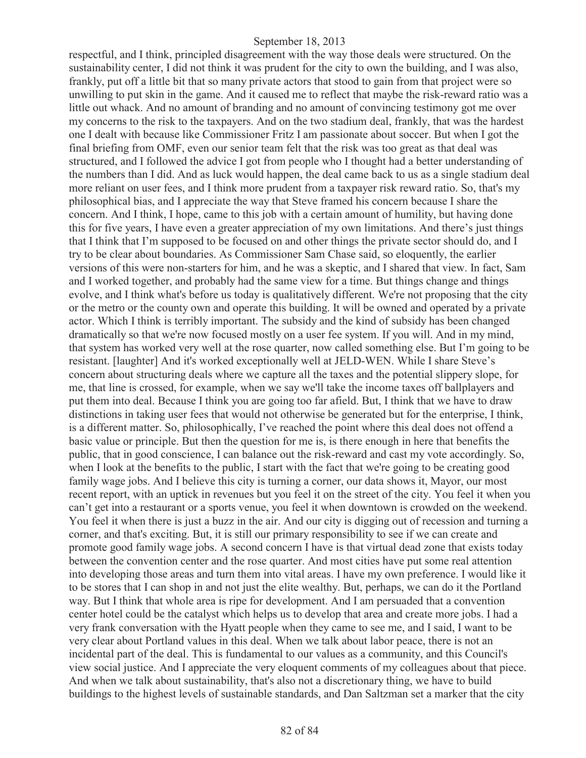respectful, and I think, principled disagreement with the way those deals were structured. On the sustainability center, I did not think it was prudent for the city to own the building, and I was also, frankly, put off a little bit that so many private actors that stood to gain from that project were so unwilling to put skin in the game. And it caused me to reflect that maybe the risk-reward ratio was a little out whack. And no amount of branding and no amount of convincing testimony got me over my concerns to the risk to the taxpayers. And on the two stadium deal, frankly, that was the hardest one I dealt with because like Commissioner Fritz I am passionate about soccer. But when I got the final briefing from OMF, even our senior team felt that the risk was too great as that deal was structured, and I followed the advice I got from people who I thought had a better understanding of the numbers than I did. And as luck would happen, the deal came back to us as a single stadium deal more reliant on user fees, and I think more prudent from a taxpayer risk reward ratio. So, that's my philosophical bias, and I appreciate the way that Steve framed his concern because I share the concern. And I think, I hope, came to this job with a certain amount of humility, but having done this for five years, I have even a greater appreciation of my own limitations. And there's just things that I think that I'm supposed to be focused on and other things the private sector should do, and I try to be clear about boundaries. As Commissioner Sam Chase said, so eloquently, the earlier versions of this were non-starters for him, and he was a skeptic, and I shared that view. In fact, Sam and I worked together, and probably had the same view for a time. But things change and things evolve, and I think what's before us today is qualitatively different. We're not proposing that the city or the metro or the county own and operate this building. It will be owned and operated by a private actor. Which I think is terribly important. The subsidy and the kind of subsidy has been changed dramatically so that we're now focused mostly on a user fee system. If you will. And in my mind, that system has worked very well at the rose quarter, now called something else. But I'm going to be resistant. [laughter] And it's worked exceptionally well at JELD-WEN. While I share Steve's concern about structuring deals where we capture all the taxes and the potential slippery slope, for me, that line is crossed, for example, when we say we'll take the income taxes off ballplayers and put them into deal. Because I think you are going too far afield. But, I think that we have to draw distinctions in taking user fees that would not otherwise be generated but for the enterprise, I think, is a different matter. So, philosophically, I've reached the point where this deal does not offend a basic value or principle. But then the question for me is, is there enough in here that benefits the public, that in good conscience, I can balance out the risk-reward and cast my vote accordingly. So, when I look at the benefits to the public, I start with the fact that we're going to be creating good family wage jobs. And I believe this city is turning a corner, our data shows it, Mayor, our most recent report, with an uptick in revenues but you feel it on the street of the city. You feel it when you can't get into a restaurant or a sports venue, you feel it when downtown is crowded on the weekend. You feel it when there is just a buzz in the air. And our city is digging out of recession and turning a corner, and that's exciting. But, it is still our primary responsibility to see if we can create and promote good family wage jobs. A second concern I have is that virtual dead zone that exists today between the convention center and the rose quarter. And most cities have put some real attention into developing those areas and turn them into vital areas. I have my own preference. I would like it to be stores that I can shop in and not just the elite wealthy. But, perhaps, we can do it the Portland way. But I think that whole area is ripe for development. And I am persuaded that a convention center hotel could be the catalyst which helps us to develop that area and create more jobs. I had a very frank conversation with the Hyatt people when they came to see me, and I said, I want to be very clear about Portland values in this deal. When we talk about labor peace, there is not an incidental part of the deal. This is fundamental to our values as a community, and this Council's view social justice. And I appreciate the very eloquent comments of my colleagues about that piece. And when we talk about sustainability, that's also not a discretionary thing, we have to build buildings to the highest levels of sustainable standards, and Dan Saltzman set a marker that the city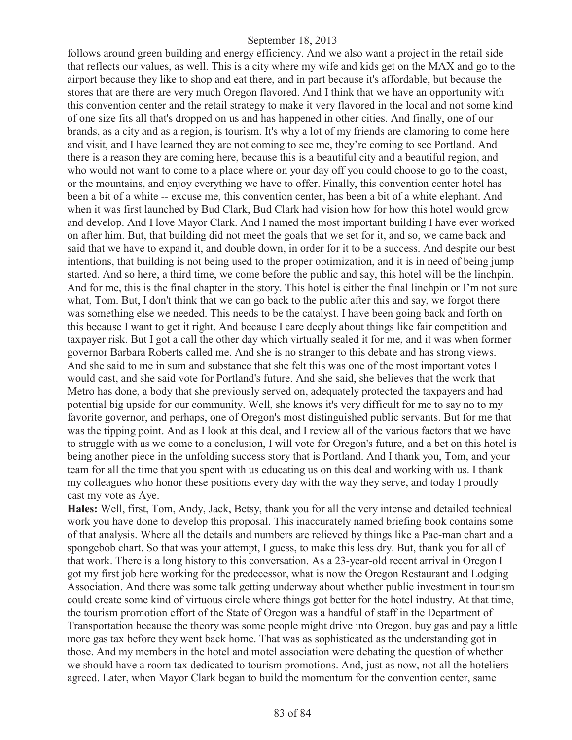follows around green building and energy efficiency. And we also want a project in the retail side that reflects our values, as well. This is a city where my wife and kids get on the MAX and go to the airport because they like to shop and eat there, and in part because it's affordable, but because the stores that are there are very much Oregon flavored. And I think that we have an opportunity with this convention center and the retail strategy to make it very flavored in the local and not some kind of one size fits all that's dropped on us and has happened in other cities. And finally, one of our brands, as a city and as a region, is tourism. It's why a lot of my friends are clamoring to come here and visit, and I have learned they are not coming to see me, they're coming to see Portland. And there is a reason they are coming here, because this is a beautiful city and a beautiful region, and who would not want to come to a place where on your day off you could choose to go to the coast, or the mountains, and enjoy everything we have to offer. Finally, this convention center hotel has been a bit of a white -- excuse me, this convention center, has been a bit of a white elephant. And when it was first launched by Bud Clark, Bud Clark had vision how for how this hotel would grow and develop. And I love Mayor Clark. And I named the most important building I have ever worked on after him. But, that building did not meet the goals that we set for it, and so, we came back and said that we have to expand it, and double down, in order for it to be a success. And despite our best intentions, that building is not being used to the proper optimization, and it is in need of being jump started. And so here, a third time, we come before the public and say, this hotel will be the linchpin. And for me, this is the final chapter in the story. This hotel is either the final linchpin or I'm not sure what, Tom. But, I don't think that we can go back to the public after this and say, we forgot there was something else we needed. This needs to be the catalyst. I have been going back and forth on this because I want to get it right. And because I care deeply about things like fair competition and taxpayer risk. But I got a call the other day which virtually sealed it for me, and it was when former governor Barbara Roberts called me. And she is no stranger to this debate and has strong views. And she said to me in sum and substance that she felt this was one of the most important votes I would cast, and she said vote for Portland's future. And she said, she believes that the work that Metro has done, a body that she previously served on, adequately protected the taxpayers and had potential big upside for our community. Well, she knows it's very difficult for me to say no to my favorite governor, and perhaps, one of Oregon's most distinguished public servants. But for me that was the tipping point. And as I look at this deal, and I review all of the various factors that we have to struggle with as we come to a conclusion, I will vote for Oregon's future, and a bet on this hotel is being another piece in the unfolding success story that is Portland. And I thank you, Tom, and your team for all the time that you spent with us educating us on this deal and working with us. I thank my colleagues who honor these positions every day with the way they serve, and today I proudly cast my vote as Aye.

**Hales:** Well, first, Tom, Andy, Jack, Betsy, thank you for all the very intense and detailed technical work you have done to develop this proposal. This inaccurately named briefing book contains some of that analysis. Where all the details and numbers are relieved by things like a Pac-man chart and a spongebob chart. So that was your attempt, I guess, to make this less dry. But, thank you for all of that work. There is a long history to this conversation. As a 23-year-old recent arrival in Oregon I got my first job here working for the predecessor, what is now the Oregon Restaurant and Lodging Association. And there was some talk getting underway about whether public investment in tourism could create some kind of virtuous circle where things got better for the hotel industry. At that time, the tourism promotion effort of the State of Oregon was a handful of staff in the Department of Transportation because the theory was some people might drive into Oregon, buy gas and pay a little more gas tax before they went back home. That was as sophisticated as the understanding got in those. And my members in the hotel and motel association were debating the question of whether we should have a room tax dedicated to tourism promotions. And, just as now, not all the hoteliers agreed. Later, when Mayor Clark began to build the momentum for the convention center, same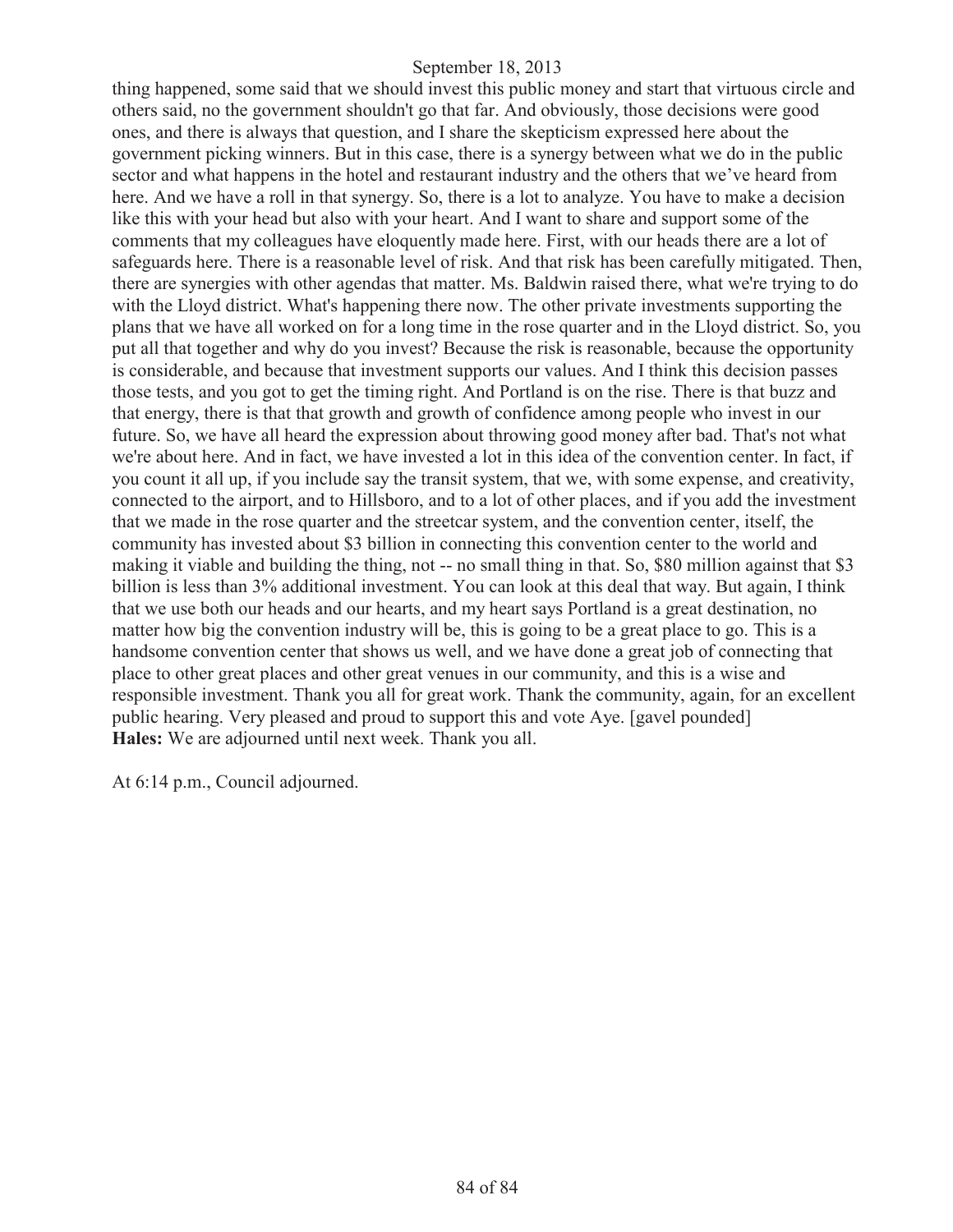thing happened, some said that we should invest this public money and start that virtuous circle and others said, no the government shouldn't go that far. And obviously, those decisions were good ones, and there is always that question, and I share the skepticism expressed here about the government picking winners. But in this case, there is a synergy between what we do in the public sector and what happens in the hotel and restaurant industry and the others that we've heard from here. And we have a roll in that synergy. So, there is a lot to analyze. You have to make a decision like this with your head but also with your heart. And I want to share and support some of the comments that my colleagues have eloquently made here. First, with our heads there are a lot of safeguards here. There is a reasonable level of risk. And that risk has been carefully mitigated. Then, there are synergies with other agendas that matter. Ms. Baldwin raised there, what we're trying to do with the Lloyd district. What's happening there now. The other private investments supporting the plans that we have all worked on for a long time in the rose quarter and in the Lloyd district. So, you put all that together and why do you invest? Because the risk is reasonable, because the opportunity is considerable, and because that investment supports our values. And I think this decision passes those tests, and you got to get the timing right. And Portland is on the rise. There is that buzz and that energy, there is that that growth and growth of confidence among people who invest in our future. So, we have all heard the expression about throwing good money after bad. That's not what we're about here. And in fact, we have invested a lot in this idea of the convention center. In fact, if you count it all up, if you include say the transit system, that we, with some expense, and creativity, connected to the airport, and to Hillsboro, and to a lot of other places, and if you add the investment that we made in the rose quarter and the streetcar system, and the convention center, itself, the community has invested about $3 billion in connecting this convention center to the world and making it viable and building the thing, not -- no small thing in that. So, $80 million against that $3 billion is less than 3% additional investment. You can look at this deal that way. But again, I think that we use both our heads and our hearts, and my heart says Portland is a great destination, no matter how big the convention industry will be, this is going to be a great place to go. This is a handsome convention center that shows us well, and we have done a great job of connecting that place to other great places and other great venues in our community, and this is a wise and responsible investment. Thank you all for great work. Thank the community, again, for an excellent public hearing. Very pleased and proud to support this and vote Aye. [gavel pounded]
**Hales:** We are adjourned until next week. Thank you all.

At 6:14 p.m., Council adjourned.